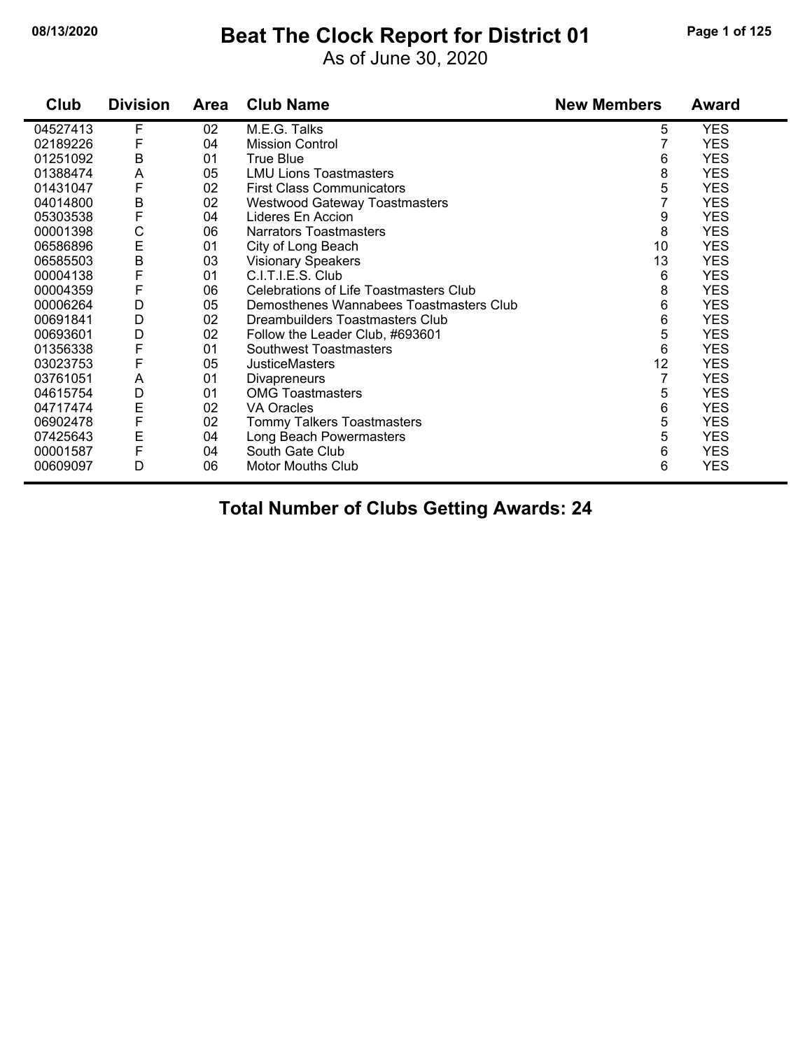# Beat The Clock Report for District 01

As of June 30, 2020

| Club | Division | Area | Club Name | New Members | Award |
|---|---|---|---|---|---|
| 04527413 | F | 02 | M.E.G. Talks | 5 | YES |
| 02189226 | F | 04 | Mission Control | 7 | YES |
| 01251092 | B | 01 | True Blue | 6 | YES |
| 01388474 | A | 05 | LMU Lions Toastmasters | 8 | YES |
| 01431047 | F | 02 | First Class Communicators | 5 | YES |
| 04014800 | B | 02 | Westwood Gateway Toastmasters | 7 | YES |
| 05303538 | F | 04 | Lideres En Accion | 9 | YES |
| 00001398 | C | 06 | Narrators Toastmasters | 8 | YES |
| 06586896 | E | 01 | City of Long Beach | 10 | YES |
| 06585503 | B | 03 | Visionary Speakers | 13 | YES |
| 00004138 | F | 01 | C.I.T.I.E.S. Club | 6 | YES |
| 00004359 | F | 06 | Celebrations of Life Toastmasters Club | 8 | YES |
| 00006264 | D | 05 | Demosthenes Wannabees Toastmasters Club | 6 | YES |
| 00691841 | D | 02 | Dreambuilders Toastmasters Club | 6 | YES |
| 00693601 | D | 02 | Follow the Leader Club, #693601 | 5 | YES |
| 01356338 | F | 01 | Southwest Toastmasters | 6 | YES |
| 03023753 | F | 05 | JusticeMasters | 12 | YES |
| 03761051 | A | 01 | Divapreneurs | 7 | YES |
| 04615754 | D | 01 | OMG Toastmasters | 5 | YES |
| 04717474 | E | 02 | VA Oracles | 6 | YES |
| 06902478 | F | 02 | Tommy Talkers Toastmasters | 5 | YES |
| 07425643 | E | 04 | Long Beach Powermasters | 5 | YES |
| 00001587 | F | 04 | South Gate Club | 6 | YES |
| 00609097 | D | 06 | Motor Mouths Club | 6 | YES |

## Total Number of Clubs Getting Awards: 24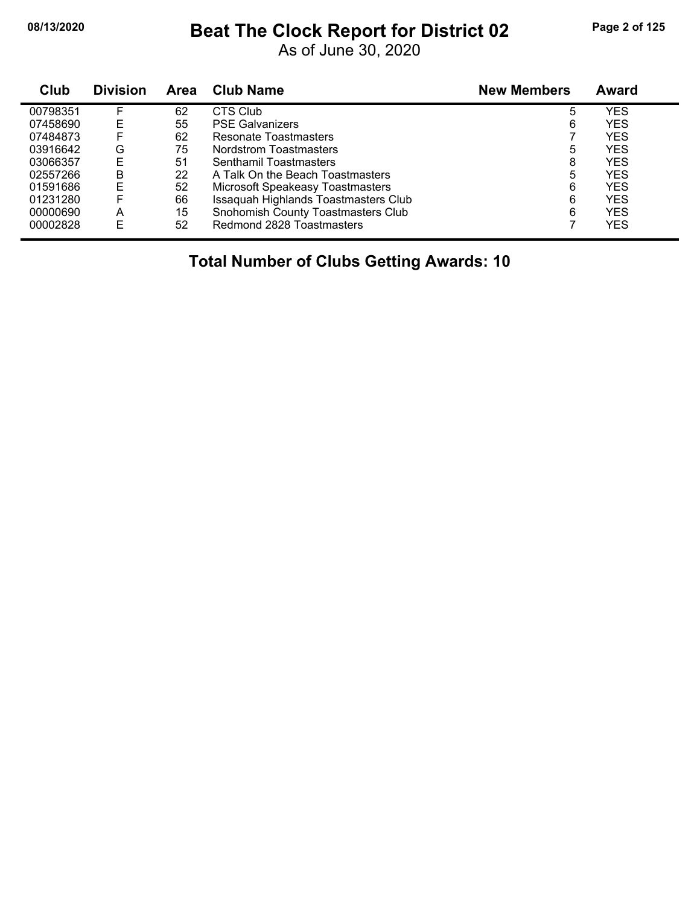# Beat The Clock Report for District 02

As of June 30, 2020

| Club | Division | Area | Club Name | New Members | Award |
|---|---|---|---|---|---|
| 00798351 | F | 62 | CTS Club | 5 | YES |
| 07458690 | E | 55 | PSE Galvanizers | 6 | YES |
| 07484873 | F | 62 | Resonate Toastmasters | 7 | YES |
| 03916642 | G | 75 | Nordstrom Toastmasters | 5 | YES |
| 03066357 | E | 51 | Senthamil Toastmasters | 8 | YES |
| 02557266 | B | 22 | A Talk On the Beach Toastmasters | 5 | YES |
| 01591686 | E | 52 | Microsoft Speakeasy Toastmasters | 6 | YES |
| 01231280 | F | 66 | Issaquah Highlands Toastmasters Club | 6 | YES |
| 00000690 | A | 15 | Snohomish County Toastmasters Club | 6 | YES |
| 00002828 | E | 52 | Redmond 2828 Toastmasters | 7 | YES |

## Total Number of Clubs Getting Awards: 10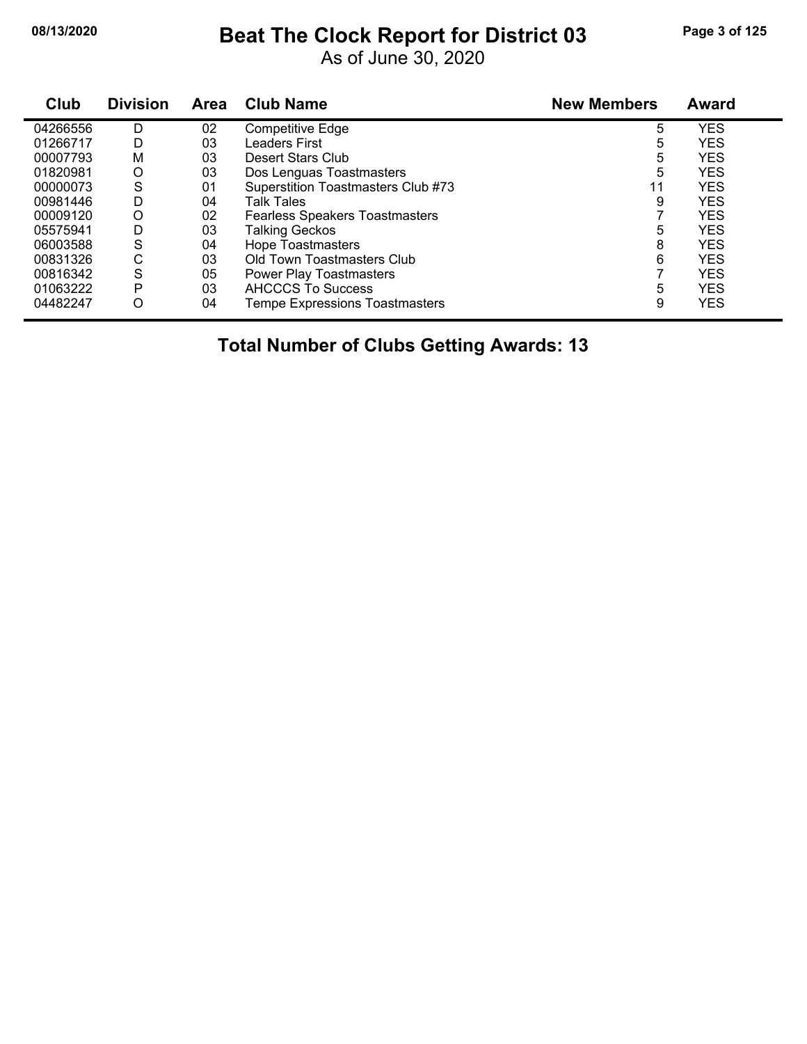# Beat The Clock Report for District 03

As of June 30, 2020

| Club | Division | Area | Club Name | New Members | Award |
|---|---|---|---|---|---|
| 04266556 | D | 02 | Competitive Edge | 5 | YES |
| 01266717 | D | 03 | Leaders First | 5 | YES |
| 00007793 | M | 03 | Desert Stars Club | 5 | YES |
| 01820981 | O | 03 | Dos Lenguas Toastmasters | 5 | YES |
| 00000073 | S | 01 | Superstition Toastmasters Club #73 | 11 | YES |
| 00981446 | D | 04 | Talk Tales | 9 | YES |
| 00009120 | O | 02 | Fearless Speakers Toastmasters | 7 | YES |
| 05575941 | D | 03 | Talking Geckos | 5 | YES |
| 06003588 | S | 04 | Hope Toastmasters | 8 | YES |
| 00831326 | C | 03 | Old Town Toastmasters Club | 6 | YES |
| 00816342 | S | 05 | Power Play Toastmasters | 7 | YES |
| 01063222 | P | 03 | AHCCCS To Success | 5 | YES |
| 04482247 | O | 04 | Tempe Expressions Toastmasters | 9 | YES |

**Total Number of Clubs Getting Awards: 13**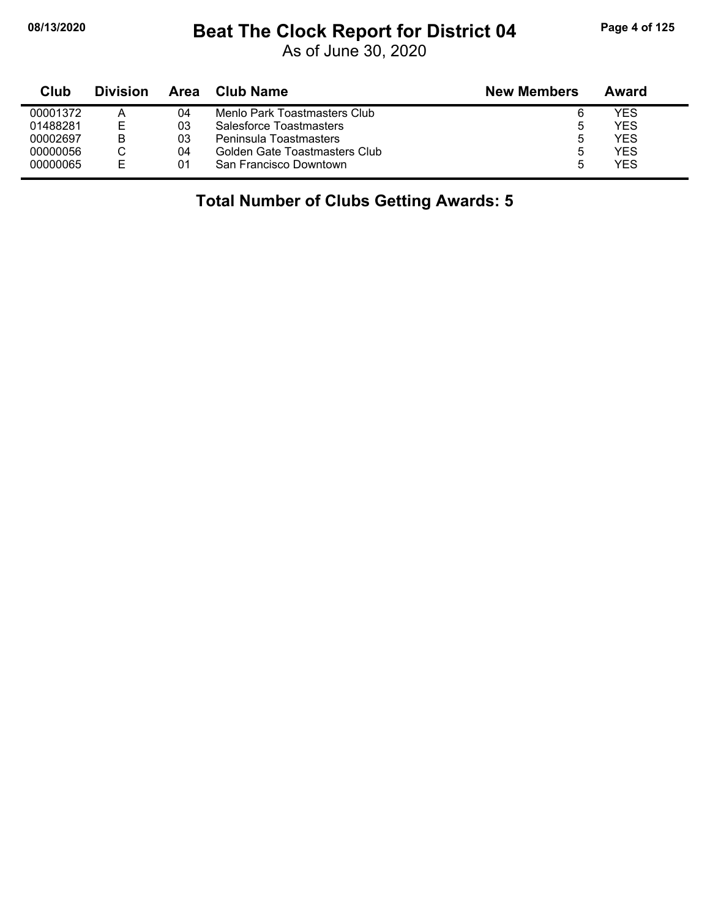# Beat The Clock Report for District 04

As of June 30, 2020

| Club | Division | Area | Club Name | New Members | Award |
|---|---|---|---|---|---|
| 00001372 | A | 04 | Menlo Park Toastmasters Club | 6 | YES |
| 01488281 | E | 03 | Salesforce Toastmasters | 5 | YES |
| 00002697 | B | 03 | Peninsula Toastmasters | 5 | YES |
| 00000056 | C | 04 | Golden Gate Toastmasters Club | 5 | YES |
| 00000065 | E | 01 | San Francisco Downtown | 5 | YES |

**Total Number of Clubs Getting Awards: 5**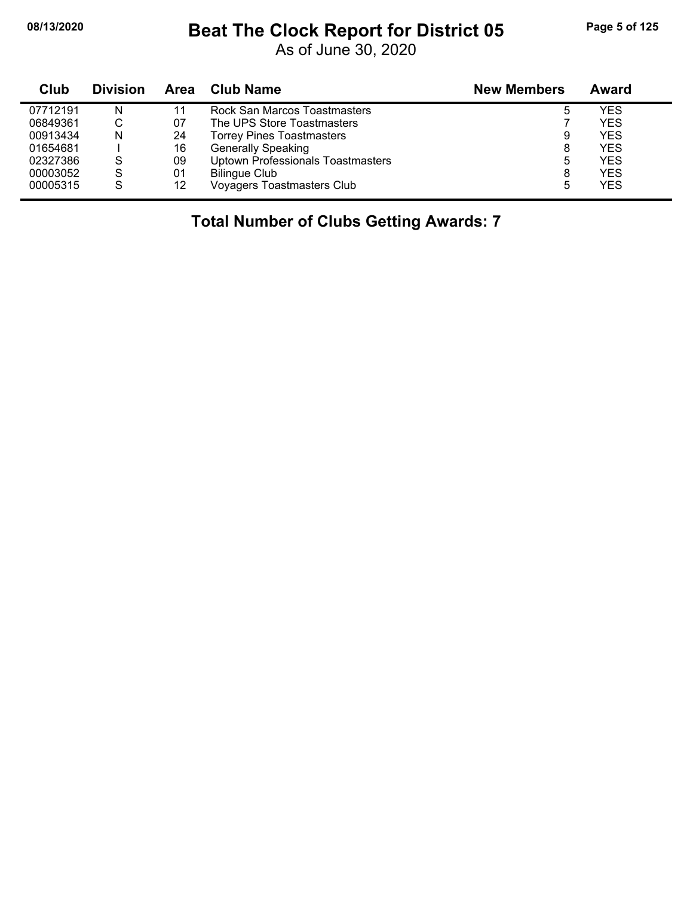# Beat The Clock Report for District 05

As of June 30, 2020

| Club | Division | Area | Club Name | New Members | Award |
|---|---|---|---|---|---|
| 07712191 | N | 11 | Rock San Marcos Toastmasters | 5 | YES |
| 06849361 | C | 07 | The UPS Store Toastmasters | 7 | YES |
| 00913434 | N | 24 | Torrey Pines Toastmasters | 9 | YES |
| 01654681 | I | 16 | Generally Speaking | 8 | YES |
| 02327386 | S | 09 | Uptown Professionals Toastmasters | 5 | YES |
| 00003052 | S | 01 | Bilingue Club | 8 | YES |
| 00005315 | S | 12 | Voyagers Toastmasters Club | 5 | YES |

**Total Number of Clubs Getting Awards: 7**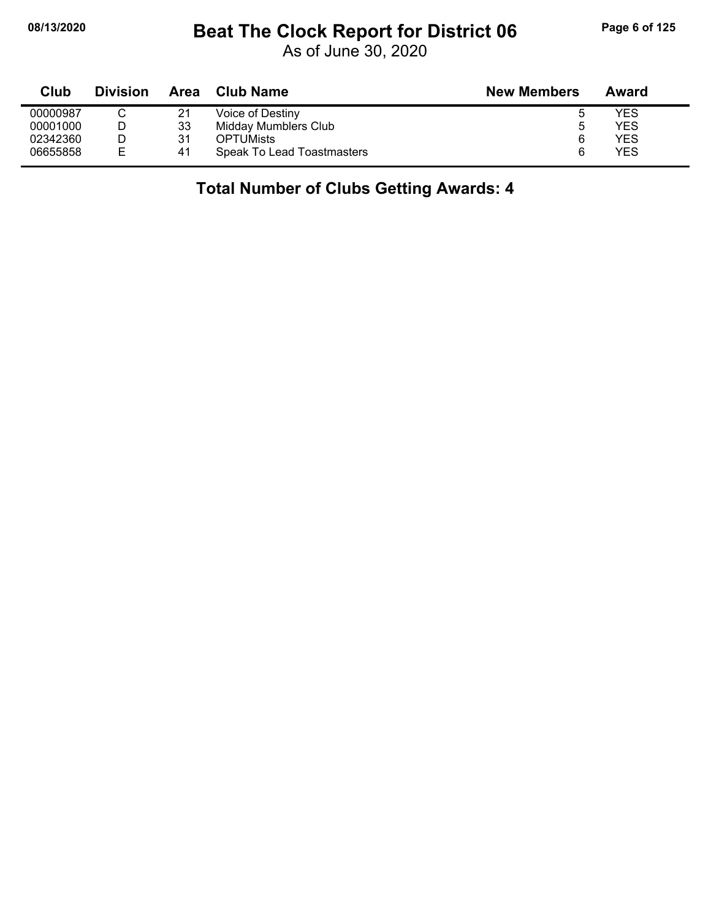# Beat The Clock Report for District 06

As of June 30, 2020

| Club | Division | Area | Club Name | New Members | Award |
|---|---|---|---|---|---|
| 00000987 | C | 21 | Voice of Destiny | 5 | YES |
| 00001000 | D | 33 | Midday Mumblers Club | 5 | YES |
| 02342360 | D | 31 | OPTUMists | 6 | YES |
| 06655858 | E | 41 | Speak To Lead Toastmasters | 6 | YES |

## Total Number of Clubs Getting Awards: 4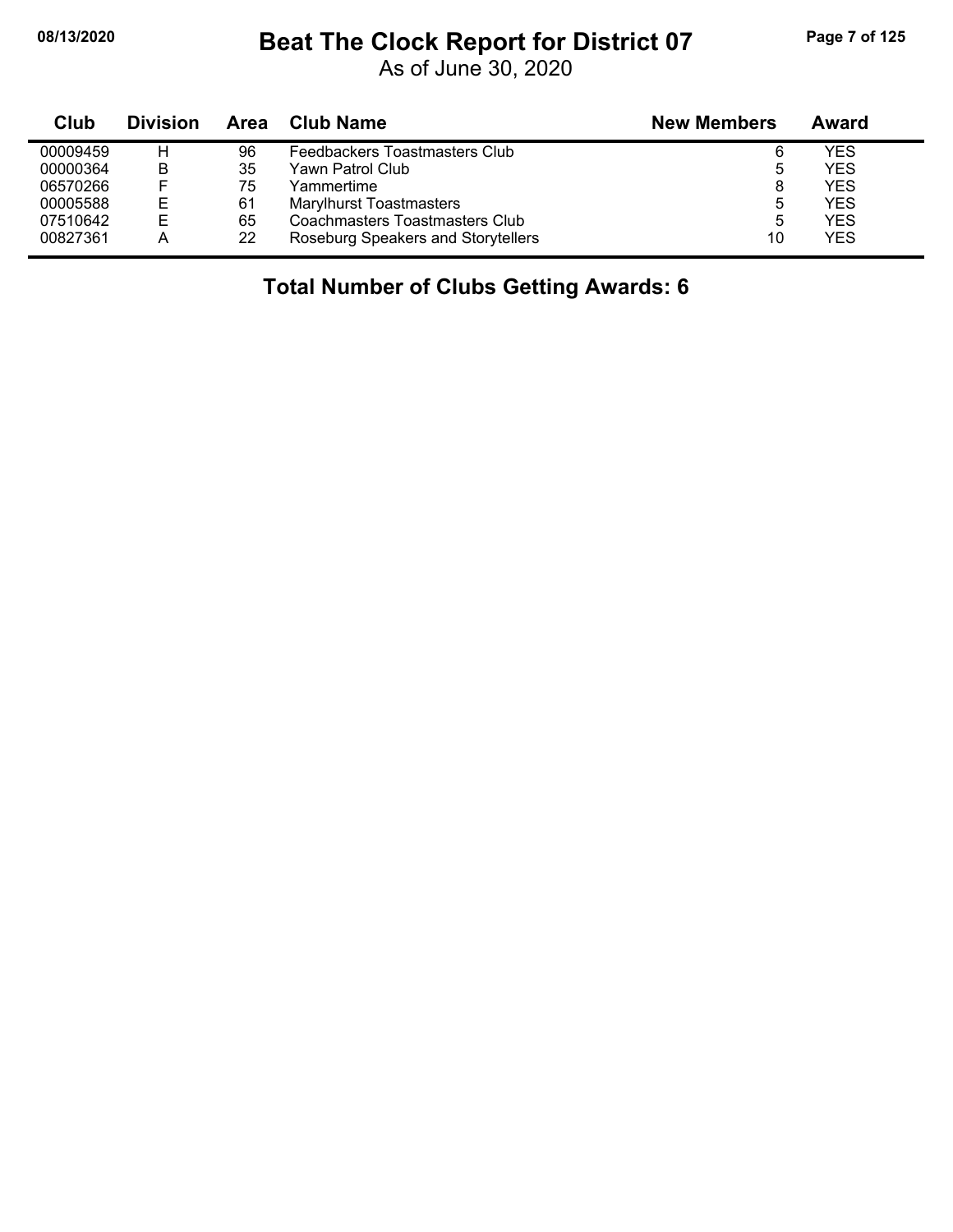# Beat The Clock Report for District 07

As of June 30, 2020

| Club | Division | Area | Club Name | New Members | Award |
|---|---|---|---|---|---|
| 00009459 | H | 96 | Feedbackers Toastmasters Club | 6 | YES |
| 00000364 | B | 35 | Yawn Patrol Club | 5 | YES |
| 06570266 | F | 75 | Yammertime | 8 | YES |
| 00005588 | E | 61 | Marylhurst Toastmasters | 5 | YES |
| 07510642 | E | 65 | Coachmasters Toastmasters Club | 5 | YES |
| 00827361 | A | 22 | Roseburg Speakers and Storytellers | 10 | YES |

**Total Number of Clubs Getting Awards: 6**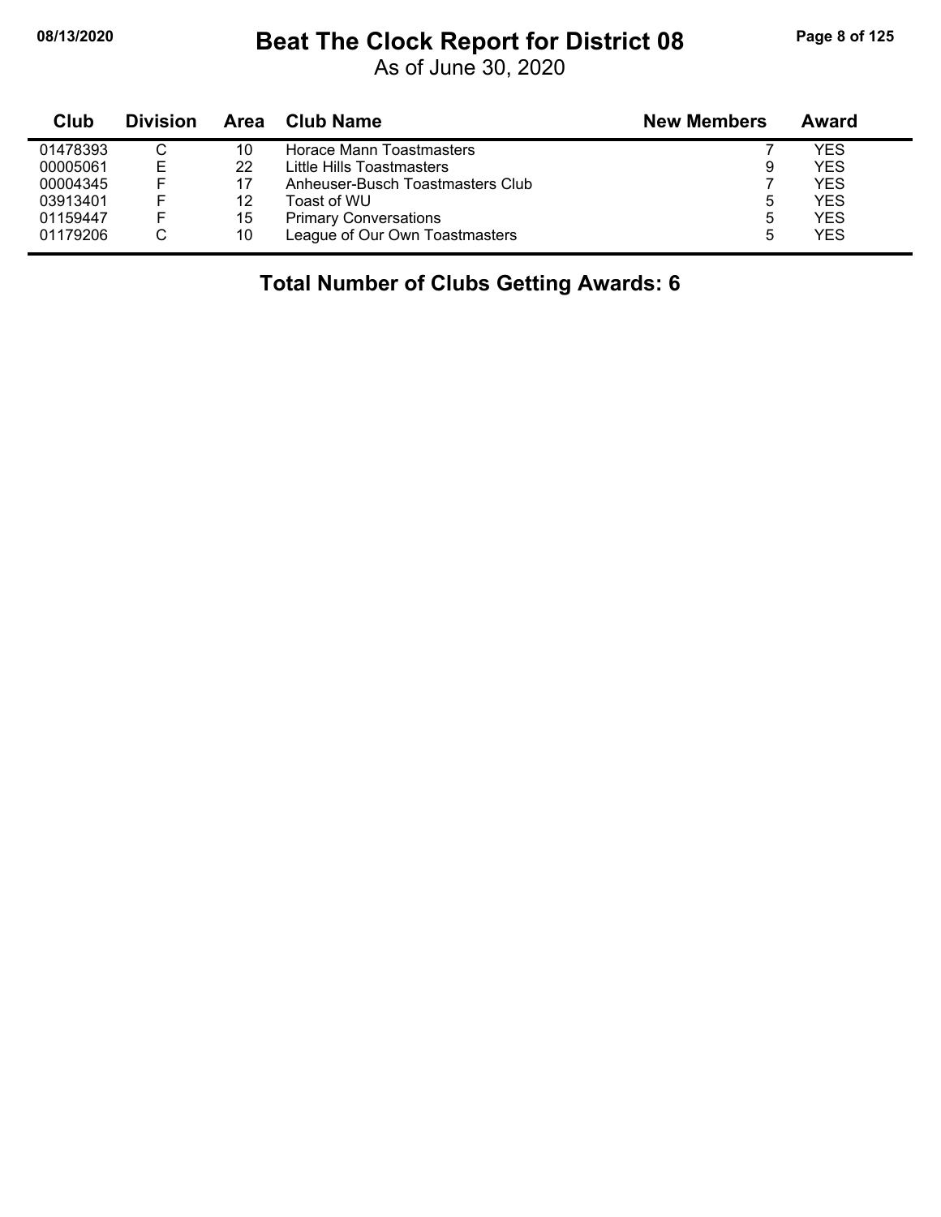# Beat The Clock Report for District 08

As of June 30, 2020

| Club | Division | Area | Club Name | New Members | Award |
|---|---|---|---|---|---|
| 01478393 | C | 10 | Horace Mann Toastmasters | 7 | YES |
| 00005061 | E | 22 | Little Hills Toastmasters | 9 | YES |
| 00004345 | F | 17 | Anheuser-Busch Toastmasters Club | 7 | YES |
| 03913401 | F | 12 | Toast of WU | 5 | YES |
| 01159447 | F | 15 | Primary Conversations | 5 | YES |
| 01179206 | C | 10 | League of Our Own Toastmasters | 5 | YES |

**Total Number of Clubs Getting Awards: 6**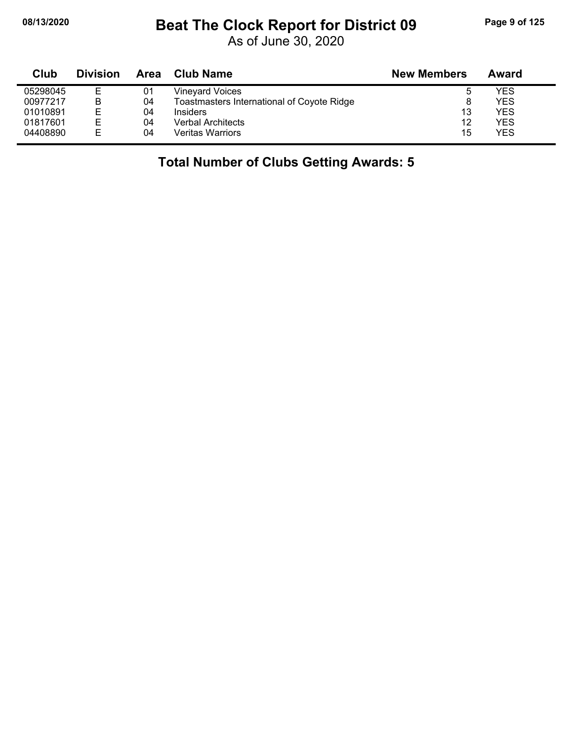# Beat The Clock Report for District 09

As of June 30, 2020

| Club | Division | Area | Club Name | New Members | Award |
|---|---|---|---|---|---|
| 05298045 | E | 01 | Vineyard Voices | 5 | YES |
| 00977217 | B | 04 | Toastmasters International of Coyote Ridge | 8 | YES |
| 01010891 | E | 04 | Insiders | 13 | YES |
| 01817601 | E | 04 | Verbal Architects | 12 | YES |
| 04408890 | E | 04 | Veritas Warriors | 15 | YES |

**Total Number of Clubs Getting Awards: 5**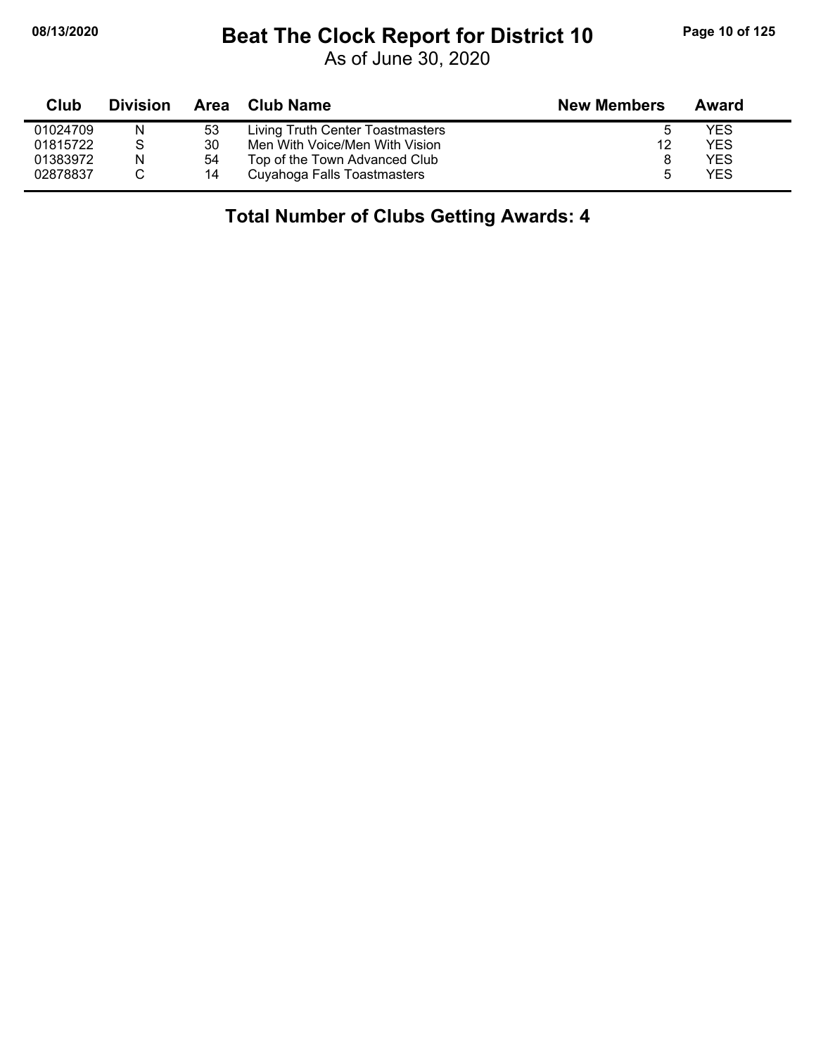# Beat The Clock Report for District 10

As of June 30, 2020

| Club | Division | Area | Club Name | New Members | Award |
|---|---|---|---|---|---|
| 01024709 | N | 53 | Living Truth Center Toastmasters | 5 | YES |
| 01815722 | S | 30 | Men With Voice/Men With Vision | 12 | YES |
| 01383972 | N | 54 | Top of the Town Advanced Club | 8 | YES |
| 02878837 | C | 14 | Cuyahoga Falls Toastmasters | 5 | YES |

## Total Number of Clubs Getting Awards: 4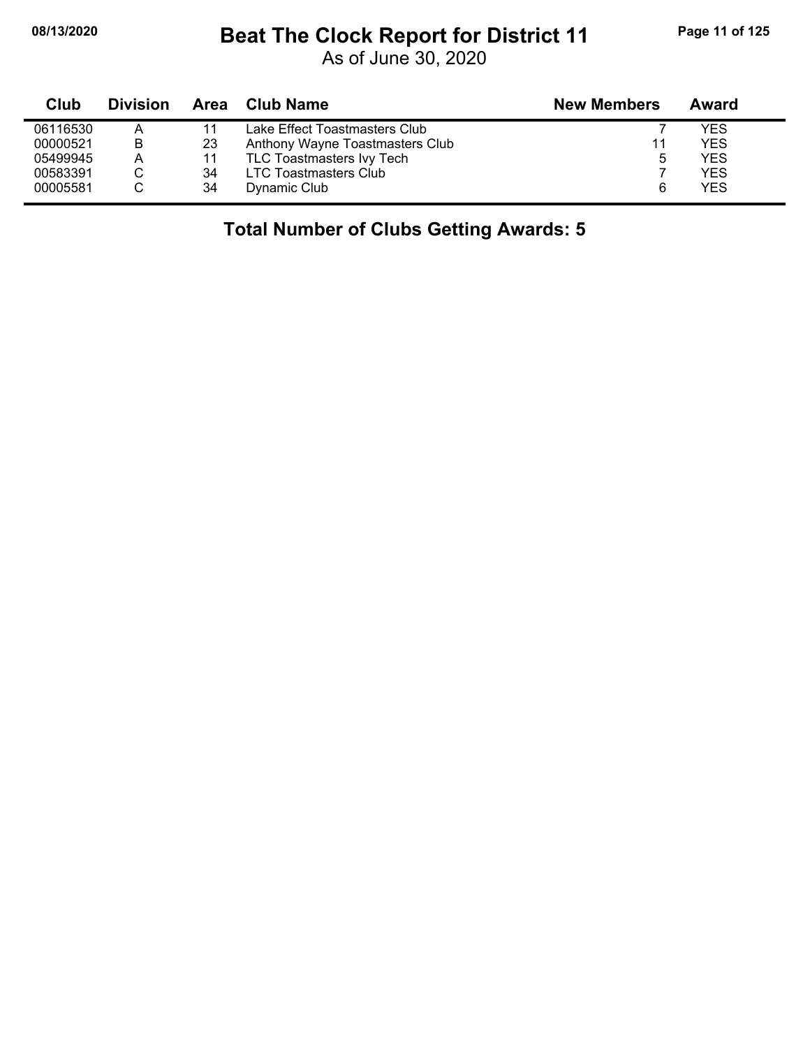# Beat The Clock Report for District 11

As of June 30, 2020

| Club | Division | Area | Club Name | New Members | Award |
|---|---|---|---|---|---|
| 06116530 | A | 11 | Lake Effect Toastmasters Club | 7 | YES |
| 00000521 | B | 23 | Anthony Wayne Toastmasters Club | 11 | YES |
| 05499945 | A | 11 | TLC Toastmasters Ivy Tech | 5 | YES |
| 00583391 | C | 34 | LTC Toastmasters Club | 7 | YES |
| 00005581 | C | 34 | Dynamic Club | 6 | YES |

**Total Number of Clubs Getting Awards: 5**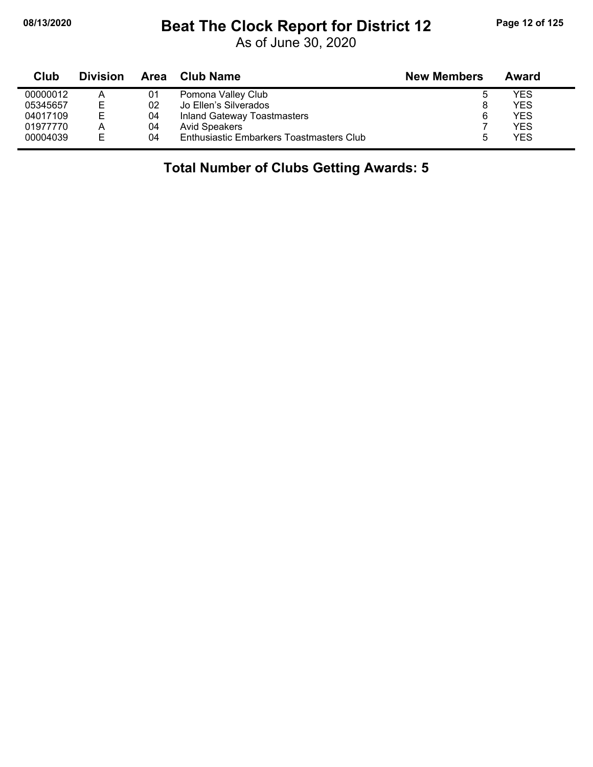# Beat The Clock Report for District 12

As of June 30, 2020

| Club | Division | Area | Club Name | New Members | Award |
|---|---|---|---|---|---|
| 00000012 | A | 01 | Pomona Valley Club | 5 | YES |
| 05345657 | E | 02 | Jo Ellen's Silverados | 8 | YES |
| 04017109 | E | 04 | Inland Gateway Toastmasters | 6 | YES |
| 01977770 | A | 04 | Avid Speakers | 7 | YES |
| 00004039 | E | 04 | Enthusiastic Embarkers Toastmasters Club | 5 | YES |

## Total Number of Clubs Getting Awards: 5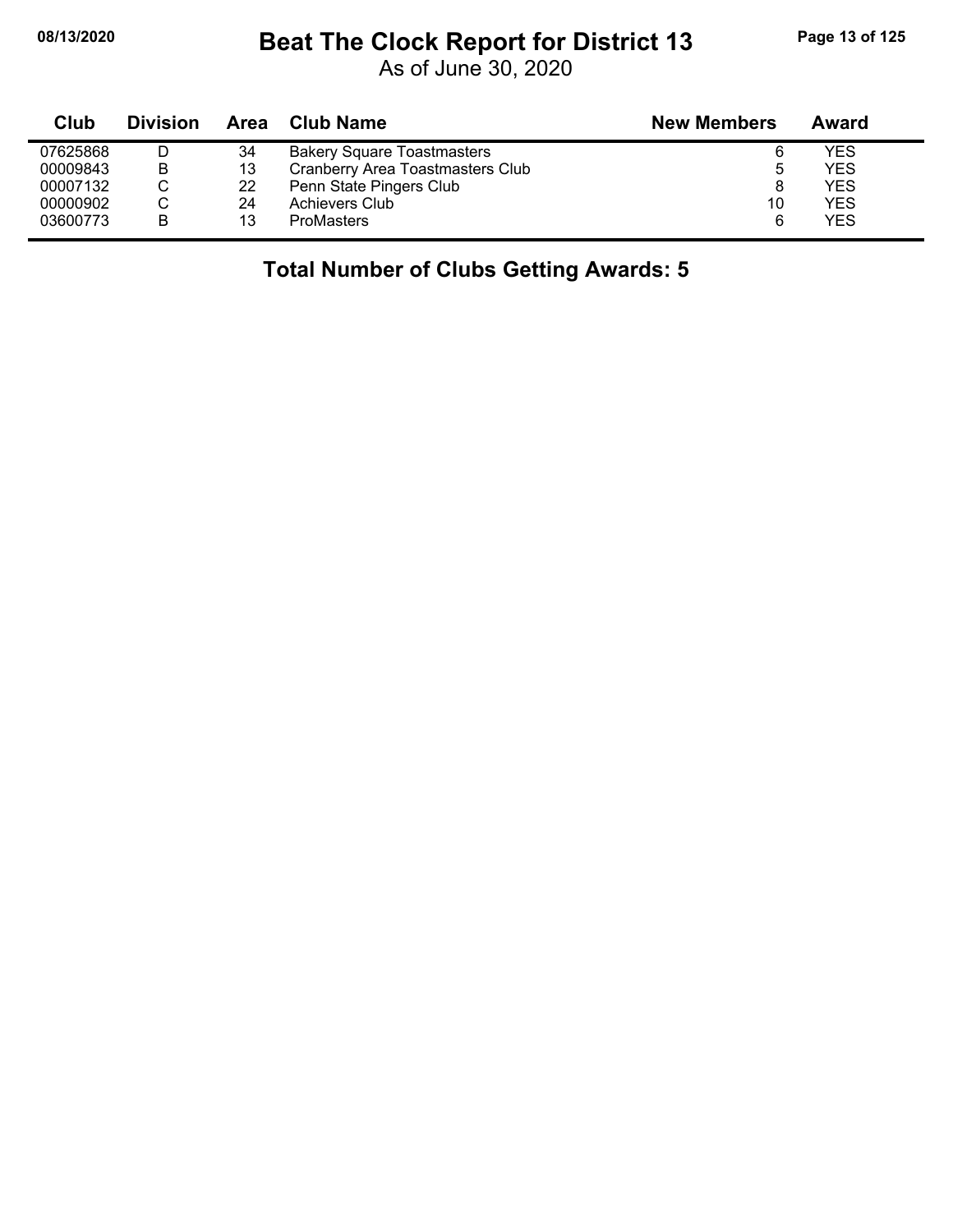# Beat The Clock Report for District 13

As of June 30, 2020

| Club | Division | Area | Club Name | New Members | Award |
|---|---|---|---|---|---|
| 07625868 | D | 34 | Bakery Square Toastmasters | 6 | YES |
| 00009843 | B | 13 | Cranberry Area Toastmasters Club | 5 | YES |
| 00007132 | C | 22 | Penn State Pingers Club | 8 | YES |
| 00000902 | C | 24 | Achievers Club | 10 | YES |
| 03600773 | B | 13 | ProMasters | 6 | YES |

**Total Number of Clubs Getting Awards: 5**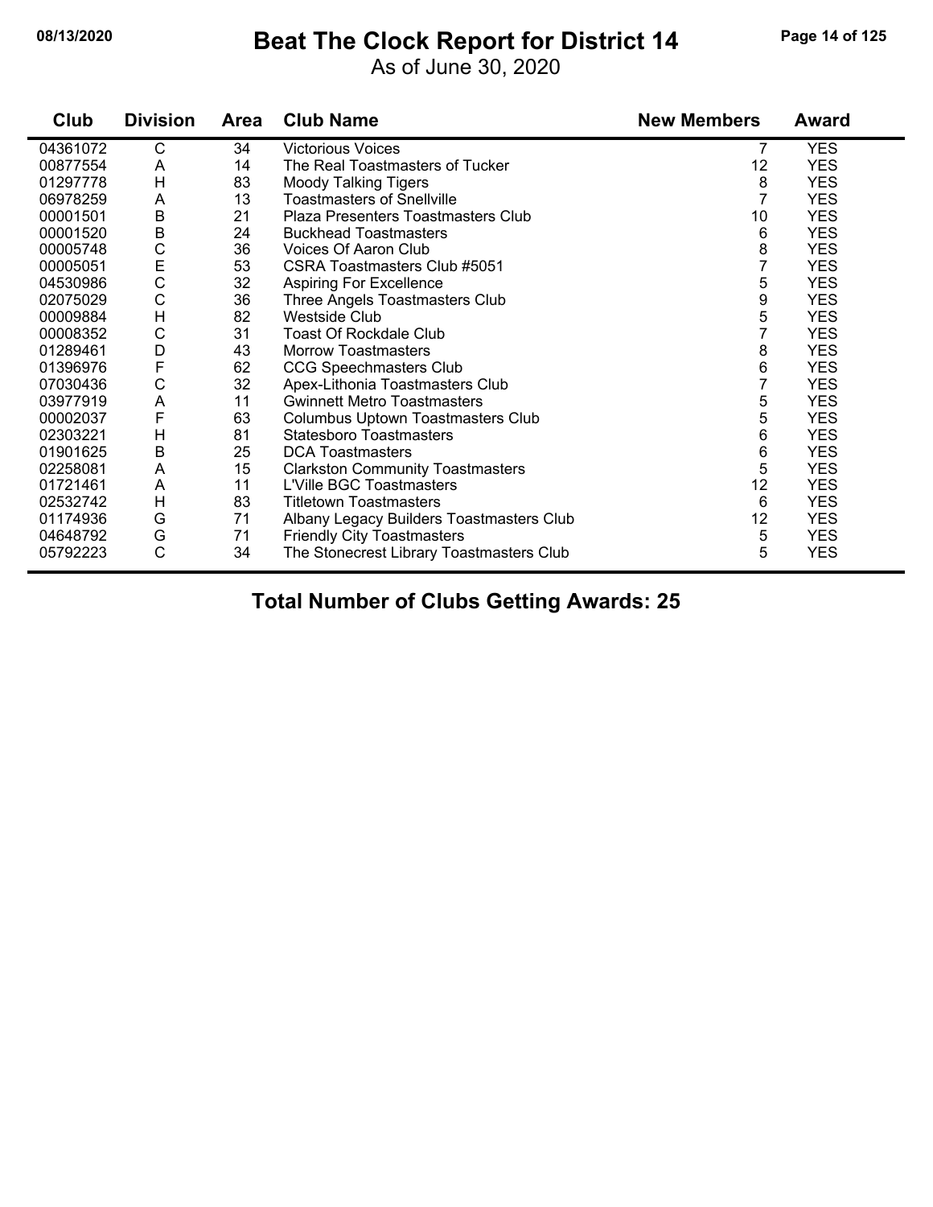# Beat The Clock Report for District 14

As of June 30, 2020

| Club | Division | Area | Club Name | New Members | Award |
|---|---|---|---|---|---|
| 04361072 | C | 34 | Victorious Voices | 7 | YES |
| 00877554 | A | 14 | The Real Toastmasters of Tucker | 12 | YES |
| 01297778 | H | 83 | Moody Talking Tigers | 8 | YES |
| 06978259 | A | 13 | Toastmasters of Snellville | 7 | YES |
| 00001501 | B | 21 | Plaza Presenters Toastmasters Club | 10 | YES |
| 00001520 | B | 24 | Buckhead Toastmasters | 6 | YES |
| 00005748 | C | 36 | Voices Of Aaron Club | 8 | YES |
| 00005051 | E | 53 | CSRA Toastmasters Club #5051 | 7 | YES |
| 04530986 | C | 32 | Aspiring For Excellence | 5 | YES |
| 02075029 | C | 36 | Three Angels Toastmasters Club | 9 | YES |
| 00009884 | H | 82 | Westside Club | 5 | YES |
| 00008352 | C | 31 | Toast Of Rockdale Club | 7 | YES |
| 01289461 | D | 43 | Morrow Toastmasters | 8 | YES |
| 01396976 | F | 62 | CCG Speechmasters Club | 6 | YES |
| 07030436 | C | 32 | Apex-Lithonia Toastmasters Club | 7 | YES |
| 03977919 | A | 11 | Gwinnett Metro Toastmasters | 5 | YES |
| 00002037 | F | 63 | Columbus Uptown Toastmasters Club | 5 | YES |
| 02303221 | H | 81 | Statesboro Toastmasters | 6 | YES |
| 01901625 | B | 25 | DCA Toastmasters | 6 | YES |
| 02258081 | A | 15 | Clarkston Community Toastmasters | 5 | YES |
| 01721461 | A | 11 | L'Ville BGC Toastmasters | 12 | YES |
| 02532742 | H | 83 | Titletown Toastmasters | 6 | YES |
| 01174936 | G | 71 | Albany Legacy Builders Toastmasters Club | 12 | YES |
| 04648792 | G | 71 | Friendly City Toastmasters | 5 | YES |
| 05792223 | C | 34 | The Stonecrest Library Toastmasters Club | 5 | YES |

## Total Number of Clubs Getting Awards: 25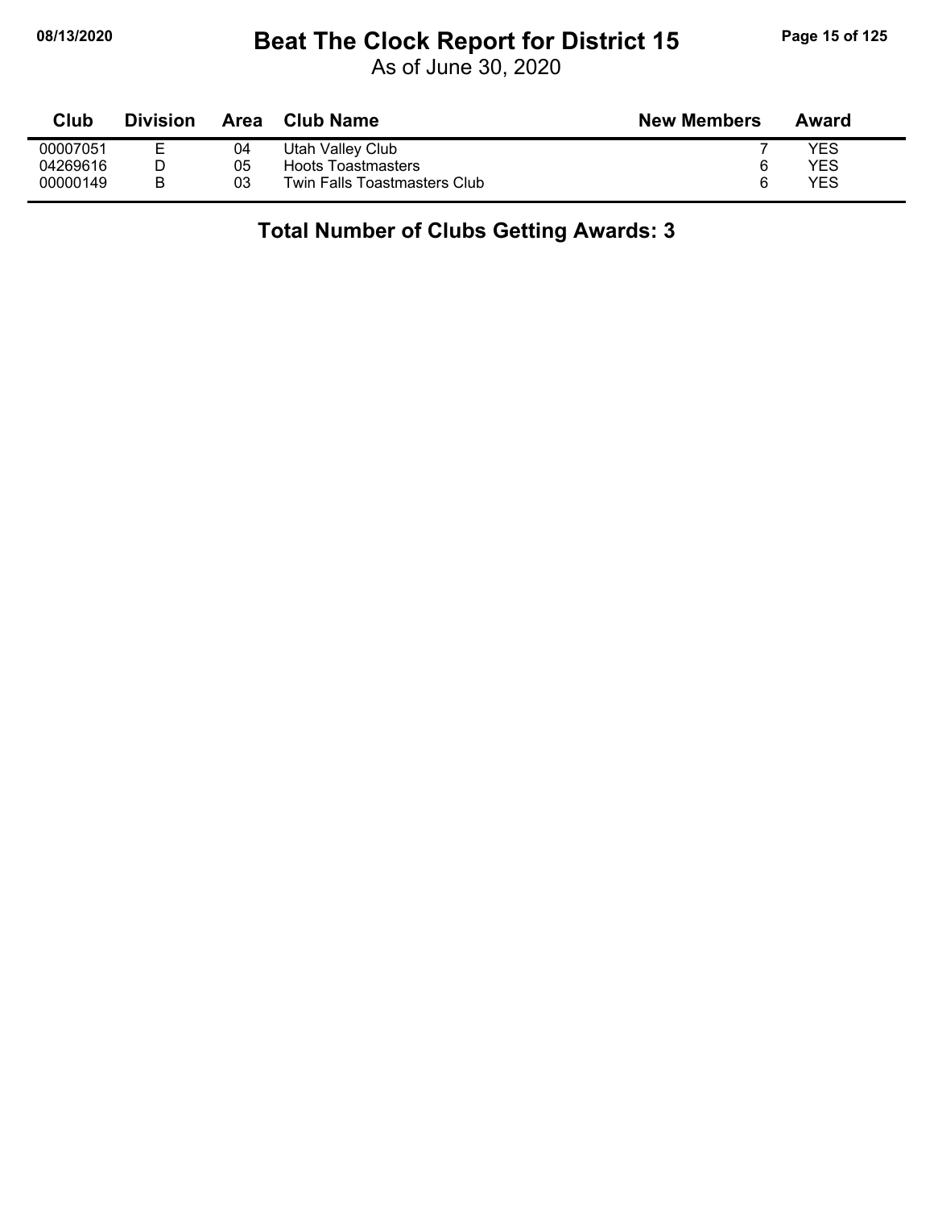# Beat The Clock Report for District 15

As of June 30, 2020

| Club | Division | Area | Club Name | New Members | Award |
|---|---|---|---|---|---|
| 00007051 | E | 04 | Utah Valley Club | 7 | YES |
| 04269616 | D | 05 | Hoots Toastmasters | 6 | YES |
| 00000149 | B | 03 | Twin Falls Toastmasters Club | 6 | YES |

## Total Number of Clubs Getting Awards: 3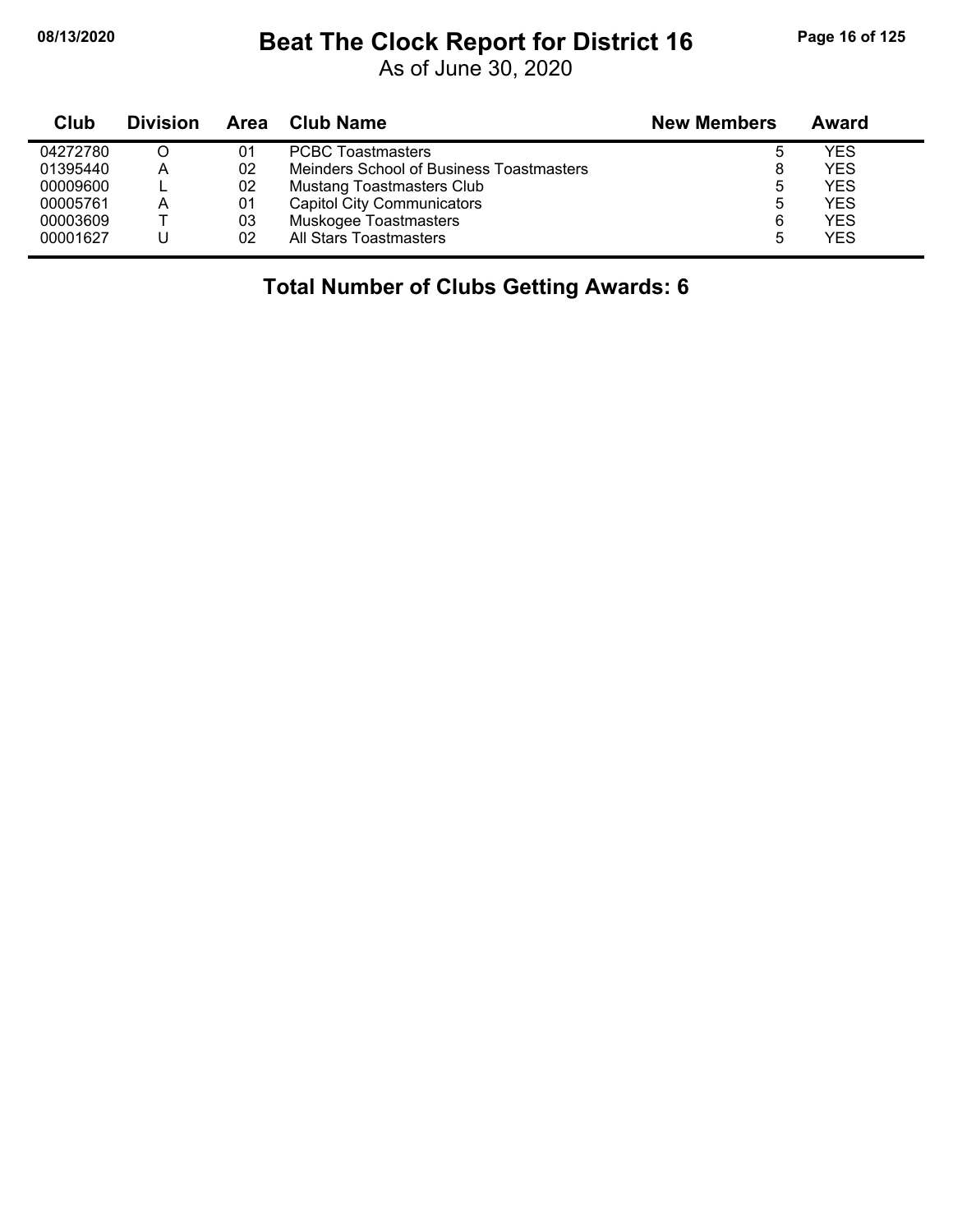# Beat The Clock Report for District 16

As of June 30, 2020

| Club | Division | Area | Club Name | New Members | Award |
|---|---|---|---|---|---|
| 04272780 | O | 01 | PCBC Toastmasters | 5 | YES |
| 01395440 | A | 02 | Meinders School of Business Toastmasters | 8 | YES |
| 00009600 | L | 02 | Mustang Toastmasters Club | 5 | YES |
| 00005761 | A | 01 | Capitol City Communicators | 5 | YES |
| 00003609 | T | 03 | Muskogee Toastmasters | 6 | YES |
| 00001627 | U | 02 | All Stars Toastmasters | 5 | YES |

**Total Number of Clubs Getting Awards: 6**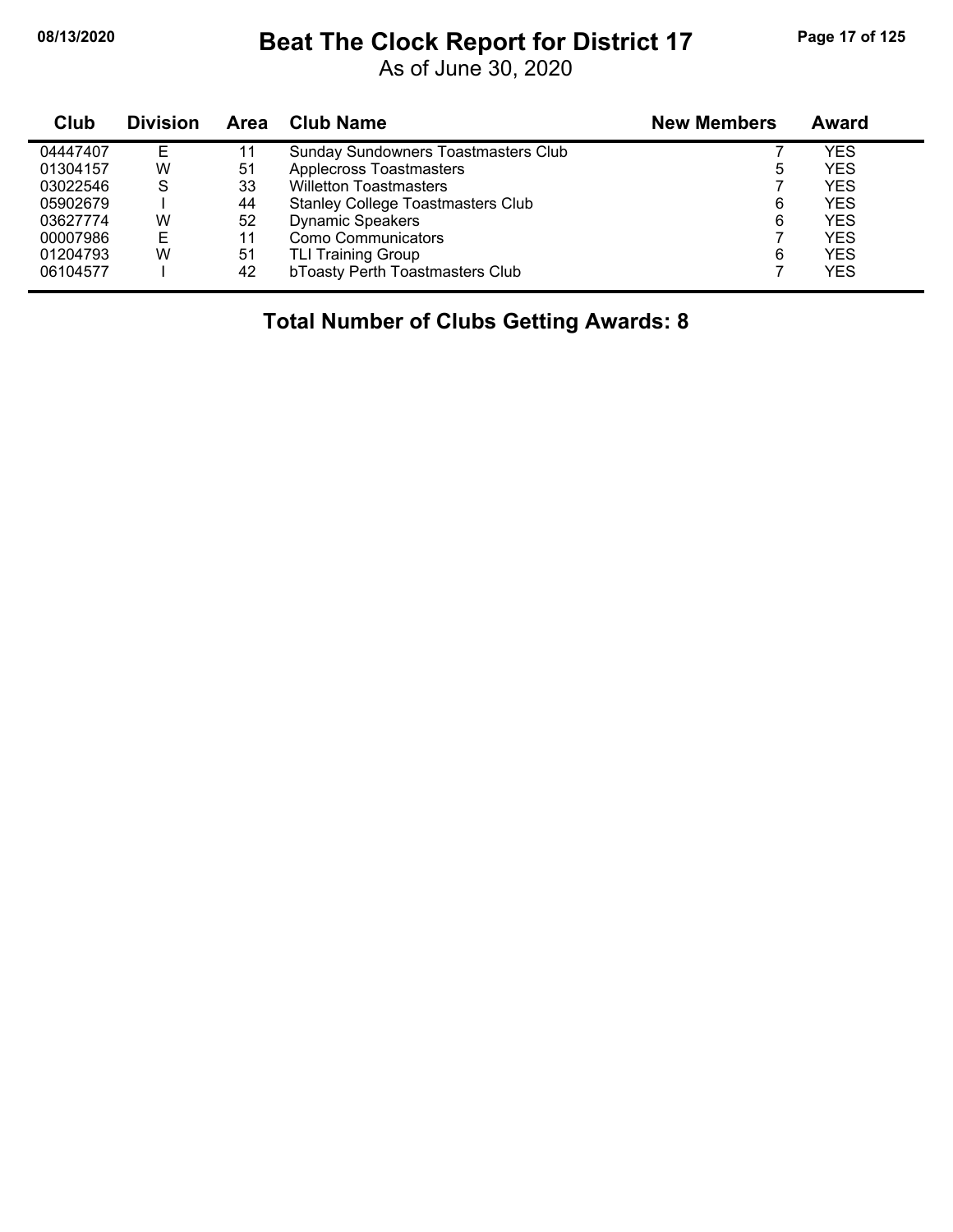# Beat The Clock Report for District 17

As of June 30, 2020

| Club | Division | Area | Club Name | New Members | Award |
|---|---|---|---|---|---|
| 04447407 | E | 11 | Sunday Sundowners Toastmasters Club | 7 | YES |
| 01304157 | W | 51 | Applecross Toastmasters | 5 | YES |
| 03022546 | S | 33 | Willetton Toastmasters | 7 | YES |
| 05902679 | I | 44 | Stanley College Toastmasters Club | 6 | YES |
| 03627774 | W | 52 | Dynamic Speakers | 6 | YES |
| 00007986 | E | 11 | Como Communicators | 7 | YES |
| 01204793 | W | 51 | TLI Training Group | 6 | YES |
| 06104577 | I | 42 | bToasty Perth Toastmasters Club | 7 | YES |

**Total Number of Clubs Getting Awards: 8**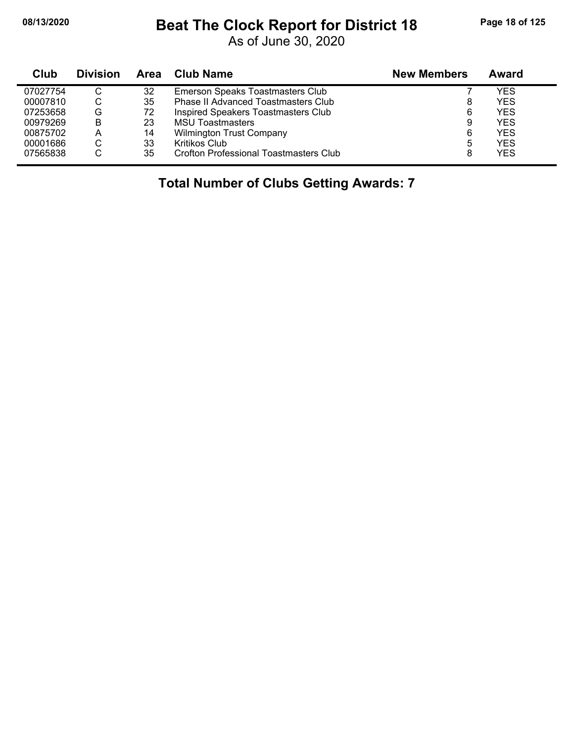# Beat The Clock Report for District 18

As of June 30, 2020

| Club | Division | Area | Club Name | New Members | Award |
|---|---|---|---|---|---|
| 07027754 | C | 32 | Emerson Speaks Toastmasters Club | 7 | YES |
| 00007810 | C | 35 | Phase II Advanced Toastmasters Club | 8 | YES |
| 07253658 | G | 72 | Inspired Speakers Toastmasters Club | 6 | YES |
| 00979269 | B | 23 | MSU Toastmasters | 9 | YES |
| 00875702 | A | 14 | Wilmington Trust Company | 6 | YES |
| 00001686 | C | 33 | Kritikos Club | 5 | YES |
| 07565838 | C | 35 | Crofton Professional Toastmasters Club | 8 | YES |

**Total Number of Clubs Getting Awards: 7**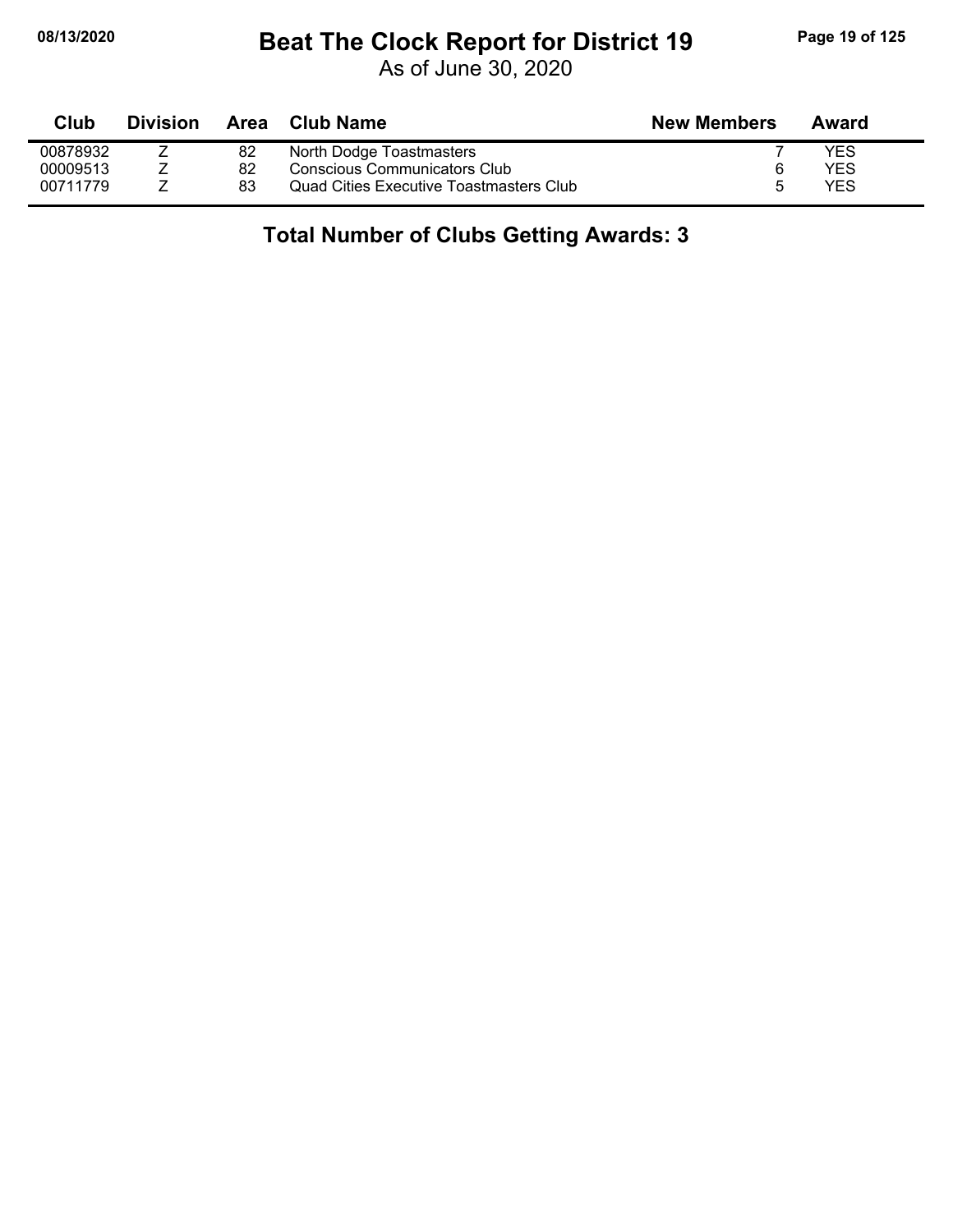# Beat The Clock Report for District 19

As of June 30, 2020

| Club | Division | Area | Club Name | New Members | Award |
|---|---|---|---|---|---|
| 00878932 | Z | 82 | North Dodge Toastmasters | 7 | YES |
| 00009513 | Z | 82 | Conscious Communicators Club | 6 | YES |
| 00711779 | Z | 83 | Quad Cities Executive Toastmasters Club | 5 | YES |

## Total Number of Clubs Getting Awards: 3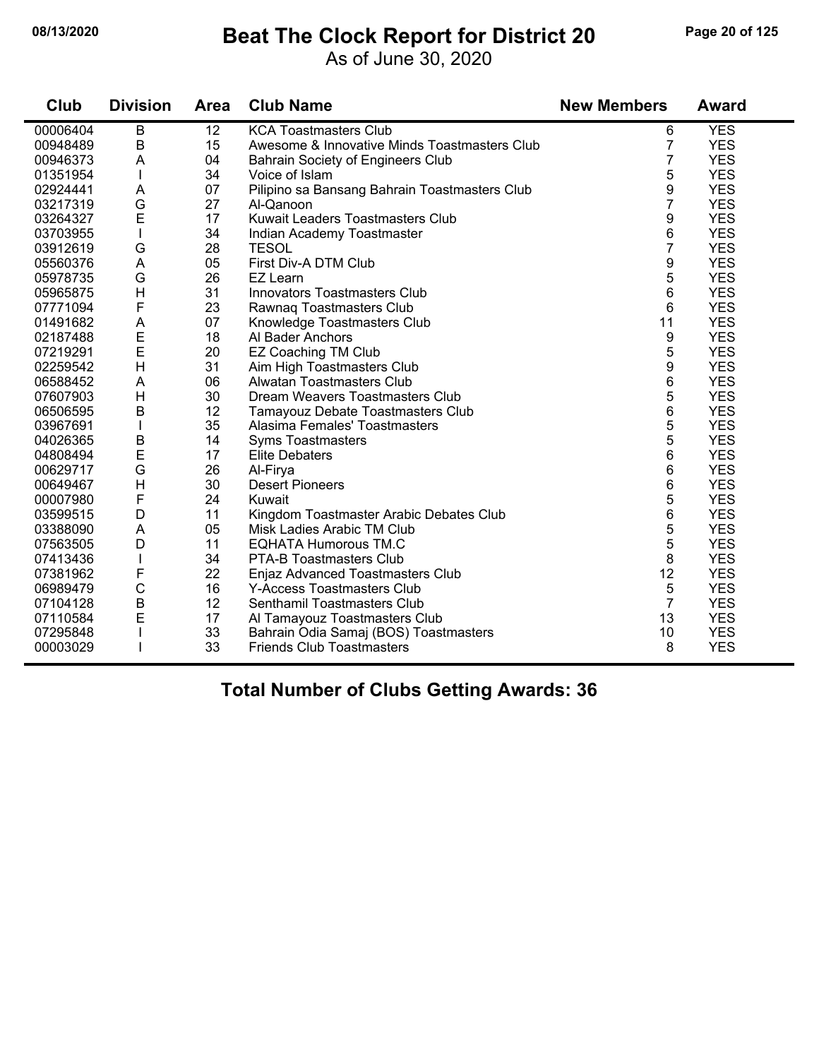# Beat The Clock Report for District 20

As of June 30, 2020

| Club | Division | Area | Club Name | New Members | Award |
|---|---|---|---|---|---|
| 00006404 | B | 12 | KCA Toastmasters Club | 6 | YES |
| 00948489 | B | 15 | Awesome & Innovative Minds Toastmasters Club | 7 | YES |
| 00946373 | A | 04 | Bahrain Society of Engineers Club | 7 | YES |
| 01351954 | I | 34 | Voice of Islam | 5 | YES |
| 02924441 | A | 07 | Pilipino sa Bansang Bahrain Toastmasters Club | 9 | YES |
| 03217319 | G | 27 | Al-Qanoon | 7 | YES |
| 03264327 | E | 17 | Kuwait Leaders Toastmasters Club | 9 | YES |
| 03703955 | I | 34 | Indian Academy Toastmaster | 6 | YES |
| 03912619 | G | 28 | TESOL | 7 | YES |
| 05560376 | A | 05 | First Div-A DTM Club | 9 | YES |
| 05978735 | G | 26 | EZ Learn | 5 | YES |
| 05965875 | H | 31 | Innovators Toastmasters Club | 6 | YES |
| 07771094 | F | 23 | Rawnaq Toastmasters Club | 6 | YES |
| 01491682 | A | 07 | Knowledge Toastmasters Club | 11 | YES |
| 02187488 | E | 18 | Al Bader Anchors | 9 | YES |
| 07219291 | E | 20 | EZ Coaching TM Club | 5 | YES |
| 02259542 | H | 31 | Aim High Toastmasters Club | 9 | YES |
| 06588452 | A | 06 | Alwatan Toastmasters Club | 6 | YES |
| 07607903 | H | 30 | Dream Weavers Toastmasters Club | 5 | YES |
| 06506595 | B | 12 | Tamayouz Debate Toastmasters Club | 6 | YES |
| 03967691 | I | 35 | Alasima Females' Toastmasters | 5 | YES |
| 04026365 | B | 14 | Syms Toastmasters | 5 | YES |
| 04808494 | E | 17 | Elite Debaters | 6 | YES |
| 00629717 | G | 26 | Al-Firya | 6 | YES |
| 00649467 | H | 30 | Desert Pioneers | 6 | YES |
| 00007980 | F | 24 | Kuwait | 5 | YES |
| 03599515 | D | 11 | Kingdom Toastmaster Arabic Debates Club | 6 | YES |
| 03388090 | A | 05 | Misk Ladies Arabic TM Club | 5 | YES |
| 07563505 | D | 11 | EQHATA Humorous TM.C | 5 | YES |
| 07413436 | I | 34 | PTA-B Toastmasters Club | 8 | YES |
| 07381962 | F | 22 | Enjaz Advanced Toastmasters Club | 12 | YES |
| 06989479 | C | 16 | Y-Access Toastmasters Club | 5 | YES |
| 07104128 | B | 12 | Senthamil Toastmasters Club | 7 | YES |
| 07110584 | E | 17 | Al Tamayouz Toastmasters Club | 13 | YES |
| 07295848 | I | 33 | Bahrain Odia Samaj (BOS) Toastmasters | 10 | YES |
| 00003029 | I | 33 | Friends Club Toastmasters | 8 | YES |

**Total Number of Clubs Getting Awards: 36**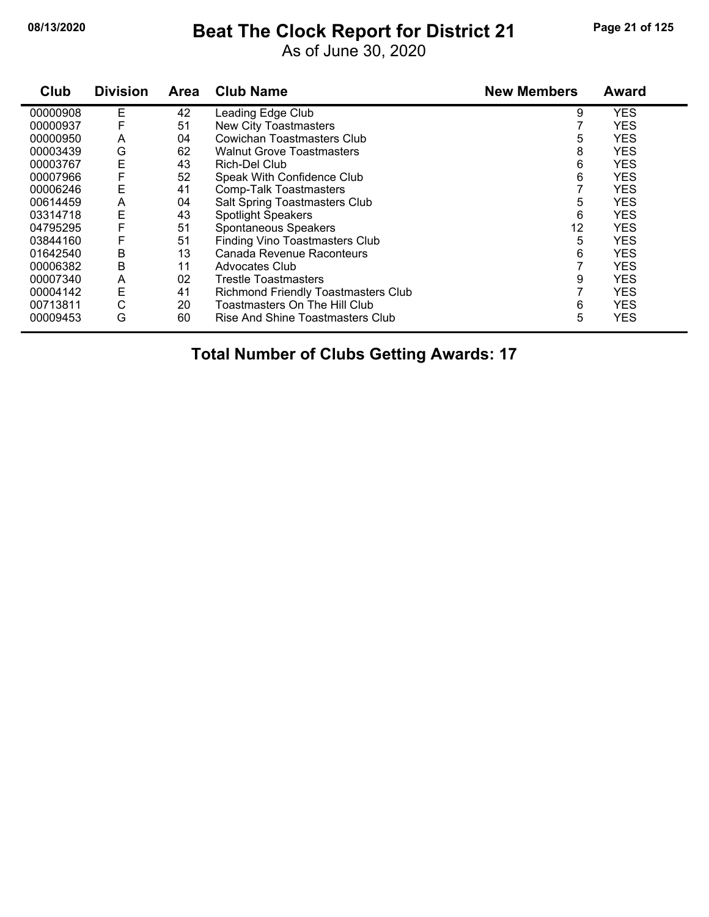# Beat The Clock Report for District 21

As of June 30, 2020

| Club | Division | Area | Club Name | New Members | Award |
|---|---|---|---|---|---|
| 00000908 | E | 42 | Leading Edge Club | 9 | YES |
| 00000937 | F | 51 | New City Toastmasters | 7 | YES |
| 00000950 | A | 04 | Cowichan Toastmasters Club | 5 | YES |
| 00003439 | G | 62 | Walnut Grove Toastmasters | 8 | YES |
| 00003767 | E | 43 | Rich-Del Club | 6 | YES |
| 00007966 | F | 52 | Speak With Confidence Club | 6 | YES |
| 00006246 | E | 41 | Comp-Talk Toastmasters | 7 | YES |
| 00614459 | A | 04 | Salt Spring Toastmasters Club | 5 | YES |
| 03314718 | E | 43 | Spotlight Speakers | 6 | YES |
| 04795295 | F | 51 | Spontaneous Speakers | 12 | YES |
| 03844160 | F | 51 | Finding Vino Toastmasters Club | 5 | YES |
| 01642540 | B | 13 | Canada Revenue Raconteurs | 6 | YES |
| 00006382 | B | 11 | Advocates Club | 7 | YES |
| 00007340 | A | 02 | Trestle Toastmasters | 9 | YES |
| 00004142 | E | 41 | Richmond Friendly Toastmasters Club | 7 | YES |
| 00713811 | C | 20 | Toastmasters On The Hill Club | 6 | YES |
| 00009453 | G | 60 | Rise And Shine Toastmasters Club | 5 | YES |

**Total Number of Clubs Getting Awards: 17**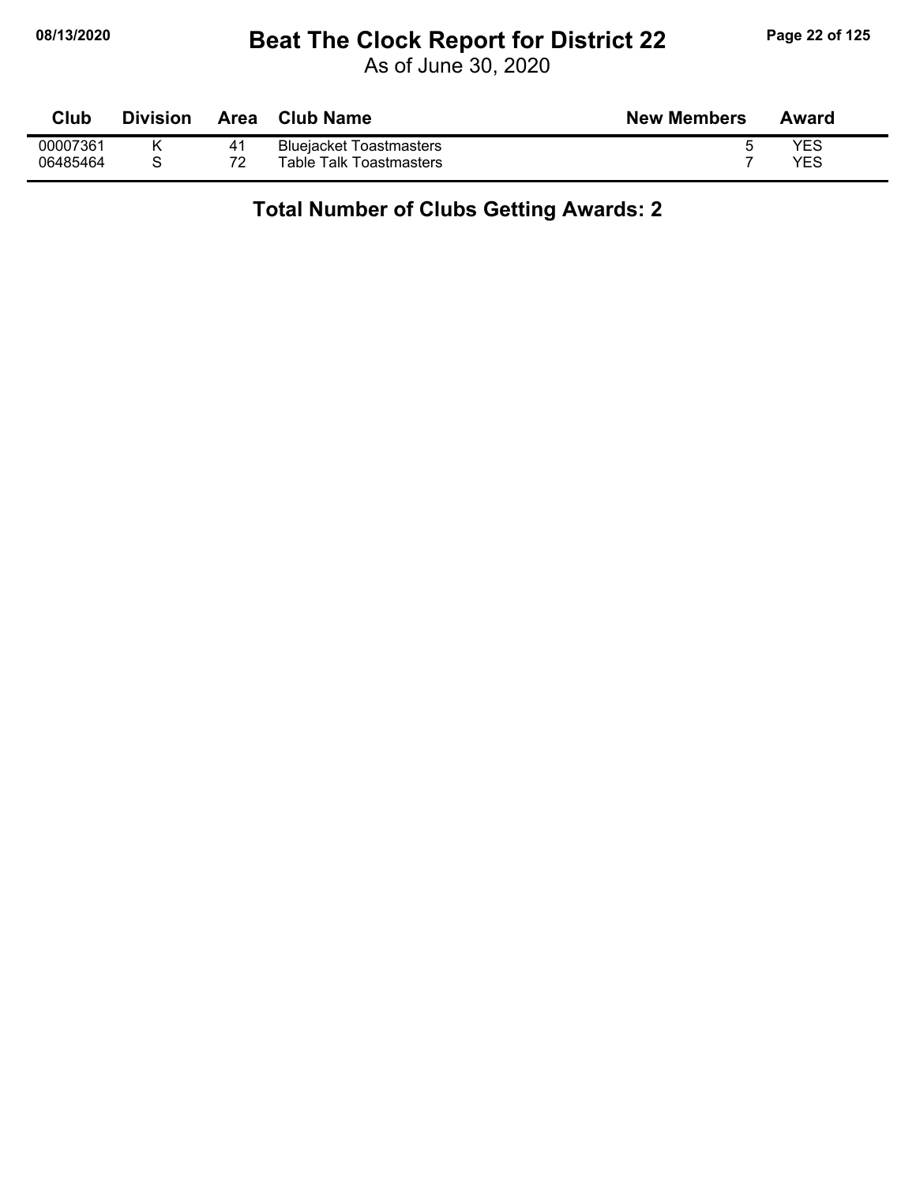# Beat The Clock Report for District 22

As of June 30, 2020

| Club | Division | Area | Club Name | New Members | Award |
|---|---|---|---|---|---|
| 00007361 | K | 41 | Bluejacket Toastmasters | 5 | YES |
| 06485464 | S | 72 | Table Talk Toastmasters | 7 | YES |

## Total Number of Clubs Getting Awards: 2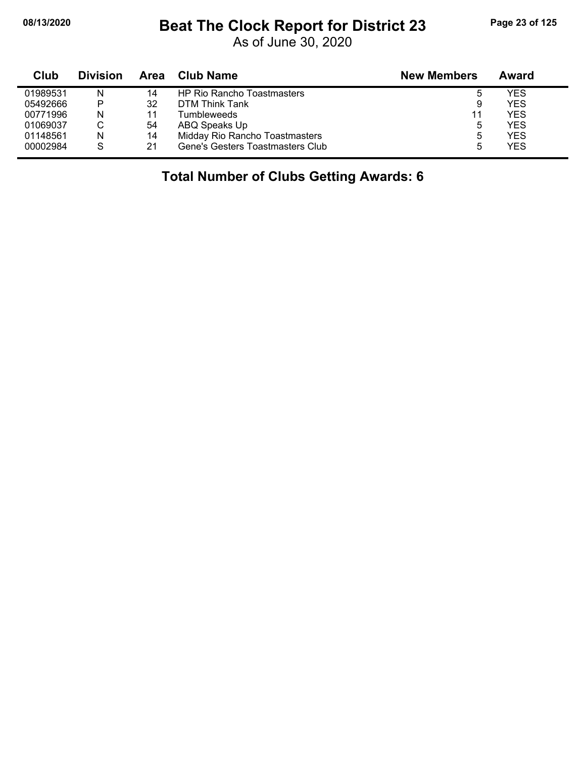# Beat The Clock Report for District 23

As of June 30, 2020

| Club | Division | Area | Club Name | New Members | Award |
|---|---|---|---|---|---|
| 01989531 | N | 14 | HP Rio Rancho Toastmasters | 5 | YES |
| 05492666 | P | 32 | DTM Think Tank | 9 | YES |
| 00771996 | N | 11 | Tumbleweeds | 11 | YES |
| 01069037 | C | 54 | ABQ Speaks Up | 5 | YES |
| 01148561 | N | 14 | Midday Rio Rancho Toastmasters | 5 | YES |
| 00002984 | S | 21 | Gene's Gesters Toastmasters Club | 5 | YES |

**Total Number of Clubs Getting Awards: 6**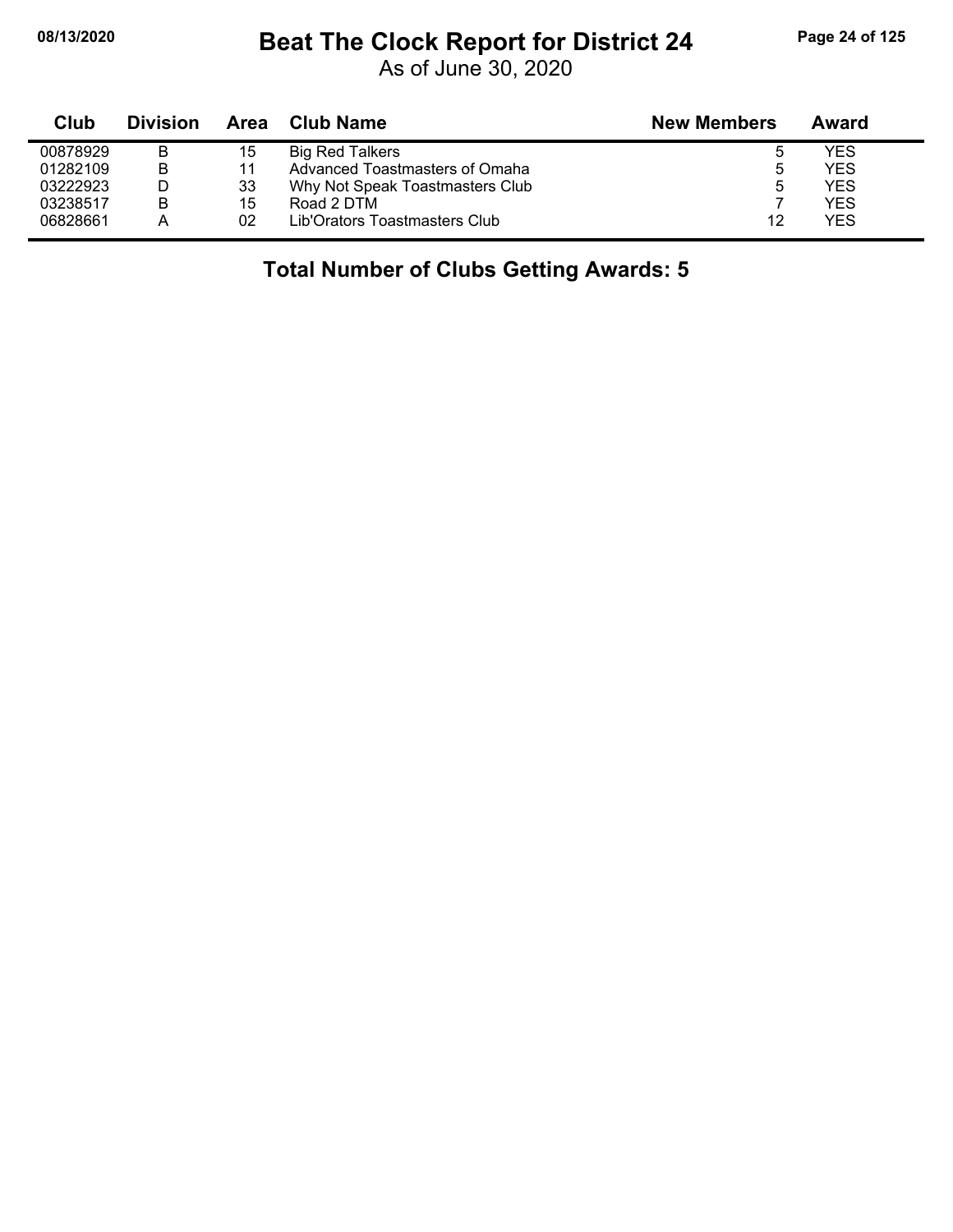# Beat The Clock Report for District 24

As of June 30, 2020

| Club | Division | Area | Club Name | New Members | Award |
|---|---|---|---|---|---|
| 00878929 | B | 15 | Big Red Talkers | 5 | YES |
| 01282109 | B | 11 | Advanced Toastmasters of Omaha | 5 | YES |
| 03222923 | D | 33 | Why Not Speak Toastmasters Club | 5 | YES |
| 03238517 | B | 15 | Road 2 DTM | 7 | YES |
| 06828661 | A | 02 | Lib'Orators Toastmasters Club | 12 | YES |

**Total Number of Clubs Getting Awards: 5**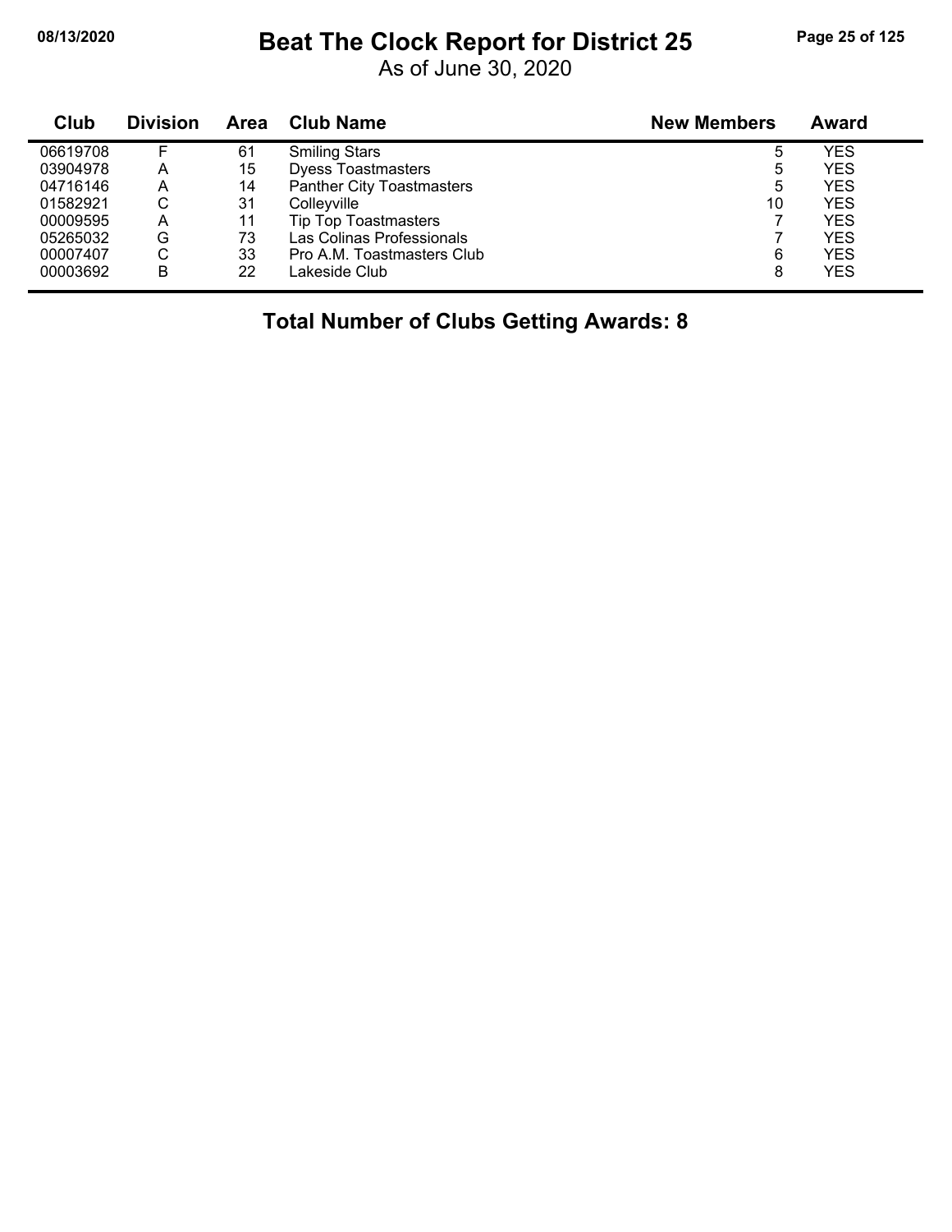# Beat The Clock Report for District 25

As of June 30, 2020

| Club | Division | Area | Club Name | New Members | Award |
|---|---|---|---|---|---|
| 06619708 | F | 61 | Smiling Stars | 5 | YES |
| 03904978 | A | 15 | Dyess Toastmasters | 5 | YES |
| 04716146 | A | 14 | Panther City Toastmasters | 5 | YES |
| 01582921 | C | 31 | Colleyville | 10 | YES |
| 00009595 | A | 11 | Tip Top Toastmasters | 7 | YES |
| 05265032 | G | 73 | Las Colinas Professionals | 7 | YES |
| 00007407 | C | 33 | Pro A.M. Toastmasters Club | 6 | YES |
| 00003692 | B | 22 | Lakeside Club | 8 | YES |

## Total Number of Clubs Getting Awards: 8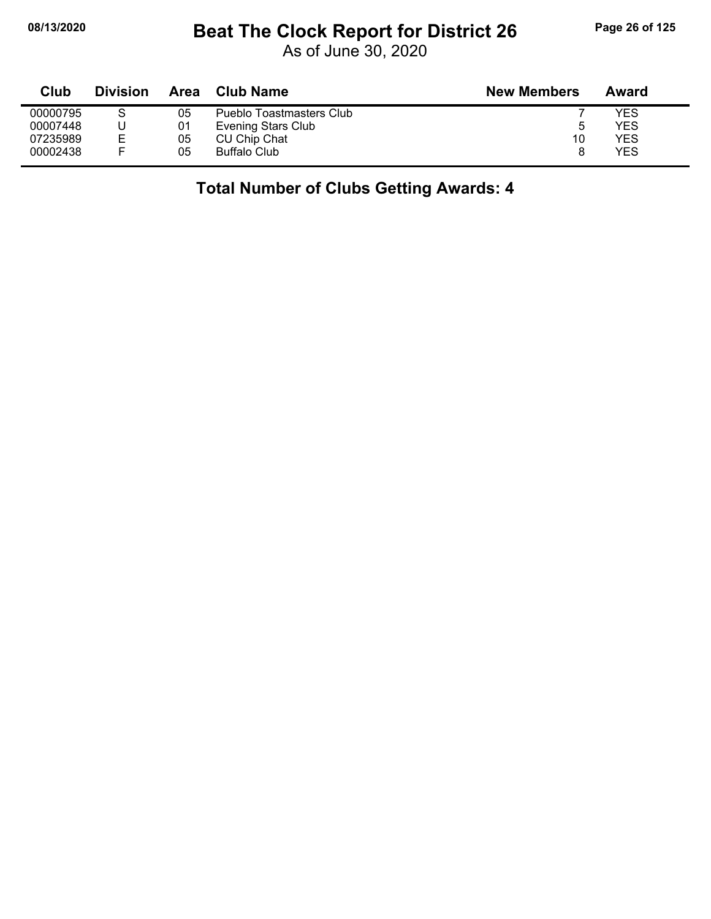# Beat The Clock Report for District 26

As of June 30, 2020

| Club | Division | Area | Club Name | New Members | Award |
|---|---|---|---|---|---|
| 00000795 | S | 05 | Pueblo Toastmasters Club | 7 | YES |
| 00007448 | U | 01 | Evening Stars Club | 5 | YES |
| 07235989 | E | 05 | CU Chip Chat | 10 | YES |
| 00002438 | F | 05 | Buffalo Club | 8 | YES |

## Total Number of Clubs Getting Awards: 4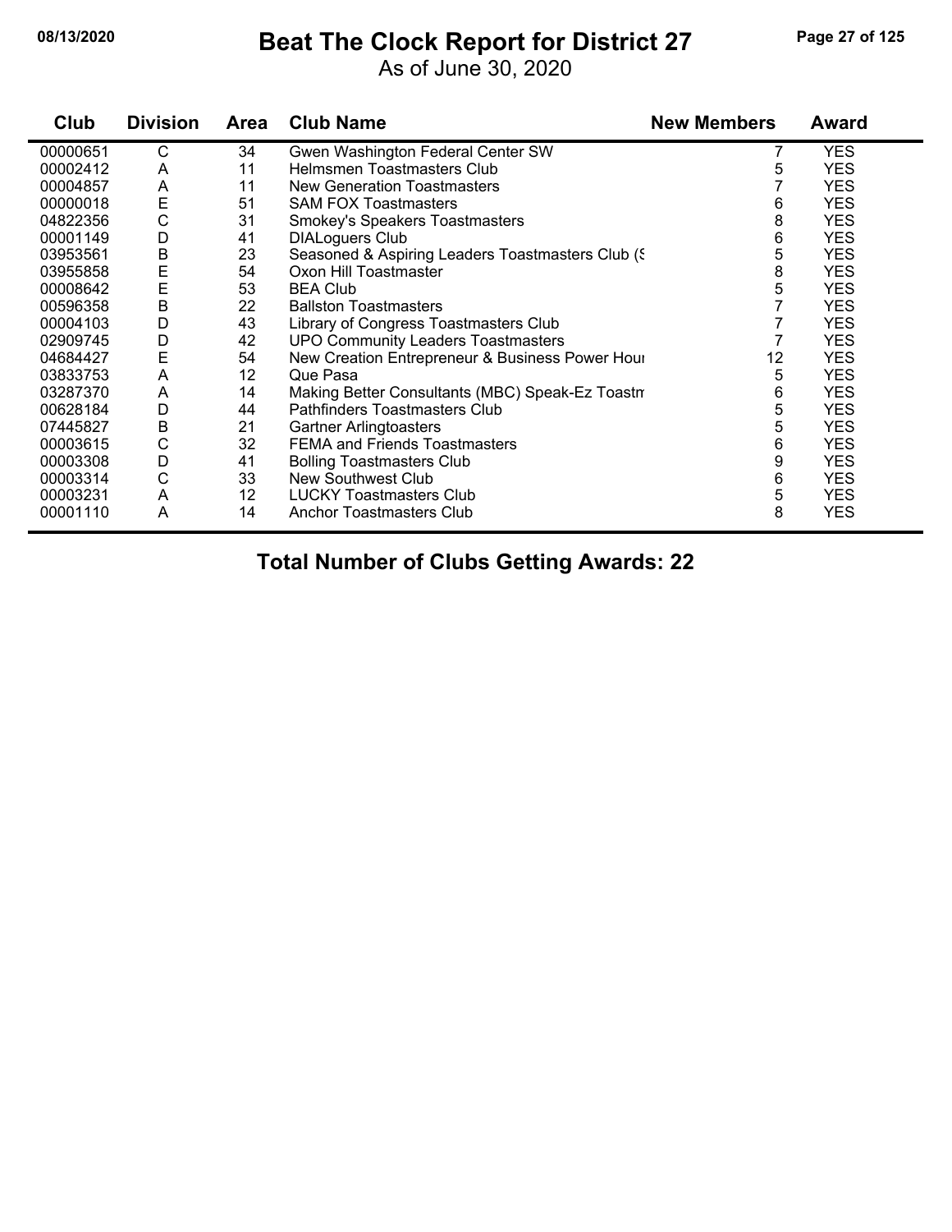# Beat The Clock Report for District 27

As of June 30, 2020

08/13/2020

| Club | Division | Area | Club Name | New Members | Award |
|---|---|---|---|---|---|
| 00000651 | C | 34 | Gwen Washington Federal Center SW | 7 | YES |
| 00002412 | A | 11 | Helmsmen Toastmasters Club | 5 | YES |
| 00004857 | A | 11 | New Generation Toastmasters | 7 | YES |
| 00000018 | E | 51 | SAM FOX Toastmasters | 6 | YES |
| 04822356 | C | 31 | Smokey's Speakers Toastmasters | 8 | YES |
| 00001149 | D | 41 | DIALoguers Club | 6 | YES |
| 03953561 | B | 23 | Seasoned & Aspiring Leaders Toastmasters Club (S | 5 | YES |
| 03955858 | E | 54 | Oxon Hill Toastmaster | 8 | YES |
| 00008642 | E | 53 | BEA Club | 5 | YES |
| 00596358 | B | 22 | Ballston Toastmasters | 7 | YES |
| 00004103 | D | 43 | Library of Congress Toastmasters Club | 7 | YES |
| 02909745 | D | 42 | UPO Community Leaders Toastmasters | 7 | YES |
| 04684427 | E | 54 | New Creation Entrepreneur & Business Power Hour | 12 | YES |
| 03833753 | A | 12 | Que Pasa | 5 | YES |
| 03287370 | A | 14 | Making Better Consultants (MBC) Speak-Ez Toastm | 6 | YES |
| 00628184 | D | 44 | Pathfinders Toastmasters Club | 5 | YES |
| 07445827 | B | 21 | Gartner Arlingtoasters | 5 | YES |
| 00003615 | C | 32 | FEMA and Friends Toastmasters | 6 | YES |
| 00003308 | D | 41 | Bolling Toastmasters Club | 9 | YES |
| 00003314 | C | 33 | New Southwest Club | 6 | YES |
| 00003231 | A | 12 | LUCKY Toastmasters Club | 5 | YES |
| 00001110 | A | 14 | Anchor Toastmasters Club | 8 | YES |

**Total Number of Clubs Getting Awards: 22**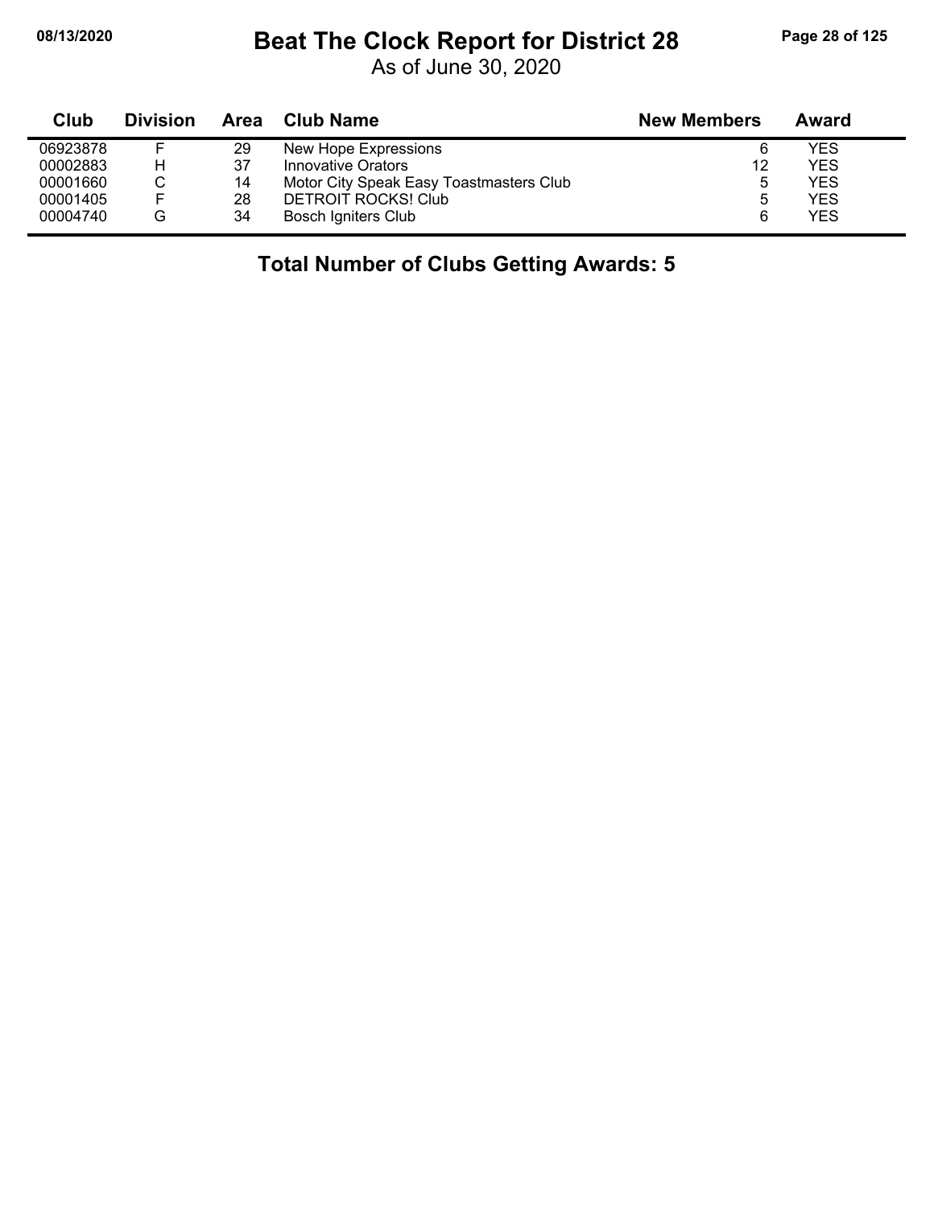# Beat The Clock Report for District 28

As of June 30, 2020

| Club | Division | Area | Club Name | New Members | Award |
|---|---|---|---|---|---|
| 06923878 | F | 29 | New Hope Expressions | 6 | YES |
| 00002883 | H | 37 | Innovative Orators | 12 | YES |
| 00001660 | C | 14 | Motor City Speak Easy Toastmasters Club | 5 | YES |
| 00001405 | F | 28 | DETROIT ROCKS! Club | 5 | YES |
| 00004740 | G | 34 | Bosch Igniters Club | 6 | YES |

**Total Number of Clubs Getting Awards: 5**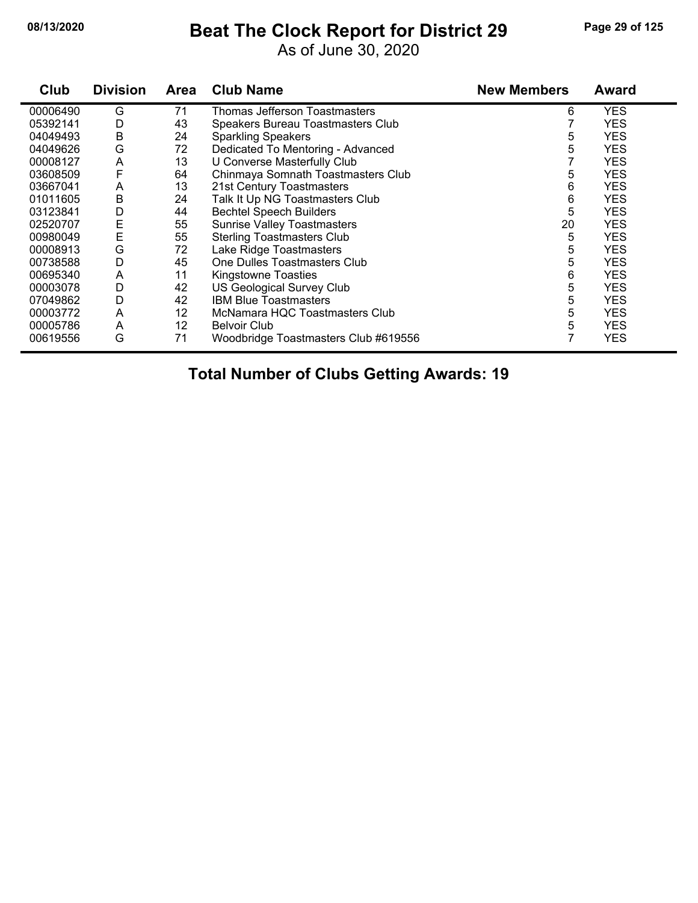# Beat The Clock Report for District 29

As of June 30, 2020

| Club | Division | Area | Club Name | New Members | Award |
|---|---|---|---|---|---|
| 00006490 | G | 71 | Thomas Jefferson Toastmasters | 6 | YES |
| 05392141 | D | 43 | Speakers Bureau Toastmasters Club | 7 | YES |
| 04049493 | B | 24 | Sparkling Speakers | 5 | YES |
| 04049626 | G | 72 | Dedicated To Mentoring - Advanced | 5 | YES |
| 00008127 | A | 13 | U Converse Masterfully Club | 7 | YES |
| 03608509 | F | 64 | Chinmaya Somnath Toastmasters Club | 5 | YES |
| 03667041 | A | 13 | 21st Century Toastmasters | 6 | YES |
| 01011605 | B | 24 | Talk It Up NG Toastmasters Club | 6 | YES |
| 03123841 | D | 44 | Bechtel Speech Builders | 5 | YES |
| 02520707 | E | 55 | Sunrise Valley Toastmasters | 20 | YES |
| 00980049 | E | 55 | Sterling Toastmasters Club | 5 | YES |
| 00008913 | G | 72 | Lake Ridge Toastmasters | 5 | YES |
| 00738588 | D | 45 | One Dulles Toastmasters Club | 5 | YES |
| 00695340 | A | 11 | Kingstowne Toasties | 6 | YES |
| 00003078 | D | 42 | US Geological Survey Club | 5 | YES |
| 07049862 | D | 42 | IBM Blue Toastmasters | 5 | YES |
| 00003772 | A | 12 | McNamara HQC Toastmasters Club | 5 | YES |
| 00005786 | A | 12 | Belvoir Club | 5 | YES |
| 00619556 | G | 71 | Woodbridge Toastmasters Club #619556 | 7 | YES |

**Total Number of Clubs Getting Awards: 19**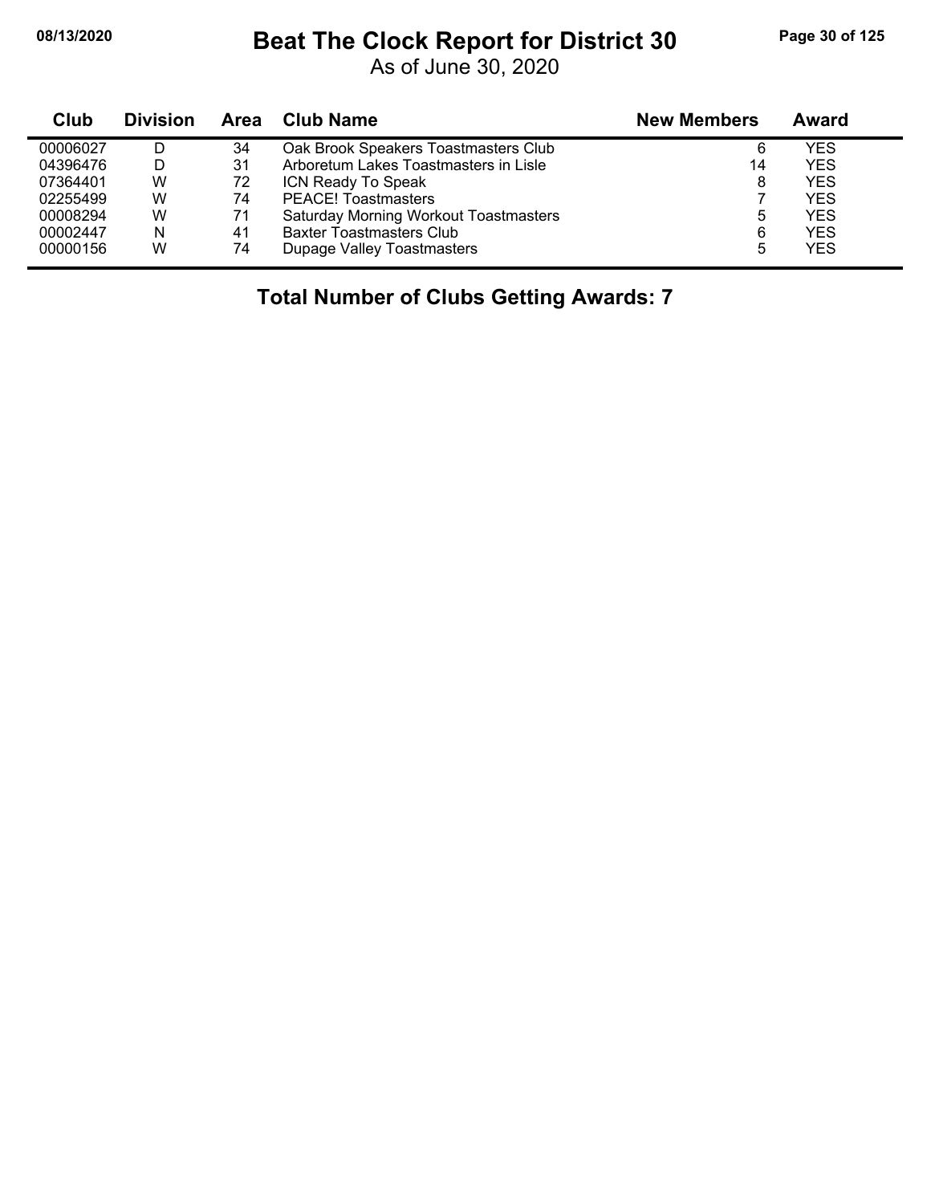# Beat The Clock Report for District 30

As of June 30, 2020

| Club | Division | Area | Club Name | New Members | Award |
|---|---|---|---|---|---|
| 00006027 | D | 34 | Oak Brook Speakers Toastmasters Club | 6 | YES |
| 04396476 | D | 31 | Arboretum Lakes Toastmasters in Lisle | 14 | YES |
| 07364401 | W | 72 | ICN Ready To Speak | 8 | YES |
| 02255499 | W | 74 | PEACE! Toastmasters | 7 | YES |
| 00008294 | W | 71 | Saturday Morning Workout Toastmasters | 5 | YES |
| 00002447 | N | 41 | Baxter Toastmasters Club | 6 | YES |
| 00000156 | W | 74 | Dupage Valley Toastmasters | 5 | YES |

**Total Number of Clubs Getting Awards: 7**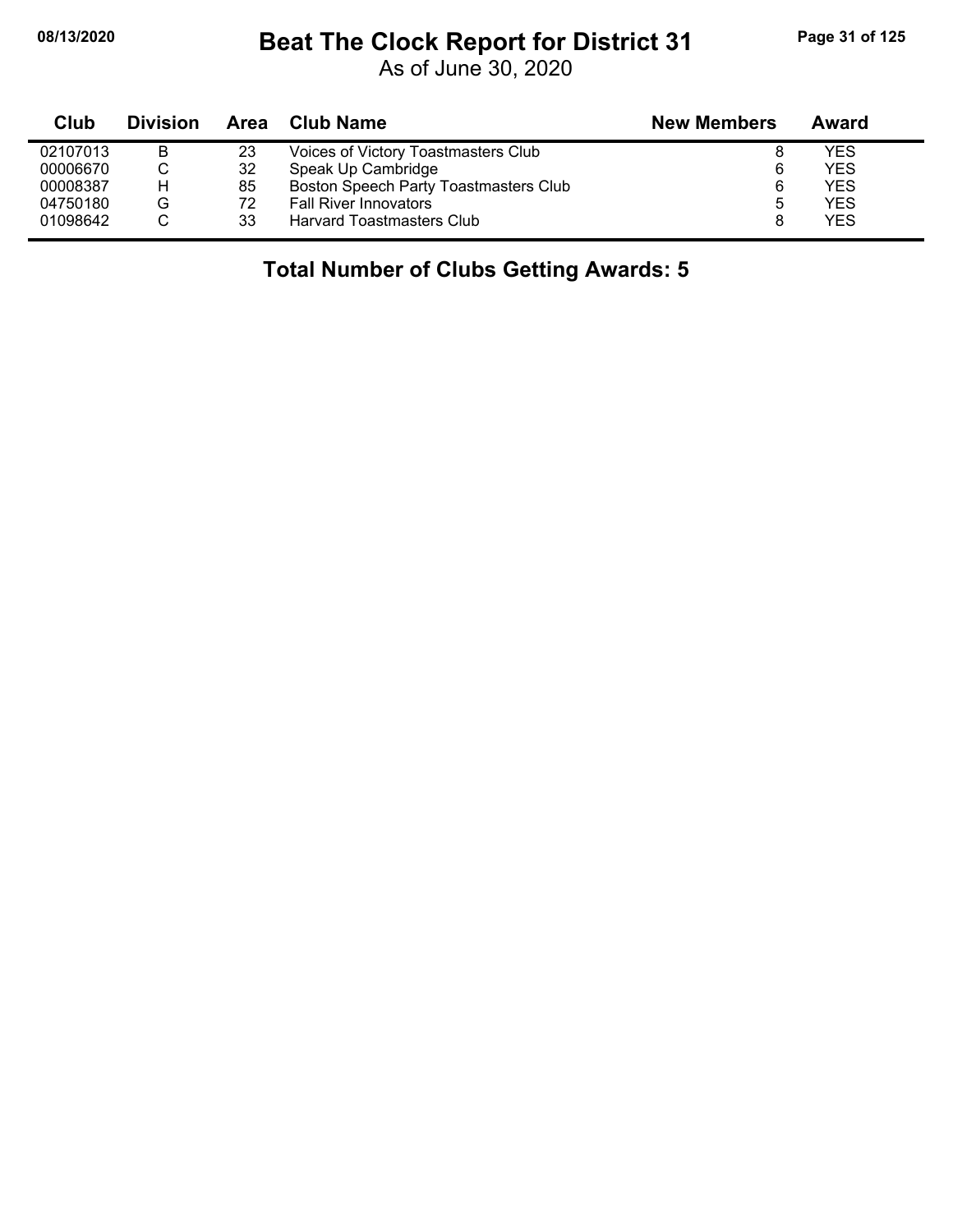# Beat The Clock Report for District 31

As of June 30, 2020

| Club | Division | Area | Club Name | New Members | Award |
|---|---|---|---|---|---|
| 02107013 | B | 23 | Voices of Victory Toastmasters Club | 8 | YES |
| 00006670 | C | 32 | Speak Up Cambridge | 6 | YES |
| 00008387 | H | 85 | Boston Speech Party Toastmasters Club | 6 | YES |
| 04750180 | G | 72 | Fall River Innovators | 5 | YES |
| 01098642 | C | 33 | Harvard Toastmasters Club | 8 | YES |

**Total Number of Clubs Getting Awards: 5**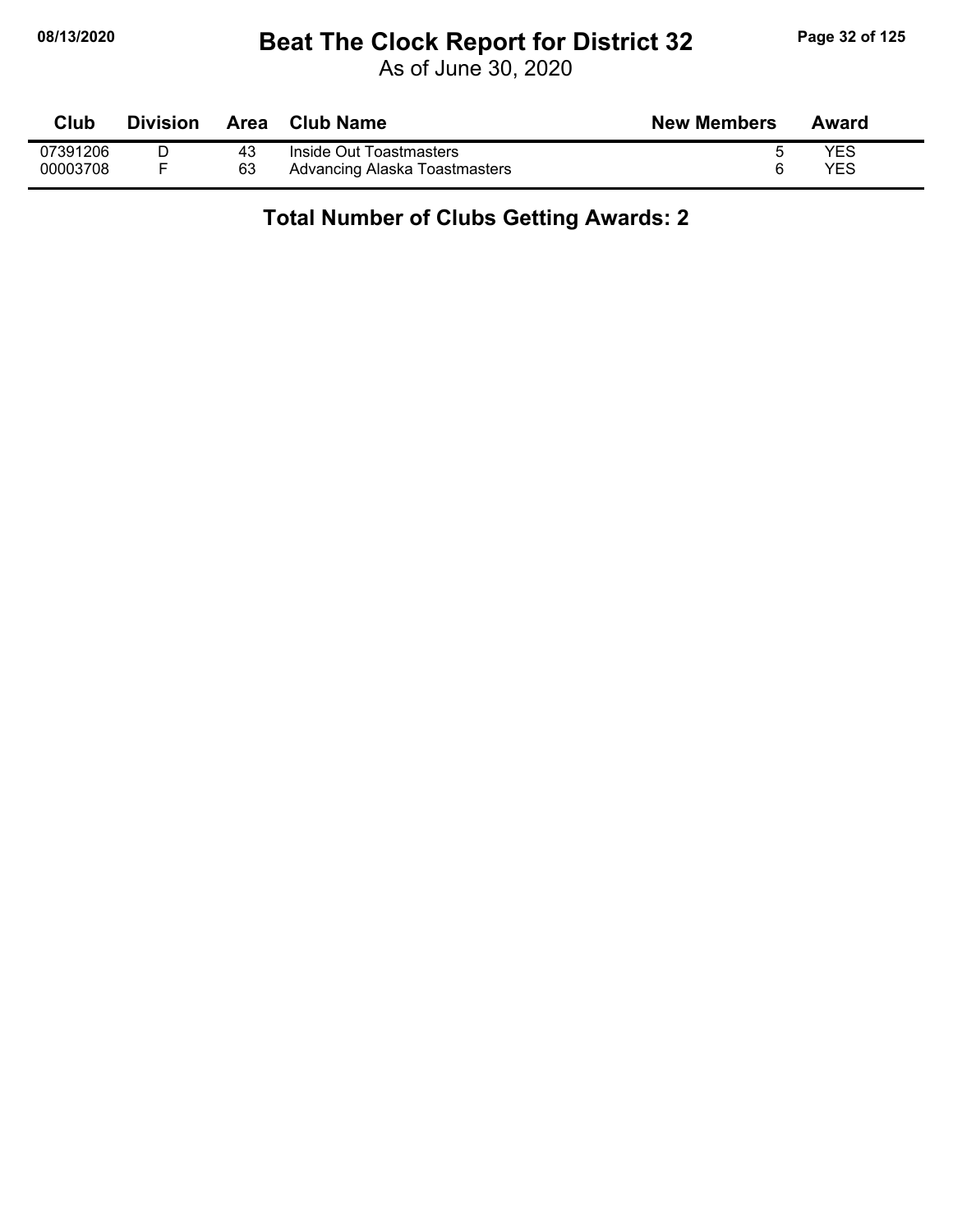# Beat The Clock Report for District 32

As of June 30, 2020

| Club | Division | Area | Club Name | New Members | Award |
|---|---|---|---|---|---|
| 07391206 | D | 43 | Inside Out Toastmasters | 5 | YES |
| 00003708 | F | 63 | Advancing Alaska Toastmasters | 6 | YES |

## Total Number of Clubs Getting Awards: 2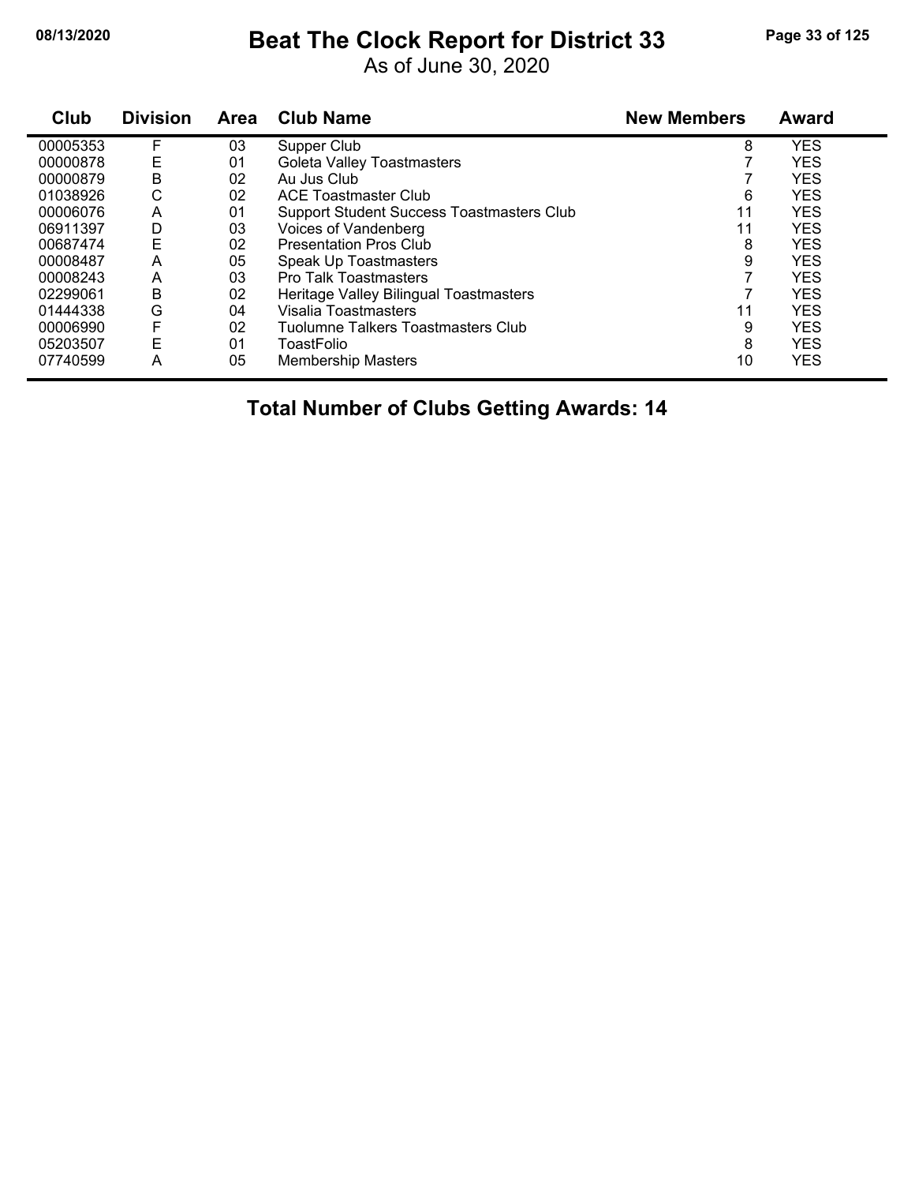# Beat The Clock Report for District 33

As of June 30, 2020

| Club | Division | Area | Club Name | New Members | Award |
|---|---|---|---|---|---|
| 00005353 | F | 03 | Supper Club | 8 | YES |
| 00000878 | E | 01 | Goleta Valley Toastmasters | 7 | YES |
| 00000879 | B | 02 | Au Jus Club | 7 | YES |
| 01038926 | C | 02 | ACE Toastmaster Club | 6 | YES |
| 00006076 | A | 01 | Support Student Success Toastmasters Club | 11 | YES |
| 06911397 | D | 03 | Voices of Vandenberg | 11 | YES |
| 00687474 | E | 02 | Presentation Pros Club | 8 | YES |
| 00008487 | A | 05 | Speak Up Toastmasters | 9 | YES |
| 00008243 | A | 03 | Pro Talk Toastmasters | 7 | YES |
| 02299061 | B | 02 | Heritage Valley Bilingual Toastmasters | 7 | YES |
| 01444338 | G | 04 | Visalia Toastmasters | 11 | YES |
| 00006990 | F | 02 | Tuolumne Talkers Toastmasters Club | 9 | YES |
| 05203507 | E | 01 | ToastFolio | 8 | YES |
| 07740599 | A | 05 | Membership Masters | 10 | YES |

## Total Number of Clubs Getting Awards: 14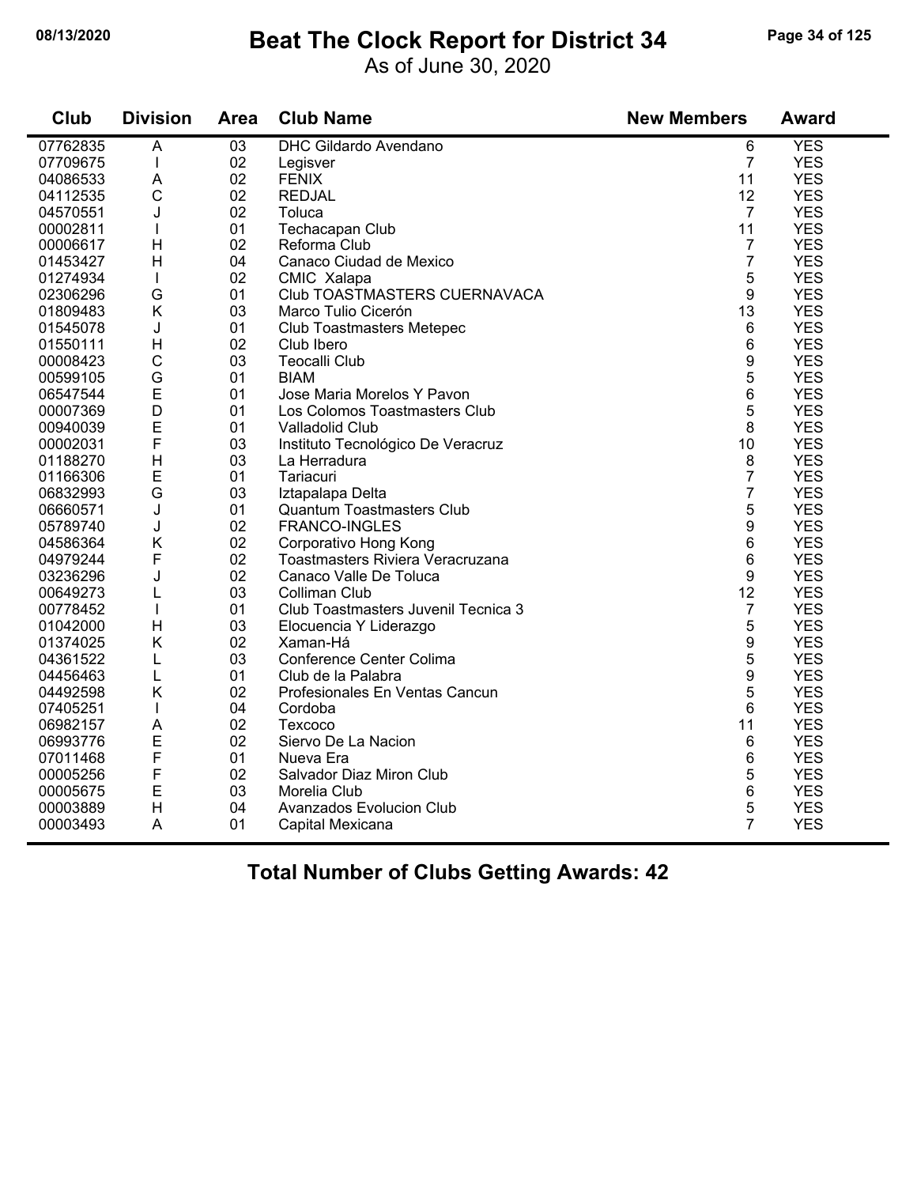# Beat The Clock Report for District 34

As of June 30, 2020

| Club | Division | Area | Club Name | New Members | Award |
|---|---|---|---|---|---|
| 07762835 | A | 03 | DHC Gildardo Avendano | 6 | YES |
| 07709675 | I | 02 | Legisver | 7 | YES |
| 04086533 | A | 02 | FENIX | 11 | YES |
| 04112535 | C | 02 | REDJAL | 12 | YES |
| 04570551 | J | 02 | Toluca | 7 | YES |
| 00002811 | I | 01 | Techacapan Club | 11 | YES |
| 00006617 | H | 02 | Reforma Club | 7 | YES |
| 01453427 | H | 04 | Canaco Ciudad de Mexico | 7 | YES |
| 01274934 | I | 02 | CMIC Xalapa | 5 | YES |
| 02306296 | G | 01 | Club TOASTMASTERS CUERNAVACA | 9 | YES |
| 01809483 | K | 03 | Marco Tulio Cicerón | 13 | YES |
| 01545078 | J | 01 | Club Toastmasters Metepec | 6 | YES |
| 01550111 | H | 02 | Club Ibero | 6 | YES |
| 00008423 | C | 03 | Teocalli Club | 9 | YES |
| 00599105 | G | 01 | BIAM | 5 | YES |
| 06547544 | E | 01 | Jose Maria Morelos Y Pavon | 6 | YES |
| 00007369 | D | 01 | Los Colomos Toastmasters Club | 5 | YES |
| 00940039 | E | 01 | Valladolid Club | 8 | YES |
| 00002031 | F | 03 | Instituto Tecnológico De Veracruz | 10 | YES |
| 01188270 | H | 03 | La Herradura | 8 | YES |
| 01166306 | E | 01 | Tariacuri | 7 | YES |
| 06832993 | G | 03 | Iztapalapa Delta | 7 | YES |
| 06660571 | J | 01 | Quantum Toastmasters Club | 5 | YES |
| 05789740 | J | 02 | FRANCO-INGLES | 9 | YES |
| 04586364 | K | 02 | Corporativo Hong Kong | 6 | YES |
| 04979244 | F | 02 | Toastmasters Riviera Veracruzana | 6 | YES |
| 03236296 | J | 02 | Canaco Valle De Toluca | 9 | YES |
| 00649273 | L | 03 | Colliman Club | 12 | YES |
| 00778452 | I | 01 | Club Toastmasters Juvenil Tecnica 3 | 7 | YES |
| 01042000 | H | 03 | Elocuencia Y Liderazgo | 5 | YES |
| 01374025 | K | 02 | Xaman-Há | 9 | YES |
| 04361522 | L | 03 | Conference Center Colima | 5 | YES |
| 04456463 | L | 01 | Club de la Palabra | 9 | YES |
| 04492598 | K | 02 | Profesionales En Ventas Cancun | 5 | YES |
| 07405251 | I | 04 | Cordoba | 6 | YES |
| 06982157 | A | 02 | Texcoco | 11 | YES |
| 06993776 | E | 02 | Siervo De La Nacion | 6 | YES |
| 07011468 | F | 01 | Nueva Era | 6 | YES |
| 00005256 | F | 02 | Salvador Diaz Miron Club | 5 | YES |
| 00005675 | E | 03 | Morelia Club | 6 | YES |
| 00003889 | H | 04 | Avanzados Evolucion Club | 5 | YES |
| 00003493 | A | 01 | Capital Mexicana | 7 | YES |

**Total Number of Clubs Getting Awards: 42**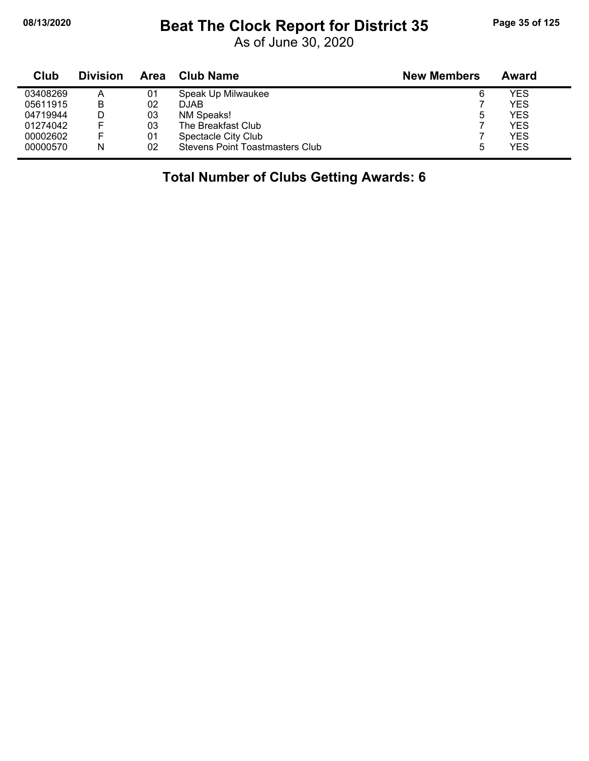# Beat The Clock Report for District 35

As of June 30, 2020

| Club | Division | Area | Club Name | New Members | Award |
|---|---|---|---|---|---|
| 03408269 | A | 01 | Speak Up Milwaukee | 6 | YES |
| 05611915 | B | 02 | DJAB | 7 | YES |
| 04719944 | D | 03 | NM Speaks! | 5 | YES |
| 01274042 | F | 03 | The Breakfast Club | 7 | YES |
| 00002602 | F | 01 | Spectacle City Club | 7 | YES |
| 00000570 | N | 02 | Stevens Point Toastmasters Club | 5 | YES |

**Total Number of Clubs Getting Awards: 6**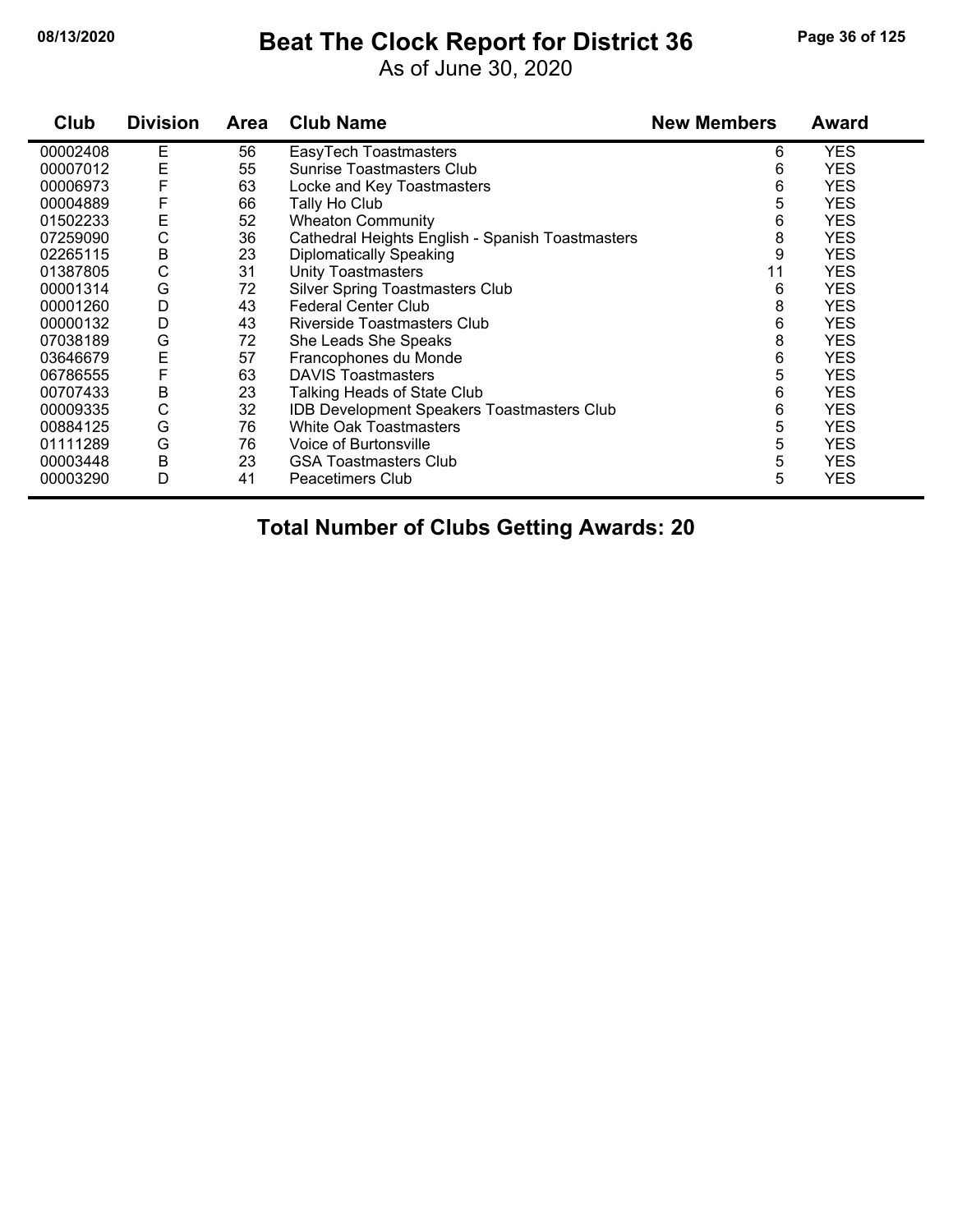# Beat The Clock Report for District 36

As of June 30, 2020

| Club | Division | Area | Club Name | New Members | Award |
|---|---|---|---|---|---|
| 00002408 | E | 56 | EasyTech Toastmasters | 6 | YES |
| 00007012 | E | 55 | Sunrise Toastmasters Club | 6 | YES |
| 00006973 | F | 63 | Locke and Key Toastmasters | 6 | YES |
| 00004889 | F | 66 | Tally Ho Club | 5 | YES |
| 01502233 | E | 52 | Wheaton Community | 6 | YES |
| 07259090 | C | 36 | Cathedral Heights English - Spanish Toastmasters | 8 | YES |
| 02265115 | B | 23 | Diplomatically Speaking | 9 | YES |
| 01387805 | C | 31 | Unity Toastmasters | 11 | YES |
| 00001314 | G | 72 | Silver Spring Toastmasters Club | 6 | YES |
| 00001260 | D | 43 | Federal Center Club | 8 | YES |
| 00000132 | D | 43 | Riverside Toastmasters Club | 6 | YES |
| 07038189 | G | 72 | She Leads She Speaks | 8 | YES |
| 03646679 | E | 57 | Francophones du Monde | 6 | YES |
| 06786555 | F | 63 | DAVIS Toastmasters | 5 | YES |
| 00707433 | B | 23 | Talking Heads of State Club | 6 | YES |
| 00009335 | C | 32 | IDB Development Speakers Toastmasters Club | 6 | YES |
| 00884125 | G | 76 | White Oak Toastmasters | 5 | YES |
| 01111289 | G | 76 | Voice of Burtonsville | 5 | YES |
| 00003448 | B | 23 | GSA Toastmasters Club | 5 | YES |
| 00003290 | D | 41 | Peacetimers Club | 5 | YES |

**Total Number of Clubs Getting Awards: 20**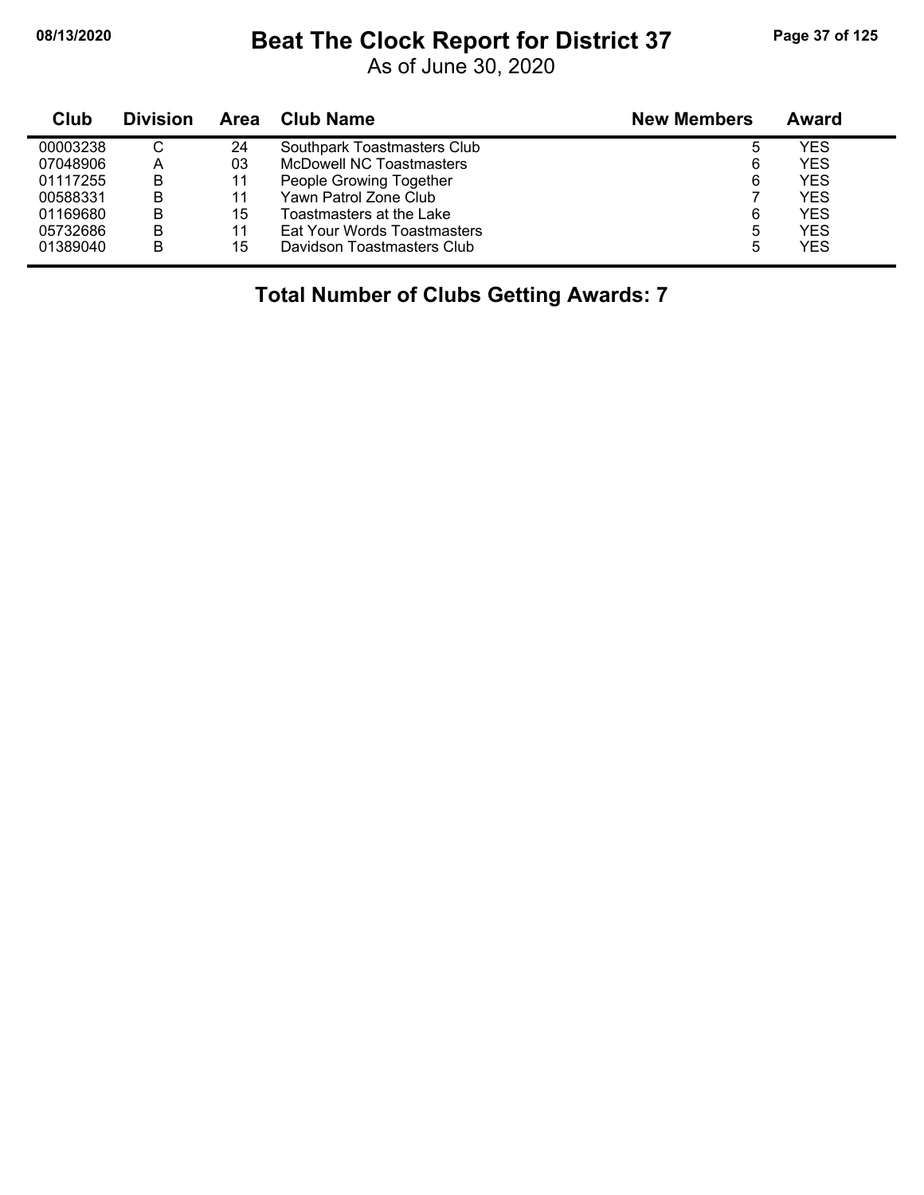# Beat The Clock Report for District 37

As of June 30, 2020

| Club | Division | Area | Club Name | New Members | Award |
|---|---|---|---|---|---|
| 00003238 | C | 24 | Southpark Toastmasters Club | 5 | YES |
| 07048906 | A | 03 | McDowell NC Toastmasters | 6 | YES |
| 01117255 | B | 11 | People Growing Together | 6 | YES |
| 00588331 | B | 11 | Yawn Patrol Zone Club | 7 | YES |
| 01169680 | B | 15 | Toastmasters at the Lake | 6 | YES |
| 05732686 | B | 11 | Eat Your Words Toastmasters | 5 | YES |
| 01389040 | B | 15 | Davidson Toastmasters Club | 5 | YES |

**Total Number of Clubs Getting Awards: 7**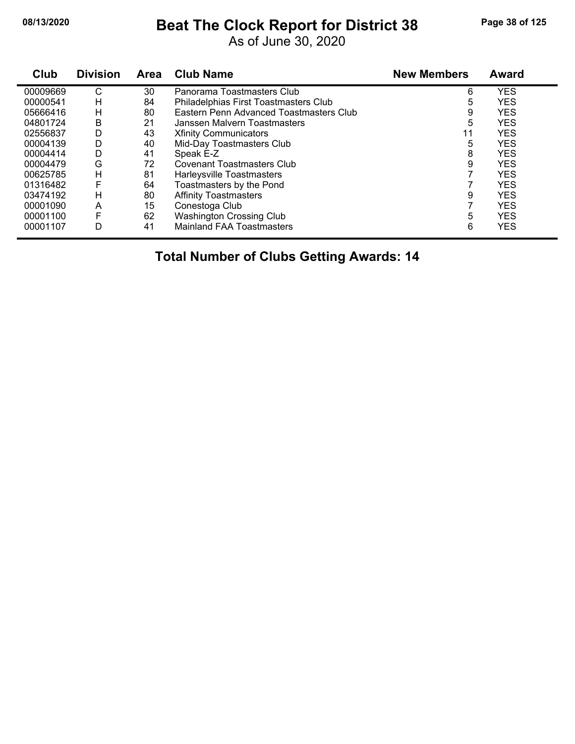# Beat The Clock Report for District 38

As of June 30, 2020

| Club | Division | Area | Club Name | New Members | Award |
|---|---|---|---|---|---|
| 00009669 | C | 30 | Panorama Toastmasters Club | 6 | YES |
| 00000541 | H | 84 | Philadelphias First Toastmasters Club | 5 | YES |
| 05666416 | H | 80 | Eastern Penn Advanced Toastmasters Club | 9 | YES |
| 04801724 | B | 21 | Janssen Malvern Toastmasters | 5 | YES |
| 02556837 | D | 43 | Xfinity Communicators | 11 | YES |
| 00004139 | D | 40 | Mid-Day Toastmasters Club | 5 | YES |
| 00004414 | D | 41 | Speak E-Z | 8 | YES |
| 00004479 | G | 72 | Covenant Toastmasters Club | 9 | YES |
| 00625785 | H | 81 | Harleysville Toastmasters | 7 | YES |
| 01316482 | F | 64 | Toastmasters by the Pond | 7 | YES |
| 03474192 | H | 80 | Affinity Toastmasters | 9 | YES |
| 00001090 | A | 15 | Conestoga Club | 7 | YES |
| 00001100 | F | 62 | Washington Crossing Club | 5 | YES |
| 00001107 | D | 41 | Mainland FAA Toastmasters | 6 | YES |

## Total Number of Clubs Getting Awards: 14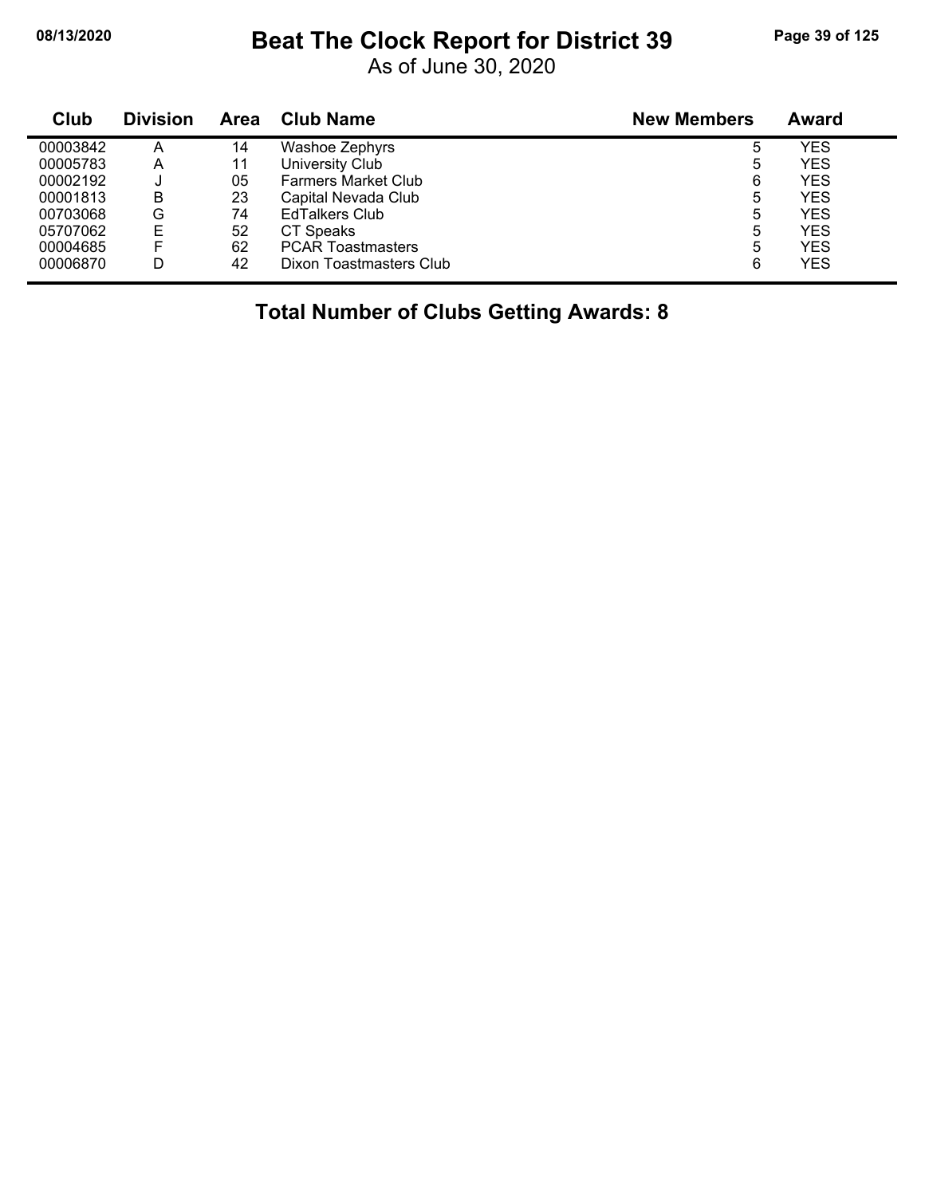# Beat The Clock Report for District 39

As of June 30, 2020

| Club | Division | Area | Club Name | New Members | Award |
|---|---|---|---|---|---|
| 00003842 | A | 14 | Washoe Zephyrs | 5 | YES |
| 00005783 | A | 11 | University Club | 5 | YES |
| 00002192 | J | 05 | Farmers Market Club | 6 | YES |
| 00001813 | B | 23 | Capital Nevada Club | 5 | YES |
| 00703068 | G | 74 | EdTalkers Club | 5 | YES |
| 05707062 | E | 52 | CT Speaks | 5 | YES |
| 00004685 | F | 62 | PCAR Toastmasters | 5 | YES |
| 00006870 | D | 42 | Dixon Toastmasters Club | 6 | YES |

**Total Number of Clubs Getting Awards: 8**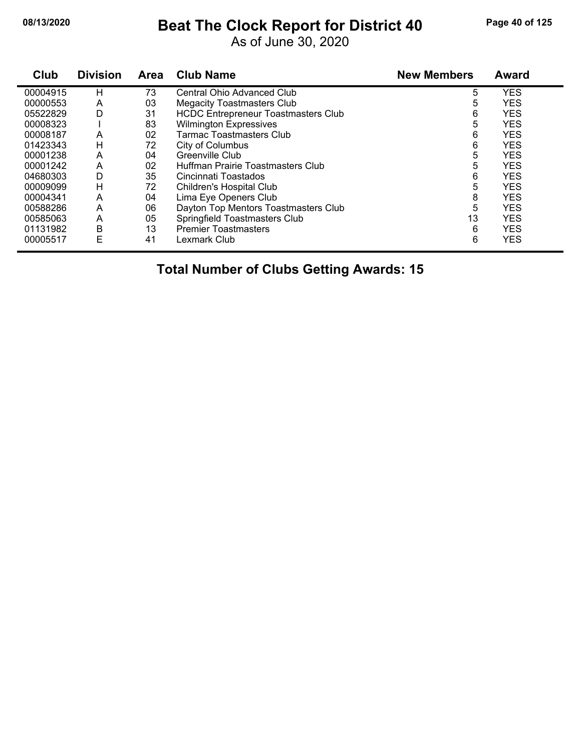# Beat The Clock Report for District 40

As of June 30, 2020

| Club | Division | Area | Club Name | New Members | Award |
|---|---|---|---|---|---|
| 00004915 | H | 73 | Central Ohio Advanced Club | 5 | YES |
| 00000553 | A | 03 | Megacity Toastmasters Club | 5 | YES |
| 05522829 | D | 31 | HCDC Entrepreneur Toastmasters Club | 6 | YES |
| 00008323 | I | 83 | Wilmington Expressives | 5 | YES |
| 00008187 | A | 02 | Tarmac Toastmasters Club | 6 | YES |
| 01423343 | H | 72 | City of Columbus | 6 | YES |
| 00001238 | A | 04 | Greenville Club | 5 | YES |
| 00001242 | A | 02 | Huffman Prairie Toastmasters Club | 5 | YES |
| 04680303 | D | 35 | Cincinnati Toastados | 6 | YES |
| 00009099 | H | 72 | Children's Hospital Club | 5 | YES |
| 00004341 | A | 04 | Lima Eye Openers Club | 8 | YES |
| 00588286 | A | 06 | Dayton Top Mentors Toastmasters Club | 5 | YES |
| 00585063 | A | 05 | Springfield Toastmasters Club | 13 | YES |
| 01131982 | B | 13 | Premier Toastmasters | 6 | YES |
| 00005517 | E | 41 | Lexmark Club | 6 | YES |

**Total Number of Clubs Getting Awards: 15**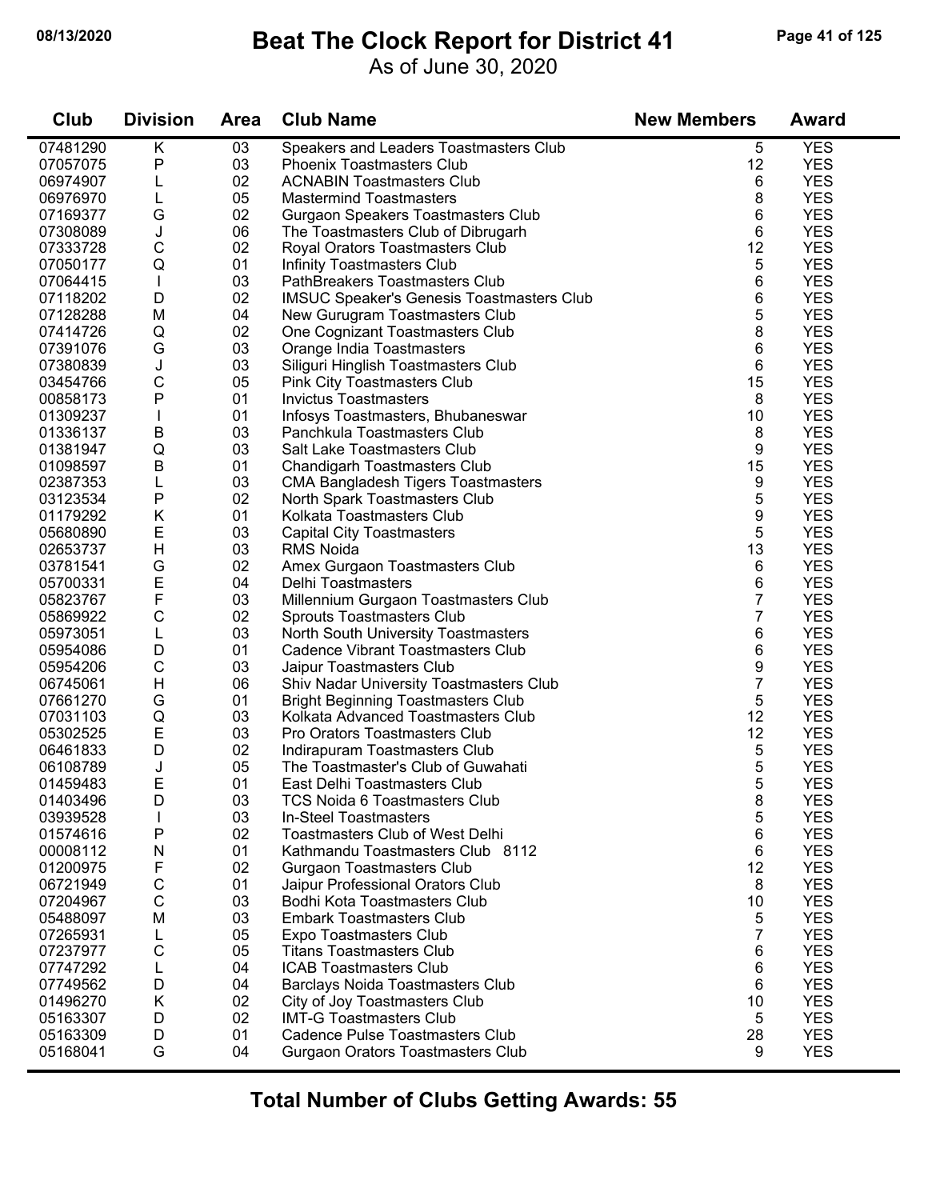# Beat The Clock Report for District 41

As of June 30, 2020

| Club | Division | Area | Club Name | New Members | Award |
|---|---|---|---|---|---|
| 07481290 | K | 03 | Speakers and Leaders Toastmasters Club | 5 | YES |
| 07057075 | P | 03 | Phoenix Toastmasters Club | 12 | YES |
| 06974907 | L | 02 | ACNABIN Toastmasters Club | 6 | YES |
| 06976970 | L | 05 | Mastermind Toastmasters | 8 | YES |
| 07169377 | G | 02 | Gurgaon Speakers Toastmasters Club | 6 | YES |
| 07308089 | J | 06 | The Toastmasters Club of Dibrugarh | 6 | YES |
| 07333728 | C | 02 | Royal Orators Toastmasters Club | 12 | YES |
| 07050177 | Q | 01 | Infinity Toastmasters Club | 5 | YES |
| 07064415 | I | 03 | PathBreakers Toastmasters Club | 6 | YES |
| 07118202 | D | 02 | IMSUC Speaker's Genesis Toastmasters Club | 6 | YES |
| 07128288 | M | 04 | New Gurugram Toastmasters Club | 5 | YES |
| 07414726 | Q | 02 | One Cognizant Toastmasters Club | 8 | YES |
| 07391076 | G | 03 | Orange India Toastmasters | 6 | YES |
| 07380839 | J | 03 | Siliguri Hinglish Toastmasters Club | 6 | YES |
| 03454766 | C | 05 | Pink City Toastmasters Club | 15 | YES |
| 00858173 | P | 01 | Invictus Toastmasters | 8 | YES |
| 01309237 | I | 01 | Infosys Toastmasters, Bhubaneswar | 10 | YES |
| 01336137 | B | 03 | Panchkula Toastmasters Club | 8 | YES |
| 01381947 | Q | 03 | Salt Lake Toastmasters Club | 9 | YES |
| 01098597 | B | 01 | Chandigarh Toastmasters Club | 15 | YES |
| 02387353 | L | 03 | CMA Bangladesh Tigers Toastmasters | 9 | YES |
| 03123534 | P | 02 | North Spark Toastmasters Club | 5 | YES |
| 01179292 | K | 01 | Kolkata Toastmasters Club | 9 | YES |
| 05680890 | E | 03 | Capital City Toastmasters | 5 | YES |
| 02653737 | H | 03 | RMS Noida | 13 | YES |
| 03781541 | G | 02 | Amex Gurgaon Toastmasters Club | 6 | YES |
| 05700331 | E | 04 | Delhi Toastmasters | 6 | YES |
| 05823767 | F | 03 | Millennium Gurgaon Toastmasters Club | 7 | YES |
| 05869922 | C | 02 | Sprouts Toastmasters Club | 7 | YES |
| 05973051 | L | 03 | North South University Toastmasters | 6 | YES |
| 05954086 | D | 01 | Cadence Vibrant Toastmasters Club | 6 | YES |
| 05954206 | C | 03 | Jaipur Toastmasters Club | 9 | YES |
| 06745061 | H | 06 | Shiv Nadar University Toastmasters Club | 7 | YES |
| 07661270 | G | 01 | Bright Beginning Toastmasters Club | 5 | YES |
| 07031103 | Q | 03 | Kolkata Advanced Toastmasters Club | 12 | YES |
| 05302525 | E | 03 | Pro Orators Toastmasters Club | 12 | YES |
| 06461833 | D | 02 | Indirapuram Toastmasters Club | 5 | YES |
| 06108789 | J | 05 | The Toastmaster's Club of Guwahati | 5 | YES |
| 01459483 | E | 01 | East Delhi Toastmasters Club | 5 | YES |
| 01403496 | D | 03 | TCS Noida 6 Toastmasters Club | 8 | YES |
| 03939528 | I | 03 | In-Steel Toastmasters | 5 | YES |
| 01574616 | P | 02 | Toastmasters Club of West Delhi | 6 | YES |
| 00008112 | N | 01 | Kathmandu Toastmasters Club 8112 | 6 | YES |
| 01200975 | F | 02 | Gurgaon Toastmasters Club | 12 | YES |
| 06721949 | C | 01 | Jaipur Professional Orators Club | 8 | YES |
| 07204967 | C | 03 | Bodhi Kota Toastmasters Club | 10 | YES |
| 05488097 | M | 03 | Embark Toastmasters Club | 5 | YES |
| 07265931 | L | 05 | Expo Toastmasters Club | 7 | YES |
| 07237977 | C | 05 | Titans Toastmasters Club | 6 | YES |
| 07747292 | L | 04 | ICAB Toastmasters Club | 6 | YES |
| 07749562 | D | 04 | Barclays Noida Toastmasters Club | 6 | YES |
| 01496270 | K | 02 | City of Joy Toastmasters Club | 10 | YES |
| 05163307 | D | 02 | IMT-G Toastmasters Club | 5 | YES |
| 05163309 | D | 01 | Cadence Pulse Toastmasters Club | 28 | YES |
| 05168041 | G | 04 | Gurgaon Orators Toastmasters Club | 9 | YES |

**Total Number of Clubs Getting Awards: 55**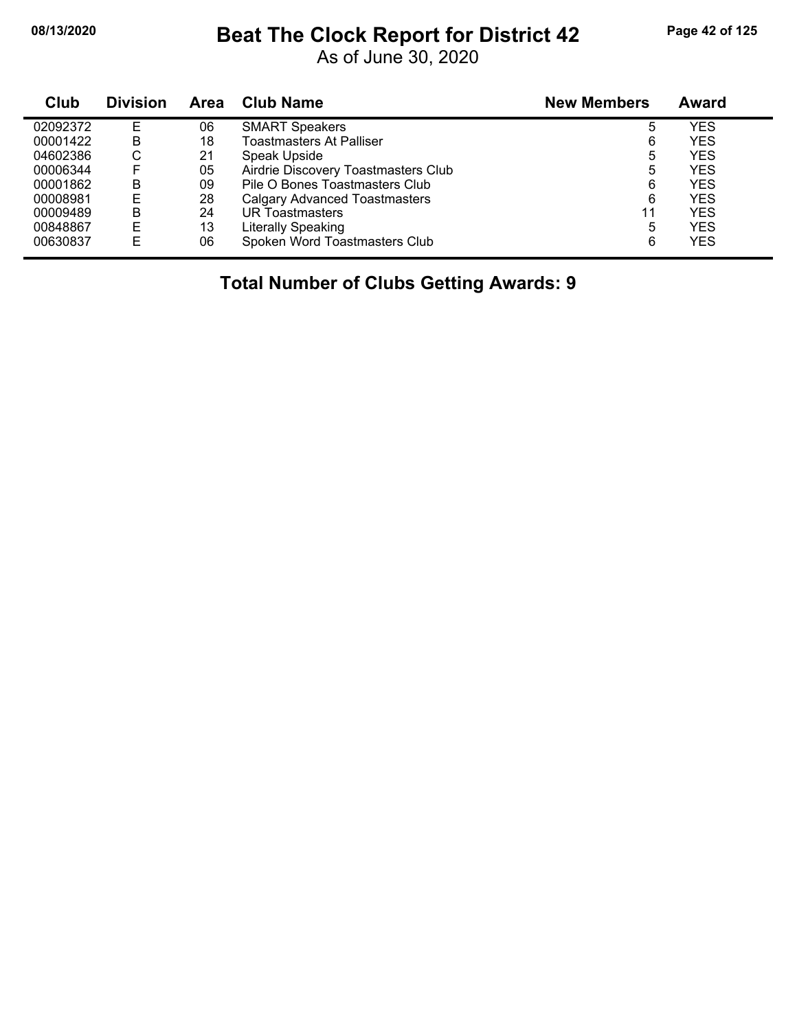# Beat The Clock Report for District 42

As of June 30, 2020

| Club | Division | Area | Club Name | New Members | Award |
|---|---|---|---|---|---|
| 02092372 | E | 06 | SMART Speakers | 5 | YES |
| 00001422 | B | 18 | Toastmasters At Palliser | 6 | YES |
| 04602386 | C | 21 | Speak Upside | 5 | YES |
| 00006344 | F | 05 | Airdrie Discovery Toastmasters Club | 5 | YES |
| 00001862 | B | 09 | Pile O Bones Toastmasters Club | 6 | YES |
| 00008981 | E | 28 | Calgary Advanced Toastmasters | 6 | YES |
| 00009489 | B | 24 | UR Toastmasters | 11 | YES |
| 00848867 | E | 13 | Literally Speaking | 5 | YES |
| 00630837 | E | 06 | Spoken Word Toastmasters Club | 6 | YES |

**Total Number of Clubs Getting Awards: 9**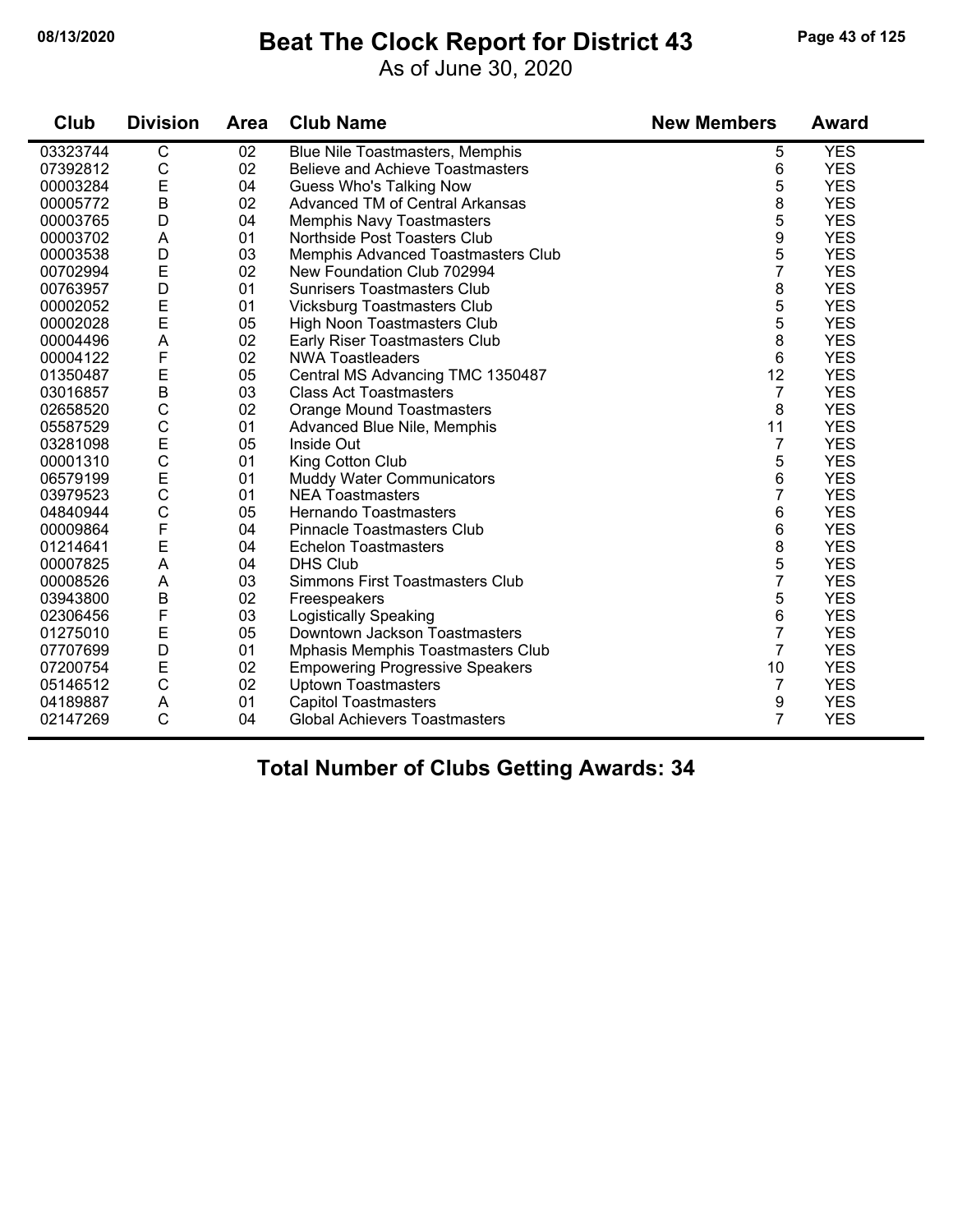# Beat The Clock Report for District 43

As of June 30, 2020

08/13/2020

| Club | Division | Area | Club Name | New Members | Award |
|---|---|---|---|---|---|
| 03323744 | C | 02 | Blue Nile Toastmasters, Memphis | 5 | YES |
| 07392812 | C | 02 | Believe and Achieve Toastmasters | 6 | YES |
| 00003284 | E | 04 | Guess Who's Talking Now | 5 | YES |
| 00005772 | B | 02 | Advanced TM of Central Arkansas | 8 | YES |
| 00003765 | D | 04 | Memphis Navy Toastmasters | 5 | YES |
| 00003702 | A | 01 | Northside Post Toasters Club | 9 | YES |
| 00003538 | D | 03 | Memphis Advanced Toastmasters Club | 5 | YES |
| 00702994 | E | 02 | New Foundation Club 702994 | 7 | YES |
| 00763957 | D | 01 | Sunrisers Toastmasters Club | 8 | YES |
| 00002052 | E | 01 | Vicksburg Toastmasters Club | 5 | YES |
| 00002028 | E | 05 | High Noon Toastmasters Club | 5 | YES |
| 00004496 | A | 02 | Early Riser Toastmasters Club | 8 | YES |
| 00004122 | F | 02 | NWA Toastleaders | 6 | YES |
| 01350487 | E | 05 | Central MS Advancing TMC 1350487 | 12 | YES |
| 03016857 | B | 03 | Class Act Toastmasters | 7 | YES |
| 02658520 | C | 02 | Orange Mound Toastmasters | 8 | YES |
| 05587529 | C | 01 | Advanced Blue Nile, Memphis | 11 | YES |
| 03281098 | E | 05 | Inside Out | 7 | YES |
| 00001310 | C | 01 | King Cotton Club | 5 | YES |
| 06579199 | E | 01 | Muddy Water Communicators | 6 | YES |
| 03979523 | C | 01 | NEA Toastmasters | 7 | YES |
| 04840944 | C | 05 | Hernando Toastmasters | 6 | YES |
| 00009864 | F | 04 | Pinnacle Toastmasters Club | 6 | YES |
| 01214641 | E | 04 | Echelon Toastmasters | 8 | YES |
| 00007825 | A | 04 | DHS Club | 5 | YES |
| 00008526 | A | 03 | Simmons First Toastmasters Club | 7 | YES |
| 03943800 | B | 02 | Freespeakers | 5 | YES |
| 02306456 | F | 03 | Logistically Speaking | 6 | YES |
| 01275010 | E | 05 | Downtown Jackson Toastmasters | 7 | YES |
| 07707699 | D | 01 | Mphasis Memphis Toastmasters Club | 7 | YES |
| 07200754 | E | 02 | Empowering Progressive Speakers | 10 | YES |
| 05146512 | C | 02 | Uptown Toastmasters | 7 | YES |
| 04189887 | A | 01 | Capitol Toastmasters | 9 | YES |
| 02147269 | C | 04 | Global Achievers Toastmasters | 7 | YES |

## Total Number of Clubs Getting Awards: 34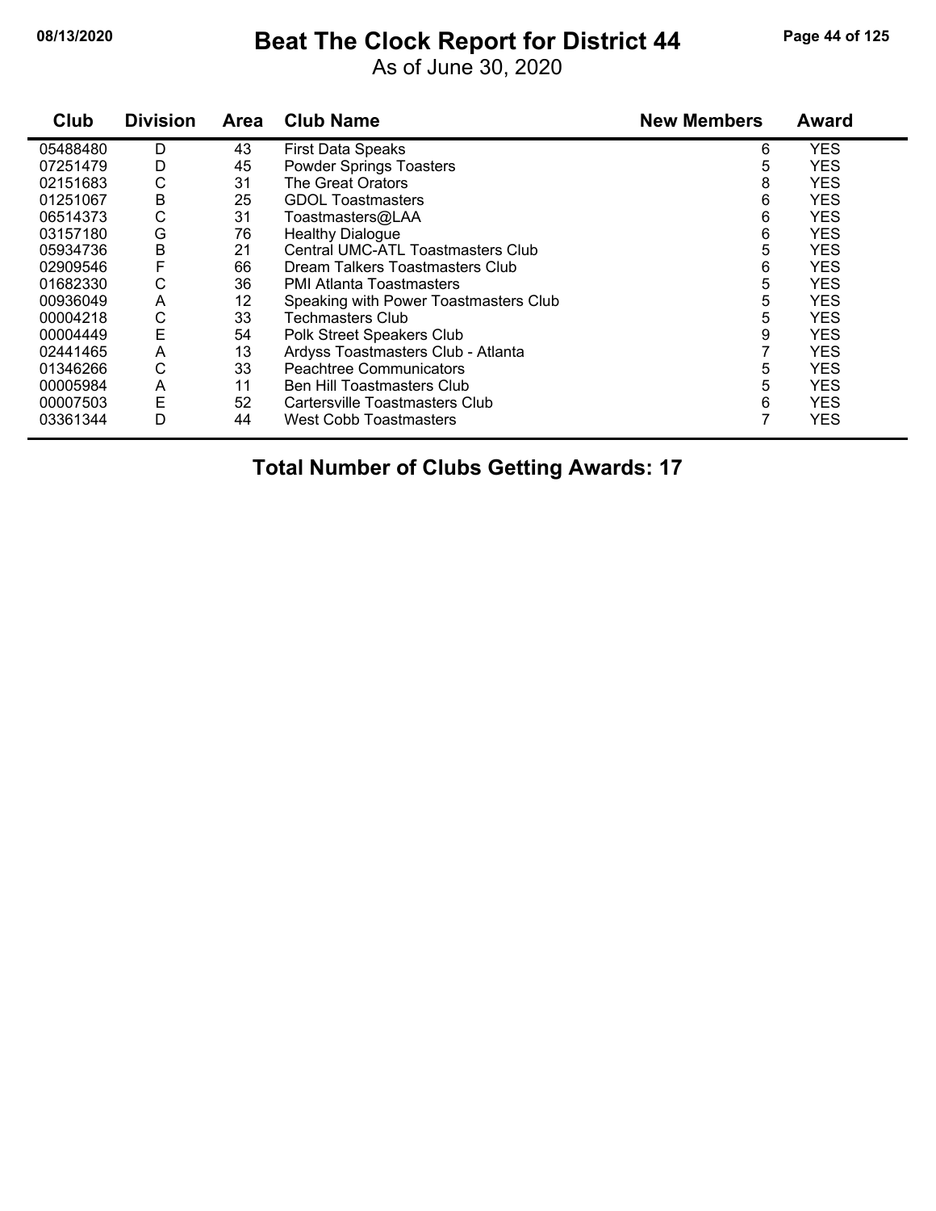# Beat The Clock Report for District 44

As of June 30, 2020

| Club | Division | Area | Club Name | New Members | Award |
|---|---|---|---|---|---|
| 05488480 | D | 43 | First Data Speaks | 6 | YES |
| 07251479 | D | 45 | Powder Springs Toasters | 5 | YES |
| 02151683 | C | 31 | The Great Orators | 8 | YES |
| 01251067 | B | 25 | GDOL Toastmasters | 6 | YES |
| 06514373 | C | 31 | Toastmasters@LAA | 6 | YES |
| 03157180 | G | 76 | Healthy Dialogue | 6 | YES |
| 05934736 | B | 21 | Central UMC-ATL Toastmasters Club | 5 | YES |
| 02909546 | F | 66 | Dream Talkers Toastmasters Club | 6 | YES |
| 01682330 | C | 36 | PMI Atlanta Toastmasters | 5 | YES |
| 00936049 | A | 12 | Speaking with Power Toastmasters Club | 5 | YES |
| 00004218 | C | 33 | Techmasters Club | 5 | YES |
| 00004449 | E | 54 | Polk Street Speakers Club | 9 | YES |
| 02441465 | A | 13 | Ardyss Toastmasters Club - Atlanta | 7 | YES |
| 01346266 | C | 33 | Peachtree Communicators | 5 | YES |
| 00005984 | A | 11 | Ben Hill Toastmasters Club | 5 | YES |
| 00007503 | E | 52 | Cartersville Toastmasters Club | 6 | YES |
| 03361344 | D | 44 | West Cobb Toastmasters | 7 | YES |

**Total Number of Clubs Getting Awards: 17**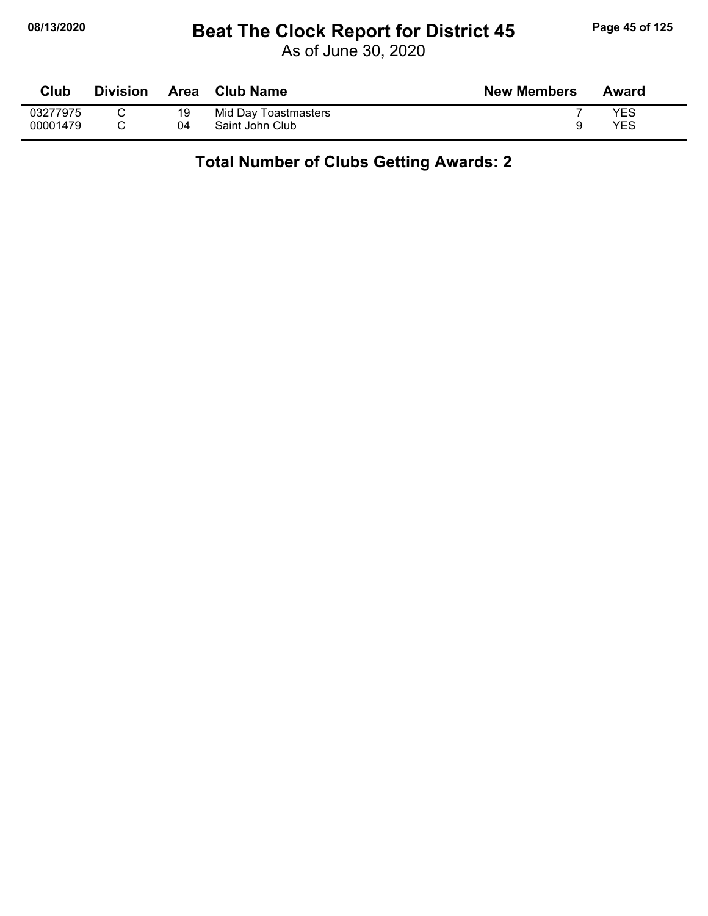# Beat The Clock Report for District 45

As of June 30, 2020

| Club | Division | Area | Club Name | New Members | Award |
|---|---|---|---|---|---|
| 03277975 | C | 19 | Mid Day Toastmasters | 7 | YES |
| 00001479 | C | 04 | Saint John Club | 9 | YES |

**Total Number of Clubs Getting Awards: 2**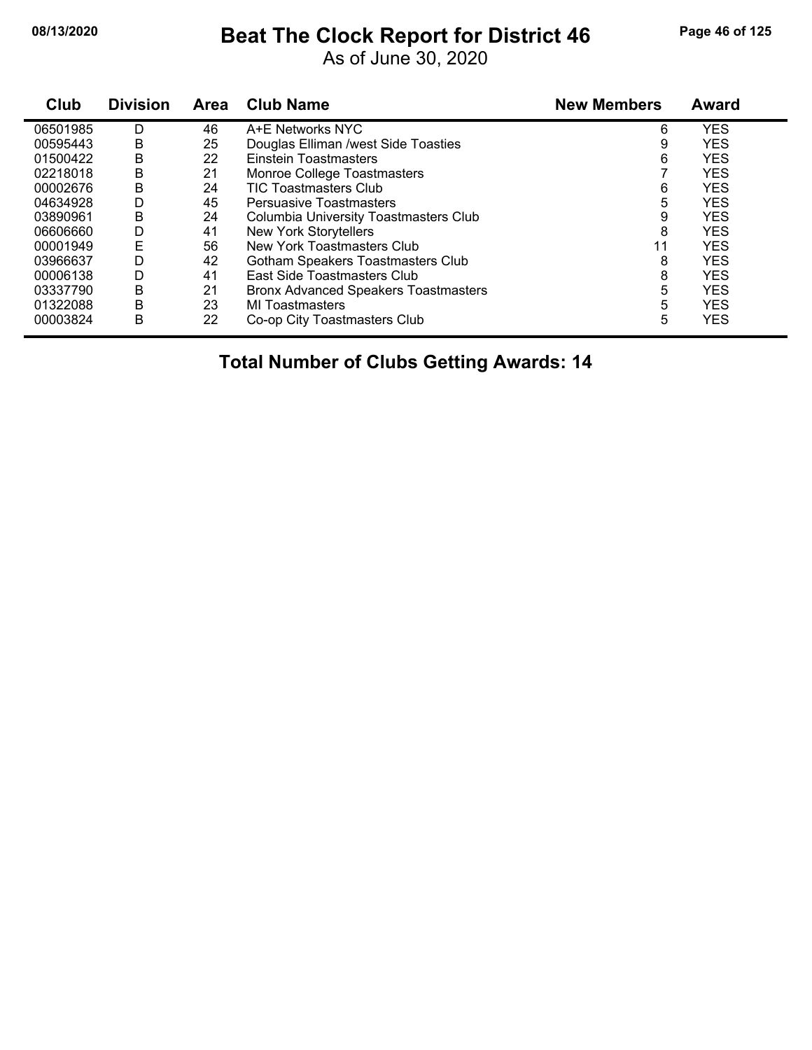# Beat The Clock Report for District 46

As of June 30, 2020

| Club | Division | Area | Club Name | New Members | Award |
|---|---|---|---|---|---|
| 06501985 | D | 46 | A+E Networks NYC | 6 | YES |
| 00595443 | B | 25 | Douglas Elliman /west Side Toasties | 9 | YES |
| 01500422 | B | 22 | Einstein Toastmasters | 6 | YES |
| 02218018 | B | 21 | Monroe College Toastmasters | 7 | YES |
| 00002676 | B | 24 | TIC Toastmasters Club | 6 | YES |
| 04634928 | D | 45 | Persuasive Toastmasters | 5 | YES |
| 03890961 | B | 24 | Columbia University Toastmasters Club | 9 | YES |
| 06606660 | D | 41 | New York Storytellers | 8 | YES |
| 00001949 | E | 56 | New York Toastmasters Club | 11 | YES |
| 03966637 | D | 42 | Gotham Speakers Toastmasters Club | 8 | YES |
| 00006138 | D | 41 | East Side Toastmasters Club | 8 | YES |
| 03337790 | B | 21 | Bronx Advanced Speakers Toastmasters | 5 | YES |
| 01322088 | B | 23 | MI Toastmasters | 5 | YES |
| 00003824 | B | 22 | Co-op City Toastmasters Club | 5 | YES |

**Total Number of Clubs Getting Awards: 14**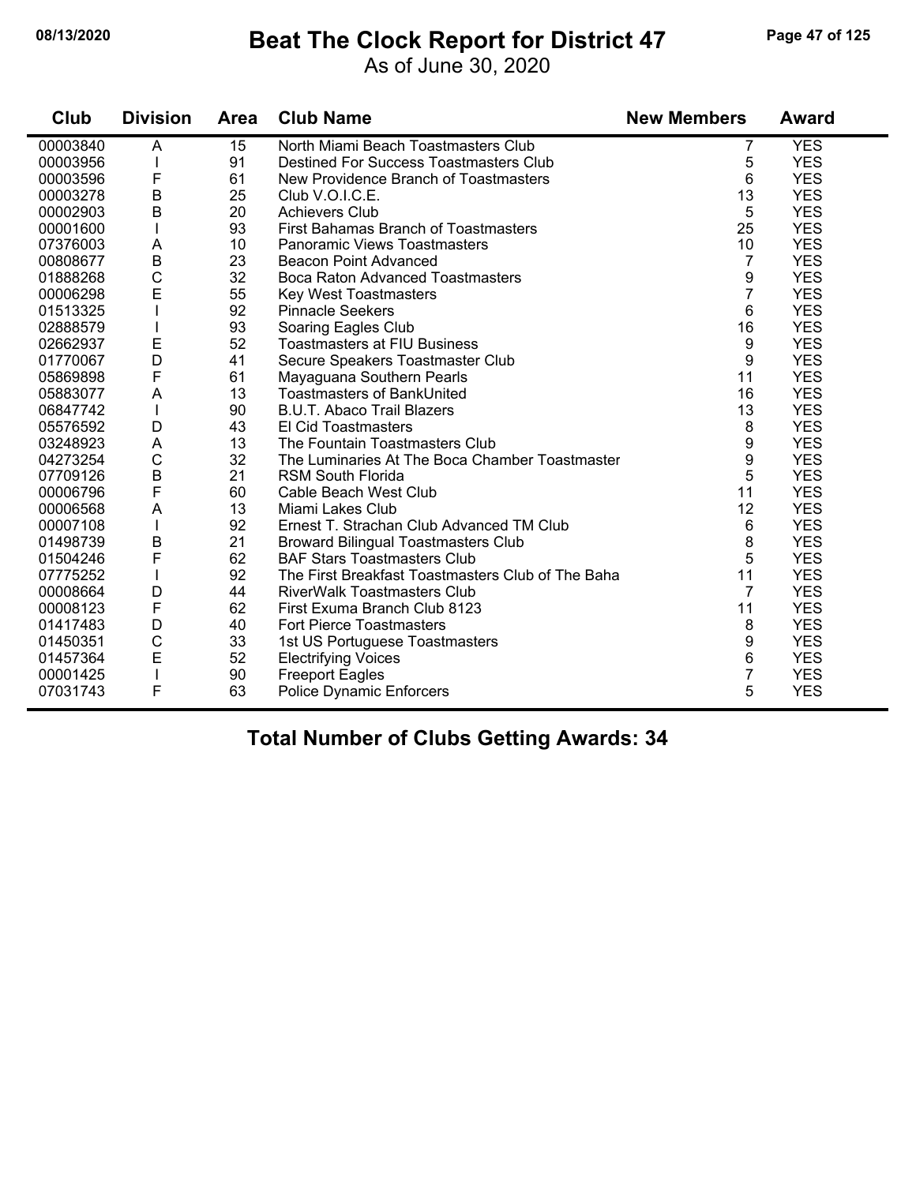# Beat The Clock Report for District 47

As of June 30, 2020

| Club | Division | Area | Club Name | New Members | Award |
|---|---|---|---|---|---|
| 00003840 | A | 15 | North Miami Beach Toastmasters Club | 7 | YES |
| 00003956 | I | 91 | Destined For Success Toastmasters Club | 5 | YES |
| 00003596 | F | 61 | New Providence Branch of Toastmasters | 6 | YES |
| 00003278 | B | 25 | Club V.O.I.C.E. | 13 | YES |
| 00002903 | B | 20 | Achievers Club | 5 | YES |
| 00001600 | I | 93 | First Bahamas Branch of Toastmasters | 25 | YES |
| 07376003 | A | 10 | Panoramic Views Toastmasters | 10 | YES |
| 00808677 | B | 23 | Beacon Point Advanced | 7 | YES |
| 01888268 | C | 32 | Boca Raton Advanced Toastmasters | 9 | YES |
| 00006298 | E | 55 | Key West Toastmasters | 7 | YES |
| 01513325 | I | 92 | Pinnacle Seekers | 6 | YES |
| 02888579 | I | 93 | Soaring Eagles Club | 16 | YES |
| 02662937 | E | 52 | Toastmasters at FIU Business | 9 | YES |
| 01770067 | D | 41 | Secure Speakers Toastmaster Club | 9 | YES |
| 05869898 | F | 61 | Mayaguana Southern Pearls | 11 | YES |
| 05883077 | A | 13 | Toastmasters of BankUnited | 16 | YES |
| 06847742 | I | 90 | B.U.T. Abaco Trail Blazers | 13 | YES |
| 05576592 | D | 43 | El Cid Toastmasters | 8 | YES |
| 03248923 | A | 13 | The Fountain Toastmasters Club | 9 | YES |
| 04273254 | C | 32 | The Luminaries At The Boca Chamber Toastmaster | 9 | YES |
| 07709126 | B | 21 | RSM South Florida | 5 | YES |
| 00006796 | F | 60 | Cable Beach West Club | 11 | YES |
| 00006568 | A | 13 | Miami Lakes Club | 12 | YES |
| 00007108 | I | 92 | Ernest T. Strachan Club Advanced TM Club | 6 | YES |
| 01498739 | B | 21 | Broward Bilingual Toastmasters Club | 8 | YES |
| 01504246 | F | 62 | BAF Stars Toastmasters Club | 5 | YES |
| 07775252 | I | 92 | The First Breakfast Toastmasters Club of The Baha | 11 | YES |
| 00008664 | D | 44 | RiverWalk Toastmasters Club | 7 | YES |
| 00008123 | F | 62 | First Exuma Branch Club 8123 | 11 | YES |
| 01417483 | D | 40 | Fort Pierce Toastmasters | 8 | YES |
| 01450351 | C | 33 | 1st US Portuguese Toastmasters | 9 | YES |
| 01457364 | E | 52 | Electrifying Voices | 6 | YES |
| 00001425 | I | 90 | Freeport Eagles | 7 | YES |
| 07031743 | F | 63 | Police Dynamic Enforcers | 5 | YES |

## Total Number of Clubs Getting Awards: 34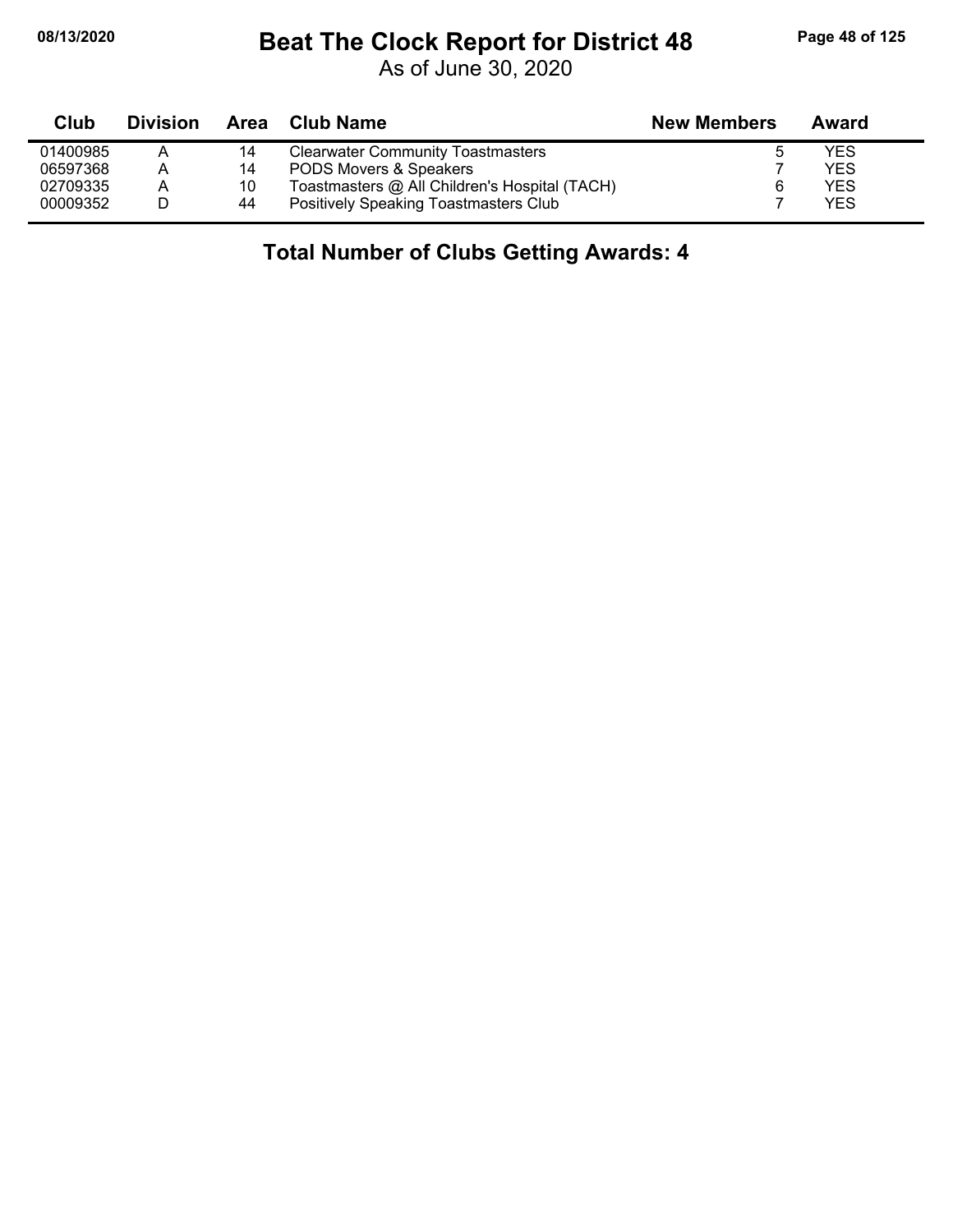# Beat The Clock Report for District 48

As of June 30, 2020

| Club | Division | Area | Club Name | New Members | Award |
|---|---|---|---|---|---|
| 01400985 | A | 14 | Clearwater Community Toastmasters | 5 | YES |
| 06597368 | A | 14 | PODS Movers & Speakers | 7 | YES |
| 02709335 | A | 10 | Toastmasters @ All Children's Hospital (TACH) | 6 | YES |
| 00009352 | D | 44 | Positively Speaking Toastmasters Club | 7 | YES |

**Total Number of Clubs Getting Awards: 4**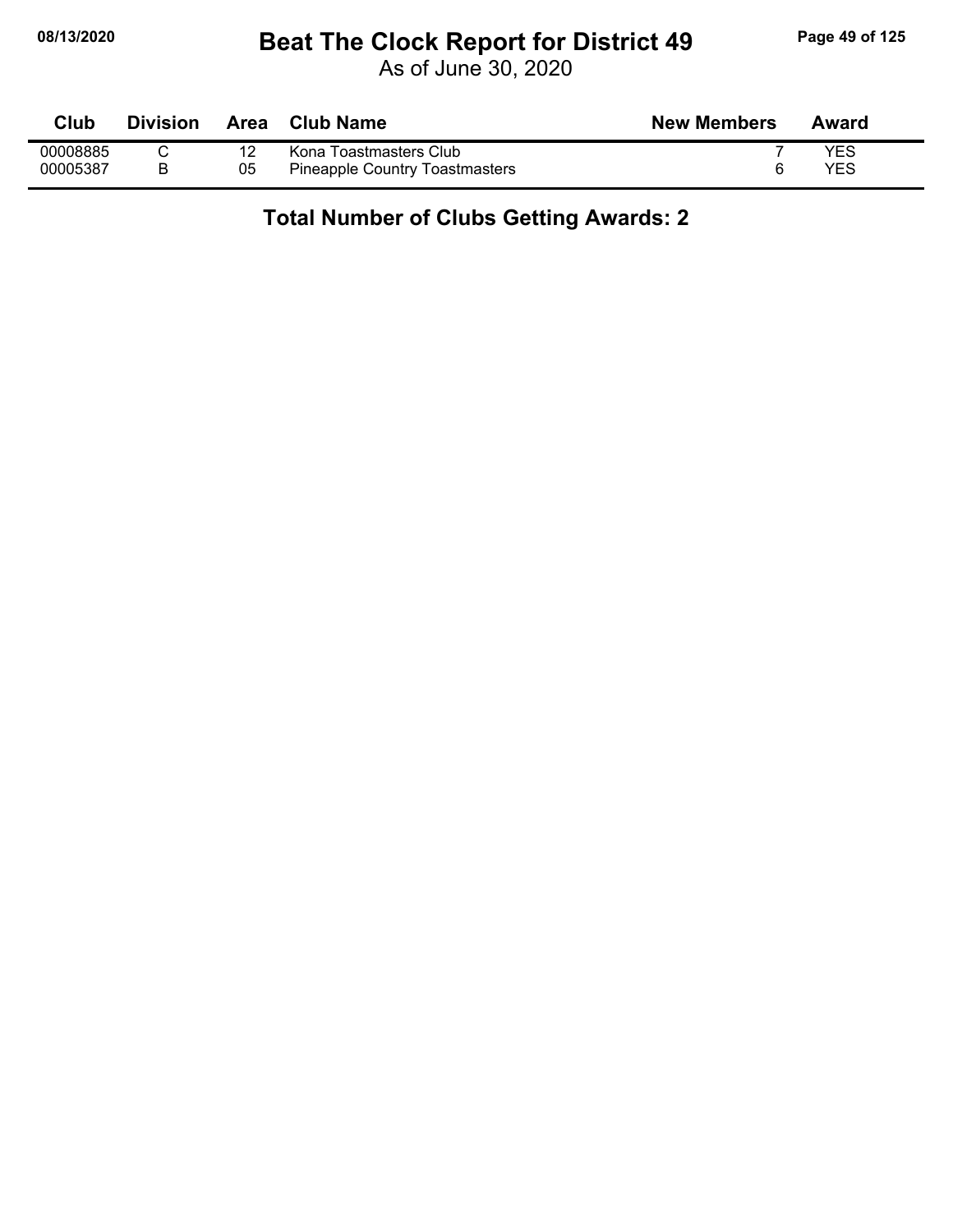# Beat The Clock Report for District 49

As of June 30, 2020

| Club | Division | Area | Club Name | New Members | Award |
|---|---|---|---|---|---|
| 00008885 | C | 12 | Kona Toastmasters Club | 7 | YES |
| 00005387 | B | 05 | Pineapple Country Toastmasters | 6 | YES |

**Total Number of Clubs Getting Awards: 2**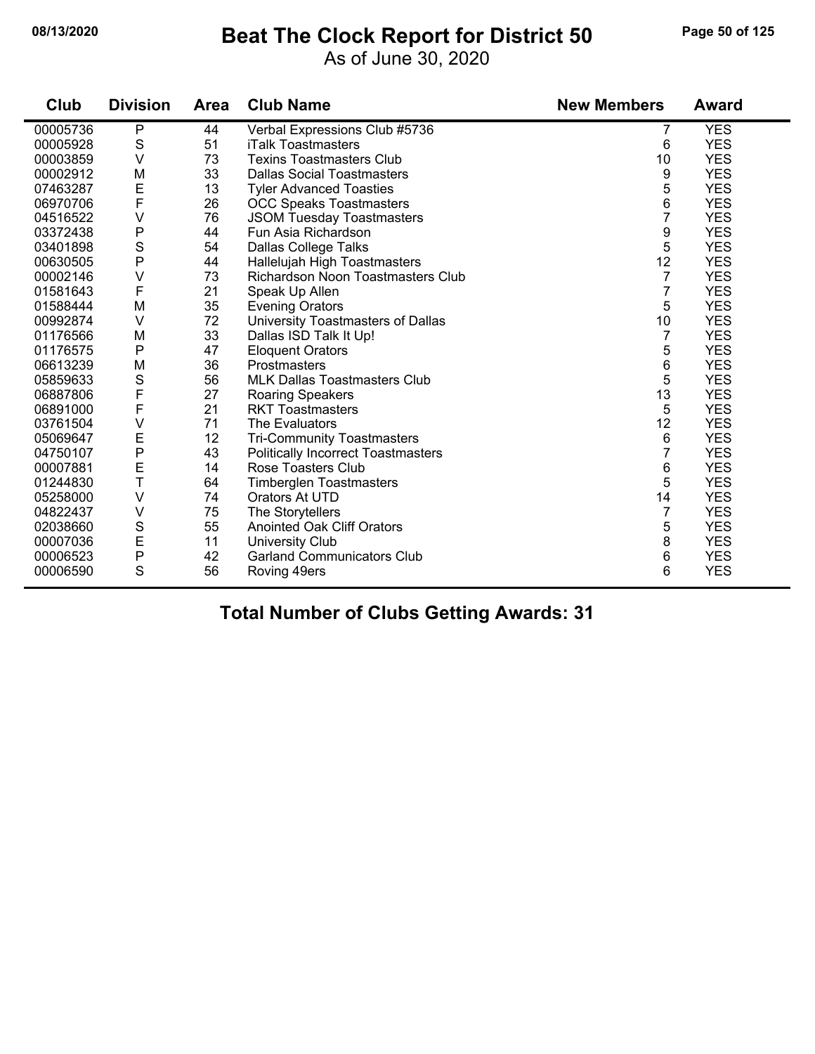# Beat The Clock Report for District 50

As of June 30, 2020

| Club | Division | Area | Club Name | New Members | Award |
|---|---|---|---|---|---|
| 00005736 | P | 44 | Verbal Expressions Club #5736 | 7 | YES |
| 00005928 | S | 51 | iTalk Toastmasters | 6 | YES |
| 00003859 | V | 73 | Texins Toastmasters Club | 10 | YES |
| 00002912 | M | 33 | Dallas Social Toastmasters | 9 | YES |
| 07463287 | E | 13 | Tyler Advanced Toasties | 5 | YES |
| 06970706 | F | 26 | OCC Speaks Toastmasters | 6 | YES |
| 04516522 | V | 76 | JSOM Tuesday Toastmasters | 7 | YES |
| 03372438 | P | 44 | Fun Asia Richardson | 9 | YES |
| 03401898 | S | 54 | Dallas College Talks | 5 | YES |
| 00630505 | P | 44 | Hallelujah High Toastmasters | 12 | YES |
| 00002146 | V | 73 | Richardson Noon Toastmasters Club | 7 | YES |
| 01581643 | F | 21 | Speak Up Allen | 7 | YES |
| 01588444 | M | 35 | Evening Orators | 5 | YES |
| 00992874 | V | 72 | University Toastmasters of Dallas | 10 | YES |
| 01176566 | M | 33 | Dallas ISD Talk It Up! | 7 | YES |
| 01176575 | P | 47 | Eloquent Orators | 5 | YES |
| 06613239 | M | 36 | Prostmasters | 6 | YES |
| 05859633 | S | 56 | MLK Dallas Toastmasters Club | 5 | YES |
| 06887806 | F | 27 | Roaring Speakers | 13 | YES |
| 06891000 | F | 21 | RKT Toastmasters | 5 | YES |
| 03761504 | V | 71 | The Evaluators | 12 | YES |
| 05069647 | E | 12 | Tri-Community Toastmasters | 6 | YES |
| 04750107 | P | 43 | Politically Incorrect Toastmasters | 7 | YES |
| 00007881 | E | 14 | Rose Toasters Club | 6 | YES |
| 01244830 | T | 64 | Timberglen Toastmasters | 5 | YES |
| 05258000 | V | 74 | Orators At UTD | 14 | YES |
| 04822437 | V | 75 | The Storytellers | 7 | YES |
| 02038660 | S | 55 | Anointed Oak Cliff Orators | 5 | YES |
| 00007036 | E | 11 | University Club | 8 | YES |
| 00006523 | P | 42 | Garland Communicators Club | 6 | YES |
| 00006590 | S | 56 | Roving 49ers | 6 | YES |

**Total Number of Clubs Getting Awards: 31**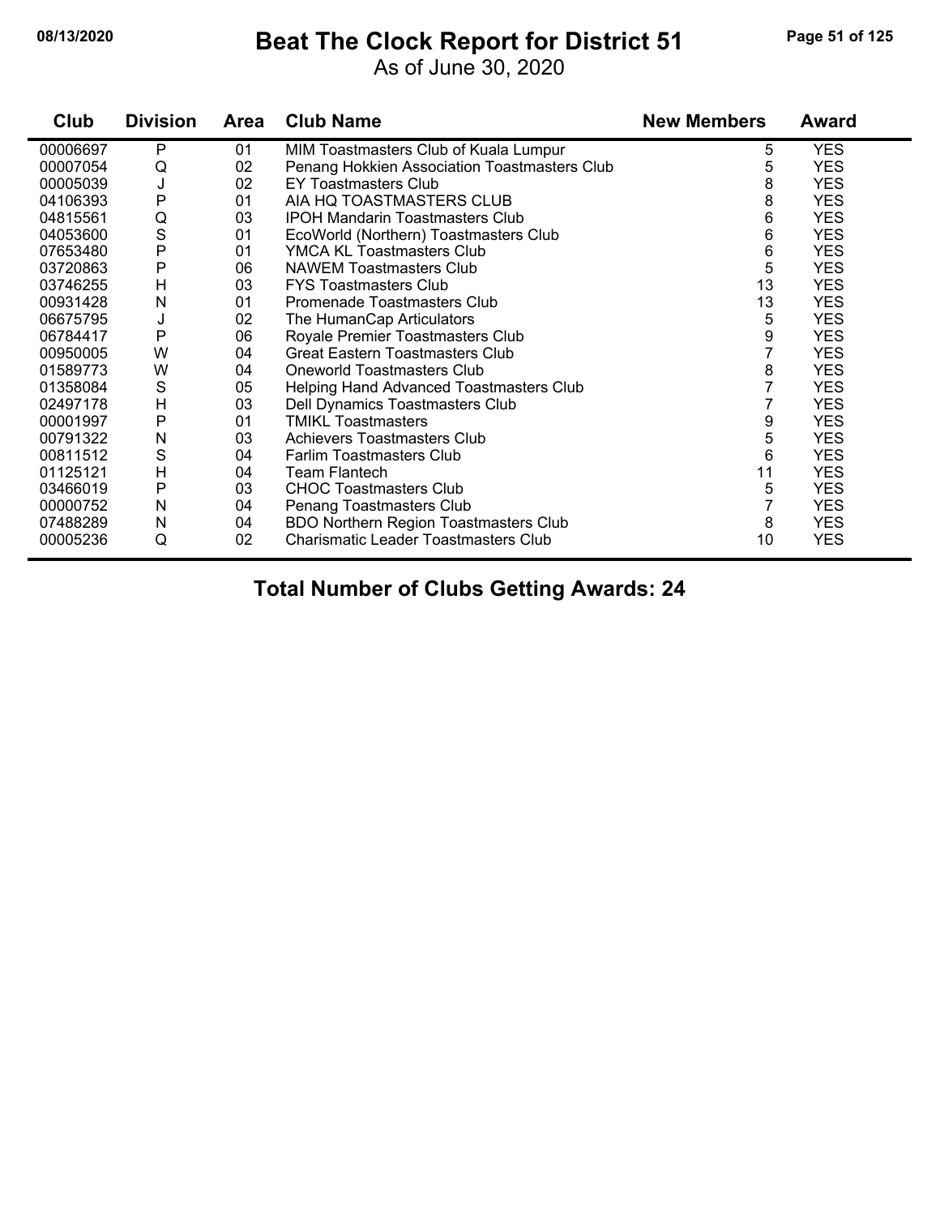# Beat The Clock Report for District 51

As of June 30, 2020

| Club | Division | Area | Club Name | New Members | Award |
|---|---|---|---|---|---|
| 00006697 | P | 01 | MIM Toastmasters Club of Kuala Lumpur | 5 | YES |
| 00007054 | Q | 02 | Penang Hokkien Association Toastmasters Club | 5 | YES |
| 00005039 | J | 02 | EY Toastmasters Club | 8 | YES |
| 04106393 | P | 01 | AIA HQ TOASTMASTERS CLUB | 8 | YES |
| 04815561 | Q | 03 | IPOH Mandarin Toastmasters Club | 6 | YES |
| 04053600 | S | 01 | EcoWorld (Northern) Toastmasters Club | 6 | YES |
| 07653480 | P | 01 | YMCA KL Toastmasters Club | 6 | YES |
| 03720863 | P | 06 | NAWEM Toastmasters Club | 5 | YES |
| 03746255 | H | 03 | FYS Toastmasters Club | 13 | YES |
| 00931428 | N | 01 | Promenade Toastmasters Club | 13 | YES |
| 06675795 | J | 02 | The HumanCap Articulators | 5 | YES |
| 06784417 | P | 06 | Royale Premier Toastmasters Club | 9 | YES |
| 00950005 | W | 04 | Great Eastern Toastmasters Club | 7 | YES |
| 01589773 | W | 04 | Oneworld Toastmasters Club | 8 | YES |
| 01358084 | S | 05 | Helping Hand Advanced Toastmasters Club | 7 | YES |
| 02497178 | H | 03 | Dell Dynamics Toastmasters Club | 7 | YES |
| 00001997 | P | 01 | TMIKL Toastmasters | 9 | YES |
| 00791322 | N | 03 | Achievers Toastmasters Club | 5 | YES |
| 00811512 | S | 04 | Farlim Toastmasters Club | 6 | YES |
| 01125121 | H | 04 | Team Flantech | 11 | YES |
| 03466019 | P | 03 | CHOC Toastmasters Club | 5 | YES |
| 00000752 | N | 04 | Penang Toastmasters Club | 7 | YES |
| 07488289 | N | 04 | BDO Northern Region Toastmasters Club | 8 | YES |
| 00005236 | Q | 02 | Charismatic Leader Toastmasters Club | 10 | YES |

**Total Number of Clubs Getting Awards: 24**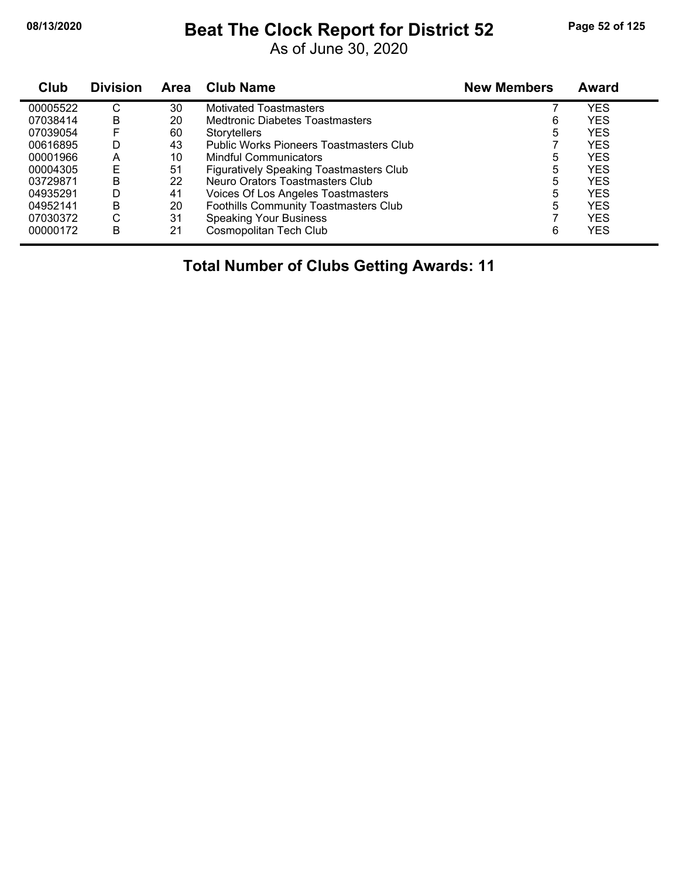# Beat The Clock Report for District 52

As of June 30, 2020

| Club | Division | Area | Club Name | New Members | Award |
|---|---|---|---|---|---|
| 00005522 | C | 30 | Motivated Toastmasters | 7 | YES |
| 07038414 | B | 20 | Medtronic Diabetes Toastmasters | 6 | YES |
| 07039054 | F | 60 | Storytellers | 5 | YES |
| 00616895 | D | 43 | Public Works Pioneers Toastmasters Club | 7 | YES |
| 00001966 | A | 10 | Mindful Communicators | 5 | YES |
| 00004305 | E | 51 | Figuratively Speaking Toastmasters Club | 5 | YES |
| 03729871 | B | 22 | Neuro Orators Toastmasters Club | 5 | YES |
| 04935291 | D | 41 | Voices Of Los Angeles Toastmasters | 5 | YES |
| 04952141 | B | 20 | Foothills Community Toastmasters Club | 5 | YES |
| 07030372 | C | 31 | Speaking Your Business | 7 | YES |
| 00000172 | B | 21 | Cosmopolitan Tech Club | 6 | YES |

**Total Number of Clubs Getting Awards: 11**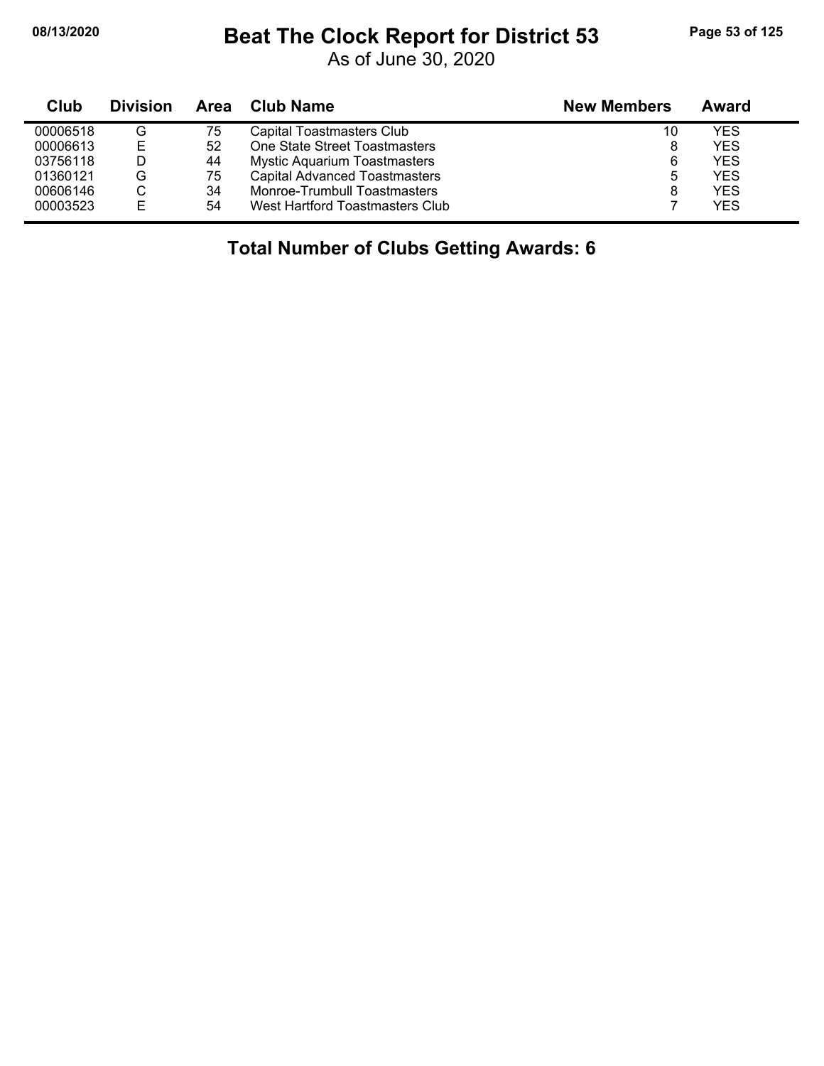# Beat The Clock Report for District 53

As of June 30, 2020

| Club | Division | Area | Club Name | New Members | Award |
|---|---|---|---|---|---|
| 00006518 | G | 75 | Capital Toastmasters Club | 10 | YES |
| 00006613 | E | 52 | One State Street Toastmasters | 8 | YES |
| 03756118 | D | 44 | Mystic Aquarium Toastmasters | 6 | YES |
| 01360121 | G | 75 | Capital Advanced Toastmasters | 5 | YES |
| 00606146 | C | 34 | Monroe-Trumbull Toastmasters | 8 | YES |
| 00003523 | E | 54 | West Hartford Toastmasters Club | 7 | YES |

**Total Number of Clubs Getting Awards: 6**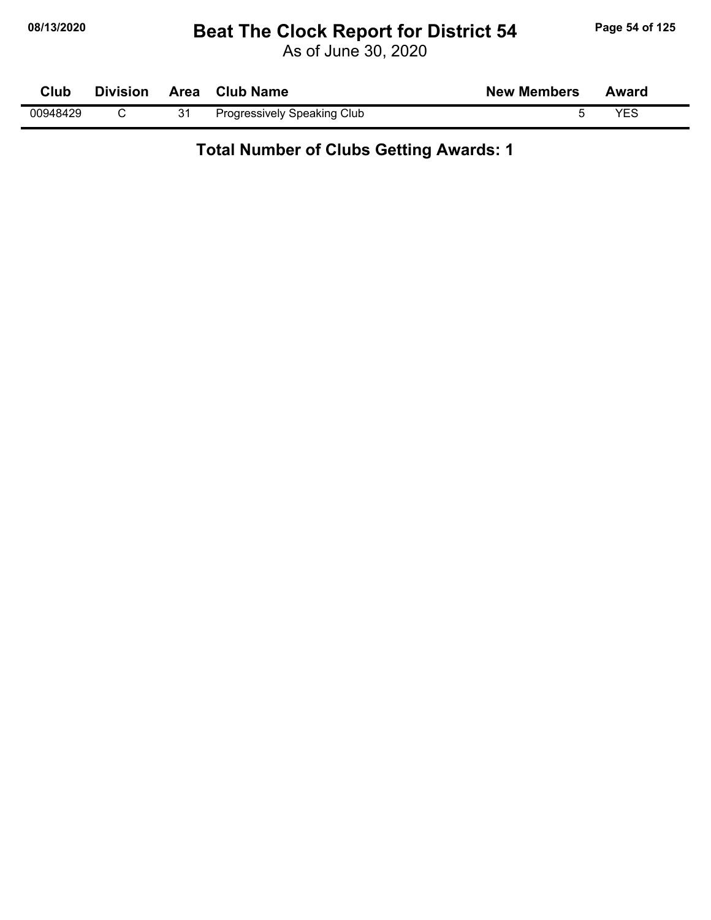# Beat The Clock Report for District 54

As of June 30, 2020

| Club | Division | Area | Club Name | New Members | Award |
|---|---|---|---|---|---|
| 00948429 | C | 31 | Progressively Speaking Club | 5 | YES |

**Total Number of Clubs Getting Awards: 1**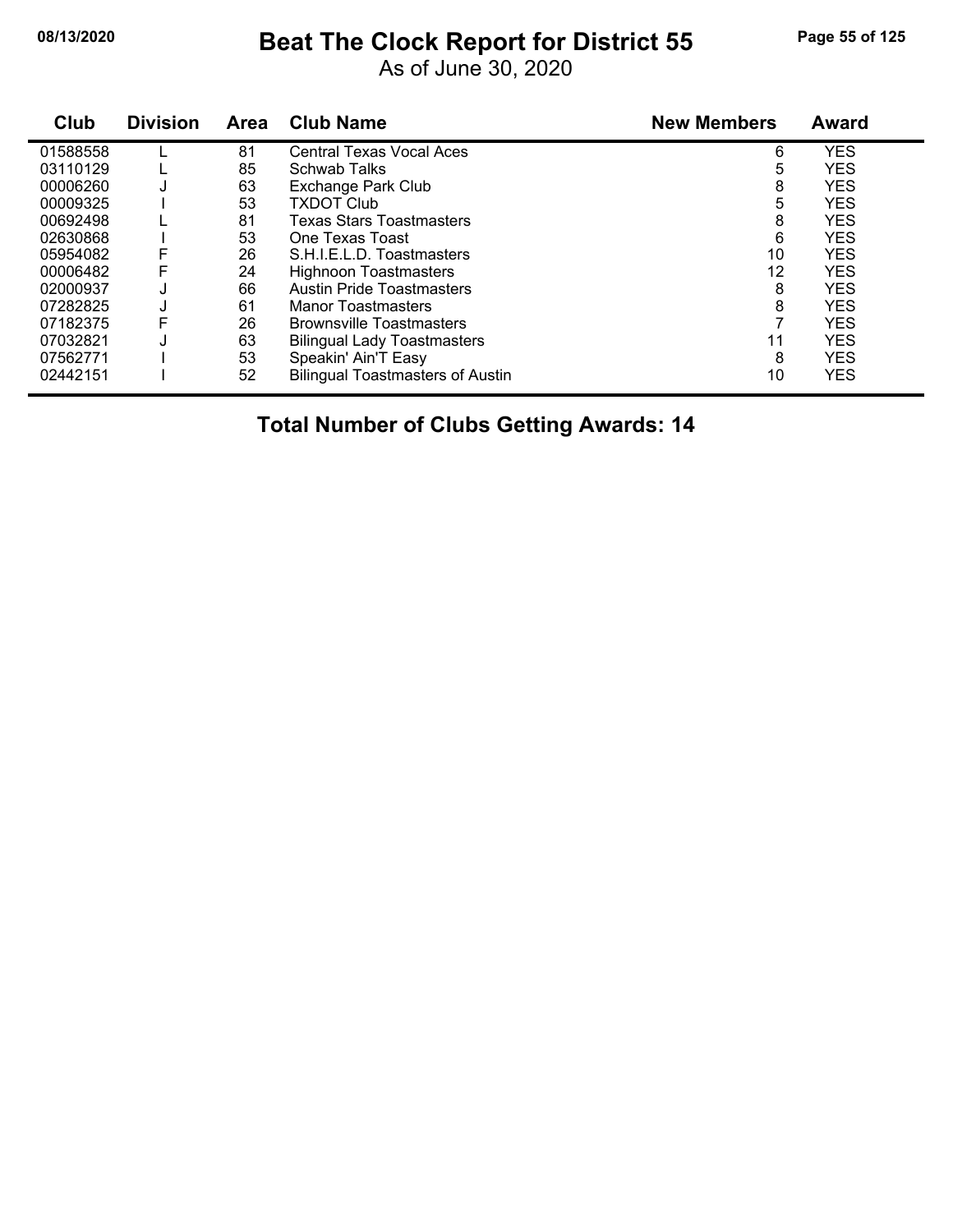# Beat The Clock Report for District 55

As of June 30, 2020

| Club | Division | Area | Club Name | New Members | Award |
|---|---|---|---|---|---|
| 01588558 | L | 81 | Central Texas Vocal Aces | 6 | YES |
| 03110129 | L | 85 | Schwab Talks | 5 | YES |
| 00006260 | J | 63 | Exchange Park Club | 8 | YES |
| 00009325 | I | 53 | TXDOT Club | 5 | YES |
| 00692498 | L | 81 | Texas Stars Toastmasters | 8 | YES |
| 02630868 | I | 53 | One Texas Toast | 6 | YES |
| 05954082 | F | 26 | S.H.I.E.L.D. Toastmasters | 10 | YES |
| 00006482 | F | 24 | Highnoon Toastmasters | 12 | YES |
| 02000937 | J | 66 | Austin Pride Toastmasters | 8 | YES |
| 07282825 | J | 61 | Manor Toastmasters | 8 | YES |
| 07182375 | F | 26 | Brownsville Toastmasters | 7 | YES |
| 07032821 | J | 63 | Bilingual Lady Toastmasters | 11 | YES |
| 07562771 | I | 53 | Speakin' Ain'T Easy | 8 | YES |
| 02442151 | I | 52 | Bilingual Toastmasters of Austin | 10 | YES |

**Total Number of Clubs Getting Awards: 14**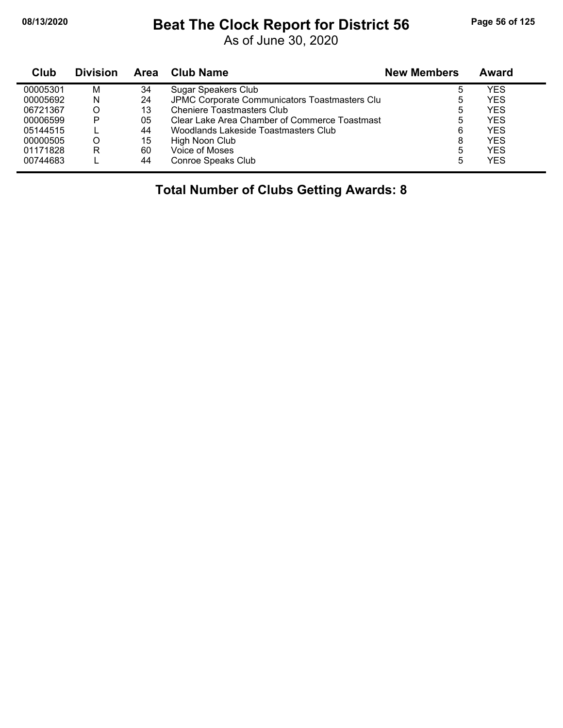# Beat The Clock Report for District 56

As of June 30, 2020

| Club | Division | Area | Club Name | New Members | Award |
|---|---|---|---|---|---|
| 00005301 | M | 34 | Sugar Speakers Club | 5 | YES |
| 00005692 | N | 24 | JPMC Corporate Communicators Toastmasters Clu | 5 | YES |
| 06721367 | O | 13 | Cheniere Toastmasters Club | 5 | YES |
| 00006599 | P | 05 | Clear Lake Area Chamber of Commerce Toastmast | 5 | YES |
| 05144515 | L | 44 | Woodlands Lakeside Toastmasters Club | 6 | YES |
| 00000505 | O | 15 | High Noon Club | 8 | YES |
| 01171828 | R | 60 | Voice of Moses | 5 | YES |
| 00744683 | L | 44 | Conroe Speaks Club | 5 | YES |

**Total Number of Clubs Getting Awards: 8**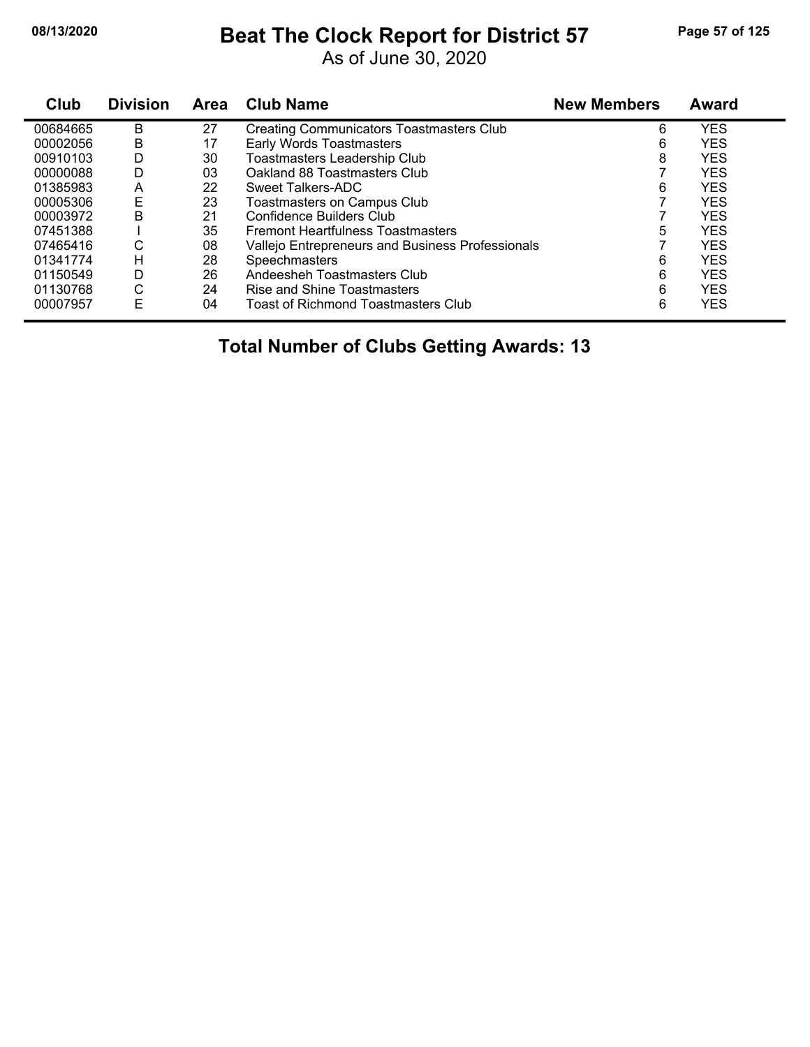# Beat The Clock Report for District 57

As of June 30, 2020

| Club | Division | Area | Club Name | New Members | Award |
|---|---|---|---|---|---|
| 00684665 | B | 27 | Creating Communicators Toastmasters Club | 6 | YES |
| 00002056 | B | 17 | Early Words Toastmasters | 6 | YES |
| 00910103 | D | 30 | Toastmasters Leadership Club | 8 | YES |
| 00000088 | D | 03 | Oakland 88 Toastmasters Club | 7 | YES |
| 01385983 | A | 22 | Sweet Talkers-ADC | 6 | YES |
| 00005306 | E | 23 | Toastmasters on Campus Club | 7 | YES |
| 00003972 | B | 21 | Confidence Builders Club | 7 | YES |
| 07451388 | I | 35 | Fremont Heartfulness Toastmasters | 5 | YES |
| 07465416 | C | 08 | Vallejo Entrepreneurs and Business Professionals | 7 | YES |
| 01341774 | H | 28 | Speechmasters | 6 | YES |
| 01150549 | D | 26 | Andeesheh Toastmasters Club | 6 | YES |
| 01130768 | C | 24 | Rise and Shine Toastmasters | 6 | YES |
| 00007957 | E | 04 | Toast of Richmond Toastmasters Club | 6 | YES |

**Total Number of Clubs Getting Awards: 13**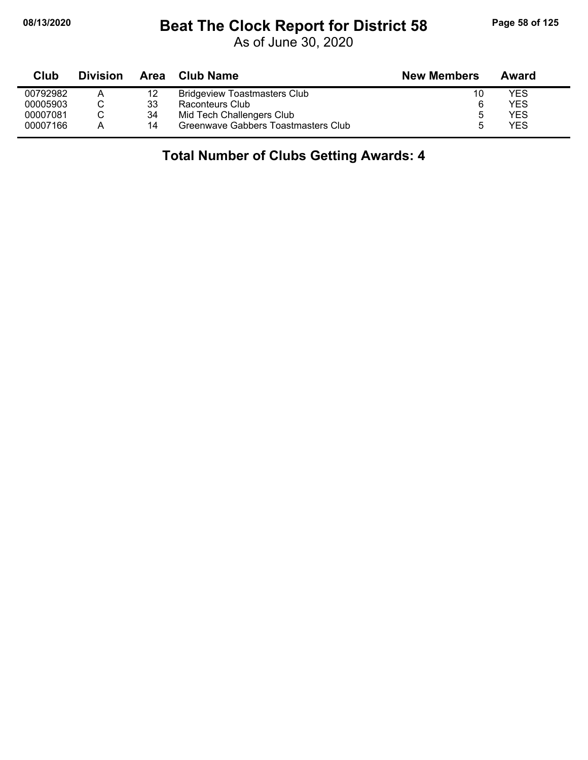# Beat The Clock Report for District 58

As of June 30, 2020

| Club | Division | Area | Club Name | New Members | Award |
|---|---|---|---|---|---|
| 00792982 | A | 12 | Bridgeview Toastmasters Club | 10 | YES |
| 00005903 | C | 33 | Raconteurs Club | 6 | YES |
| 00007081 | C | 34 | Mid Tech Challengers Club | 5 | YES |
| 00007166 | A | 14 | Greenwave Gabbers Toastmasters Club | 5 | YES |

## Total Number of Clubs Getting Awards: 4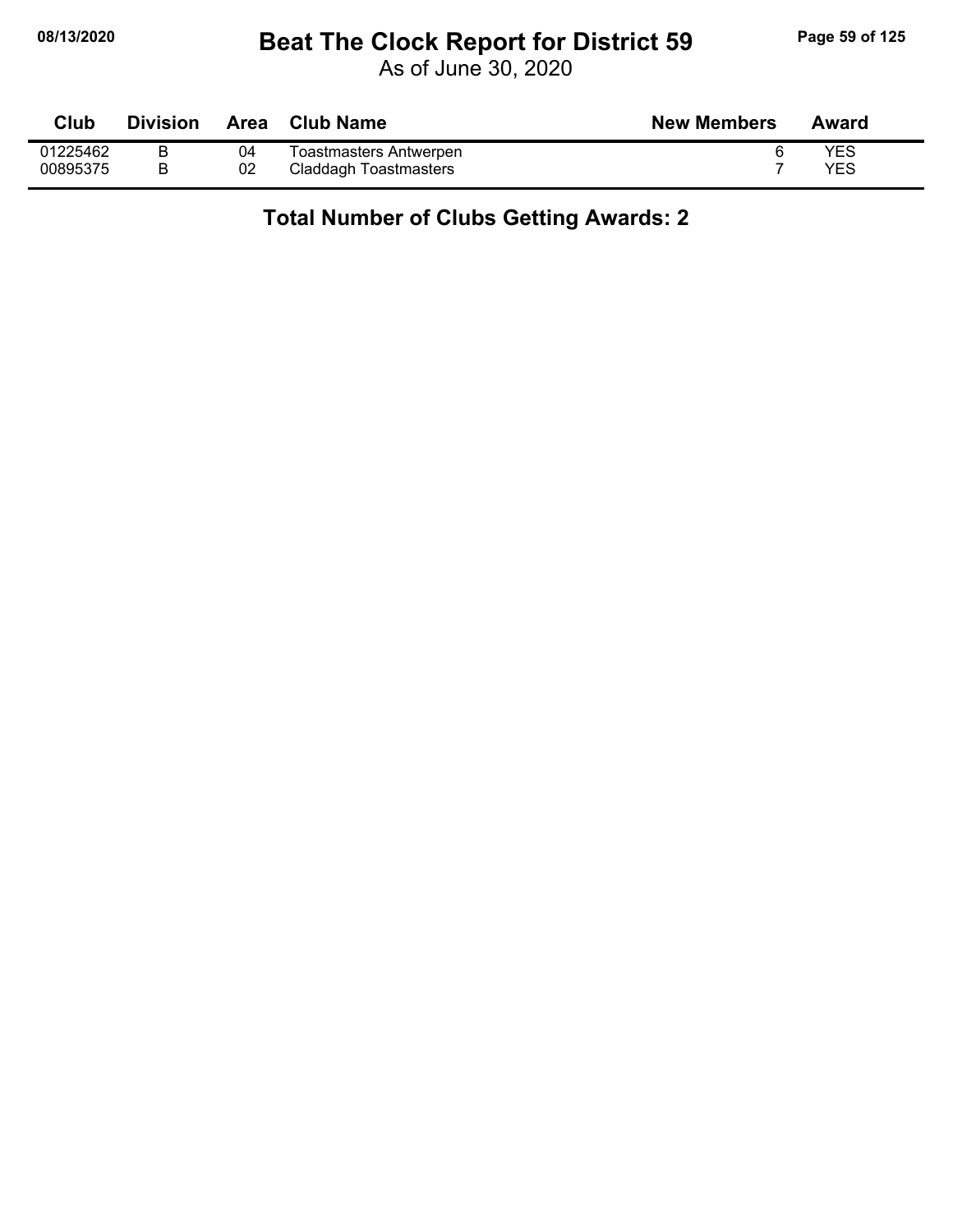# Beat The Clock Report for District 59

As of June 30, 2020

| Club | Division | Area | Club Name | New Members | Award |
|---|---|---|---|---|---|
| 01225462 | B | 04 | Toastmasters Antwerpen | 6 | YES |
| 00895375 | B | 02 | Claddagh Toastmasters | 7 | YES |

**Total Number of Clubs Getting Awards: 2**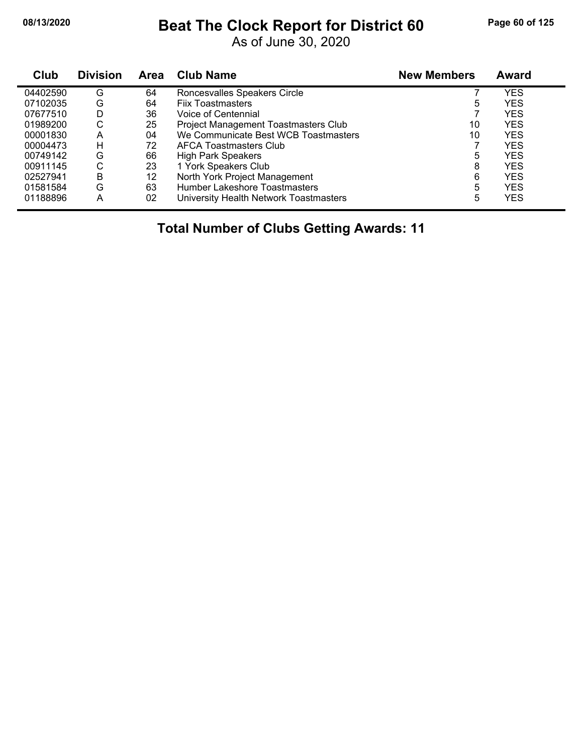# Beat The Clock Report for District 60

As of June 30, 2020

| Club | Division | Area | Club Name | New Members | Award |
|---|---|---|---|---|---|
| 04402590 | G | 64 | Roncesvalles Speakers Circle | 7 | YES |
| 07102035 | G | 64 | Fiix Toastmasters | 5 | YES |
| 07677510 | D | 36 | Voice of Centennial | 7 | YES |
| 01989200 | C | 25 | Project Management Toastmasters Club | 10 | YES |
| 00001830 | A | 04 | We Communicate Best WCB Toastmasters | 10 | YES |
| 00004473 | H | 72 | AFCA Toastmasters Club | 7 | YES |
| 00749142 | G | 66 | High Park Speakers | 5 | YES |
| 00911145 | C | 23 | 1 York Speakers Club | 8 | YES |
| 02527941 | B | 12 | North York Project Management | 6 | YES |
| 01581584 | G | 63 | Humber Lakeshore Toastmasters | 5 | YES |
| 01188896 | A | 02 | University Health Network Toastmasters | 5 | YES |

**Total Number of Clubs Getting Awards: 11**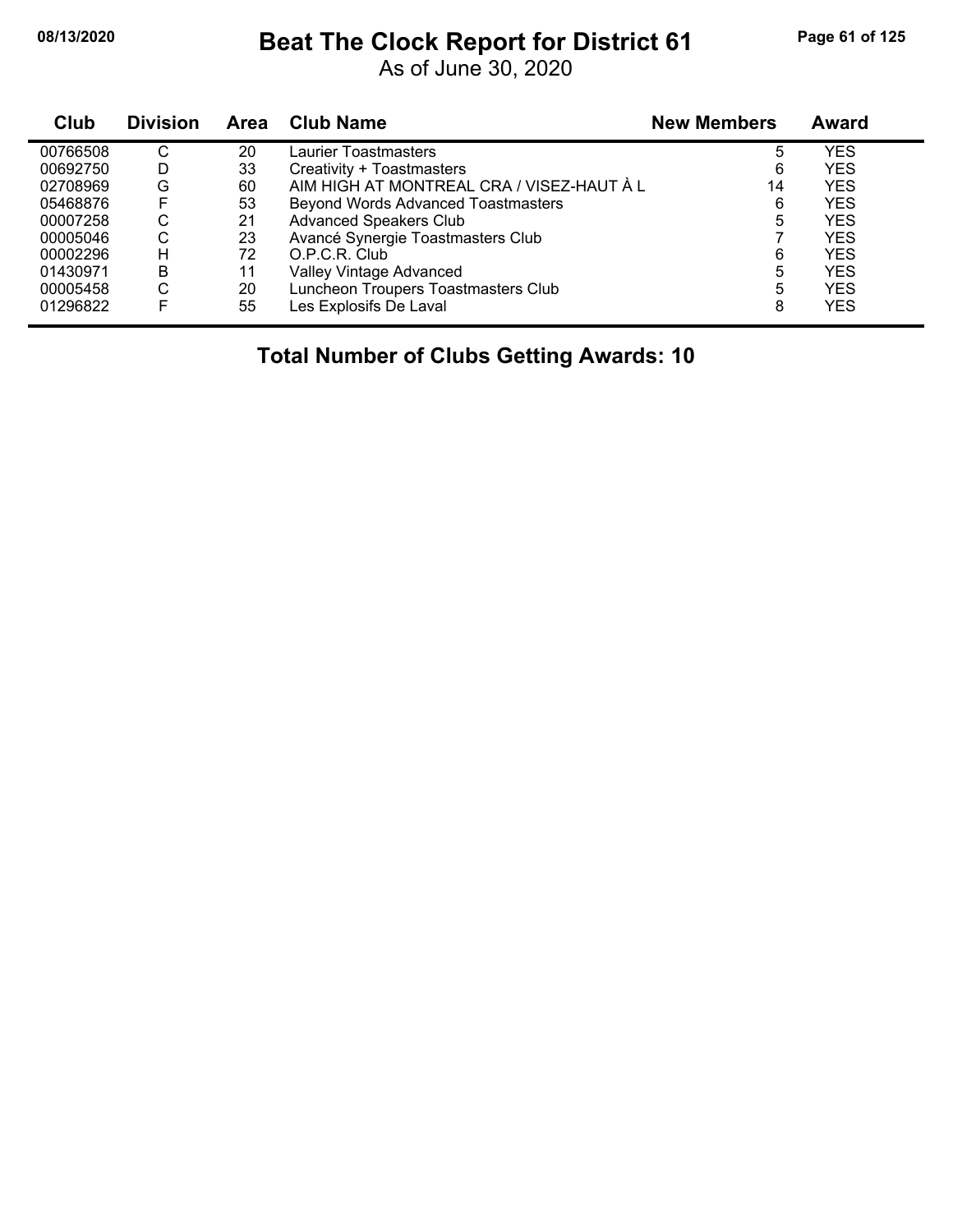# Beat The Clock Report for District 61

As of June 30, 2020

| Club | Division | Area | Club Name | New Members | Award |
|---|---|---|---|---|---|
| 00766508 | C | 20 | Laurier Toastmasters | 5 | YES |
| 00692750 | D | 33 | Creativity + Toastmasters | 6 | YES |
| 02708969 | G | 60 | AIM HIGH AT MONTREAL CRA / VISEZ-HAUT À L | 14 | YES |
| 05468876 | F | 53 | Beyond Words Advanced Toastmasters | 6 | YES |
| 00007258 | C | 21 | Advanced Speakers Club | 5 | YES |
| 00005046 | C | 23 | Avancé Synergie Toastmasters Club | 7 | YES |
| 00002296 | H | 72 | O.P.C.R. Club | 6 | YES |
| 01430971 | B | 11 | Valley Vintage Advanced | 5 | YES |
| 00005458 | C | 20 | Luncheon Troupers Toastmasters Club | 5 | YES |
| 01296822 | F | 55 | Les Explosifs De Laval | 8 | YES |

**Total Number of Clubs Getting Awards: 10**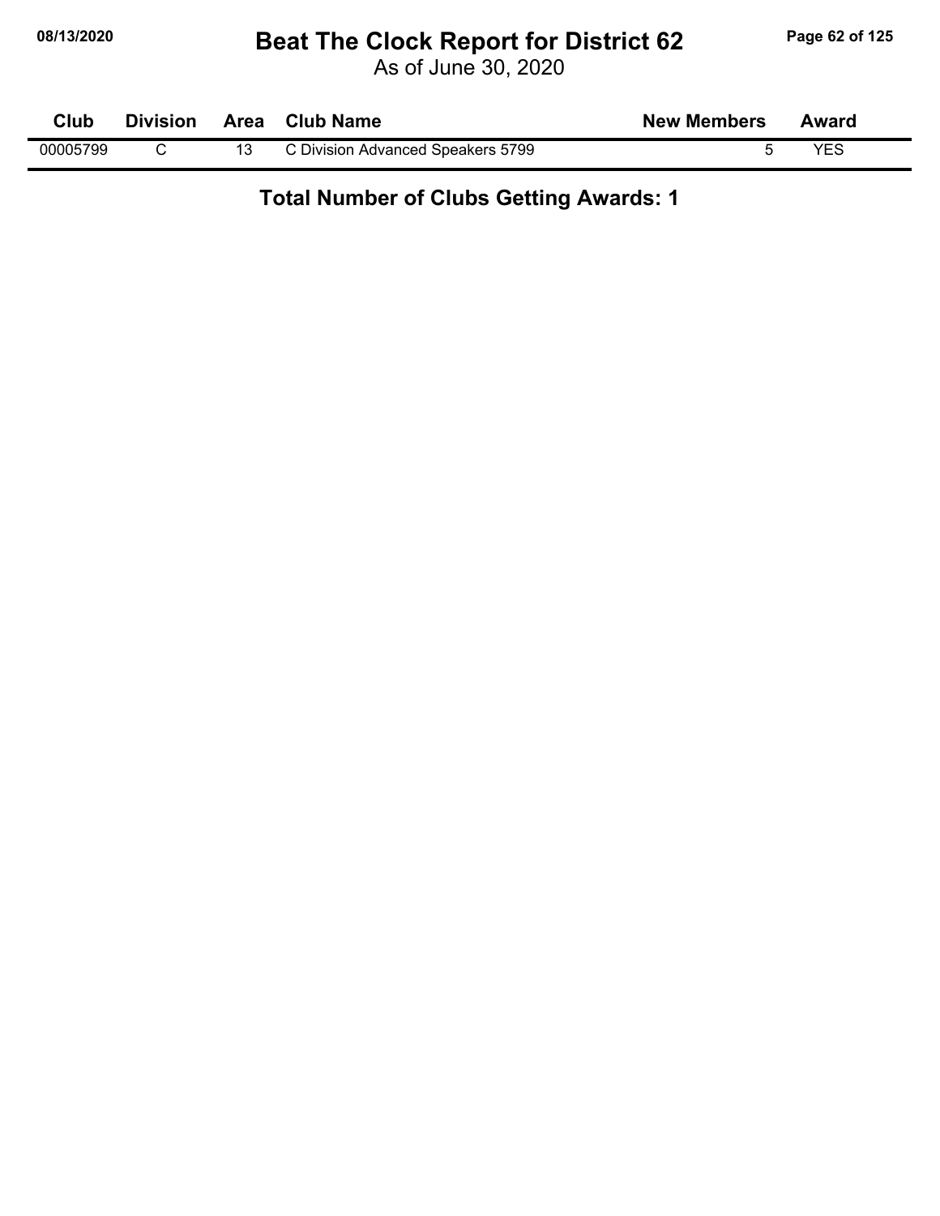# Beat The Clock Report for District 62

As of June 30, 2020

| Club | Division | Area | Club Name | New Members | Award |
|---|---|---|---|---|---|
| 00005799 | C | 13 | C Division Advanced Speakers 5799 | 5 | YES |

**Total Number of Clubs Getting Awards: 1**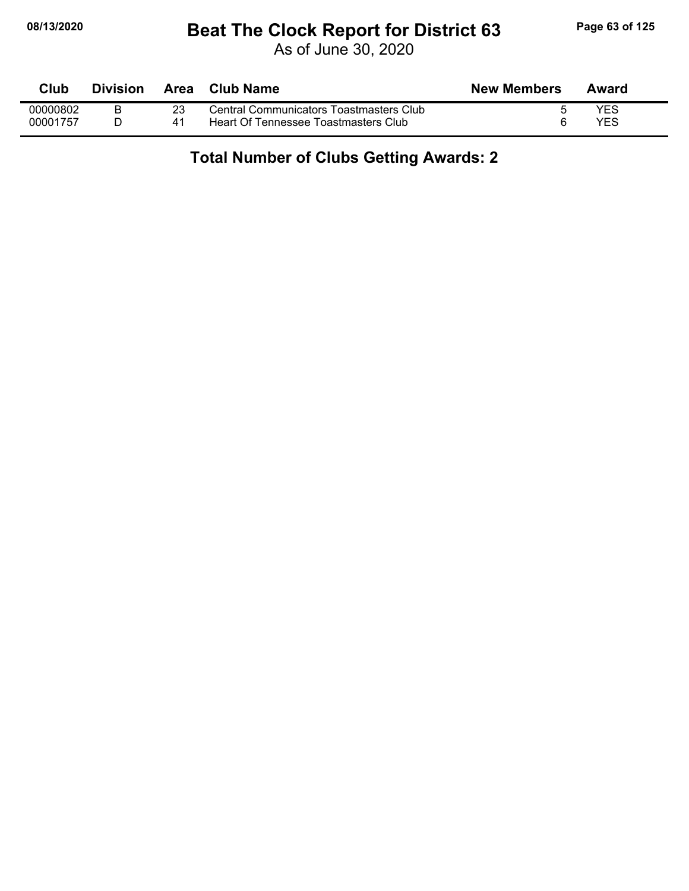# Beat The Clock Report for District 63

As of June 30, 2020

| Club | Division | Area | Club Name | New Members | Award |
|---|---|---|---|---|---|
| 00000802 | B | 23 | Central Communicators Toastmasters Club | 5 | YES |
| 00001757 | D | 41 | Heart Of Tennessee Toastmasters Club | 6 | YES |

**Total Number of Clubs Getting Awards: 2**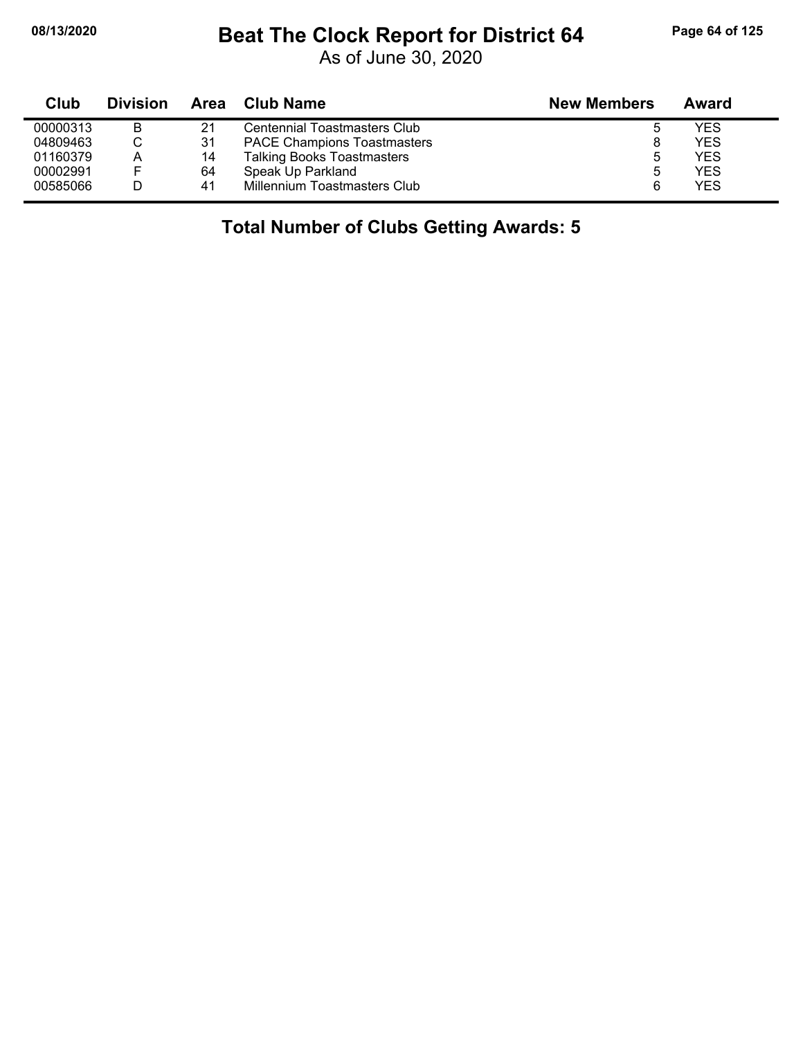# Beat The Clock Report for District 64

As of June 30, 2020

| Club | Division | Area | Club Name | New Members | Award |
|---|---|---|---|---|---|
| 00000313 | B | 21 | Centennial Toastmasters Club | 5 | YES |
| 04809463 | C | 31 | PACE Champions Toastmasters | 8 | YES |
| 01160379 | A | 14 | Talking Books Toastmasters | 5 | YES |
| 00002991 | F | 64 | Speak Up Parkland | 5 | YES |
| 00585066 | D | 41 | Millennium Toastmasters Club | 6 | YES |

**Total Number of Clubs Getting Awards: 5**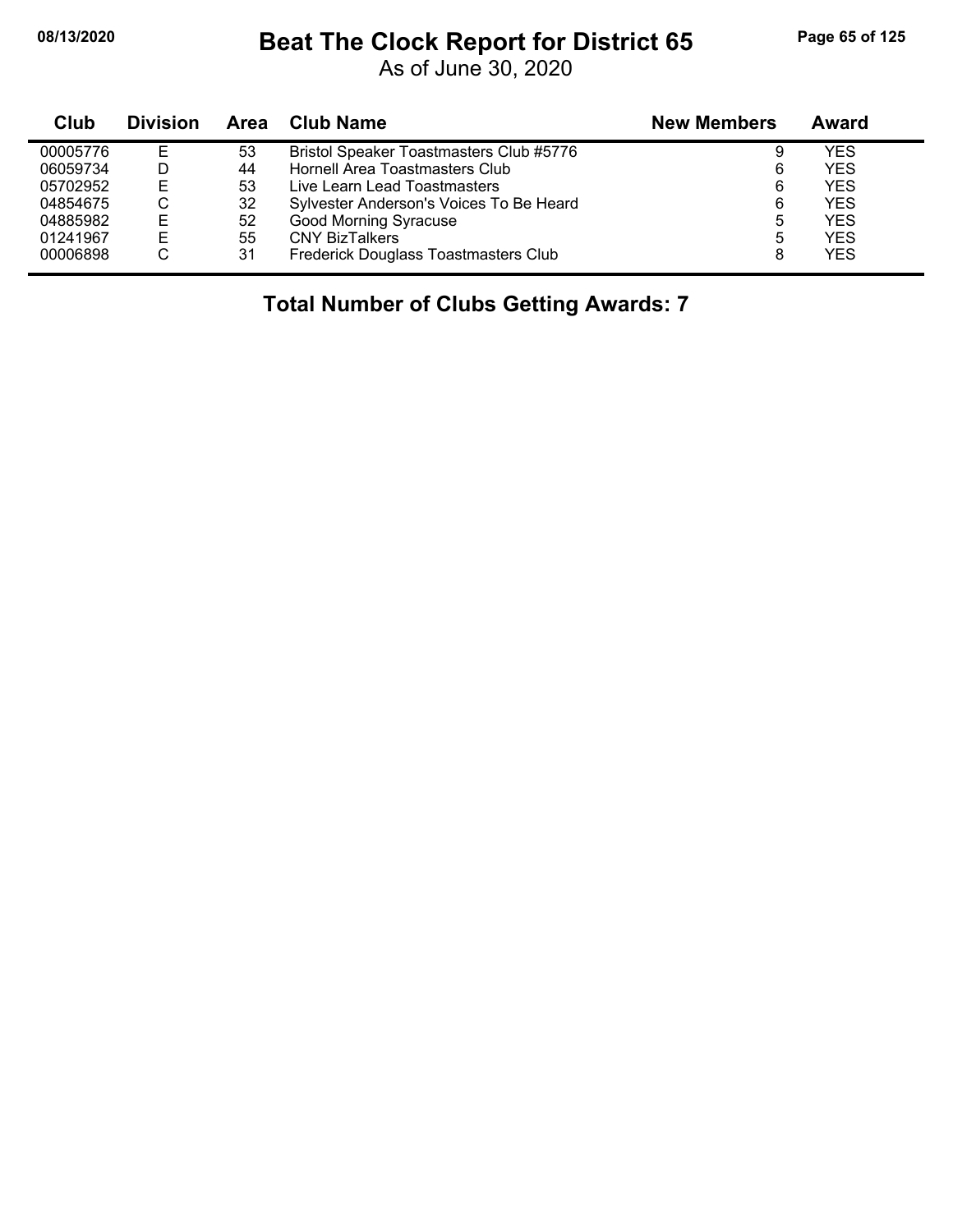# Beat The Clock Report for District 65

As of June 30, 2020

| Club | Division | Area | Club Name | New Members | Award |
|---|---|---|---|---|---|
| 00005776 | E | 53 | Bristol Speaker Toastmasters Club #5776 | 9 | YES |
| 06059734 | D | 44 | Hornell Area Toastmasters Club | 6 | YES |
| 05702952 | E | 53 | Live Learn Lead Toastmasters | 6 | YES |
| 04854675 | C | 32 | Sylvester Anderson's Voices To Be Heard | 6 | YES |
| 04885982 | E | 52 | Good Morning Syracuse | 5 | YES |
| 01241967 | E | 55 | CNY BizTalkers | 5 | YES |
| 00006898 | C | 31 | Frederick Douglass Toastmasters Club | 8 | YES |

**Total Number of Clubs Getting Awards: 7**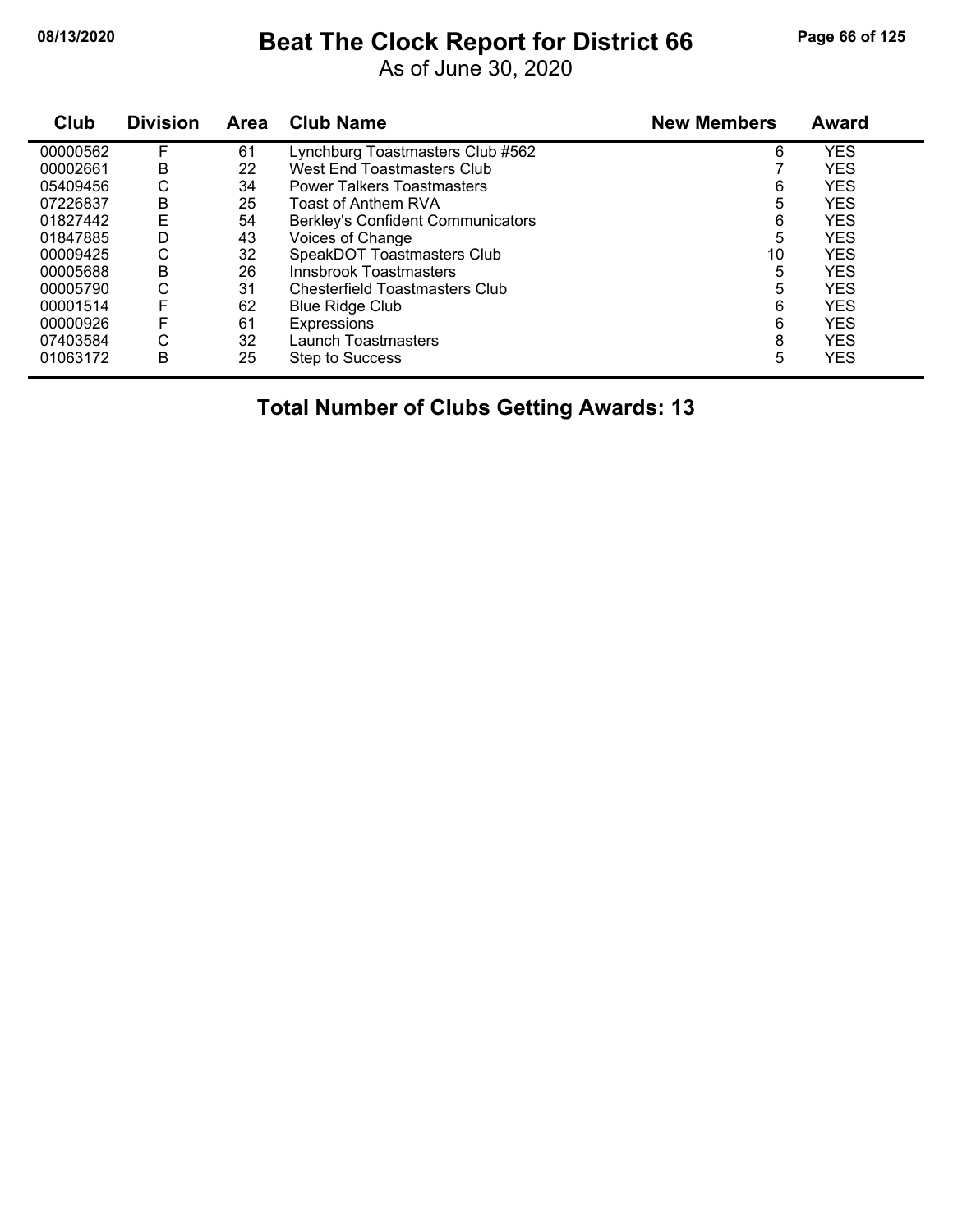# Beat The Clock Report for District 66

As of June 30, 2020

| Club | Division | Area | Club Name | New Members | Award |
|---|---|---|---|---|---|
| 00000562 | F | 61 | Lynchburg Toastmasters Club #562 | 6 | YES |
| 00002661 | B | 22 | West End Toastmasters Club | 7 | YES |
| 05409456 | C | 34 | Power Talkers Toastmasters | 6 | YES |
| 07226837 | B | 25 | Toast of Anthem RVA | 5 | YES |
| 01827442 | E | 54 | Berkley's Confident Communicators | 6 | YES |
| 01847885 | D | 43 | Voices of Change | 5 | YES |
| 00009425 | C | 32 | SpeakDOT Toastmasters Club | 10 | YES |
| 00005688 | B | 26 | Innsbrook Toastmasters | 5 | YES |
| 00005790 | C | 31 | Chesterfield Toastmasters Club | 5 | YES |
| 00001514 | F | 62 | Blue Ridge Club | 6 | YES |
| 00000926 | F | 61 | Expressions | 6 | YES |
| 07403584 | C | 32 | Launch Toastmasters | 8 | YES |
| 01063172 | B | 25 | Step to Success | 5 | YES |

**Total Number of Clubs Getting Awards: 13**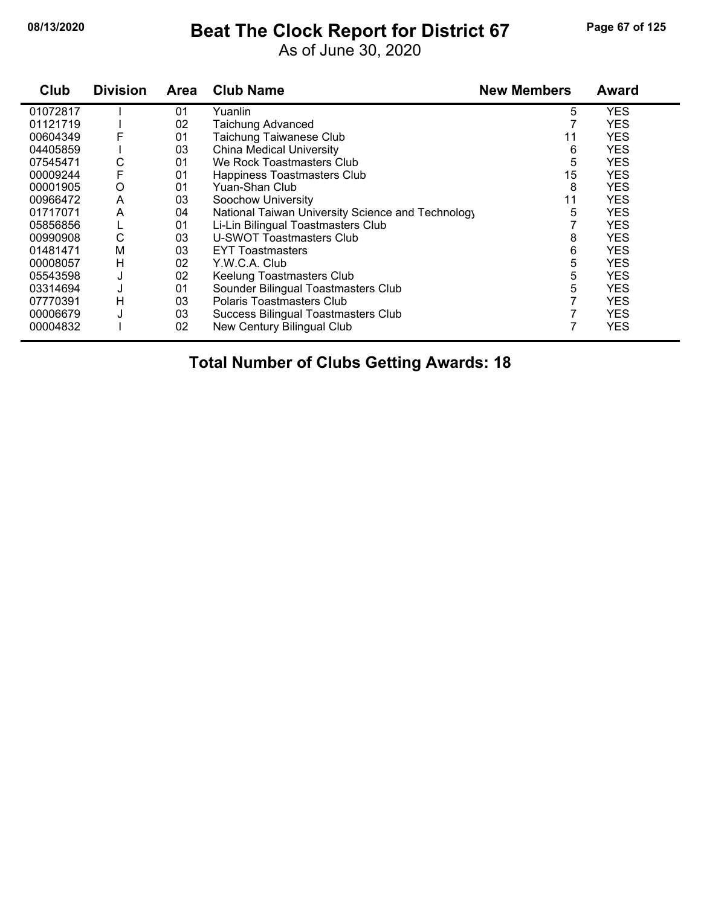# Beat The Clock Report for District 67

As of June 30, 2020

08/13/2020

| Club | Division | Area | Club Name | New Members | Award |
|---|---|---|---|---|---|
| 01072817 | I | 01 | Yuanlin | 5 | YES |
| 01121719 | I | 02 | Taichung Advanced | 7 | YES |
| 00604349 | F | 01 | Taichung Taiwanese Club | 11 | YES |
| 04405859 | I | 03 | China Medical University | 6 | YES |
| 07545471 | C | 01 | We Rock Toastmasters Club | 5 | YES |
| 00009244 | F | 01 | Happiness Toastmasters Club | 15 | YES |
| 00001905 | O | 01 | Yuan-Shan Club | 8 | YES |
| 00966472 | A | 03 | Soochow University | 11 | YES |
| 01717071 | A | 04 | National Taiwan University Science and Technology | 5 | YES |
| 05856856 | L | 01 | Li-Lin Bilingual Toastmasters Club | 7 | YES |
| 00990908 | C | 03 | U-SWOT Toastmasters Club | 8 | YES |
| 01481471 | M | 03 | EYT Toastmasters | 6 | YES |
| 00008057 | H | 02 | Y.W.C.A. Club | 5 | YES |
| 05543598 | J | 02 | Keelung Toastmasters Club | 5 | YES |
| 03314694 | J | 01 | Sounder Bilingual Toastmasters Club | 5 | YES |
| 07770391 | H | 03 | Polaris Toastmasters Club | 7 | YES |
| 00006679 | J | 03 | Success Bilingual Toastmasters Club | 7 | YES |
| 00004832 | I | 02 | New Century Bilingual Club | 7 | YES |

**Total Number of Clubs Getting Awards: 18**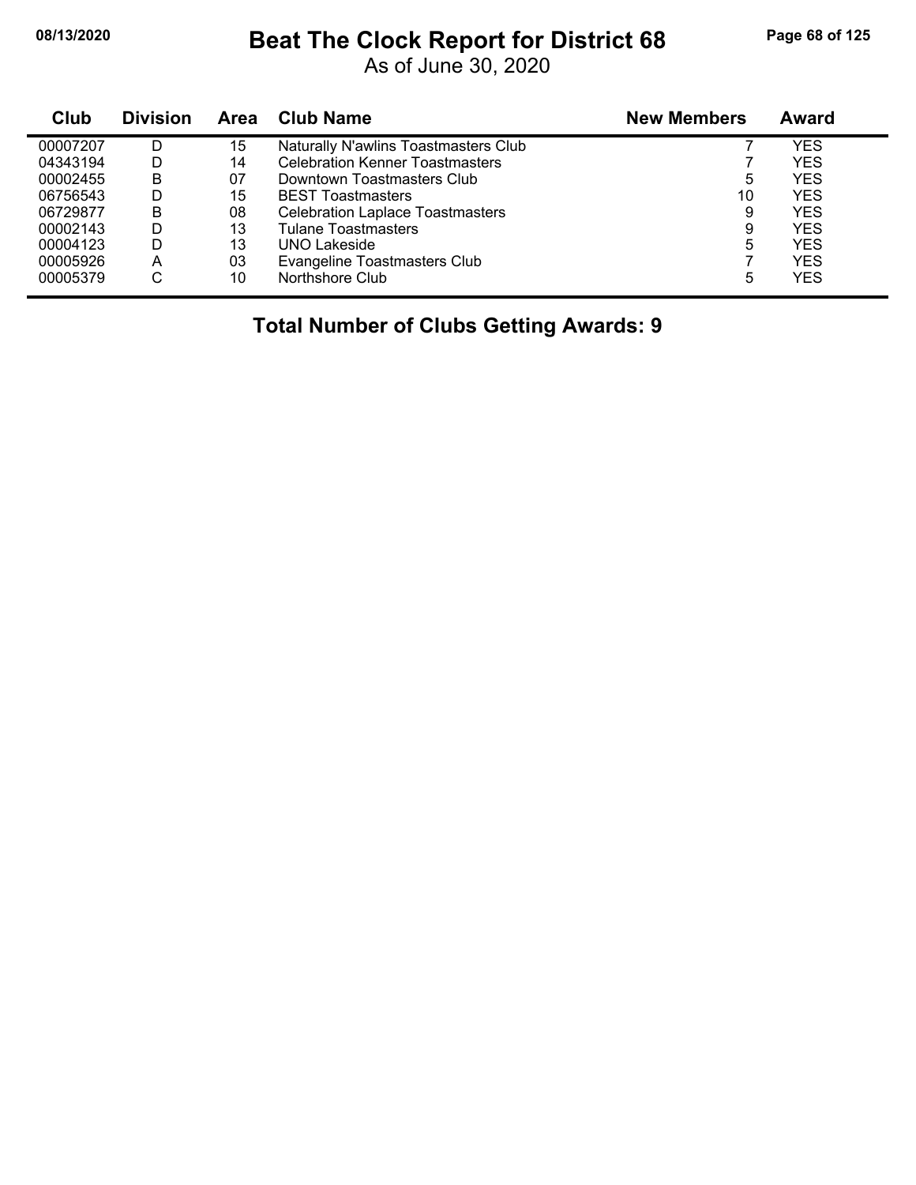# Beat The Clock Report for District 68

As of June 30, 2020

| Club | Division | Area | Club Name | New Members | Award |
|---|---|---|---|---|---|
| 00007207 | D | 15 | Naturally N'awlins Toastmasters Club | 7 | YES |
| 04343194 | D | 14 | Celebration Kenner Toastmasters | 7 | YES |
| 00002455 | B | 07 | Downtown Toastmasters Club | 5 | YES |
| 06756543 | D | 15 | BEST Toastmasters | 10 | YES |
| 06729877 | B | 08 | Celebration Laplace Toastmasters | 9 | YES |
| 00002143 | D | 13 | Tulane Toastmasters | 9 | YES |
| 00004123 | D | 13 | UNO Lakeside | 5 | YES |
| 00005926 | A | 03 | Evangeline Toastmasters Club | 7 | YES |
| 00005379 | C | 10 | Northshore Club | 5 | YES |

**Total Number of Clubs Getting Awards: 9**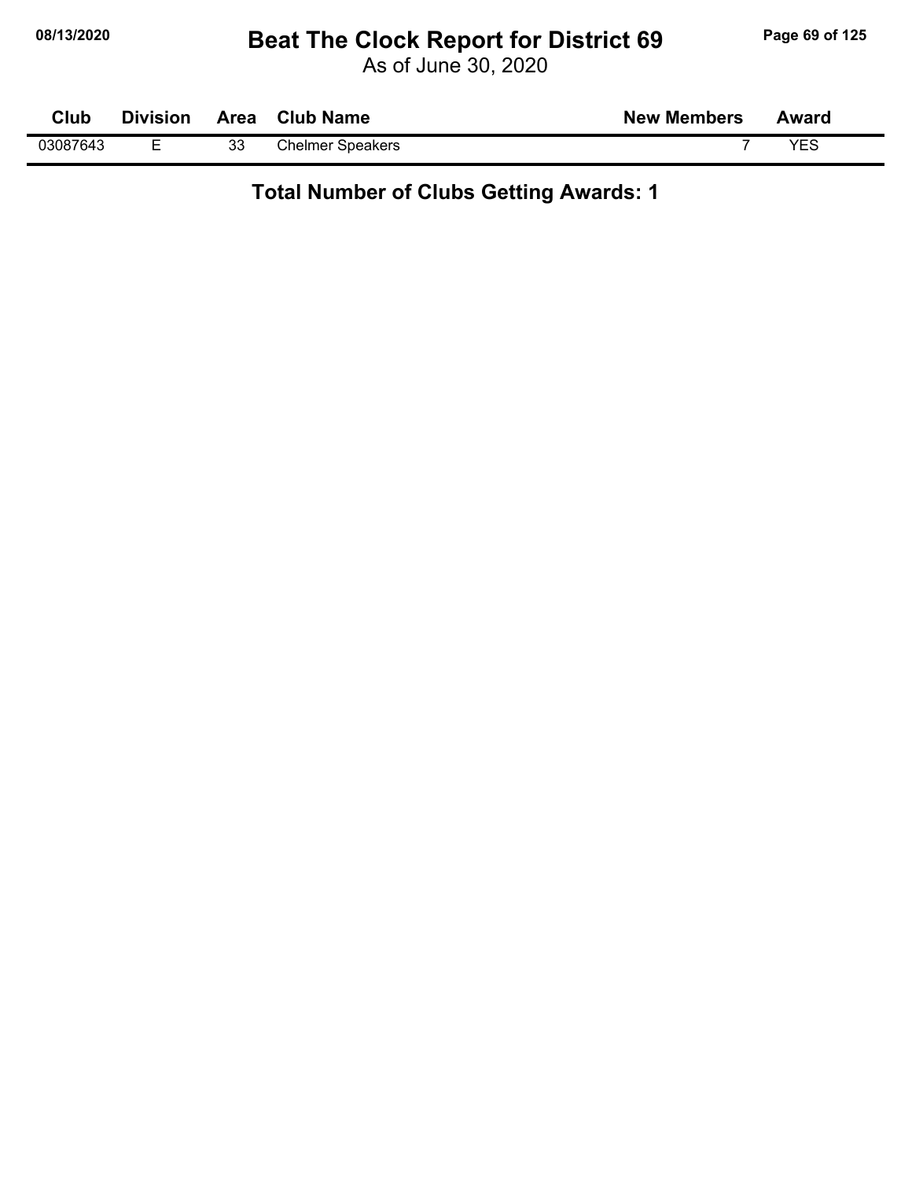# Beat The Clock Report for District 69

As of June 30, 2020

| Club | Division | Area | Club Name | New Members | Award |
|---|---|---|---|---|---|
| 03087643 | E | 33 | Chelmer Speakers | 7 | YES |

**Total Number of Clubs Getting Awards: 1**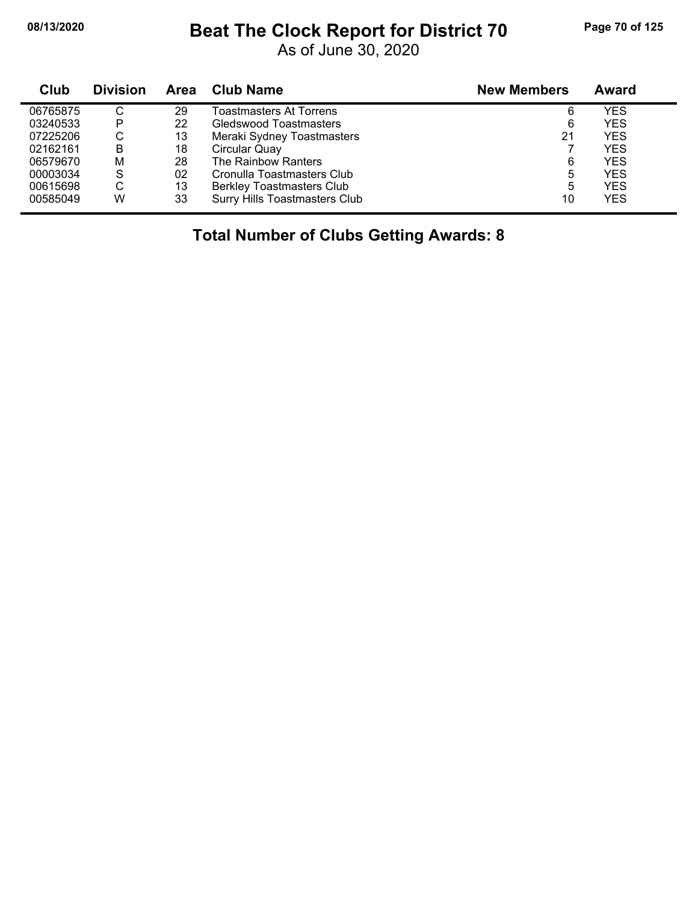# Beat The Clock Report for District 70

As of June 30, 2020

| Club | Division | Area | Club Name | New Members | Award |
|---|---|---|---|---|---|
| 06765875 | C | 29 | Toastmasters At Torrens | 6 | YES |
| 03240533 | P | 22 | Gledswood Toastmasters | 6 | YES |
| 07225206 | C | 13 | Meraki Sydney Toastmasters | 21 | YES |
| 02162161 | B | 18 | Circular Quay | 7 | YES |
| 06579670 | M | 28 | The Rainbow Ranters | 6 | YES |
| 00003034 | S | 02 | Cronulla Toastmasters Club | 5 | YES |
| 00615698 | C | 13 | Berkley Toastmasters Club | 5 | YES |
| 00585049 | W | 33 | Surry Hills Toastmasters Club | 10 | YES |

**Total Number of Clubs Getting Awards: 8**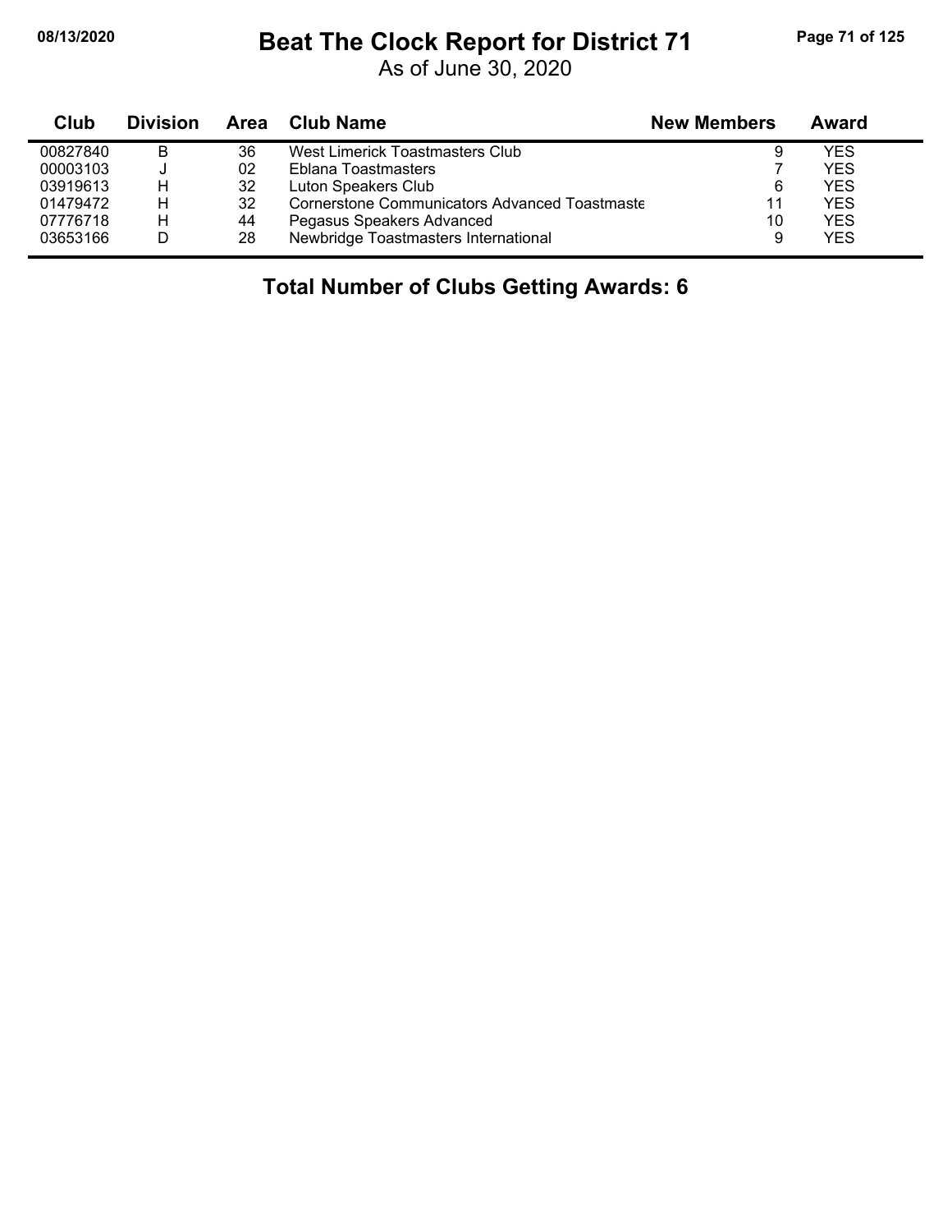# Beat The Clock Report for District 71

As of June 30, 2020

| Club | Division | Area | Club Name | New Members | Award |
|---|---|---|---|---|---|
| 00827840 | B | 36 | West Limerick Toastmasters Club | 9 | YES |
| 00003103 | J | 02 | Eblana Toastmasters | 7 | YES |
| 03919613 | H | 32 | Luton Speakers Club | 6 | YES |
| 01479472 | H | 32 | Cornerstone Communicators Advanced Toastmaste | 11 | YES |
| 07776718 | H | 44 | Pegasus Speakers Advanced | 10 | YES |
| 03653166 | D | 28 | Newbridge Toastmasters International | 9 | YES |

**Total Number of Clubs Getting Awards: 6**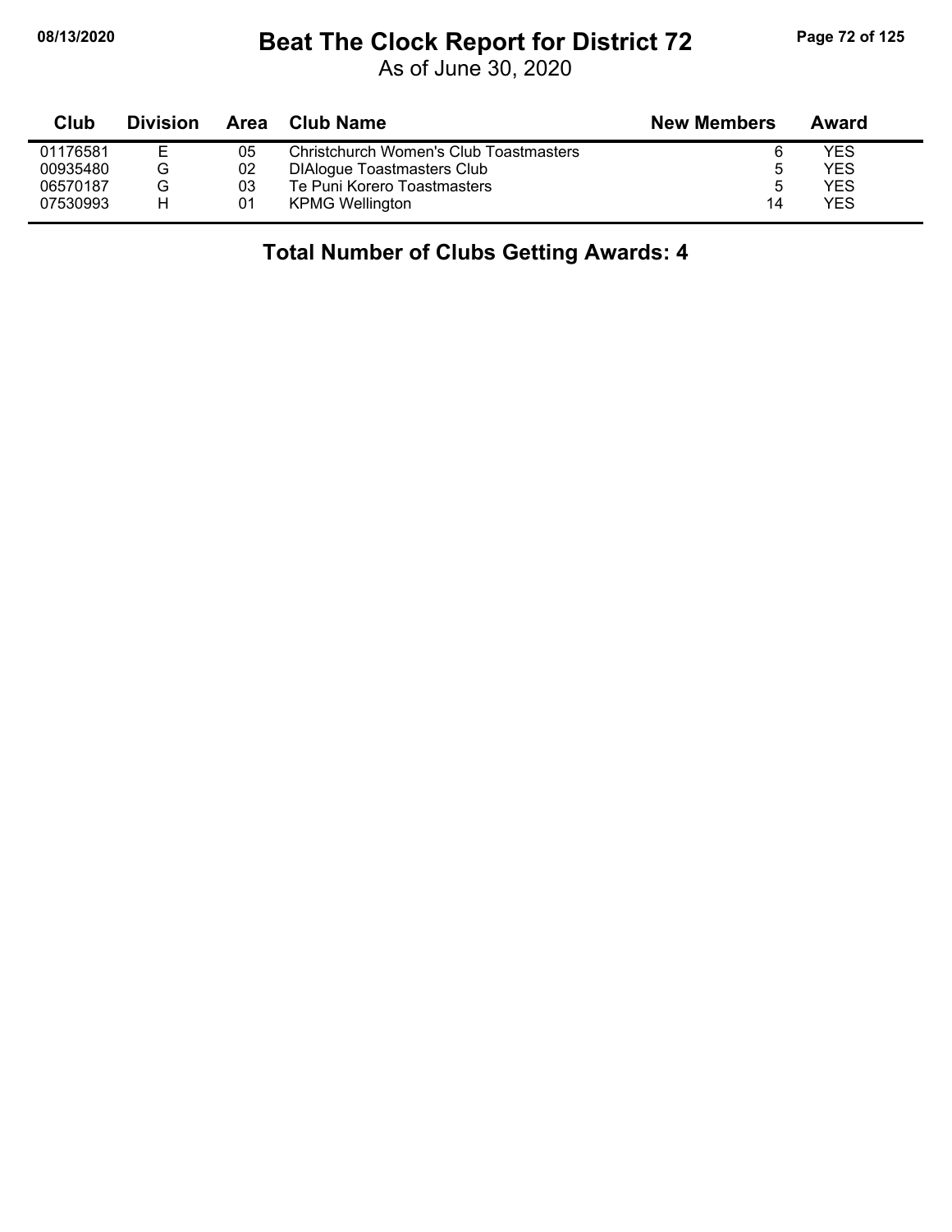# Beat The Clock Report for District 72

As of June 30, 2020

| Club | Division | Area | Club Name | New Members | Award |
| --- | --- | --- | --- | --- | --- |
| 01176581 | E | 05 | Christchurch Women's Club Toastmasters | 6 | YES |
| 00935480 | G | 02 | DIAlogue Toastmasters Club | 5 | YES |
| 06570187 | G | 03 | Te Puni Korero Toastmasters | 5 | YES |
| 07530993 | H | 01 | KPMG Wellington | 14 | YES |

## Total Number of Clubs Getting Awards: 4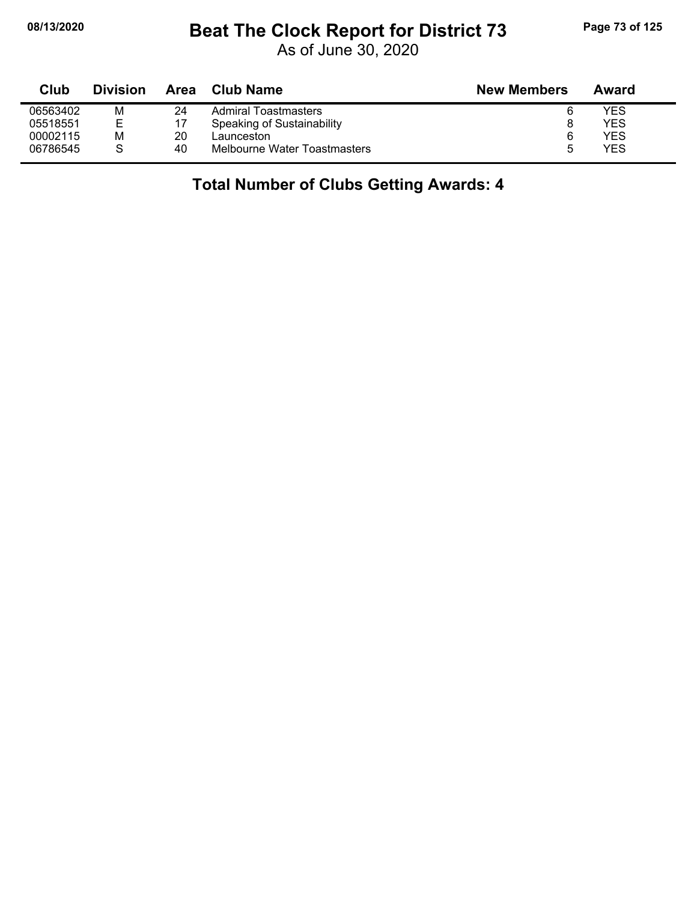# Beat The Clock Report for District 73

As of June 30, 2020

| Club | Division | Area | Club Name | New Members | Award |
|---|---|---|---|---|---|
| 06563402 | M | 24 | Admiral Toastmasters | 6 | YES |
| 05518551 | E | 17 | Speaking of Sustainability | 8 | YES |
| 00002115 | M | 20 | Launceston | 6 | YES |
| 06786545 | S | 40 | Melbourne Water Toastmasters | 5 | YES |

## Total Number of Clubs Getting Awards: 4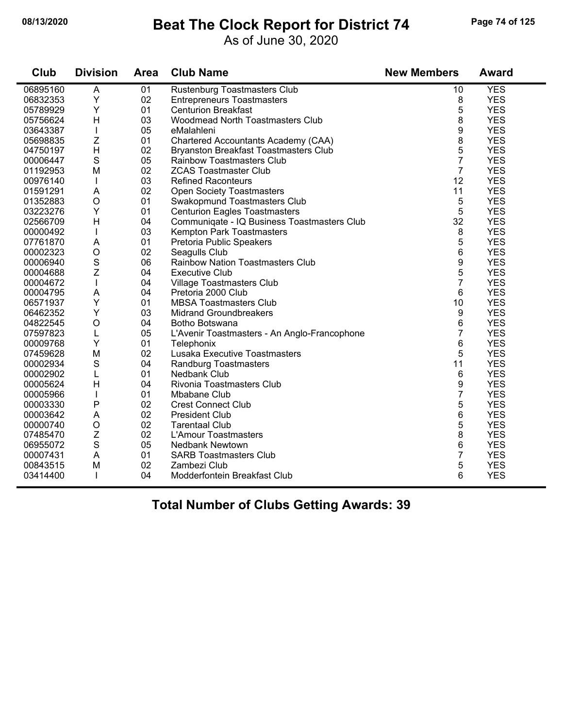# Beat The Clock Report for District 74

As of June 30, 2020

| Club | Division | Area | Club Name | New Members | Award |
|---|---|---|---|---|---|
| 06895160 | A | 01 | Rustenburg Toastmasters Club | 10 | YES |
| 06832353 | Y | 02 | Entrepreneurs Toastmasters | 8 | YES |
| 05789929 | Y | 01 | Centurion Breakfast | 5 | YES |
| 05756624 | H | 03 | Woodmead North Toastmasters Club | 8 | YES |
| 03643387 | I | 05 | eMalahleni | 9 | YES |
| 05698835 | Z | 01 | Chartered Accountants Academy (CAA) | 8 | YES |
| 04750197 | H | 02 | Bryanston Breakfast Toastmasters Club | 5 | YES |
| 00006447 | S | 05 | Rainbow Toastmasters Club | 7 | YES |
| 01192953 | M | 02 | ZCAS Toastmaster Club | 7 | YES |
| 00976140 | I | 03 | Refined Raconteurs | 12 | YES |
| 01591291 | A | 02 | Open Society Toastmasters | 11 | YES |
| 01352883 | O | 01 | Swakopmund Toastmasters Club | 5 | YES |
| 03223276 | Y | 01 | Centurion Eagles Toastmasters | 5 | YES |
| 02566709 | H | 04 | Communiqate - IQ Business Toastmasters Club | 32 | YES |
| 00000492 | I | 03 | Kempton Park Toastmasters | 8 | YES |
| 07761870 | A | 01 | Pretoria Public Speakers | 5 | YES |
| 00002323 | O | 02 | Seagulls Club | 6 | YES |
| 00006940 | S | 06 | Rainbow Nation Toastmasters Club | 9 | YES |
| 00004688 | Z | 04 | Executive Club | 5 | YES |
| 00004672 | I | 04 | Village Toastmasters Club | 7 | YES |
| 00004795 | A | 04 | Pretoria 2000 Club | 6 | YES |
| 06571937 | Y | 01 | MBSA Toastmasters Club | 10 | YES |
| 06462352 | Y | 03 | Midrand Groundbreakers | 9 | YES |
| 04822545 | O | 04 | Botho Botswana | 6 | YES |
| 07597823 | L | 05 | L'Avenir Toastmasters - An Anglo-Francophone | 7 | YES |
| 00009768 | Y | 01 | Telephonix | 6 | YES |
| 07459628 | M | 02 | Lusaka Executive Toastmasters | 5 | YES |
| 00002934 | S | 04 | Randburg Toastmasters | 11 | YES |
| 00002902 | L | 01 | Nedbank Club | 6 | YES |
| 00005624 | H | 04 | Rivonia Toastmasters Club | 9 | YES |
| 00005966 | I | 01 | Mbabane Club | 7 | YES |
| 00003330 | P | 02 | Crest Connect Club | 5 | YES |
| 00003642 | A | 02 | President Club | 6 | YES |
| 00000740 | O | 02 | Tarentaal Club | 5 | YES |
| 07485470 | Z | 02 | L'Amour Toastmasters | 8 | YES |
| 06955072 | S | 05 | Nedbank Newtown | 6 | YES |
| 00007431 | A | 01 | SARB Toastmasters Club | 7 | YES |
| 00843515 | M | 02 | Zambezi Club | 5 | YES |
| 03414400 | I | 04 | Modderfontein Breakfast Club | 6 | YES |

## Total Number of Clubs Getting Awards: 39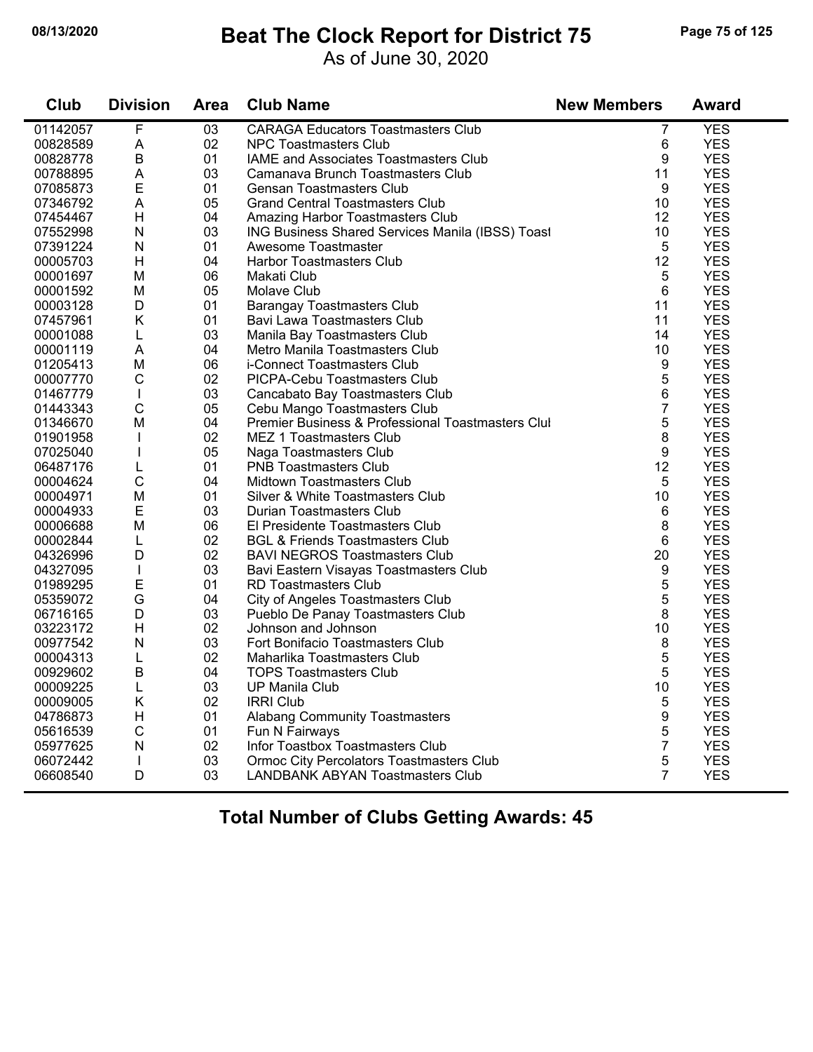# Beat The Clock Report for District 75

As of June 30, 2020

| Club | Division | Area | Club Name | New Members | Award |
|---|---|---|---|---|---|
| 01142057 | F | 03 | CARAGA Educators Toastmasters Club | 7 | YES |
| 00828589 | A | 02 | NPC Toastmasters Club | 6 | YES |
| 00828778 | B | 01 | IAME and Associates Toastmasters Club | 9 | YES |
| 00788895 | A | 03 | Camanava Brunch Toastmasters Club | 11 | YES |
| 07085873 | E | 01 | Gensan Toastmasters Club | 9 | YES |
| 07346792 | A | 05 | Grand Central Toastmasters Club | 10 | YES |
| 07454467 | H | 04 | Amazing Harbor Toastmasters Club | 12 | YES |
| 07552998 | N | 03 | ING Business Shared Services Manila (IBSS) Toast | 10 | YES |
| 07391224 | N | 01 | Awesome Toastmaster | 5 | YES |
| 00005703 | H | 04 | Harbor Toastmasters Club | 12 | YES |
| 00001697 | M | 06 | Makati Club | 5 | YES |
| 00001592 | M | 05 | Molave Club | 6 | YES |
| 00003128 | D | 01 | Barangay Toastmasters Club | 11 | YES |
| 07457961 | K | 01 | Bavi Lawa Toastmasters Club | 11 | YES |
| 00001088 | L | 03 | Manila Bay Toastmasters Club | 14 | YES |
| 00001119 | A | 04 | Metro Manila Toastmasters Club | 10 | YES |
| 01205413 | M | 06 | i-Connect Toastmasters Club | 9 | YES |
| 00007770 | C | 02 | PICPA-Cebu Toastmasters Club | 5 | YES |
| 01467779 | I | 03 | Cancabato Bay Toastmasters Club | 6 | YES |
| 01443343 | C | 05 | Cebu Mango Toastmasters Club | 7 | YES |
| 01346670 | M | 04 | Premier Business & Professional Toastmasters Clul | 5 | YES |
| 01901958 | I | 02 | MEZ 1 Toastmasters Club | 8 | YES |
| 07025040 | I | 05 | Naga Toastmasters Club | 9 | YES |
| 06487176 | L | 01 | PNB Toastmasters Club | 12 | YES |
| 00004624 | C | 04 | Midtown Toastmasters Club | 5 | YES |
| 00004971 | M | 01 | Silver & White Toastmasters Club | 10 | YES |
| 00004933 | E | 03 | Durian Toastmasters Club | 6 | YES |
| 00006688 | M | 06 | El Presidente Toastmasters Club | 8 | YES |
| 00002844 | L | 02 | BGL & Friends Toastmasters Club | 6 | YES |
| 04326996 | D | 02 | BAVI NEGROS Toastmasters Club | 20 | YES |
| 04327095 | I | 03 | Bavi Eastern Visayas Toastmasters Club | 9 | YES |
| 01989295 | E | 01 | RD Toastmasters Club | 5 | YES |
| 05359072 | G | 04 | City of Angeles Toastmasters Club | 5 | YES |
| 06716165 | D | 03 | Pueblo De Panay Toastmasters Club | 8 | YES |
| 03223172 | H | 02 | Johnson and Johnson | 10 | YES |
| 00977542 | N | 03 | Fort Bonifacio Toastmasters Club | 8 | YES |
| 00004313 | L | 02 | Maharlika Toastmasters Club | 5 | YES |
| 00929602 | B | 04 | TOPS Toastmasters Club | 5 | YES |
| 00009225 | L | 03 | UP Manila Club | 10 | YES |
| 00009005 | K | 02 | IRRI Club | 5 | YES |
| 04786873 | H | 01 | Alabang Community Toastmasters | 9 | YES |
| 05616539 | C | 01 | Fun N Fairways | 5 | YES |
| 05977625 | N | 02 | Infor Toastbox Toastmasters Club | 7 | YES |
| 06072442 | I | 03 | Ormoc City Percolators Toastmasters Club | 5 | YES |
| 06608540 | D | 03 | LANDBANK ABYAN Toastmasters Club | 7 | YES |

**Total Number of Clubs Getting Awards: 45**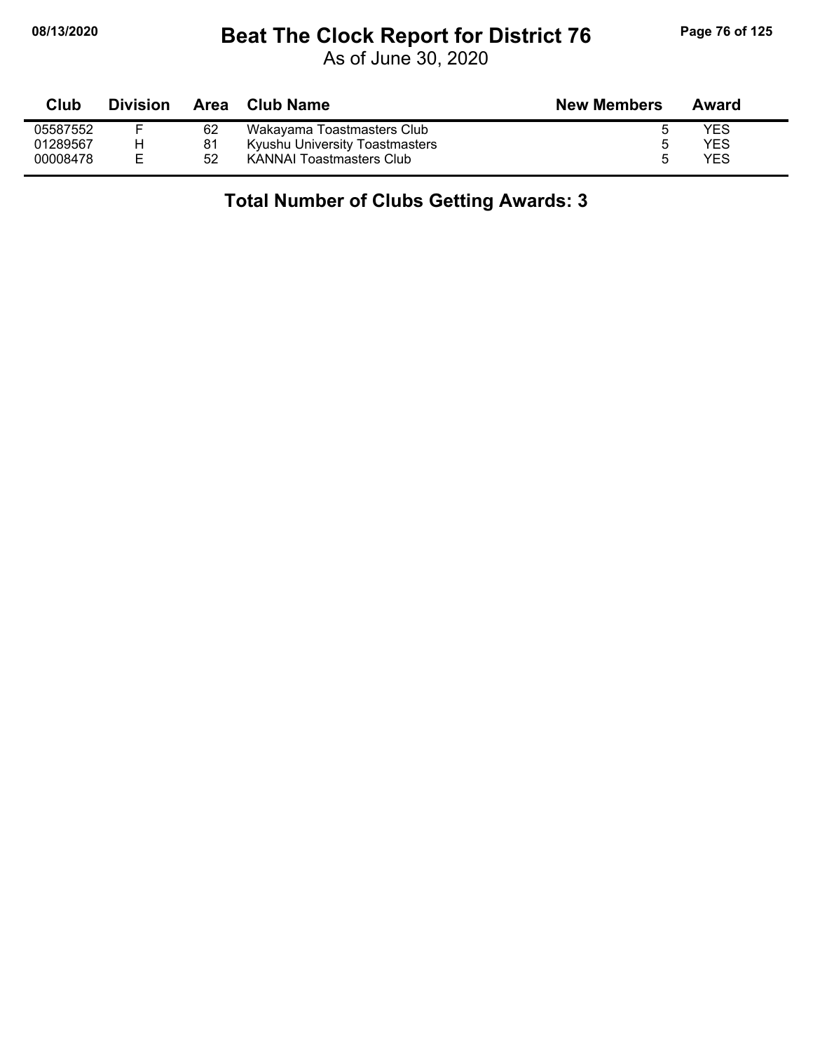# Beat The Clock Report for District 76

As of June 30, 2020

| Club | Division | Area | Club Name | New Members | Award |
|---|---|---|---|---|---|
| 05587552 | F | 62 | Wakayama Toastmasters Club | 5 | YES |
| 01289567 | H | 81 | Kyushu University Toastmasters | 5 | YES |
| 00008478 | E | 52 | KANNAI Toastmasters Club | 5 | YES |

## Total Number of Clubs Getting Awards: 3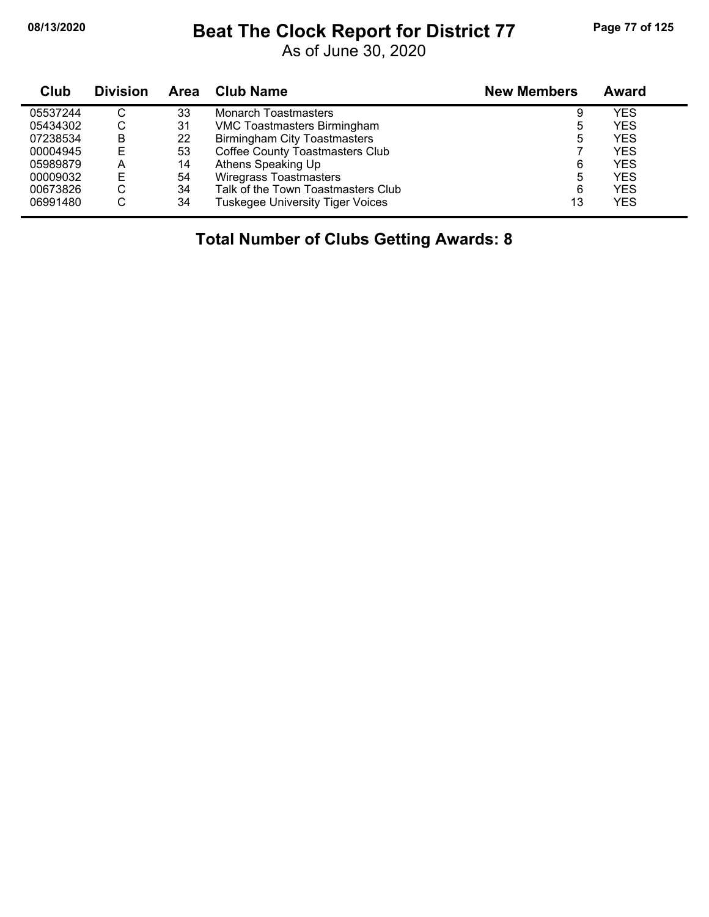# Beat The Clock Report for District 77

As of June 30, 2020

| Club | Division | Area | Club Name | New Members | Award |
|---|---|---|---|---|---|
| 05537244 | C | 33 | Monarch Toastmasters | 9 | YES |
| 05434302 | C | 31 | VMC Toastmasters Birmingham | 5 | YES |
| 07238534 | B | 22 | Birmingham City Toastmasters | 5 | YES |
| 00004945 | E | 53 | Coffee County Toastmasters Club | 7 | YES |
| 05989879 | A | 14 | Athens Speaking Up | 6 | YES |
| 00009032 | E | 54 | Wiregrass Toastmasters | 5 | YES |
| 00673826 | C | 34 | Talk of the Town Toastmasters Club | 6 | YES |
| 06991480 | C | 34 | Tuskegee University Tiger Voices | 13 | YES |

**Total Number of Clubs Getting Awards: 8**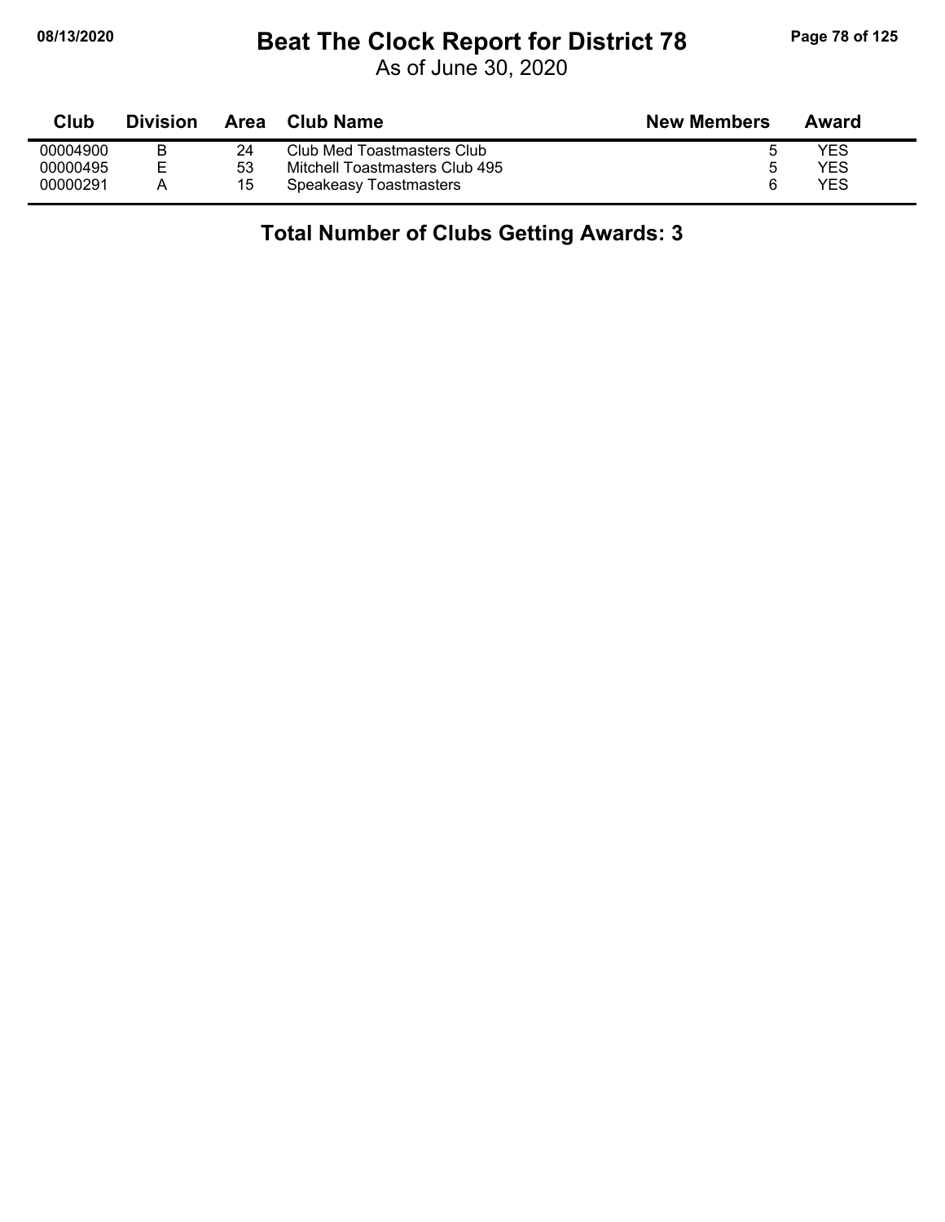# Beat The Clock Report for District 78

As of June 30, 2020

| Club | Division | Area | Club Name | New Members | Award |
|---|---|---|---|---|---|
| 00004900 | B | 24 | Club Med Toastmasters Club | 5 | YES |
| 00000495 | E | 53 | Mitchell Toastmasters Club 495 | 5 | YES |
| 00000291 | A | 15 | Speakeasy Toastmasters | 6 | YES |

## Total Number of Clubs Getting Awards: 3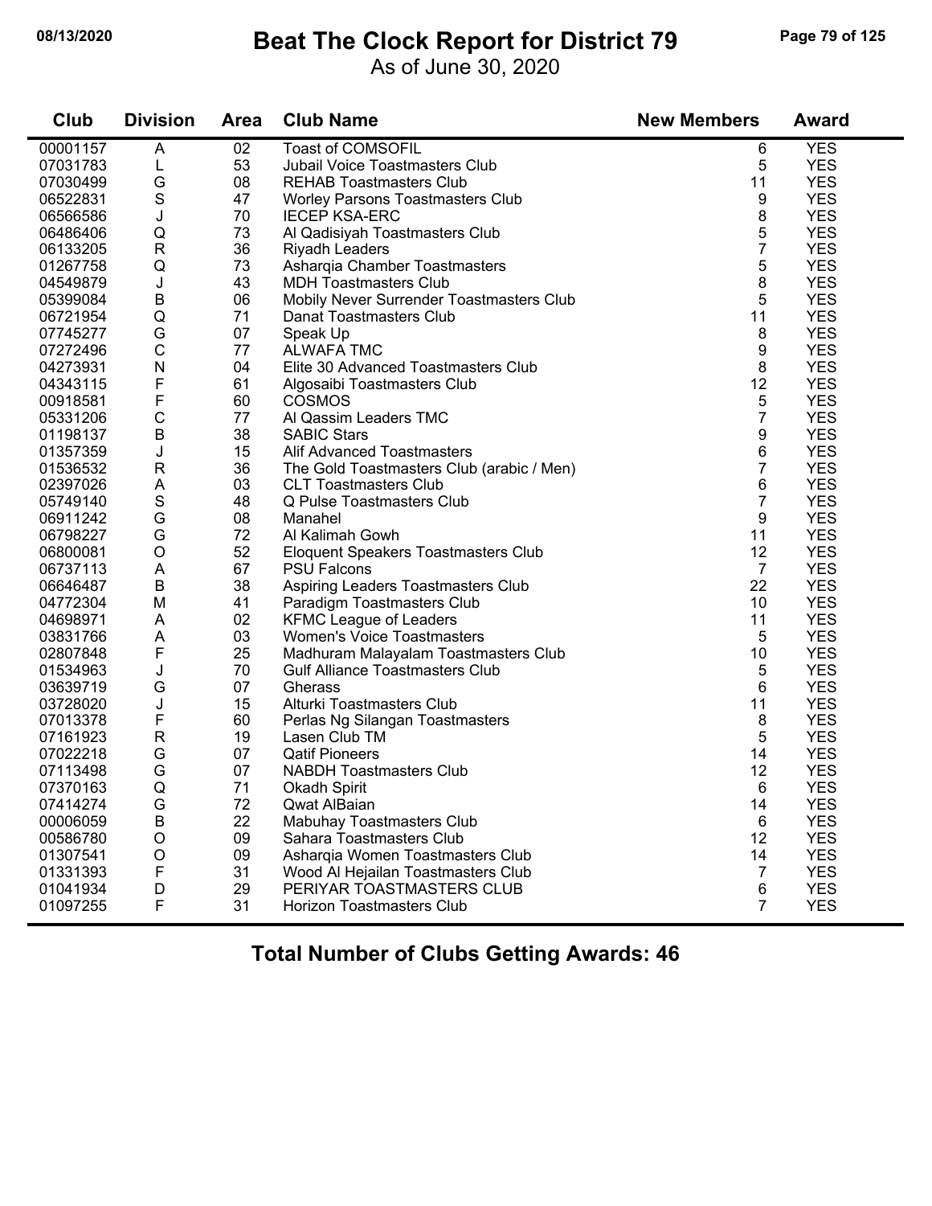# Beat The Clock Report for District 79

As of June 30, 2020

| Club | Division | Area | Club Name | New Members | Award |
|---|---|---|---|---|---|
| 00001157 | A | 02 | Toast of COMSOFIL | 6 | YES |
| 07031783 | L | 53 | Jubail Voice Toastmasters Club | 5 | YES |
| 07030499 | G | 08 | REHAB Toastmasters Club | 11 | YES |
| 06522831 | S | 47 | Worley Parsons Toastmasters Club | 9 | YES |
| 06566586 | J | 70 | IECEP KSA-ERC | 8 | YES |
| 06486406 | Q | 73 | Al Qadisiyah Toastmasters Club | 5 | YES |
| 06133205 | R | 36 | Riyadh Leaders | 7 | YES |
| 01267758 | Q | 73 | Asharqia Chamber Toastmasters | 5 | YES |
| 04549879 | J | 43 | MDH Toastmasters Club | 8 | YES |
| 05399084 | B | 06 | Mobily Never Surrender Toastmasters Club | 5 | YES |
| 06721954 | Q | 71 | Danat Toastmasters Club | 11 | YES |
| 07745277 | G | 07 | Speak Up | 8 | YES |
| 07272496 | C | 77 | ALWAFA TMC | 9 | YES |
| 04273931 | N | 04 | Elite 30 Advanced Toastmasters Club | 8 | YES |
| 04343115 | F | 61 | Algosaibi Toastmasters Club | 12 | YES |
| 00918581 | F | 60 | COSMOS | 5 | YES |
| 05331206 | C | 77 | Al Qassim Leaders TMC | 7 | YES |
| 01198137 | B | 38 | SABIC Stars | 9 | YES |
| 01357359 | J | 15 | Alif Advanced Toastmasters | 6 | YES |
| 01536532 | R | 36 | The Gold Toastmasters Club (arabic / Men) | 7 | YES |
| 02397026 | A | 03 | CLT Toastmasters Club | 6 | YES |
| 05749140 | S | 48 | Q Pulse Toastmasters Club | 7 | YES |
| 06911242 | G | 08 | Manahel | 9 | YES |
| 06798227 | G | 72 | Al Kalimah Gowh | 11 | YES |
| 06800081 | O | 52 | Eloquent Speakers Toastmasters Club | 12 | YES |
| 06737113 | A | 67 | PSU Falcons | 7 | YES |
| 06646487 | B | 38 | Aspiring Leaders Toastmasters Club | 22 | YES |
| 04772304 | M | 41 | Paradigm Toastmasters Club | 10 | YES |
| 04698971 | A | 02 | KFMC League of Leaders | 11 | YES |
| 03831766 | A | 03 | Women's Voice Toastmasters | 5 | YES |
| 02807848 | F | 25 | Madhuram Malayalam Toastmasters Club | 10 | YES |
| 01534963 | J | 70 | Gulf Alliance Toastmasters Club | 5 | YES |
| 03639719 | G | 07 | Gherass | 6 | YES |
| 03728020 | J | 15 | Alturki Toastmasters Club | 11 | YES |
| 07013378 | F | 60 | Perlas Ng Silangan Toastmasters | 8 | YES |
| 07161923 | R | 19 | Lasen Club TM | 5 | YES |
| 07022218 | G | 07 | Qatif Pioneers | 14 | YES |
| 07113498 | G | 07 | NABDH Toastmasters Club | 12 | YES |
| 07370163 | Q | 71 | Okadh Spirit | 6 | YES |
| 07414274 | G | 72 | Qwat AlBaian | 14 | YES |
| 00006059 | B | 22 | Mabuhay Toastmasters Club | 6 | YES |
| 00586780 | O | 09 | Sahara Toastmasters Club | 12 | YES |
| 01307541 | O | 09 | Asharqia Women Toastmasters Club | 14 | YES |
| 01331393 | F | 31 | Wood Al Hejailan Toastmasters Club | 7 | YES |
| 01041934 | D | 29 | PERIYAR TOASTMASTERS CLUB | 6 | YES |
| 01097255 | F | 31 | Horizon Toastmasters Club | 7 | YES |

**Total Number of Clubs Getting Awards: 46**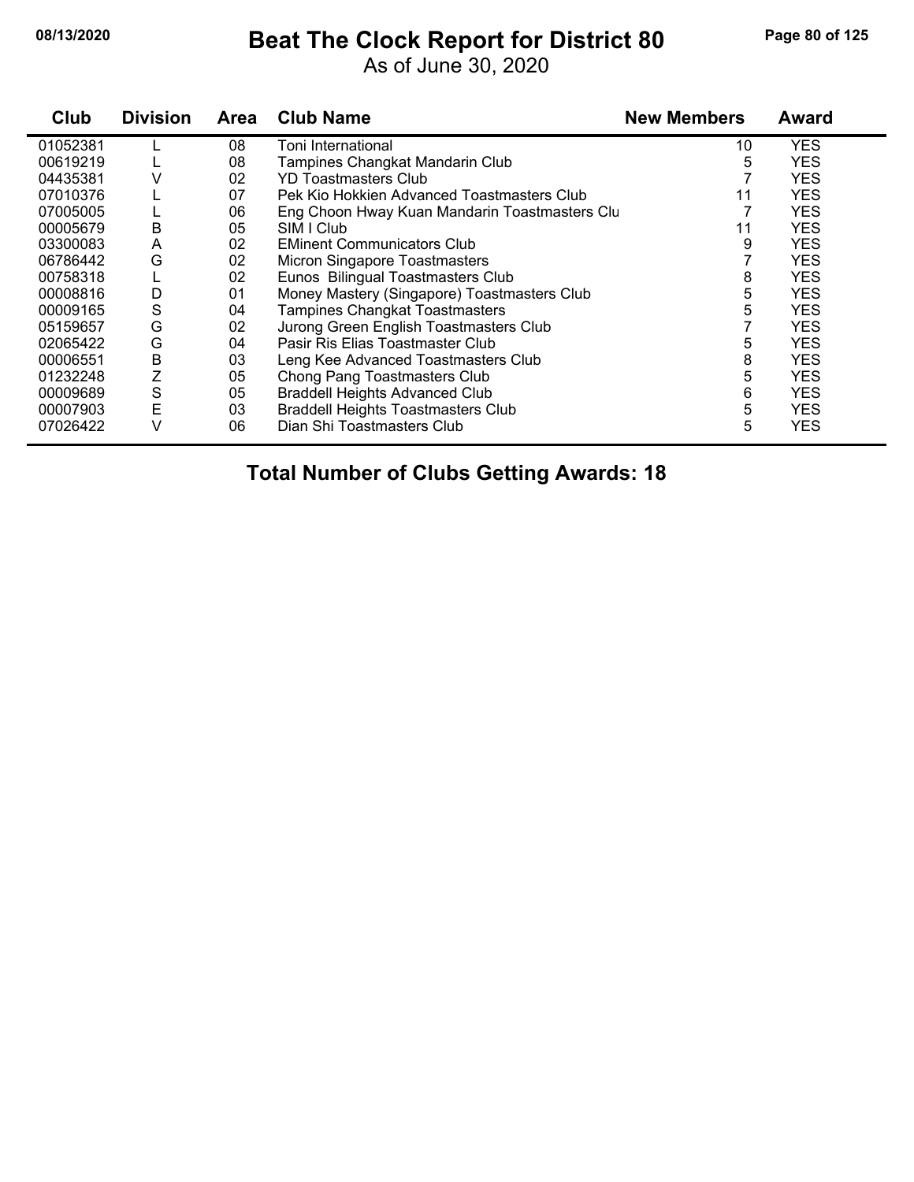# Beat The Clock Report for District 80

As of June 30, 2020

| Club | Division | Area | Club Name | New Members | Award |
|---|---|---|---|---|---|
| 01052381 | L | 08 | Toni International | 10 | YES |
| 00619219 | L | 08 | Tampines Changkat Mandarin Club | 5 | YES |
| 04435381 | V | 02 | YD Toastmasters Club | 7 | YES |
| 07010376 | L | 07 | Pek Kio Hokkien Advanced Toastmasters Club | 11 | YES |
| 07005005 | L | 06 | Eng Choon Hway Kuan Mandarin Toastmasters Clu | 7 | YES |
| 00005679 | B | 05 | SIM I Club | 11 | YES |
| 03300083 | A | 02 | EMinent Communicators Club | 9 | YES |
| 06786442 | G | 02 | Micron Singapore Toastmasters | 7 | YES |
| 00758318 | L | 02 | Eunos Bilingual Toastmasters Club | 8 | YES |
| 00008816 | D | 01 | Money Mastery (Singapore) Toastmasters Club | 5 | YES |
| 00009165 | S | 04 | Tampines Changkat Toastmasters | 5 | YES |
| 05159657 | G | 02 | Jurong Green English Toastmasters Club | 7 | YES |
| 02065422 | G | 04 | Pasir Ris Elias Toastmaster Club | 5 | YES |
| 00006551 | B | 03 | Leng Kee Advanced Toastmasters Club | 8 | YES |
| 01232248 | Z | 05 | Chong Pang Toastmasters Club | 5 | YES |
| 00009689 | S | 05 | Braddell Heights Advanced Club | 6 | YES |
| 00007903 | E | 03 | Braddell Heights Toastmasters Club | 5 | YES |
| 07026422 | V | 06 | Dian Shi Toastmasters Club | 5 | YES |

**Total Number of Clubs Getting Awards: 18**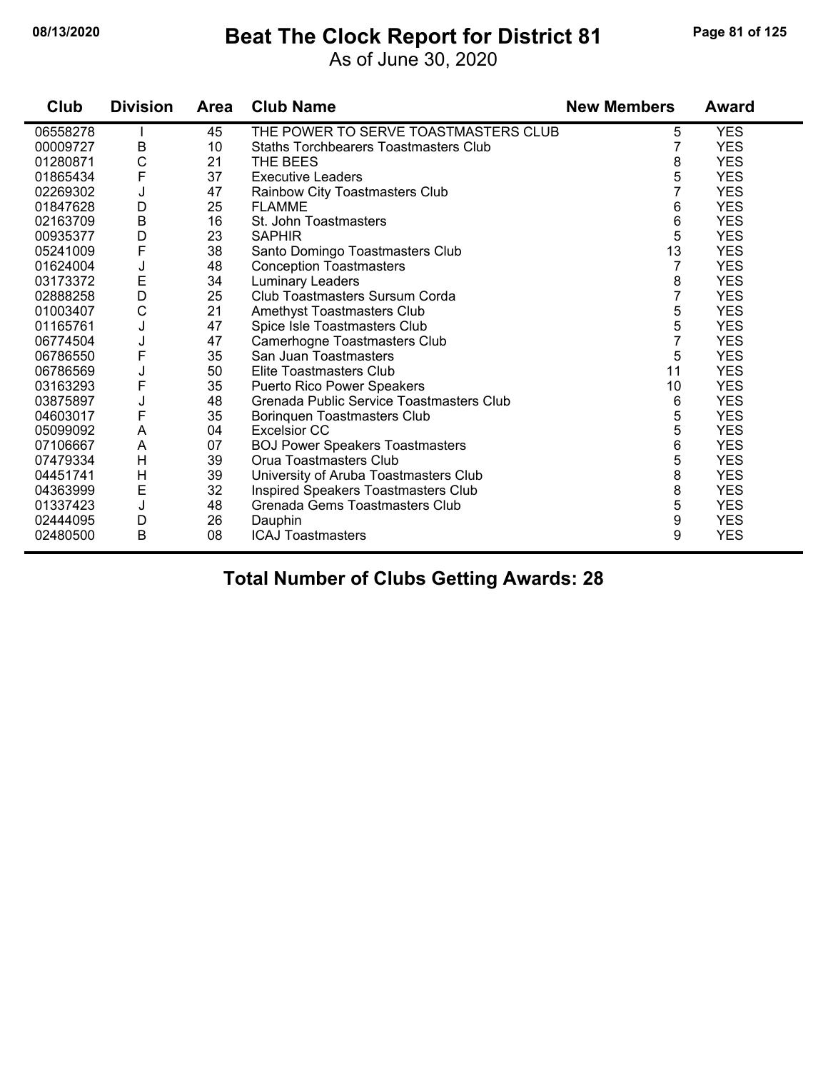# Beat The Clock Report for District 81

As of June 30, 2020

08/13/2020

| Club | Division | Area | Club Name | New Members | Award |
|---|---|---|---|---|---|
| 06558278 | I | 45 | THE POWER TO SERVE TOASTMASTERS CLUB | 5 | YES |
| 00009727 | B | 10 | Staths Torchbearers Toastmasters Club | 7 | YES |
| 01280871 | C | 21 | THE BEES | 8 | YES |
| 01865434 | F | 37 | Executive Leaders | 5 | YES |
| 02269302 | J | 47 | Rainbow City Toastmasters Club | 7 | YES |
| 01847628 | D | 25 | FLAMME | 6 | YES |
| 02163709 | B | 16 | St. John Toastmasters | 6 | YES |
| 00935377 | D | 23 | SAPHIR | 5 | YES |
| 05241009 | F | 38 | Santo Domingo Toastmasters Club | 13 | YES |
| 01624004 | J | 48 | Conception Toastmasters | 7 | YES |
| 03173372 | E | 34 | Luminary Leaders | 8 | YES |
| 02888258 | D | 25 | Club Toastmasters Sursum Corda | 7 | YES |
| 01003407 | C | 21 | Amethyst Toastmasters Club | 5 | YES |
| 01165761 | J | 47 | Spice Isle Toastmasters Club | 5 | YES |
| 06774504 | J | 47 | Camerhogne Toastmasters Club | 7 | YES |
| 06786550 | F | 35 | San Juan Toastmasters | 5 | YES |
| 06786569 | J | 50 | Elite Toastmasters Club | 11 | YES |
| 03163293 | F | 35 | Puerto Rico Power Speakers | 10 | YES |
| 03875897 | J | 48 | Grenada Public Service Toastmasters Club | 6 | YES |
| 04603017 | F | 35 | Borinquen Toastmasters Club | 5 | YES |
| 05099092 | A | 04 | Excelsior CC | 5 | YES |
| 07106667 | A | 07 | BOJ Power Speakers Toastmasters | 6 | YES |
| 07479334 | H | 39 | Orua Toastmasters Club | 5 | YES |
| 04451741 | H | 39 | University of Aruba Toastmasters Club | 8 | YES |
| 04363999 | E | 32 | Inspired Speakers Toastmasters Club | 8 | YES |
| 01337423 | J | 48 | Grenada Gems Toastmasters Club | 5 | YES |
| 02444095 | D | 26 | Dauphin | 9 | YES |
| 02480500 | B | 08 | ICAJ Toastmasters | 9 | YES |

**Total Number of Clubs Getting Awards: 28**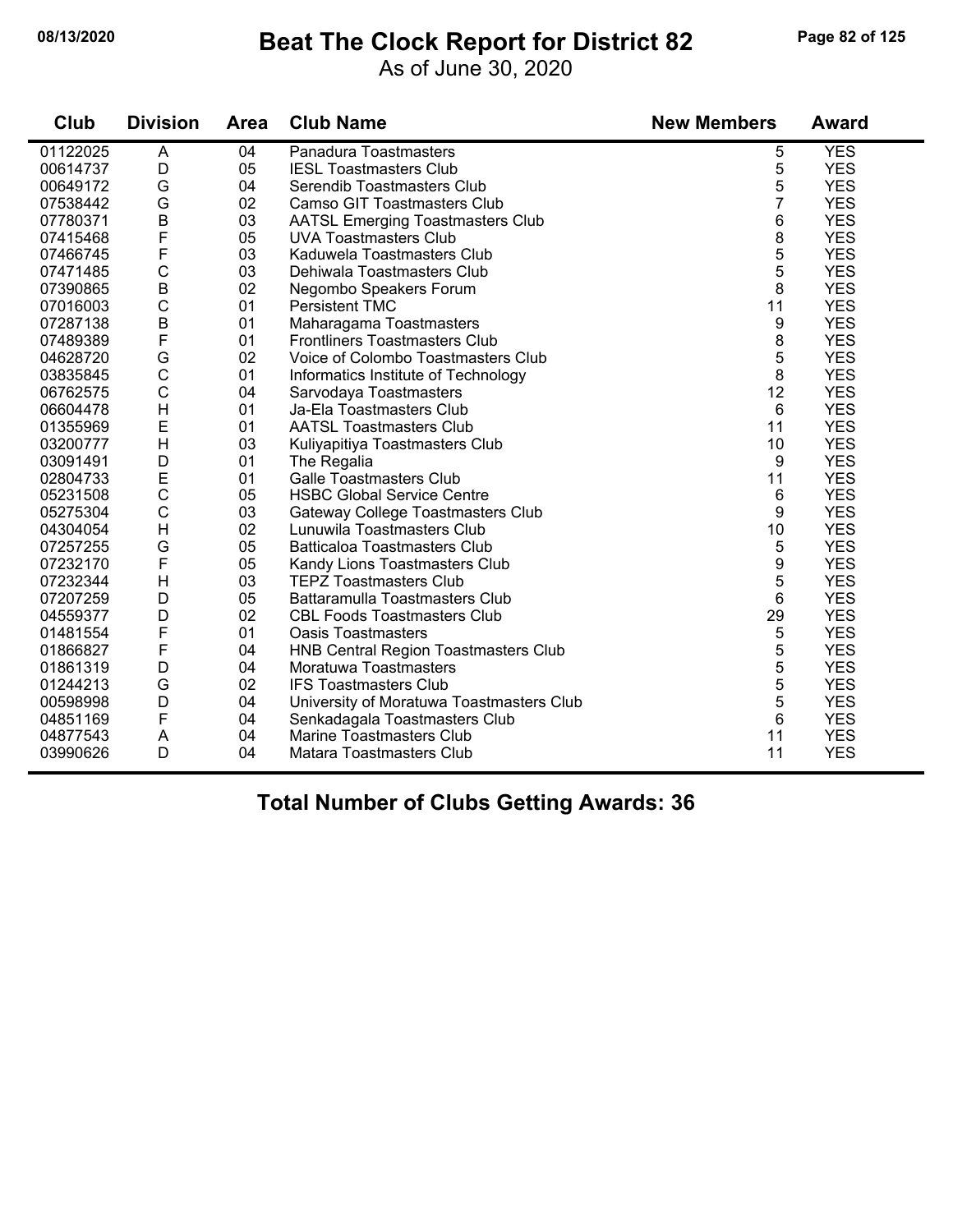# Beat The Clock Report for District 82

As of June 30, 2020

| Club | Division | Area | Club Name | New Members | Award |
|---|---|---|---|---|---|
| 01122025 | A | 04 | Panadura Toastmasters | 5 | YES |
| 00614737 | D | 05 | IESL Toastmasters Club | 5 | YES |
| 00649172 | G | 04 | Serendib Toastmasters Club | 5 | YES |
| 07538442 | G | 02 | Camso GIT Toastmasters Club | 7 | YES |
| 07780371 | B | 03 | AATSL Emerging Toastmasters Club | 6 | YES |
| 07415468 | F | 05 | UVA Toastmasters Club | 8 | YES |
| 07466745 | F | 03 | Kaduwela Toastmasters Club | 5 | YES |
| 07471485 | C | 03 | Dehiwala Toastmasters Club | 5 | YES |
| 07390865 | B | 02 | Negombo Speakers Forum | 8 | YES |
| 07016003 | C | 01 | Persistent TMC | 11 | YES |
| 07287138 | B | 01 | Maharagama Toastmasters | 9 | YES |
| 07489389 | F | 01 | Frontliners Toastmasters Club | 8 | YES |
| 04628720 | G | 02 | Voice of Colombo Toastmasters Club | 5 | YES |
| 03835845 | C | 01 | Informatics Institute of Technology | 8 | YES |
| 06762575 | C | 04 | Sarvodaya Toastmasters | 12 | YES |
| 06604478 | H | 01 | Ja-Ela Toastmasters Club | 6 | YES |
| 01355969 | E | 01 | AATSL Toastmasters Club | 11 | YES |
| 03200777 | H | 03 | Kuliyapitiya Toastmasters Club | 10 | YES |
| 03091491 | D | 01 | The Regalia | 9 | YES |
| 02804733 | E | 01 | Galle Toastmasters Club | 11 | YES |
| 05231508 | C | 05 | HSBC Global Service Centre | 6 | YES |
| 05275304 | C | 03 | Gateway College Toastmasters Club | 9 | YES |
| 04304054 | H | 02 | Lunuwila Toastmasters Club | 10 | YES |
| 07257255 | G | 05 | Batticaloa Toastmasters Club | 5 | YES |
| 07232170 | F | 05 | Kandy Lions Toastmasters Club | 9 | YES |
| 07232344 | H | 03 | TEPZ Toastmasters Club | 5 | YES |
| 07207259 | D | 05 | Battaramulla Toastmasters Club | 6 | YES |
| 04559377 | D | 02 | CBL Foods Toastmasters Club | 29 | YES |
| 01481554 | F | 01 | Oasis Toastmasters | 5 | YES |
| 01866827 | F | 04 | HNB Central Region Toastmasters Club | 5 | YES |
| 01861319 | D | 04 | Moratuwa Toastmasters | 5 | YES |
| 01244213 | G | 02 | IFS Toastmasters Club | 5 | YES |
| 00598998 | D | 04 | University of Moratuwa Toastmasters Club | 5 | YES |
| 04851169 | F | 04 | Senkadagala Toastmasters Club | 6 | YES |
| 04877543 | A | 04 | Marine Toastmasters Club | 11 | YES |
| 03990626 | D | 04 | Matara Toastmasters Club | 11 | YES |

## Total Number of Clubs Getting Awards: 36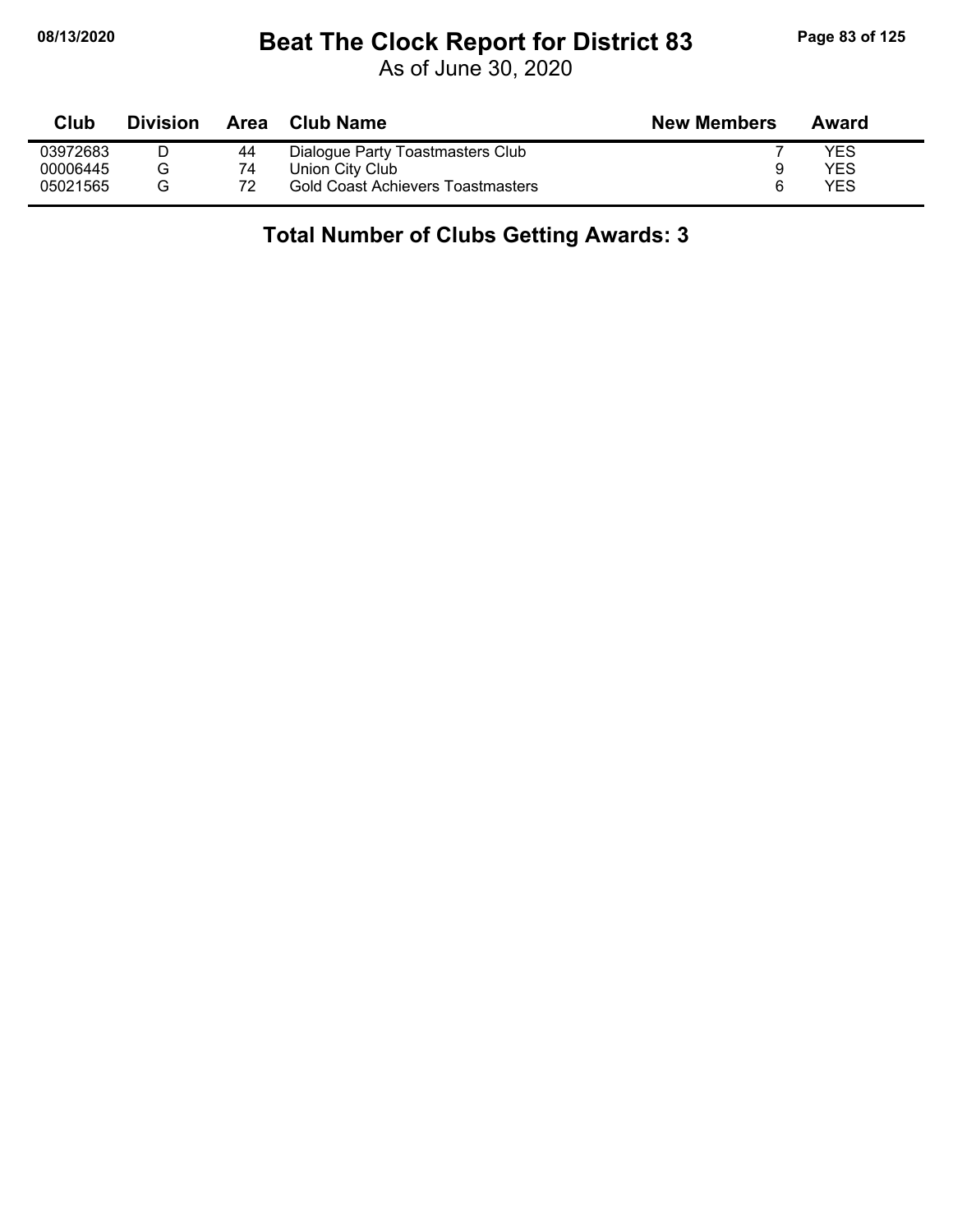# Beat The Clock Report for District 83

As of June 30, 2020

| Club | Division | Area | Club Name | New Members | Award |
|---|---|---|---|---|---|
| 03972683 | D | 44 | Dialogue Party Toastmasters Club | 7 | YES |
| 00006445 | G | 74 | Union City Club | 9 | YES |
| 05021565 | G | 72 | Gold Coast Achievers Toastmasters | 6 | YES |

**Total Number of Clubs Getting Awards: 3**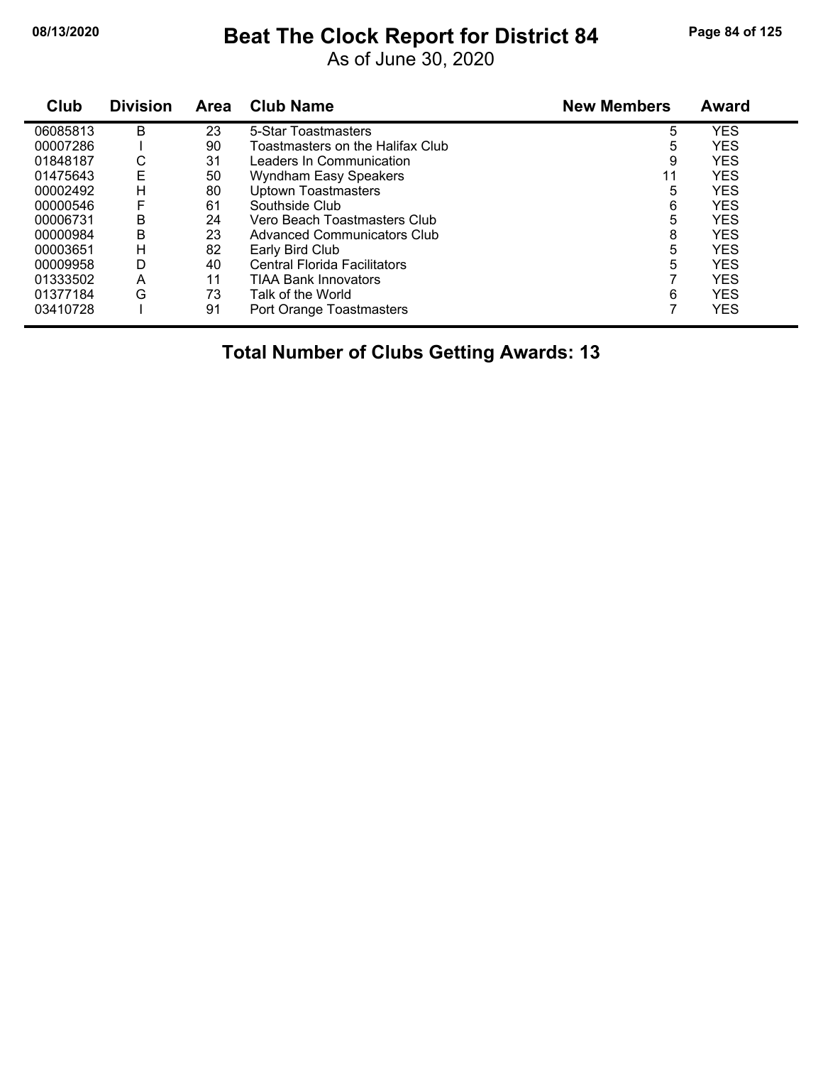# Beat The Clock Report for District 84

As of June 30, 2020

| Club | Division | Area | Club Name | New Members | Award |
|---|---|---|---|---|---|
| 06085813 | B | 23 | 5-Star Toastmasters | 5 | YES |
| 00007286 | I | 90 | Toastmasters on the Halifax Club | 5 | YES |
| 01848187 | C | 31 | Leaders In Communication | 9 | YES |
| 01475643 | E | 50 | Wyndham Easy Speakers | 11 | YES |
| 00002492 | H | 80 | Uptown Toastmasters | 5 | YES |
| 00000546 | F | 61 | Southside Club | 6 | YES |
| 00006731 | B | 24 | Vero Beach Toastmasters Club | 5 | YES |
| 00000984 | B | 23 | Advanced Communicators Club | 8 | YES |
| 00003651 | H | 82 | Early Bird Club | 5 | YES |
| 00009958 | D | 40 | Central Florida Facilitators | 5 | YES |
| 01333502 | A | 11 | TIAA Bank Innovators | 7 | YES |
| 01377184 | G | 73 | Talk of the World | 6 | YES |
| 03410728 | I | 91 | Port Orange Toastmasters | 7 | YES |

**Total Number of Clubs Getting Awards: 13**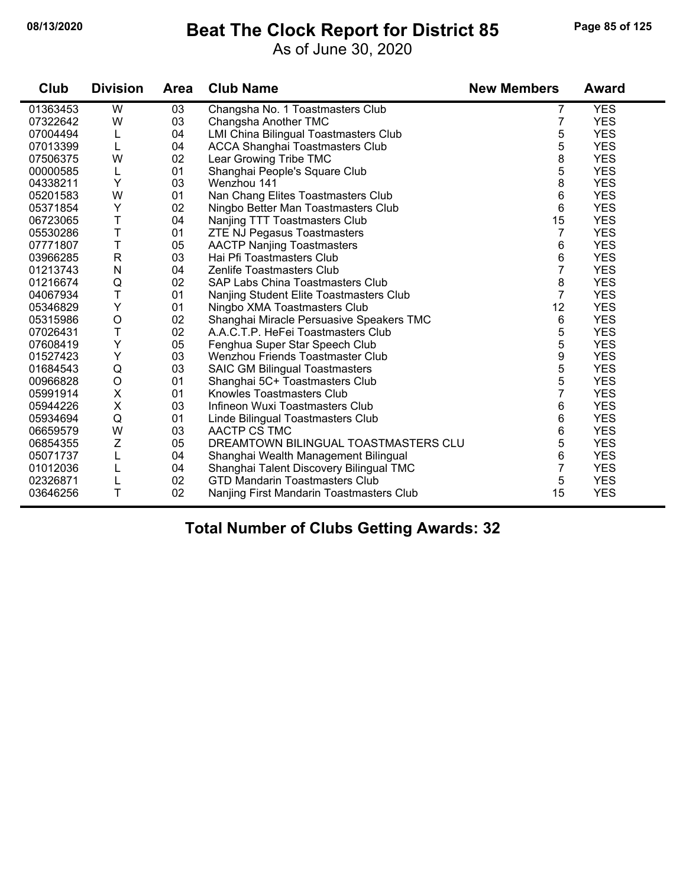# Beat The Clock Report for District 85

As of June 30, 2020

| Club | Division | Area | Club Name | New Members | Award |
|---|---|---|---|---|---|
| 01363453 | W | 03 | Changsha No. 1 Toastmasters Club | 7 | YES |
| 07322642 | W | 03 | Changsha Another TMC | 7 | YES |
| 07004494 | L | 04 | LMI China Bilingual Toastmasters Club | 5 | YES |
| 07013399 | L | 04 | ACCA Shanghai Toastmasters Club | 5 | YES |
| 07506375 | W | 02 | Lear Growing Tribe TMC | 8 | YES |
| 00000585 | L | 01 | Shanghai People's Square Club | 5 | YES |
| 04338211 | Y | 03 | Wenzhou 141 | 8 | YES |
| 05201583 | W | 01 | Nan Chang Elites Toastmasters Club | 6 | YES |
| 05371854 | Y | 02 | Ningbo Better Man Toastmasters Club | 6 | YES |
| 06723065 | T | 04 | Nanjing TTT Toastmasters Club | 15 | YES |
| 05530286 | T | 01 | ZTE NJ Pegasus Toastmasters | 7 | YES |
| 07771807 | T | 05 | AACTP Nanjing Toastmasters | 6 | YES |
| 03966285 | R | 03 | Hai Pfi Toastmasters Club | 6 | YES |
| 01213743 | N | 04 | Zenlife Toastmasters Club | 7 | YES |
| 01216674 | Q | 02 | SAP Labs China Toastmasters Club | 8 | YES |
| 04067934 | T | 01 | Nanjing Student Elite Toastmasters Club | 7 | YES |
| 05346829 | Y | 01 | Ningbo XMA Toastmasters Club | 12 | YES |
| 05315986 | O | 02 | Shanghai Miracle Persuasive Speakers TMC | 6 | YES |
| 07026431 | T | 02 | A.A.C.T.P. HeFei Toastmasters Club | 5 | YES |
| 07608419 | Y | 05 | Fenghua Super Star Speech Club | 5 | YES |
| 01527423 | Y | 03 | Wenzhou Friends Toastmaster Club | 9 | YES |
| 01684543 | Q | 03 | SAIC GM Bilingual Toastmasters | 5 | YES |
| 00966828 | O | 01 | Shanghai 5C+ Toastmasters Club | 5 | YES |
| 05991914 | X | 01 | Knowles Toastmasters Club | 7 | YES |
| 05944226 | X | 03 | Infineon Wuxi Toastmasters Club | 6 | YES |
| 05934694 | Q | 01 | Linde Bilingual Toastmasters Club | 6 | YES |
| 06659579 | W | 03 | AACTP CS TMC | 6 | YES |
| 06854355 | Z | 05 | DREAMTOWN BILINGUAL TOASTMASTERS CLU | 5 | YES |
| 05071737 | L | 04 | Shanghai Wealth Management Bilingual | 6 | YES |
| 01012036 | L | 04 | Shanghai Talent Discovery Bilingual TMC | 7 | YES |
| 02326871 | L | 02 | GTD Mandarin Toastmasters Club | 5 | YES |
| 03646256 | T | 02 | Nanjing First Mandarin Toastmasters Club | 15 | YES |

## Total Number of Clubs Getting Awards: 32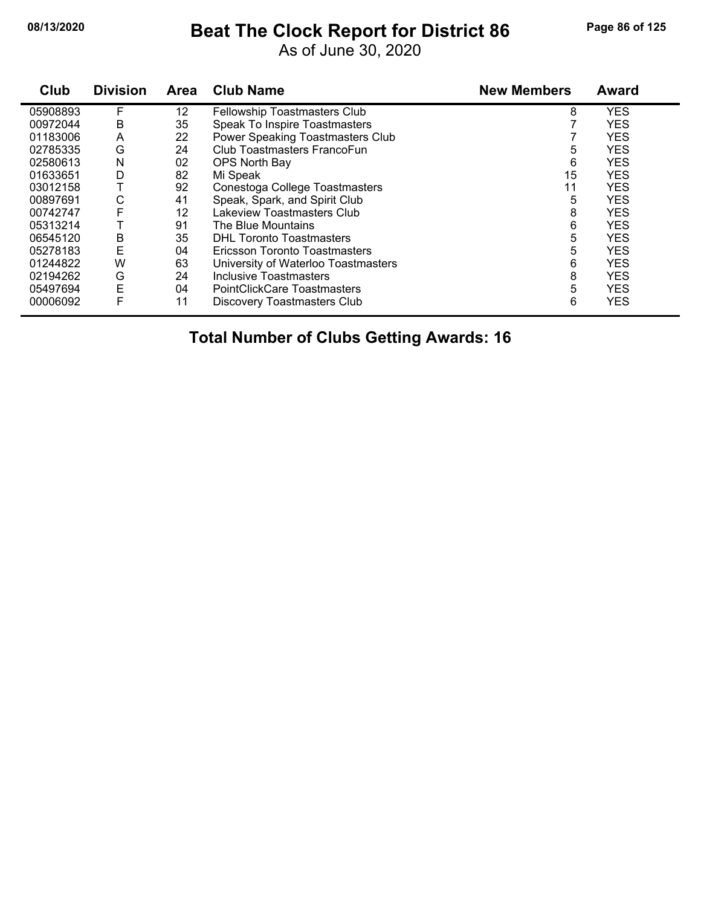# Beat The Clock Report for District 86

As of June 30, 2020

| Club | Division | Area | Club Name | New Members | Award |
|---|---|---|---|---|---|
| 05908893 | F | 12 | Fellowship Toastmasters Club | 8 | YES |
| 00972044 | B | 35 | Speak To Inspire Toastmasters | 7 | YES |
| 01183006 | A | 22 | Power Speaking Toastmasters Club | 7 | YES |
| 02785335 | G | 24 | Club Toastmasters FrancoFun | 5 | YES |
| 02580613 | N | 02 | OPS North Bay | 6 | YES |
| 01633651 | D | 82 | Mi Speak | 15 | YES |
| 03012158 | T | 92 | Conestoga College Toastmasters | 11 | YES |
| 00897691 | C | 41 | Speak, Spark, and Spirit Club | 5 | YES |
| 00742747 | F | 12 | Lakeview Toastmasters Club | 8 | YES |
| 05313214 | T | 91 | The Blue Mountains | 6 | YES |
| 06545120 | B | 35 | DHL Toronto Toastmasters | 5 | YES |
| 05278183 | E | 04 | Ericsson Toronto Toastmasters | 5 | YES |
| 01244822 | W | 63 | University of Waterloo Toastmasters | 6 | YES |
| 02194262 | G | 24 | Inclusive Toastmasters | 8 | YES |
| 05497694 | E | 04 | PointClickCare Toastmasters | 5 | YES |
| 00006092 | F | 11 | Discovery Toastmasters Club | 6 | YES |

**Total Number of Clubs Getting Awards: 16**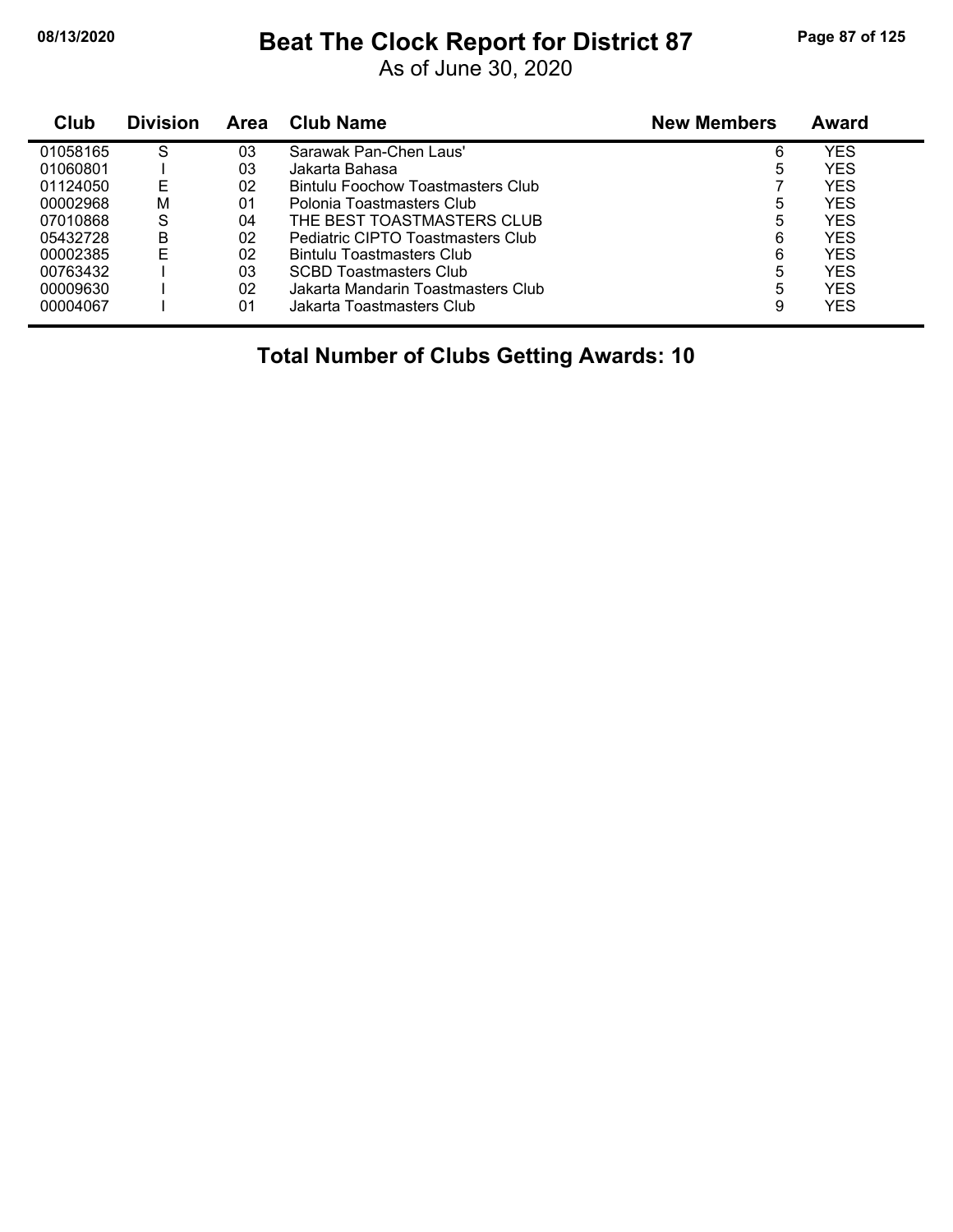# Beat The Clock Report for District 87

As of June 30, 2020

| Club | Division | Area | Club Name | New Members | Award |
|---|---|---|---|---|---|
| 01058165 | S | 03 | Sarawak Pan-Chen Laus' | 6 | YES |
| 01060801 | I | 03 | Jakarta Bahasa | 5 | YES |
| 01124050 | E | 02 | Bintulu Foochow Toastmasters Club | 7 | YES |
| 00002968 | M | 01 | Polonia Toastmasters Club | 5 | YES |
| 07010868 | S | 04 | THE BEST TOASTMASTERS CLUB | 5 | YES |
| 05432728 | B | 02 | Pediatric CIPTO Toastmasters Club | 6 | YES |
| 00002385 | E | 02 | Bintulu Toastmasters Club | 6 | YES |
| 00763432 | I | 03 | SCBD Toastmasters Club | 5 | YES |
| 00009630 | I | 02 | Jakarta Mandarin Toastmasters Club | 5 | YES |
| 00004067 | I | 01 | Jakarta Toastmasters Club | 9 | YES |

**Total Number of Clubs Getting Awards: 10**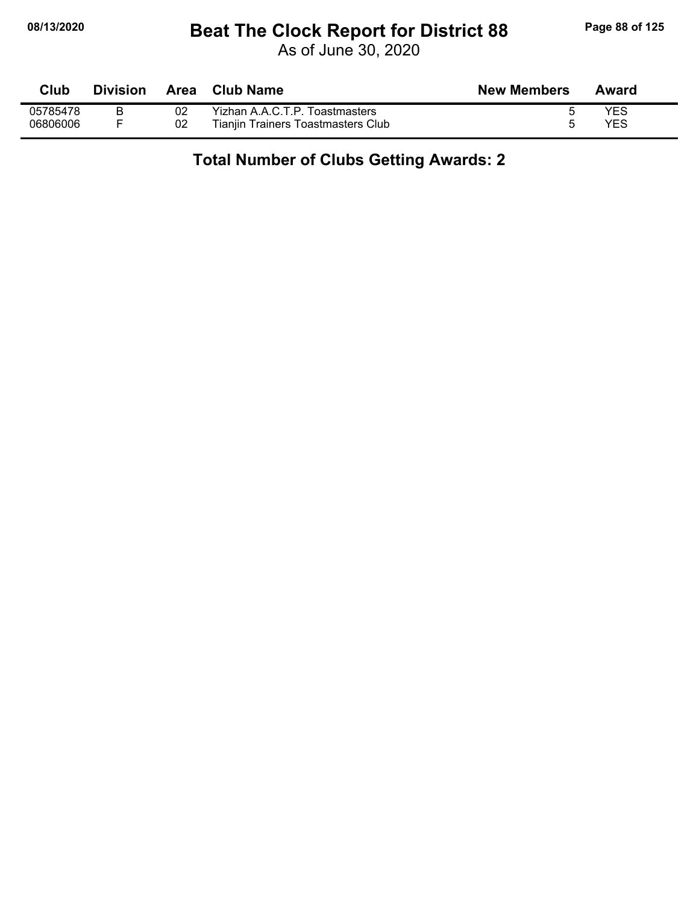# Beat The Clock Report for District 88

As of June 30, 2020

| Club | Division | Area | Club Name | New Members | Award |
|---|---|---|---|---|---|
| 05785478 | B | 02 | Yizhan A.A.C.T.P. Toastmasters | 5 | YES |
| 06806006 | F | 02 | Tianjin Trainers Toastmasters Club | 5 | YES |

## Total Number of Clubs Getting Awards: 2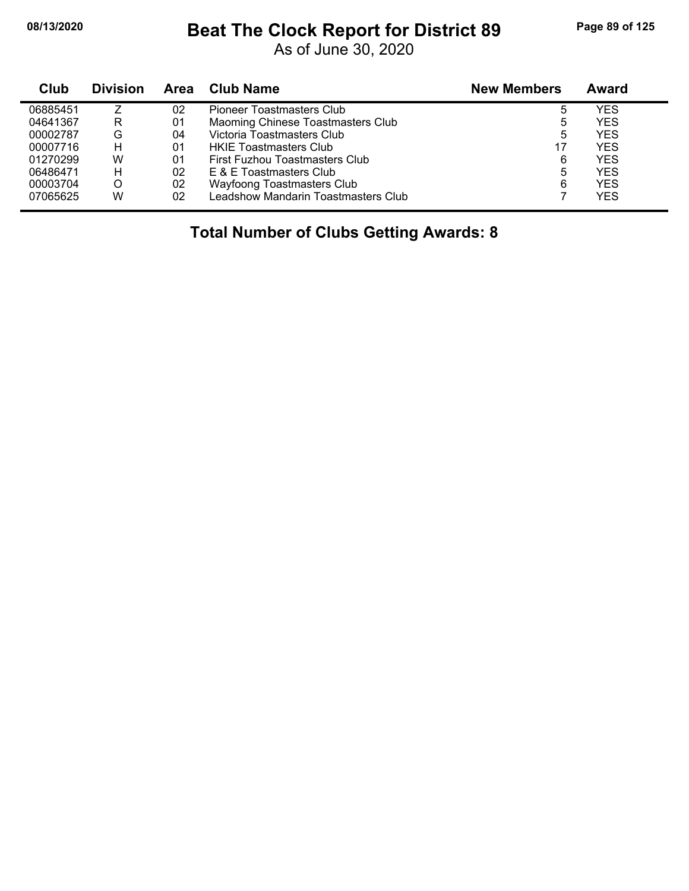# Beat The Clock Report for District 89

As of June 30, 2020

| Club | Division | Area | Club Name | New Members | Award |
|---|---|---|---|---|---|
| 06885451 | Z | 02 | Pioneer Toastmasters Club | 5 | YES |
| 04641367 | R | 01 | Maoming Chinese Toastmasters Club | 5 | YES |
| 00002787 | G | 04 | Victoria Toastmasters Club | 5 | YES |
| 00007716 | H | 01 | HKIE Toastmasters Club | 17 | YES |
| 01270299 | W | 01 | First Fuzhou Toastmasters Club | 6 | YES |
| 06486471 | H | 02 | E & E Toastmasters Club | 5 | YES |
| 00003704 | O | 02 | Wayfoong Toastmasters Club | 6 | YES |
| 07065625 | W | 02 | Leadshow Mandarin Toastmasters Club | 7 | YES |

## Total Number of Clubs Getting Awards: 8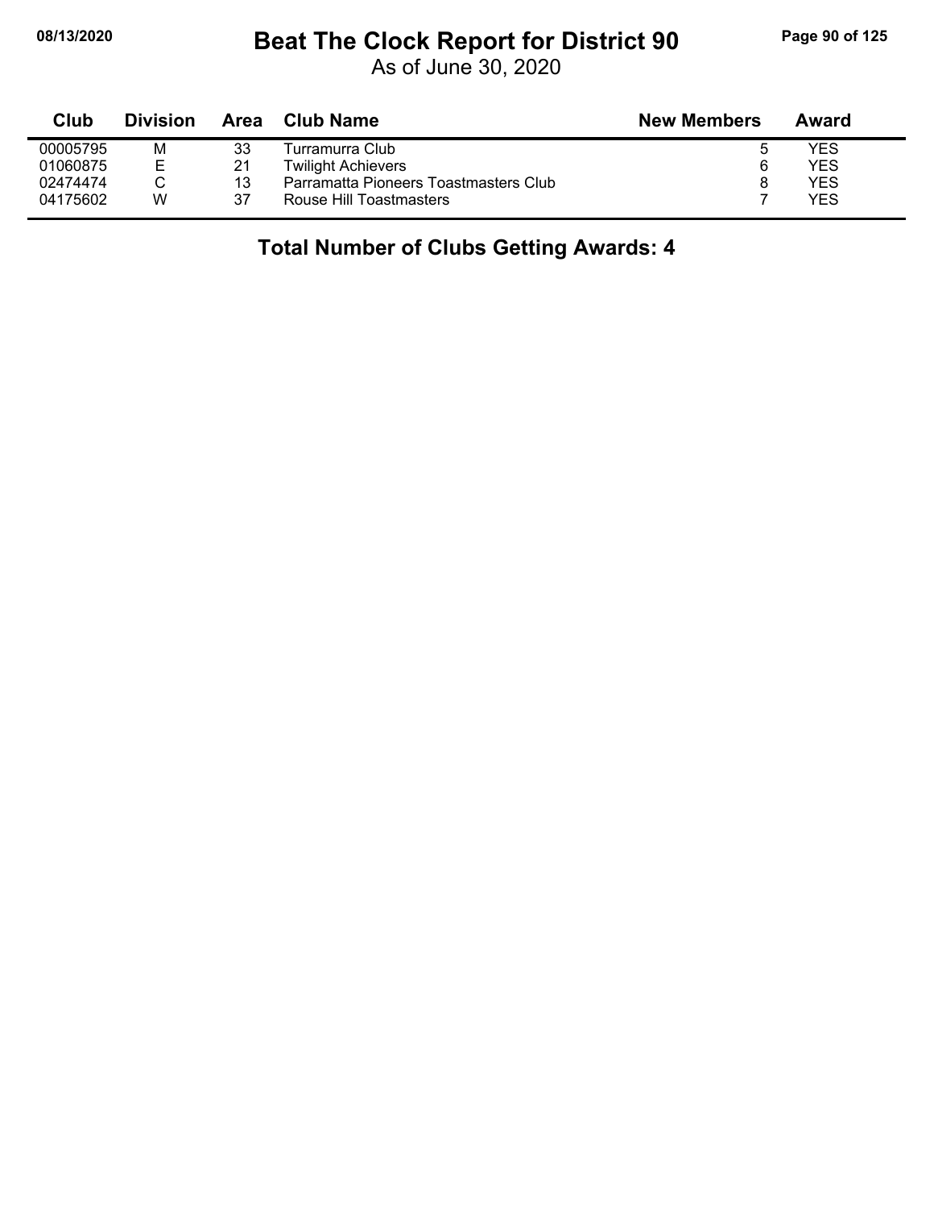# Beat The Clock Report for District 90

As of June 30, 2020

| Club | Division | Area | Club Name | New Members | Award |
|---|---|---|---|---|---|
| 00005795 | M | 33 | Turramurra Club | 5 | YES |
| 01060875 | E | 21 | Twilight Achievers | 6 | YES |
| 02474474 | C | 13 | Parramatta Pioneers Toastmasters Club | 8 | YES |
| 04175602 | W | 37 | Rouse Hill Toastmasters | 7 | YES |

## Total Number of Clubs Getting Awards: 4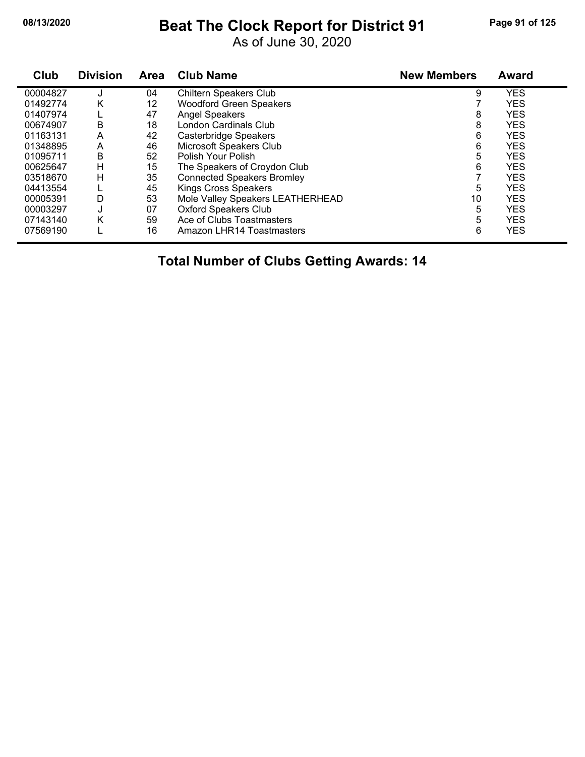# Beat The Clock Report for District 91

As of June 30, 2020

| Club | Division | Area | Club Name | New Members | Award |
|---|---|---|---|---|---|
| 00004827 | J | 04 | Chiltern Speakers Club | 9 | YES |
| 01492774 | K | 12 | Woodford Green Speakers | 7 | YES |
| 01407974 | L | 47 | Angel Speakers | 8 | YES |
| 00674907 | B | 18 | London Cardinals Club | 8 | YES |
| 01163131 | A | 42 | Casterbridge Speakers | 6 | YES |
| 01348895 | A | 46 | Microsoft Speakers Club | 6 | YES |
| 01095711 | B | 52 | Polish Your Polish | 5 | YES |
| 00625647 | H | 15 | The Speakers of Croydon Club | 6 | YES |
| 03518670 | H | 35 | Connected Speakers Bromley | 7 | YES |
| 04413554 | L | 45 | Kings Cross Speakers | 5 | YES |
| 00005391 | D | 53 | Mole Valley Speakers LEATHERHEAD | 10 | YES |
| 00003297 | J | 07 | Oxford Speakers Club | 5 | YES |
| 07143140 | K | 59 | Ace of Clubs Toastmasters | 5 | YES |
| 07569190 | L | 16 | Amazon LHR14 Toastmasters | 6 | YES |

**Total Number of Clubs Getting Awards: 14**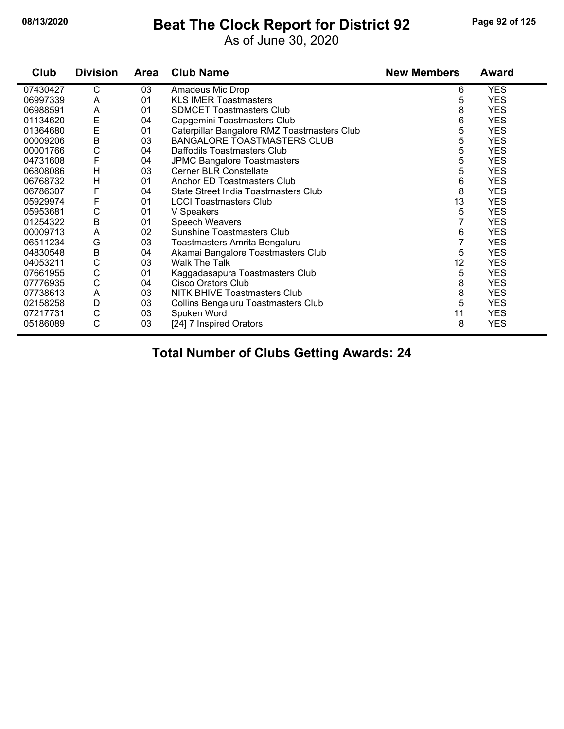# Beat The Clock Report for District 92

As of June 30, 2020

| Club | Division | Area | Club Name | New Members | Award |
|---|---|---|---|---|---|
| 07430427 | C | 03 | Amadeus Mic Drop | 6 | YES |
| 06997339 | A | 01 | KLS IMER Toastmasters | 5 | YES |
| 06988591 | A | 01 | SDMCET Toastmasters Club | 8 | YES |
| 01134620 | E | 04 | Capgemini Toastmasters Club | 6 | YES |
| 01364680 | E | 01 | Caterpillar Bangalore RMZ Toastmasters Club | 5 | YES |
| 00009206 | B | 03 | BANGALORE TOASTMASTERS CLUB | 5 | YES |
| 00001766 | C | 04 | Daffodils Toastmasters Club | 5 | YES |
| 04731608 | F | 04 | JPMC Bangalore Toastmasters | 5 | YES |
| 06808086 | H | 03 | Cerner BLR Constellate | 5 | YES |
| 06768732 | H | 01 | Anchor ED Toastmasters Club | 6 | YES |
| 06786307 | F | 04 | State Street India Toastmasters Club | 8 | YES |
| 05929974 | F | 01 | LCCI Toastmasters Club | 13 | YES |
| 05953681 | C | 01 | V Speakers | 5 | YES |
| 01254322 | B | 01 | Speech Weavers | 7 | YES |
| 00009713 | A | 02 | Sunshine Toastmasters Club | 6 | YES |
| 06511234 | G | 03 | Toastmasters Amrita Bengaluru | 7 | YES |
| 04830548 | B | 04 | Akamai Bangalore Toastmasters Club | 5 | YES |
| 04053211 | C | 03 | Walk The Talk | 12 | YES |
| 07661955 | C | 01 | Kaggadasapura Toastmasters Club | 5 | YES |
| 07776935 | C | 04 | Cisco Orators Club | 8 | YES |
| 07738613 | A | 03 | NITK BHIVE Toastmasters Club | 8 | YES |
| 02158258 | D | 03 | Collins Bengaluru Toastmasters Club | 5 | YES |
| 07217731 | C | 03 | Spoken Word | 11 | YES |
| 05186089 | C | 03 | [24] 7 Inspired Orators | 8 | YES |

**Total Number of Clubs Getting Awards: 24**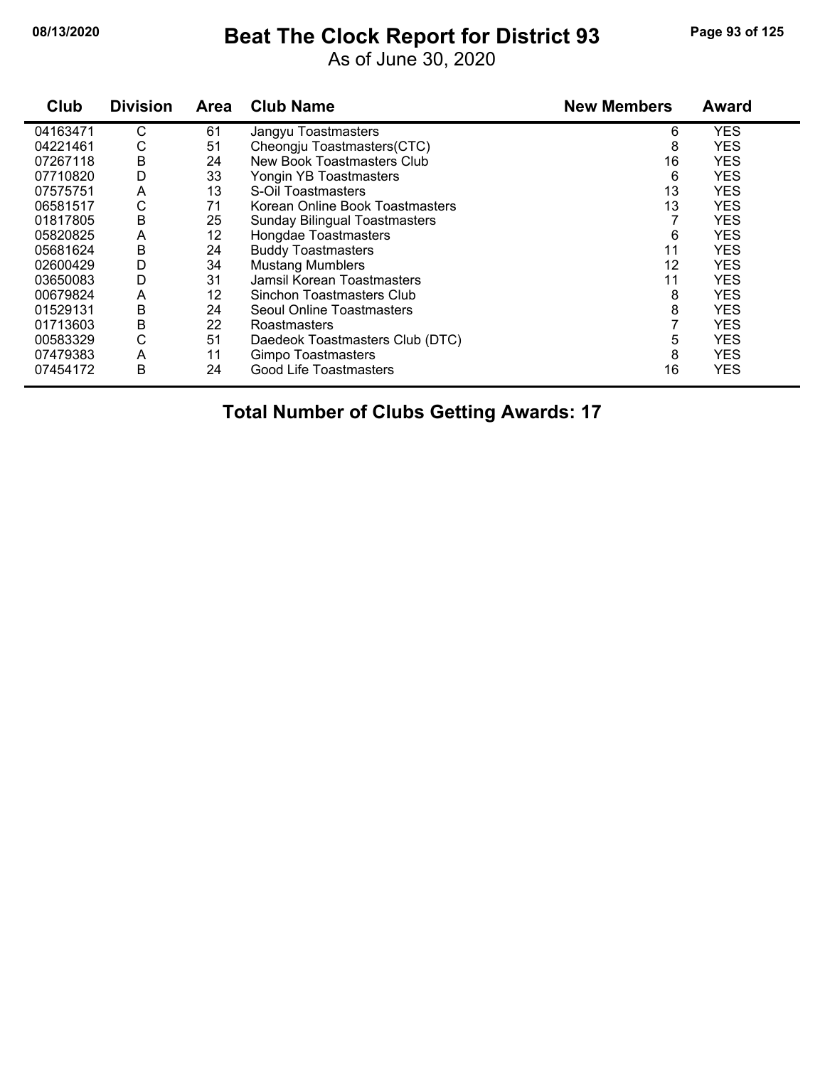# Beat The Clock Report for District 93

As of June 30, 2020

| Club | Division | Area | Club Name | New Members | Award |
|---|---|---|---|---|---|
| 04163471 | C | 61 | Jangyu Toastmasters | 6 | YES |
| 04221461 | C | 51 | Cheongju Toastmasters(CTC) | 8 | YES |
| 07267118 | B | 24 | New Book Toastmasters Club | 16 | YES |
| 07710820 | D | 33 | Yongin YB Toastmasters | 6 | YES |
| 07575751 | A | 13 | S-Oil Toastmasters | 13 | YES |
| 06581517 | C | 71 | Korean Online Book Toastmasters | 13 | YES |
| 01817805 | B | 25 | Sunday Bilingual Toastmasters | 7 | YES |
| 05820825 | A | 12 | Hongdae Toastmasters | 6 | YES |
| 05681624 | B | 24 | Buddy Toastmasters | 11 | YES |
| 02600429 | D | 34 | Mustang Mumblers | 12 | YES |
| 03650083 | D | 31 | Jamsil Korean Toastmasters | 11 | YES |
| 00679824 | A | 12 | Sinchon Toastmasters Club | 8 | YES |
| 01529131 | B | 24 | Seoul Online Toastmasters | 8 | YES |
| 01713603 | B | 22 | Roastmasters | 7 | YES |
| 00583329 | C | 51 | Daedeok Toastmasters Club (DTC) | 5 | YES |
| 07479383 | A | 11 | Gimpo Toastmasters | 8 | YES |
| 07454172 | B | 24 | Good Life Toastmasters | 16 | YES |

**Total Number of Clubs Getting Awards: 17**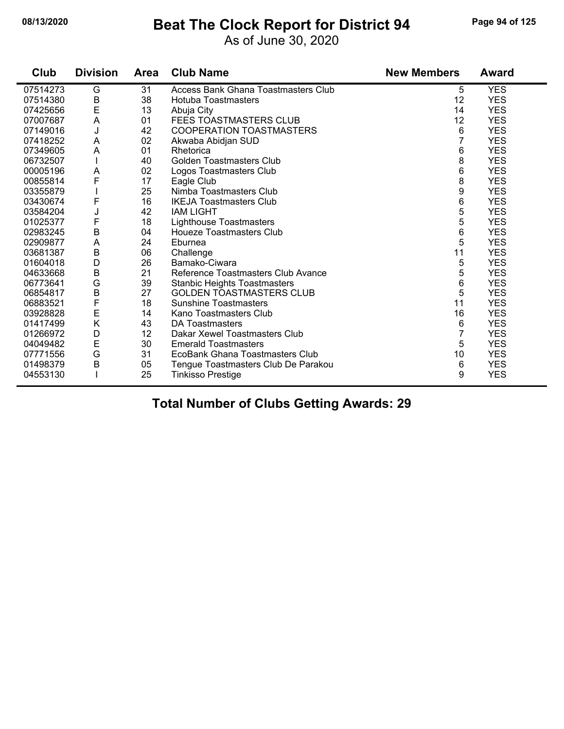# Beat The Clock Report for District 94

As of June 30, 2020

| Club | Division | Area | Club Name | New Members | Award |
|---|---|---|---|---|---|
| 07514273 | G | 31 | Access Bank Ghana Toastmasters Club | 5 | YES |
| 07514380 | B | 38 | Hotuba Toastmasters | 12 | YES |
| 07425656 | E | 13 | Abuja City | 14 | YES |
| 07007687 | A | 01 | FEES TOASTMASTERS CLUB | 12 | YES |
| 07149016 | J | 42 | COOPERATION TOASTMASTERS | 6 | YES |
| 07418252 | A | 02 | Akwaba Abidjan SUD | 7 | YES |
| 07349605 | A | 01 | Rhetorica | 6 | YES |
| 06732507 | I | 40 | Golden Toastmasters Club | 8 | YES |
| 00005196 | A | 02 | Logos Toastmasters Club | 6 | YES |
| 00855814 | F | 17 | Eagle Club | 8 | YES |
| 03355879 | I | 25 | Nimba Toastmasters Club | 9 | YES |
| 03430674 | F | 16 | IKEJA Toastmasters Club | 6 | YES |
| 03584204 | J | 42 | IAM LIGHT | 5 | YES |
| 01025377 | F | 18 | Lighthouse Toastmasters | 5 | YES |
| 02983245 | B | 04 | Houeze Toastmasters Club | 6 | YES |
| 02909877 | A | 24 | Eburnea | 5 | YES |
| 03681387 | B | 06 | Challenge | 11 | YES |
| 01604018 | D | 26 | Bamako-Ciwara | 5 | YES |
| 04633668 | B | 21 | Reference Toastmasters Club Avance | 5 | YES |
| 06773641 | G | 39 | Stanbic Heights Toastmasters | 6 | YES |
| 06854817 | B | 27 | GOLDEN TOASTMASTERS CLUB | 5 | YES |
| 06883521 | F | 18 | Sunshine Toastmasters | 11 | YES |
| 03928828 | E | 14 | Kano Toastmasters Club | 16 | YES |
| 01417499 | K | 43 | DA Toastmasters | 6 | YES |
| 01266972 | D | 12 | Dakar Xewel Toastmasters Club | 7 | YES |
| 04049482 | E | 30 | Emerald Toastmasters | 5 | YES |
| 07771556 | G | 31 | EcoBank Ghana Toastmasters Club | 10 | YES |
| 01498379 | B | 05 | Tengue Toastmasters Club De Parakou | 6 | YES |
| 04553130 | I | 25 | Tinkisso Prestige | 9 | YES |

**Total Number of Clubs Getting Awards: 29**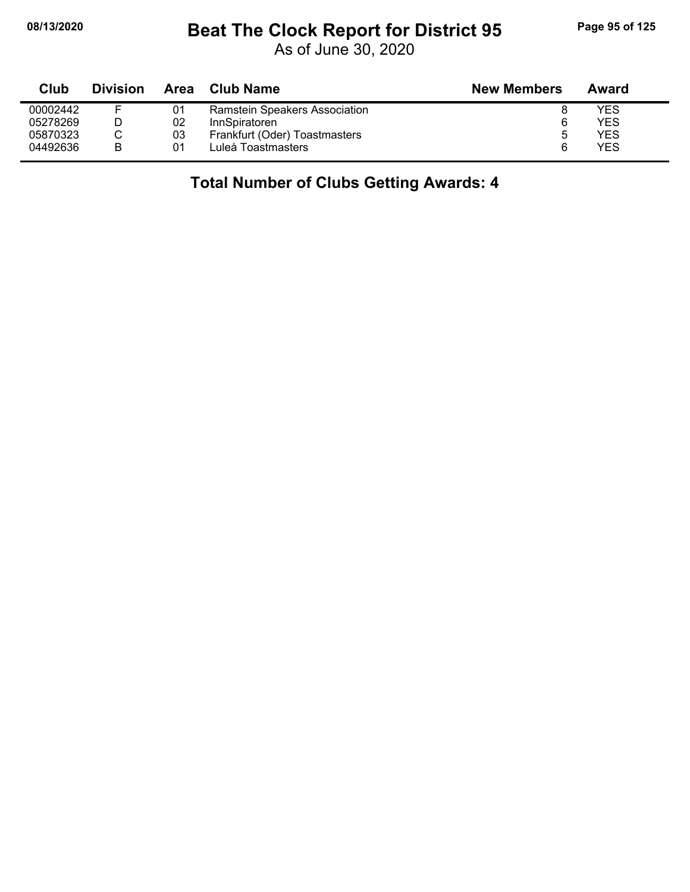# Beat The Clock Report for District 95

As of June 30, 2020

| Club | Division | Area | Club Name | New Members | Award |
|---|---|---|---|---|---|
| 00002442 | F | 01 | Ramstein Speakers Association | 8 | YES |
| 05278269 | D | 02 | InnSpiratoren | 6 | YES |
| 05870323 | C | 03 | Frankfurt (Oder) Toastmasters | 5 | YES |
| 04492636 | B | 01 | Luleå Toastmasters | 6 | YES |

## Total Number of Clubs Getting Awards: 4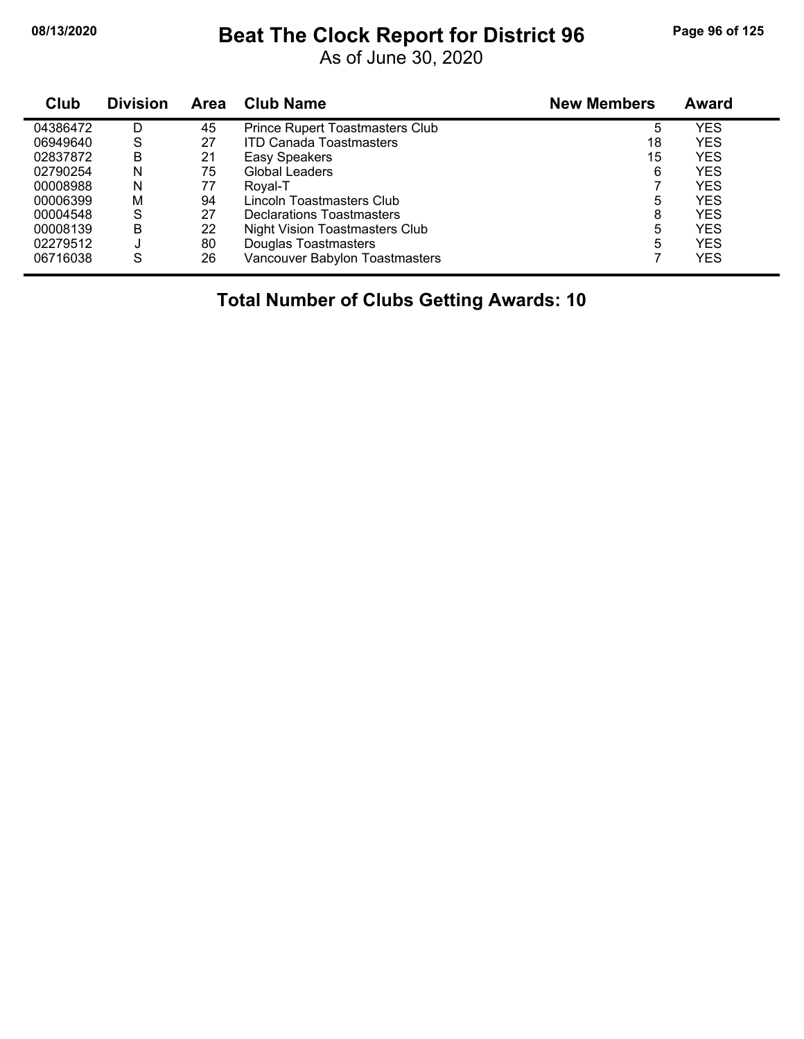# Beat The Clock Report for District 96

As of June 30, 2020

| Club | Division | Area | Club Name | New Members | Award |
|---|---|---|---|---|---|
| 04386472 | D | 45 | Prince Rupert Toastmasters Club | 5 | YES |
| 06949640 | S | 27 | ITD Canada Toastmasters | 18 | YES |
| 02837872 | B | 21 | Easy Speakers | 15 | YES |
| 02790254 | N | 75 | Global Leaders | 6 | YES |
| 00008988 | N | 77 | Royal-T | 7 | YES |
| 00006399 | M | 94 | Lincoln Toastmasters Club | 5 | YES |
| 00004548 | S | 27 | Declarations Toastmasters | 8 | YES |
| 00008139 | B | 22 | Night Vision Toastmasters Club | 5 | YES |
| 02279512 | J | 80 | Douglas Toastmasters | 5 | YES |
| 06716038 | S | 26 | Vancouver Babylon Toastmasters | 7 | YES |

## Total Number of Clubs Getting Awards: 10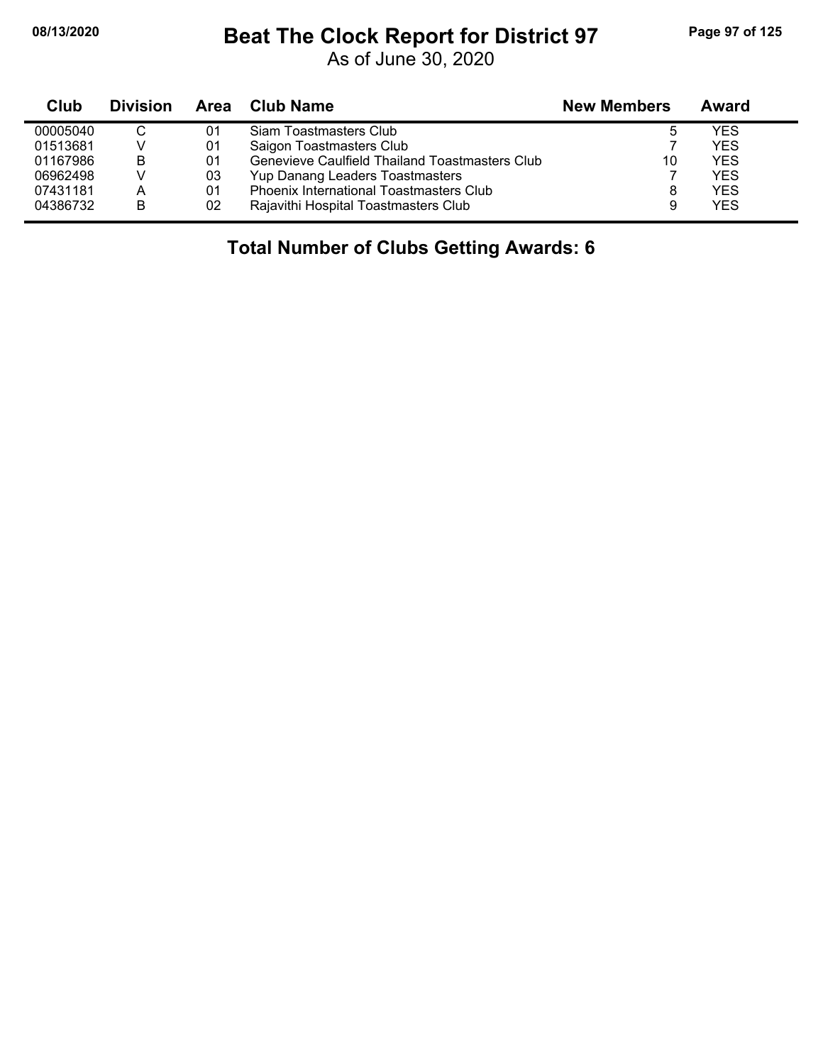# Beat The Clock Report for District 97

As of June 30, 2020

| Club | Division | Area | Club Name | New Members | Award |
|---|---|---|---|---|---|
| 00005040 | C | 01 | Siam Toastmasters Club | 5 | YES |
| 01513681 | V | 01 | Saigon Toastmasters Club | 7 | YES |
| 01167986 | B | 01 | Genevieve Caulfield Thailand Toastmasters Club | 10 | YES |
| 06962498 | V | 03 | Yup Danang Leaders Toastmasters | 7 | YES |
| 07431181 | A | 01 | Phoenix International Toastmasters Club | 8 | YES |
| 04386732 | B | 02 | Rajavithi Hospital Toastmasters Club | 9 | YES |

**Total Number of Clubs Getting Awards: 6**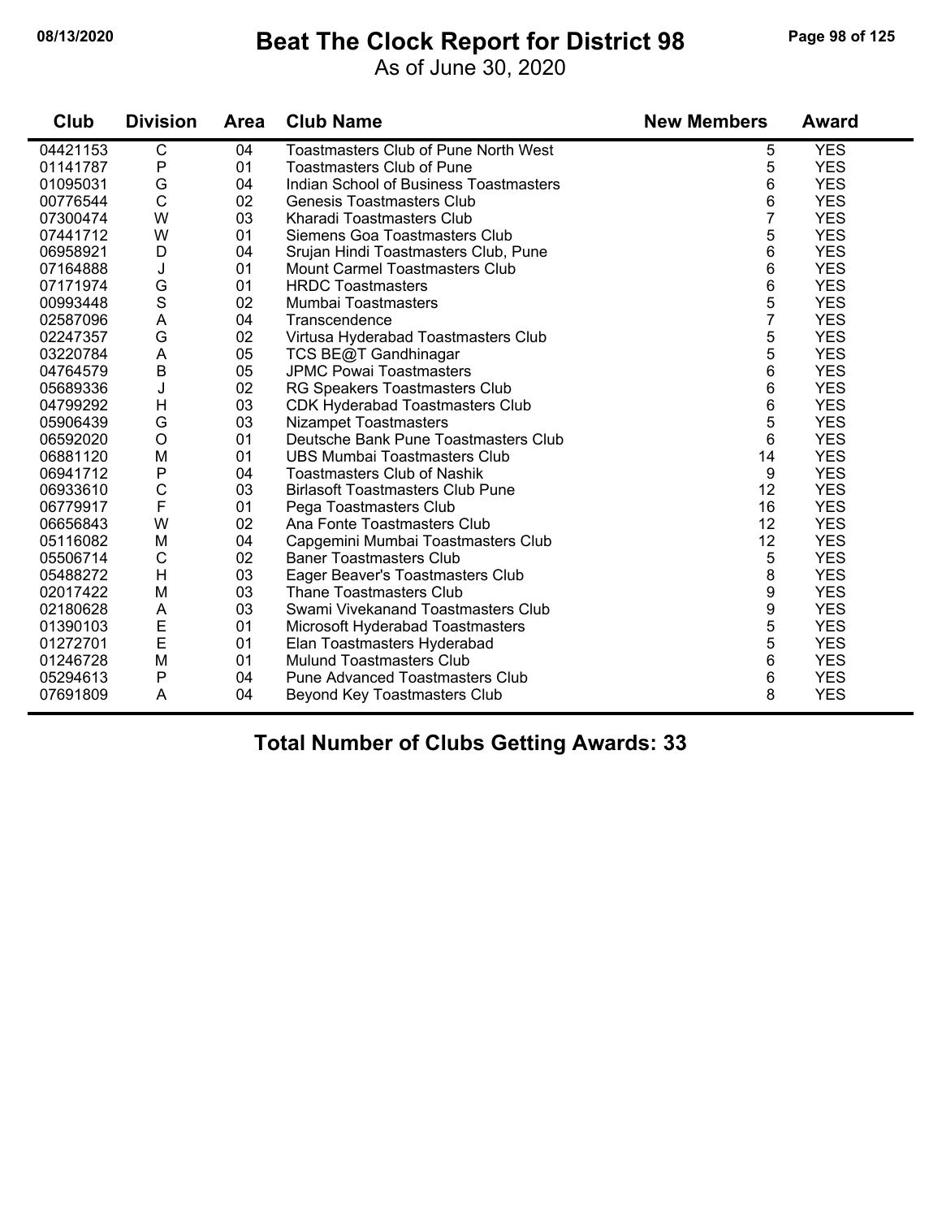# Beat The Clock Report for District 98

As of June 30, 2020

| Club | Division | Area | Club Name | New Members | Award |
|---|---|---|---|---|---|
| 04421153 | C | 04 | Toastmasters Club of Pune North West | 5 | YES |
| 01141787 | P | 01 | Toastmasters Club of Pune | 5 | YES |
| 01095031 | G | 04 | Indian School of Business Toastmasters | 6 | YES |
| 00776544 | C | 02 | Genesis Toastmasters Club | 6 | YES |
| 07300474 | W | 03 | Kharadi Toastmasters Club | 7 | YES |
| 07441712 | W | 01 | Siemens Goa Toastmasters Club | 5 | YES |
| 06958921 | D | 04 | Srujan Hindi Toastmasters Club, Pune | 6 | YES |
| 07164888 | J | 01 | Mount Carmel Toastmasters Club | 6 | YES |
| 07171974 | G | 01 | HRDC Toastmasters | 6 | YES |
| 00993448 | S | 02 | Mumbai Toastmasters | 5 | YES |
| 02587096 | A | 04 | Transcendence | 7 | YES |
| 02247357 | G | 02 | Virtusa Hyderabad Toastmasters Club | 5 | YES |
| 03220784 | A | 05 | TCS BE@T Gandhinagar | 5 | YES |
| 04764579 | B | 05 | JPMC Powai Toastmasters | 6 | YES |
| 05689336 | J | 02 | RG Speakers Toastmasters Club | 6 | YES |
| 04799292 | H | 03 | CDK Hyderabad Toastmasters Club | 6 | YES |
| 05906439 | G | 03 | Nizampet Toastmasters | 5 | YES |
| 06592020 | O | 01 | Deutsche Bank Pune Toastmasters Club | 6 | YES |
| 06881120 | M | 01 | UBS Mumbai Toastmasters Club | 14 | YES |
| 06941712 | P | 04 | Toastmasters Club of Nashik | 9 | YES |
| 06933610 | C | 03 | Birlasoft Toastmasters Club Pune | 12 | YES |
| 06779917 | F | 01 | Pega Toastmasters Club | 16 | YES |
| 06656843 | W | 02 | Ana Fonte Toastmasters Club | 12 | YES |
| 05116082 | M | 04 | Capgemini Mumbai Toastmasters Club | 12 | YES |
| 05506714 | C | 02 | Baner Toastmasters Club | 5 | YES |
| 05488272 | H | 03 | Eager Beaver's Toastmasters Club | 8 | YES |
| 02017422 | M | 03 | Thane Toastmasters Club | 9 | YES |
| 02180628 | A | 03 | Swami Vivekanand Toastmasters Club | 9 | YES |
| 01390103 | E | 01 | Microsoft Hyderabad Toastmasters | 5 | YES |
| 01272701 | E | 01 | Elan Toastmasters Hyderabad | 5 | YES |
| 01246728 | M | 01 | Mulund Toastmasters Club | 6 | YES |
| 05294613 | P | 04 | Pune Advanced Toastmasters Club | 6 | YES |
| 07691809 | A | 04 | Beyond Key Toastmasters Club | 8 | YES |

**Total Number of Clubs Getting Awards: 33**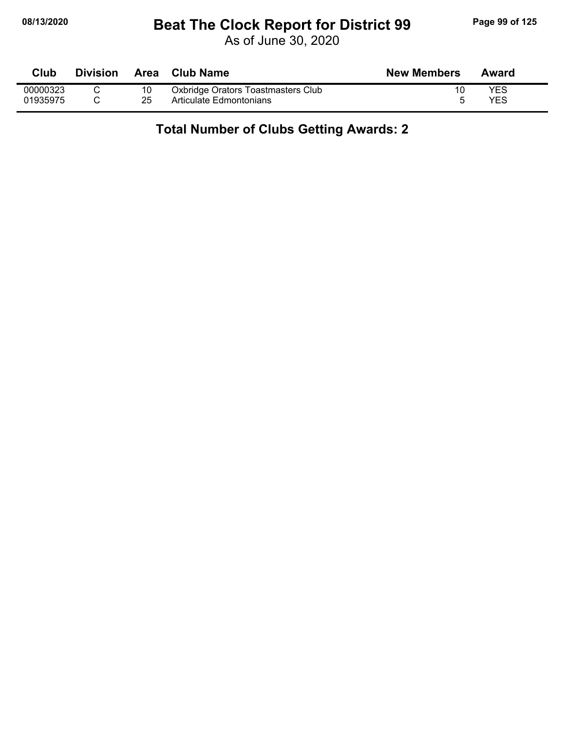# Beat The Clock Report for District 99

As of June 30, 2020

| Club | Division | Area | Club Name | New Members | Award |
|---|---|---|---|---|---|
| 00000323 | C | 10 | Oxbridge Orators Toastmasters Club | 10 | YES |
| 01935975 | C | 25 | Articulate Edmontonians | 5 | YES |

## Total Number of Clubs Getting Awards: 2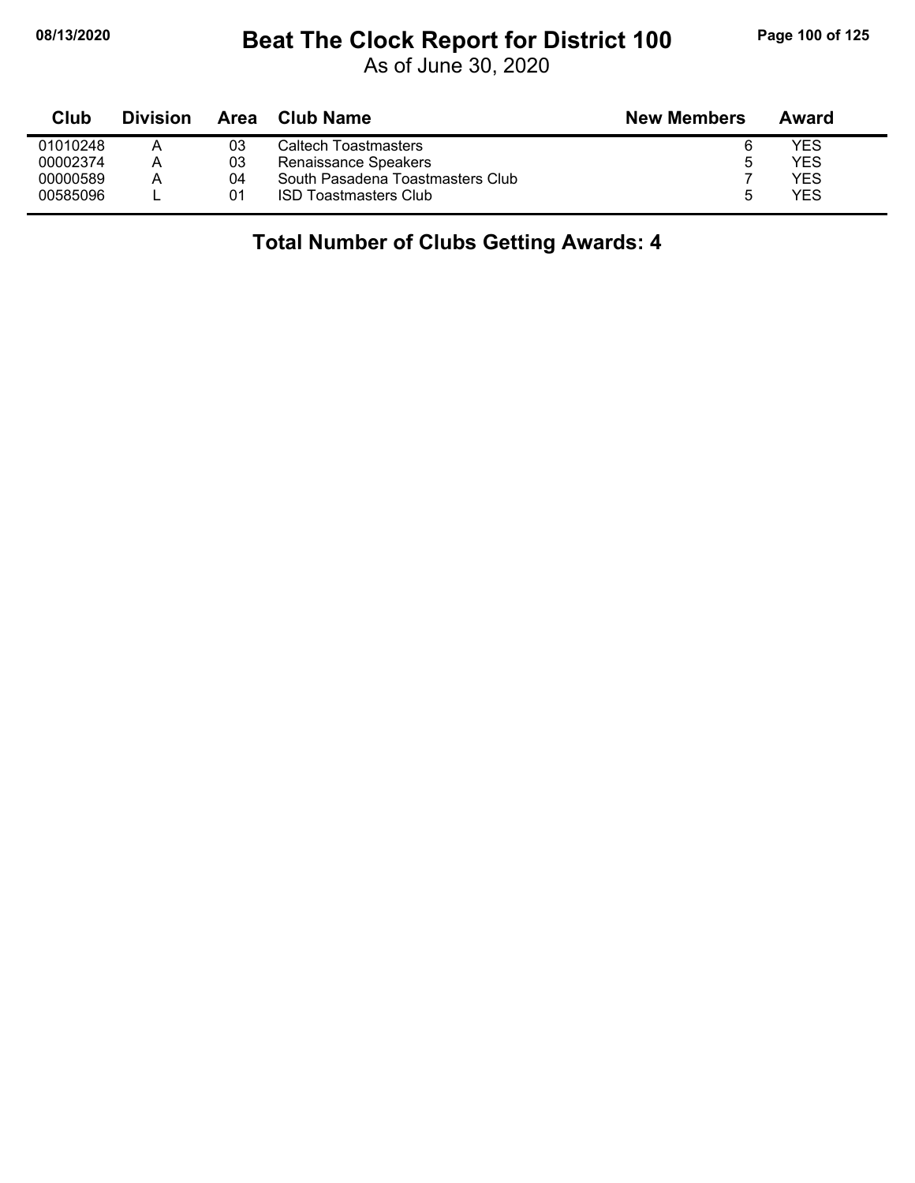# Beat The Clock Report for District 100

As of June 30, 2020

| Club | Division | Area | Club Name | New Members | Award |
|---|---|---|---|---|---|
| 01010248 | A | 03 | Caltech Toastmasters | 6 | YES |
| 00002374 | A | 03 | Renaissance Speakers | 5 | YES |
| 00000589 | A | 04 | South Pasadena Toastmasters Club | 7 | YES |
| 00585096 | L | 01 | ISD Toastmasters Club | 5 | YES |

## Total Number of Clubs Getting Awards: 4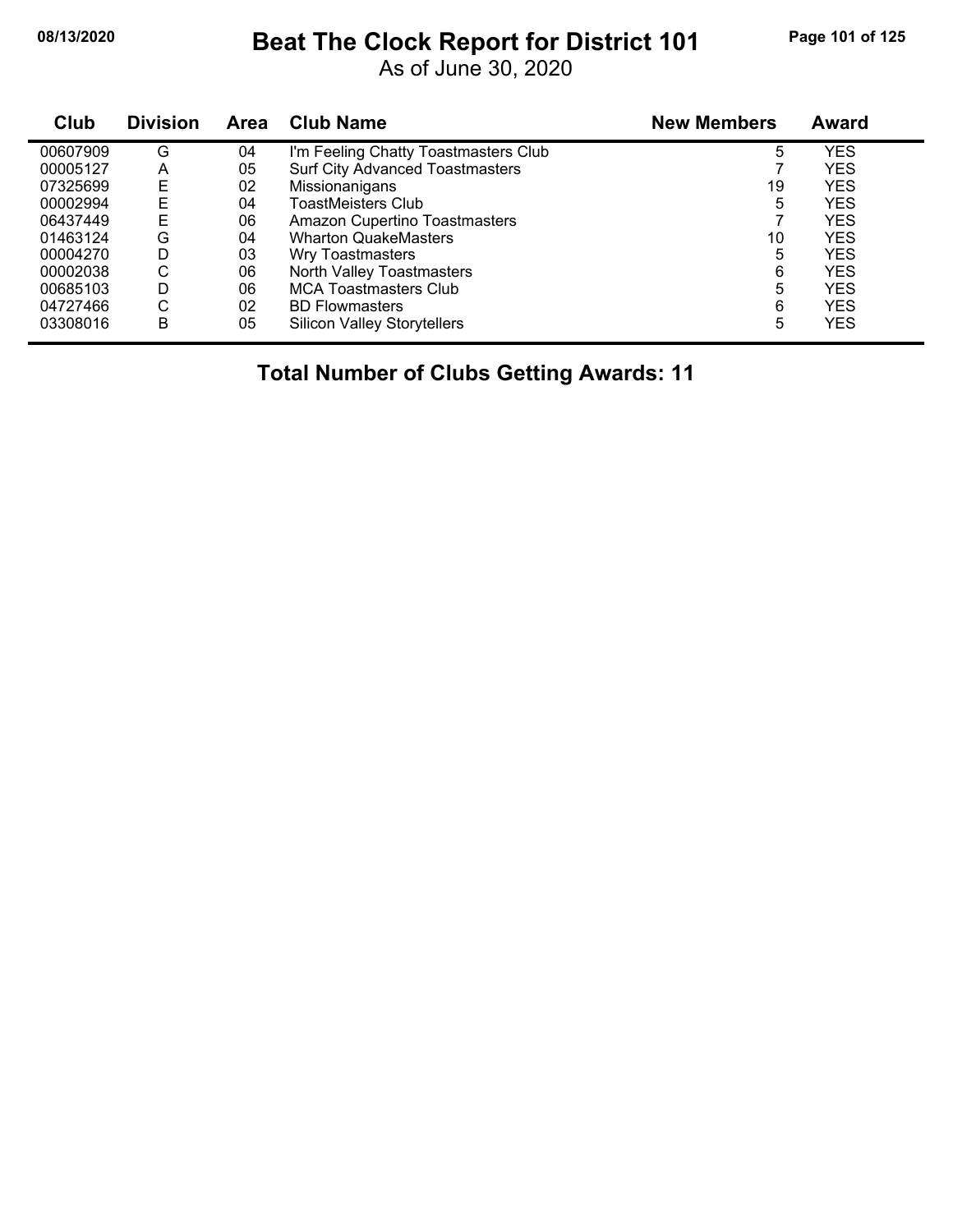# Beat The Clock Report for District 101

As of June 30, 2020

| Club | Division | Area | Club Name | New Members | Award |
|---|---|---|---|---|---|
| 00607909 | G | 04 | I'm Feeling Chatty Toastmasters Club | 5 | YES |
| 00005127 | A | 05 | Surf City Advanced Toastmasters | 7 | YES |
| 07325699 | E | 02 | Missionanigans | 19 | YES |
| 00002994 | E | 04 | ToastMeisters Club | 5 | YES |
| 06437449 | E | 06 | Amazon Cupertino Toastmasters | 7 | YES |
| 01463124 | G | 04 | Wharton QuakeMasters | 10 | YES |
| 00004270 | D | 03 | Wry Toastmasters | 5 | YES |
| 00002038 | C | 06 | North Valley Toastmasters | 6 | YES |
| 00685103 | D | 06 | MCA Toastmasters Club | 5 | YES |
| 04727466 | C | 02 | BD Flowmasters | 6 | YES |
| 03308016 | B | 05 | Silicon Valley Storytellers | 5 | YES |

**Total Number of Clubs Getting Awards: 11**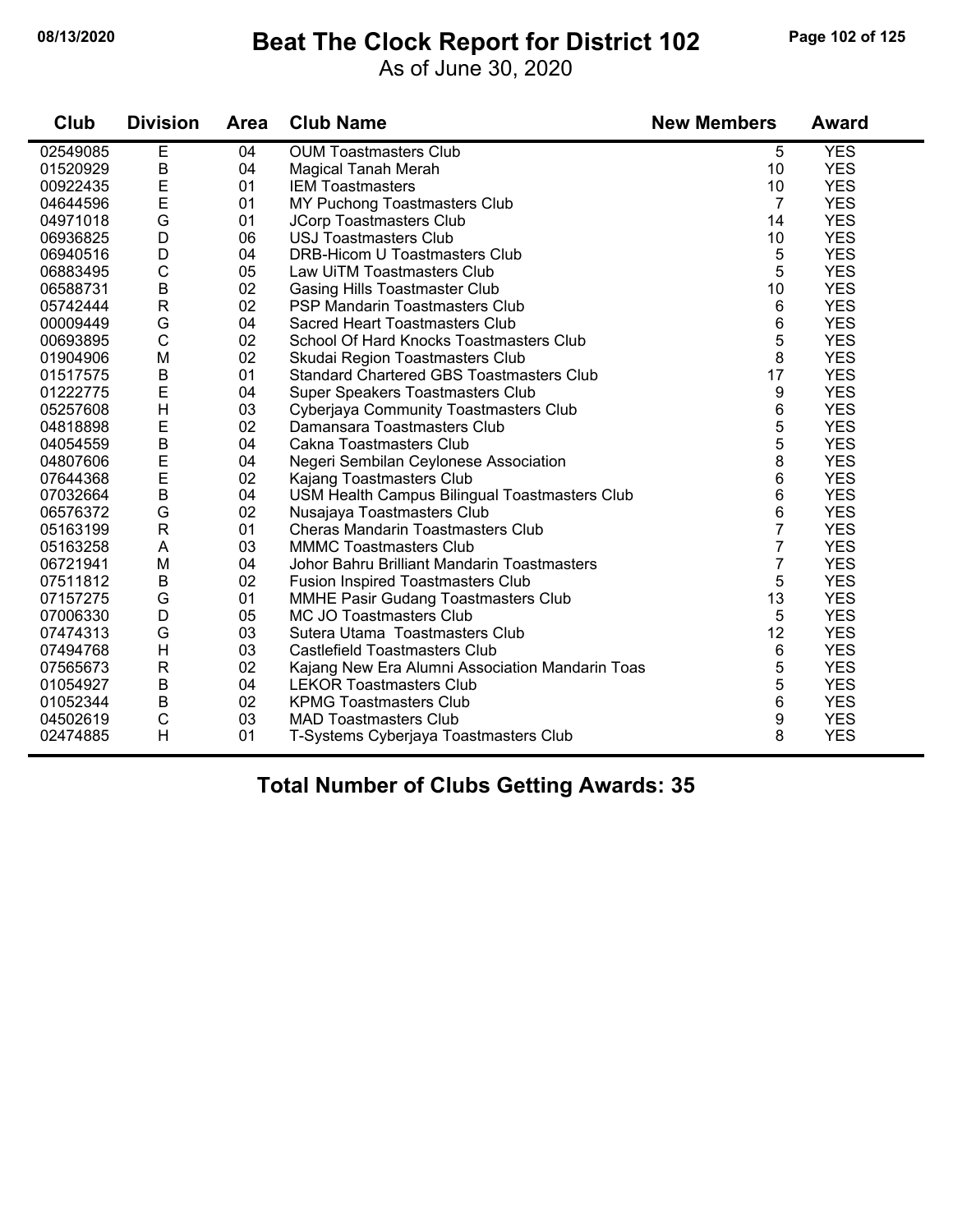# Beat The Clock Report for District 102

As of June 30, 2020

| Club | Division | Area | Club Name | New Members | Award |
|---|---|---|---|---|---|
| 02549085 | E | 04 | OUM Toastmasters Club | 5 | YES |
| 01520929 | B | 04 | Magical Tanah Merah | 10 | YES |
| 00922435 | E | 01 | IEM Toastmasters | 10 | YES |
| 04644596 | E | 01 | MY Puchong Toastmasters Club | 7 | YES |
| 04971018 | G | 01 | JCorp Toastmasters Club | 14 | YES |
| 06936825 | D | 06 | USJ Toastmasters Club | 10 | YES |
| 06940516 | D | 04 | DRB-Hicom U Toastmasters Club | 5 | YES |
| 06883495 | C | 05 | Law UiTM Toastmasters Club | 5 | YES |
| 06588731 | B | 02 | Gasing Hills Toastmaster Club | 10 | YES |
| 05742444 | R | 02 | PSP Mandarin Toastmasters Club | 6 | YES |
| 00009449 | G | 04 | Sacred Heart Toastmasters Club | 6 | YES |
| 00693895 | C | 02 | School Of Hard Knocks Toastmasters Club | 5 | YES |
| 01904906 | M | 02 | Skudai Region Toastmasters Club | 8 | YES |
| 01517575 | B | 01 | Standard Chartered GBS Toastmasters Club | 17 | YES |
| 01222775 | E | 04 | Super Speakers Toastmasters Club | 9 | YES |
| 05257608 | H | 03 | Cyberjaya Community Toastmasters Club | 6 | YES |
| 04818898 | E | 02 | Damansara Toastmasters Club | 5 | YES |
| 04054559 | B | 04 | Cakna Toastmasters Club | 5 | YES |
| 04807606 | E | 04 | Negeri Sembilan Ceylonese Association | 8 | YES |
| 07644368 | E | 02 | Kajang Toastmasters Club | 6 | YES |
| 07032664 | B | 04 | USM Health Campus Bilingual Toastmasters Club | 6 | YES |
| 06576372 | G | 02 | Nusajaya Toastmasters Club | 6 | YES |
| 05163199 | R | 01 | Cheras Mandarin Toastmasters Club | 7 | YES |
| 05163258 | A | 03 | MMMC Toastmasters Club | 7 | YES |
| 06721941 | M | 04 | Johor Bahru Brilliant Mandarin Toastmasters | 7 | YES |
| 07511812 | B | 02 | Fusion Inspired Toastmasters Club | 5 | YES |
| 07157275 | G | 01 | MMHE Pasir Gudang Toastmasters Club | 13 | YES |
| 07006330 | D | 05 | MC JO Toastmasters Club | 5 | YES |
| 07474313 | G | 03 | Sutera Utama Toastmasters Club | 12 | YES |
| 07494768 | H | 03 | Castlefield Toastmasters Club | 6 | YES |
| 07565673 | R | 02 | Kajang New Era Alumni Association Mandarin Toas | 5 | YES |
| 01054927 | B | 04 | LEKOR Toastmasters Club | 5 | YES |
| 01052344 | B | 02 | KPMG Toastmasters Club | 6 | YES |
| 04502619 | C | 03 | MAD Toastmasters Club | 9 | YES |
| 02474885 | H | 01 | T-Systems Cyberjaya Toastmasters Club | 8 | YES |

**Total Number of Clubs Getting Awards: 35**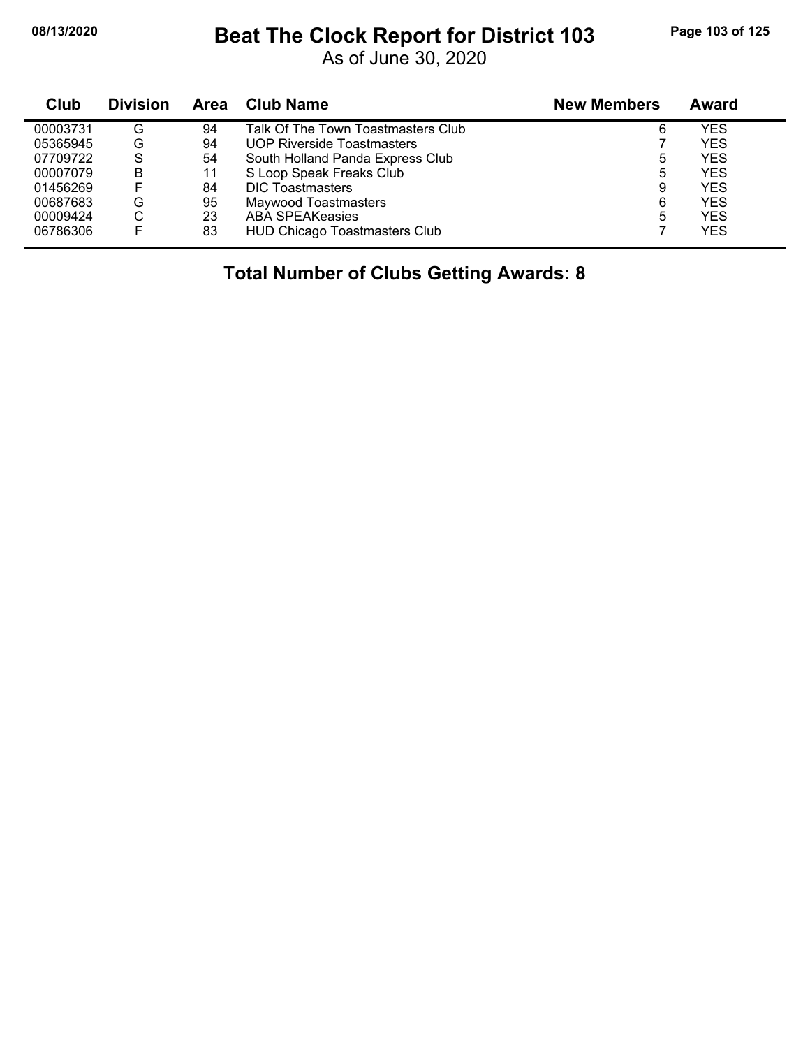# Beat The Clock Report for District 103

As of June 30, 2020

| Club | Division | Area | Club Name | New Members | Award |
|---|---|---|---|---|---|
| 00003731 | G | 94 | Talk Of The Town Toastmasters Club | 6 | YES |
| 05365945 | G | 94 | UOP Riverside Toastmasters | 7 | YES |
| 07709722 | S | 54 | South Holland Panda Express Club | 5 | YES |
| 00007079 | B | 11 | S Loop Speak Freaks Club | 5 | YES |
| 01456269 | F | 84 | DIC Toastmasters | 9 | YES |
| 00687683 | G | 95 | Maywood Toastmasters | 6 | YES |
| 00009424 | C | 23 | ABA SPEAKeasies | 5 | YES |
| 06786306 | F | 83 | HUD Chicago Toastmasters Club | 7 | YES |

## Total Number of Clubs Getting Awards: 8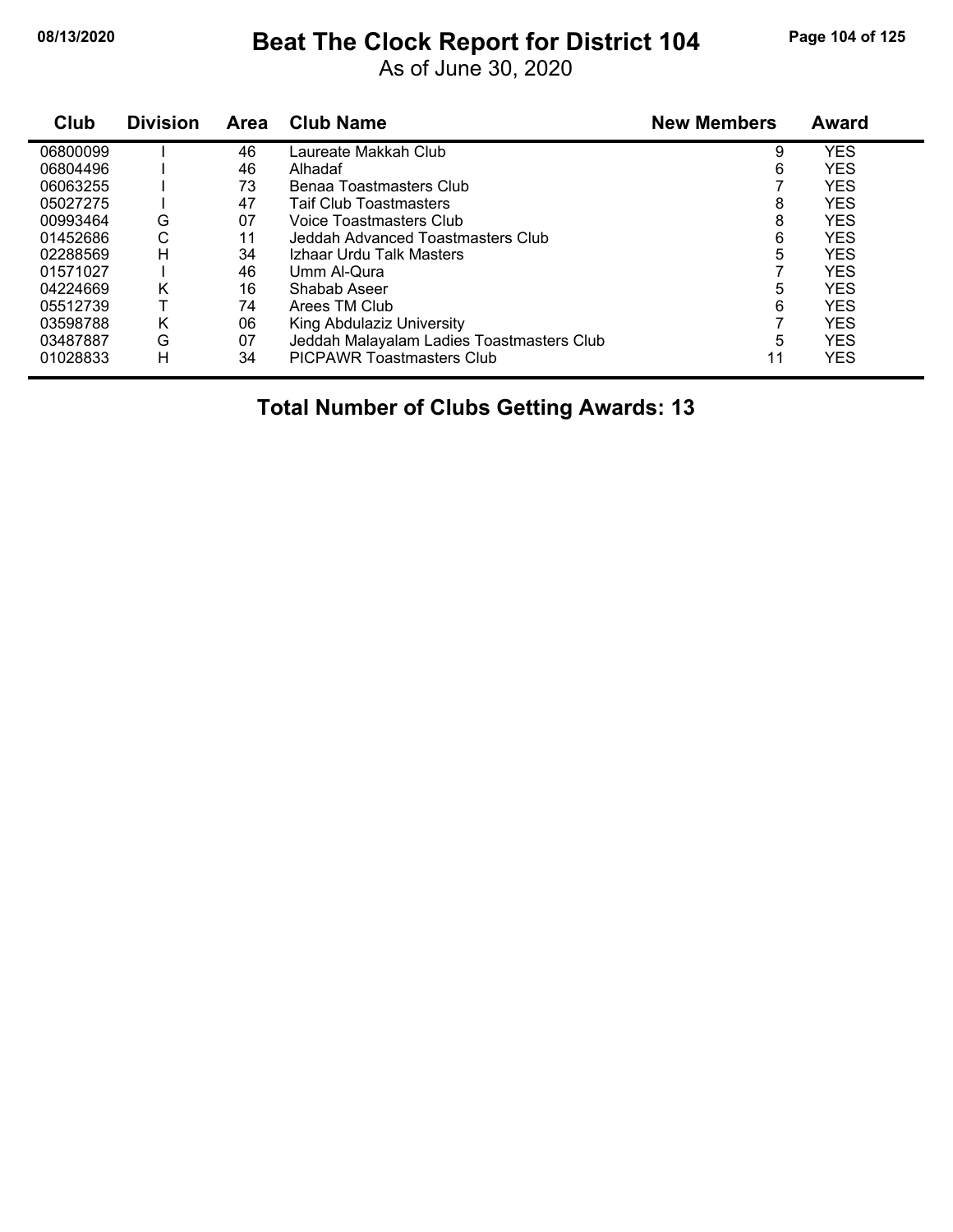# Beat The Clock Report for District 104

As of June 30, 2020

| Club | Division | Area | Club Name | New Members | Award |
|---|---|---|---|---|---|
| 06800099 | I | 46 | Laureate Makkah Club | 9 | YES |
| 06804496 | I | 46 | Alhadaf | 6 | YES |
| 06063255 | I | 73 | Benaa Toastmasters Club | 7 | YES |
| 05027275 | I | 47 | Taif Club Toastmasters | 8 | YES |
| 00993464 | G | 07 | Voice Toastmasters Club | 8 | YES |
| 01452686 | C | 11 | Jeddah Advanced Toastmasters Club | 6 | YES |
| 02288569 | H | 34 | Izhaar Urdu Talk Masters | 5 | YES |
| 01571027 | I | 46 | Umm Al-Qura | 7 | YES |
| 04224669 | K | 16 | Shabab Aseer | 5 | YES |
| 05512739 | T | 74 | Arees TM Club | 6 | YES |
| 03598788 | K | 06 | King Abdulaziz University | 7 | YES |
| 03487887 | G | 07 | Jeddah Malayalam Ladies Toastmasters Club | 5 | YES |
| 01028833 | H | 34 | PICPAWR Toastmasters Club | 11 | YES |

**Total Number of Clubs Getting Awards: 13**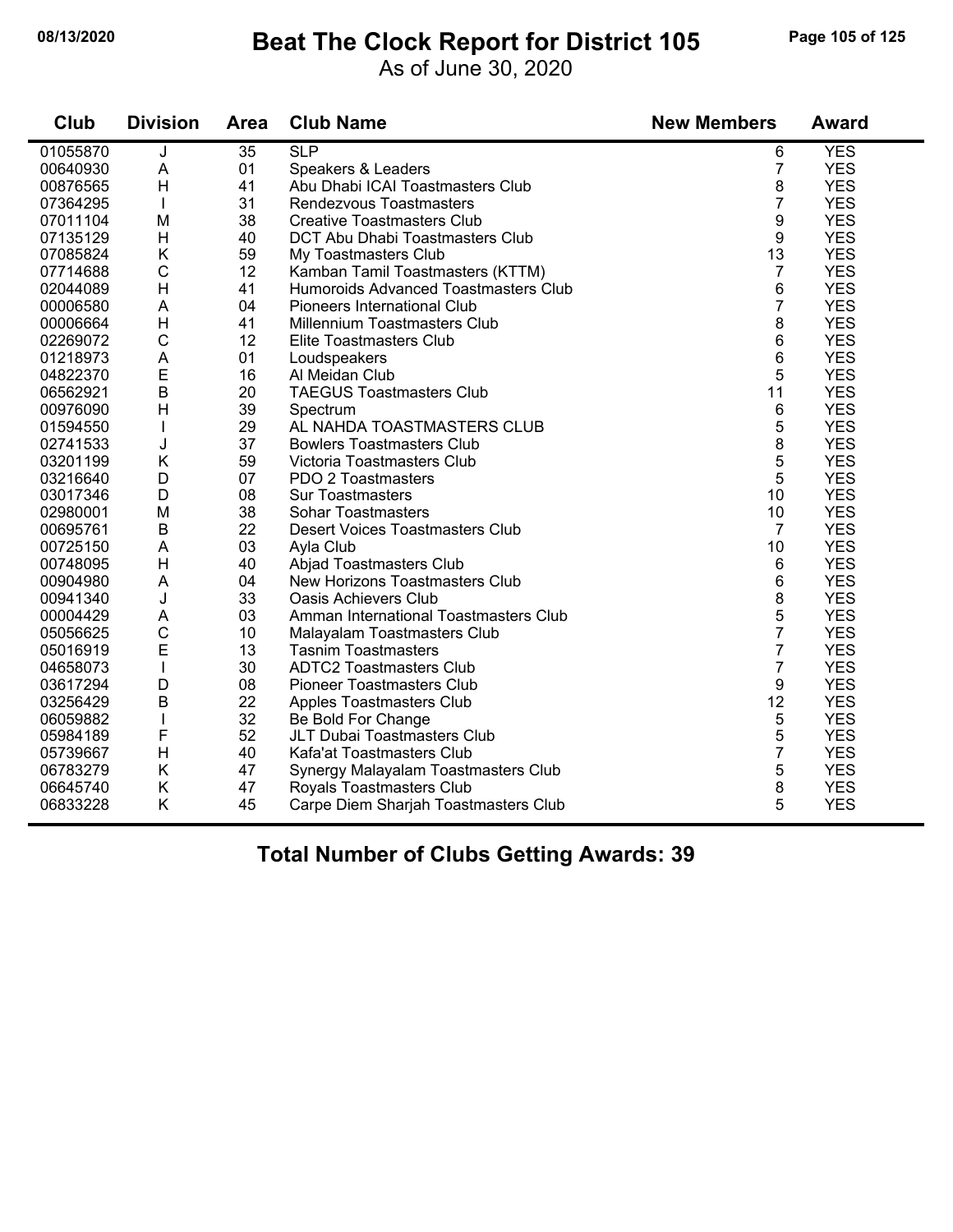# Beat The Clock Report for District 105

As of June 30, 2020

| Club | Division | Area | Club Name | New Members | Award |
|---|---|---|---|---|---|
| 01055870 | J | 35 | SLP | 6 | YES |
| 00640930 | A | 01 | Speakers & Leaders | 7 | YES |
| 00876565 | H | 41 | Abu Dhabi ICAI Toastmasters Club | 8 | YES |
| 07364295 | I | 31 | Rendezvous Toastmasters | 7 | YES |
| 07011104 | M | 38 | Creative Toastmasters Club | 9 | YES |
| 07135129 | H | 40 | DCT Abu Dhabi Toastmasters Club | 9 | YES |
| 07085824 | K | 59 | My Toastmasters Club | 13 | YES |
| 07714688 | C | 12 | Kamban Tamil Toastmasters (KTTM) | 7 | YES |
| 02044089 | H | 41 | Humoroids Advanced Toastmasters Club | 6 | YES |
| 00006580 | A | 04 | Pioneers International Club | 7 | YES |
| 00006664 | H | 41 | Millennium Toastmasters Club | 8 | YES |
| 02269072 | C | 12 | Elite Toastmasters Club | 6 | YES |
| 01218973 | A | 01 | Loudspeakers | 6 | YES |
| 04822370 | E | 16 | Al Meidan Club | 5 | YES |
| 06562921 | B | 20 | TAEGUS Toastmasters Club | 11 | YES |
| 00976090 | H | 39 | Spectrum | 6 | YES |
| 01594550 | I | 29 | AL NAHDA TOASTMASTERS CLUB | 5 | YES |
| 02741533 | J | 37 | Bowlers Toastmasters Club | 8 | YES |
| 03201199 | K | 59 | Victoria Toastmasters Club | 5 | YES |
| 03216640 | D | 07 | PDO 2 Toastmasters | 5 | YES |
| 03017346 | D | 08 | Sur Toastmasters | 10 | YES |
| 02980001 | M | 38 | Sohar Toastmasters | 10 | YES |
| 00695761 | B | 22 | Desert Voices Toastmasters Club | 7 | YES |
| 00725150 | A | 03 | Ayla Club | 10 | YES |
| 00748095 | H | 40 | Abjad Toastmasters Club | 6 | YES |
| 00904980 | A | 04 | New Horizons Toastmasters Club | 6 | YES |
| 00941340 | J | 33 | Oasis Achievers Club | 8 | YES |
| 00004429 | A | 03 | Amman International Toastmasters Club | 5 | YES |
| 05056625 | C | 10 | Malayalam Toastmasters Club | 7 | YES |
| 05016919 | E | 13 | Tasnim Toastmasters | 7 | YES |
| 04658073 | I | 30 | ADTC2 Toastmasters Club | 7 | YES |
| 03617294 | D | 08 | Pioneer Toastmasters Club | 9 | YES |
| 03256429 | B | 22 | Apples Toastmasters Club | 12 | YES |
| 06059882 | I | 32 | Be Bold For Change | 5 | YES |
| 05984189 | F | 52 | JLT Dubai Toastmasters Club | 5 | YES |
| 05739667 | H | 40 | Kafa'at Toastmasters Club | 7 | YES |
| 06783279 | K | 47 | Synergy Malayalam Toastmasters Club | 5 | YES |
| 06645740 | K | 47 | Royals Toastmasters Club | 8 | YES |
| 06833228 | K | 45 | Carpe Diem Sharjah Toastmasters Club | 5 | YES |

**Total Number of Clubs Getting Awards: 39**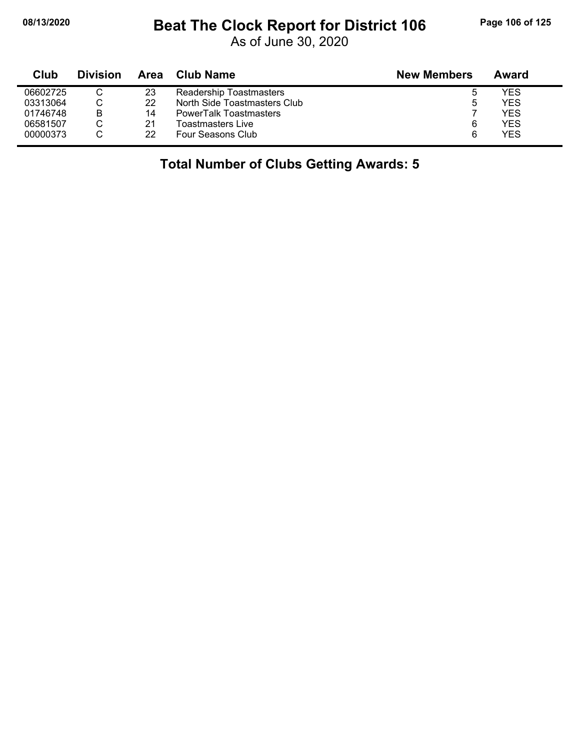# Beat The Clock Report for District 106

As of June 30, 2020

| Club | Division | Area | Club Name | New Members | Award |
|---|---|---|---|---|---|
| 06602725 | C | 23 | Readership Toastmasters | 5 | YES |
| 03313064 | C | 22 | North Side Toastmasters Club | 5 | YES |
| 01746748 | B | 14 | PowerTalk Toastmasters | 7 | YES |
| 06581507 | C | 21 | Toastmasters Live | 6 | YES |
| 00000373 | C | 22 | Four Seasons Club | 6 | YES |

**Total Number of Clubs Getting Awards: 5**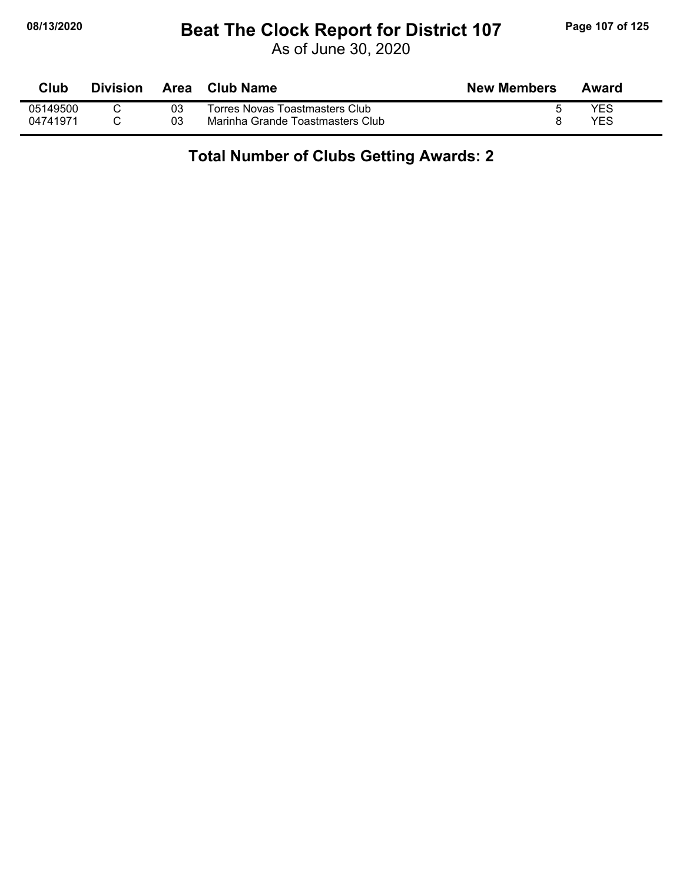# Beat The Clock Report for District 107

As of June 30, 2020

| Club | Division | Area | Club Name | New Members | Award |
|---|---|---|---|---|---|
| 05149500 | C | 03 | Torres Novas Toastmasters Club | 5 | YES |
| 04741971 | C | 03 | Marinha Grande Toastmasters Club | 8 | YES |

## Total Number of Clubs Getting Awards: 2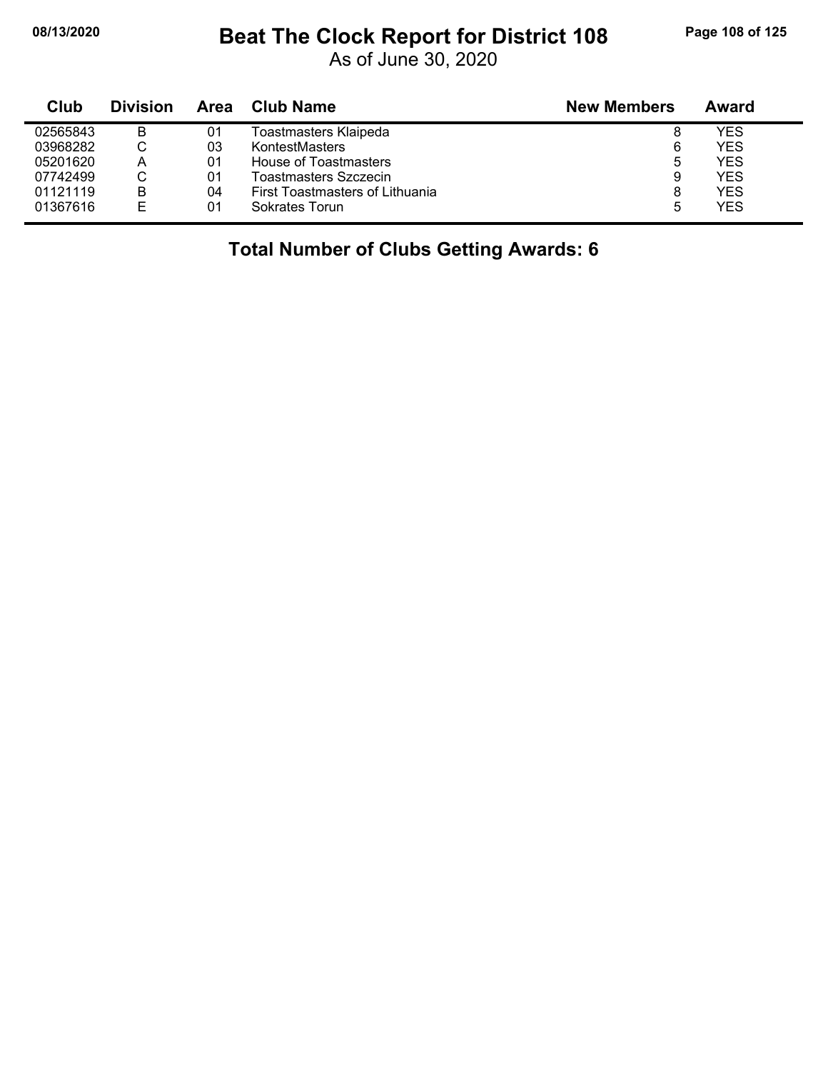# Beat The Clock Report for District 108

As of June 30, 2020

| Club | Division | Area | Club Name | New Members | Award |
|---|---|---|---|---|---|
| 02565843 | B | 01 | Toastmasters Klaipeda | 8 | YES |
| 03968282 | C | 03 | KontestMasters | 6 | YES |
| 05201620 | A | 01 | House of Toastmasters | 5 | YES |
| 07742499 | C | 01 | Toastmasters Szczecin | 9 | YES |
| 01121119 | B | 04 | First Toastmasters of Lithuania | 8 | YES |
| 01367616 | E | 01 | Sokrates Torun | 5 | YES |

**Total Number of Clubs Getting Awards: 6**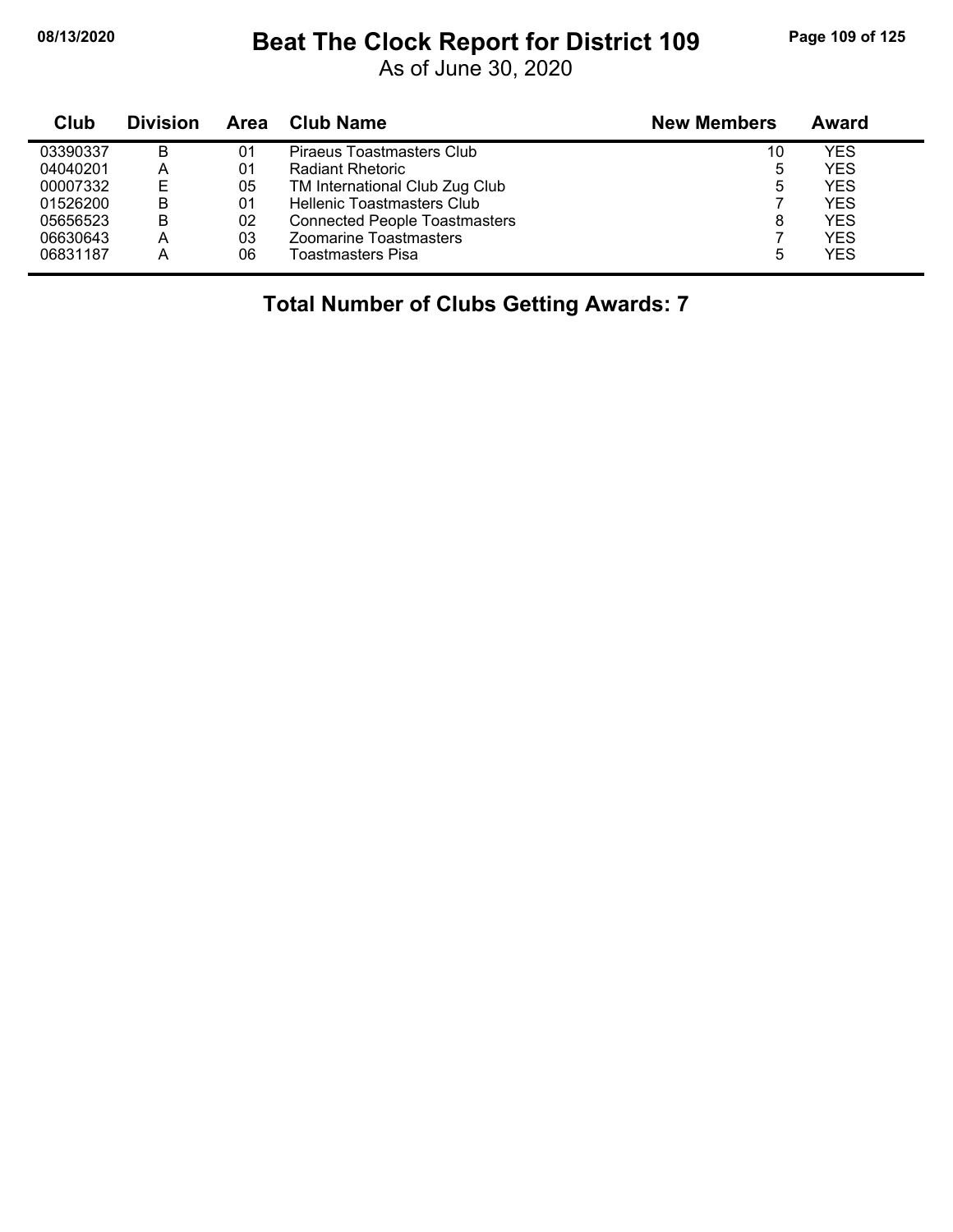# Beat The Clock Report for District 109

As of June 30, 2020

| Club | Division | Area | Club Name | New Members | Award |
|---|---|---|---|---|---|
| 03390337 | B | 01 | Piraeus Toastmasters Club | 10 | YES |
| 04040201 | A | 01 | Radiant Rhetoric | 5 | YES |
| 00007332 | E | 05 | TM International Club Zug Club | 5 | YES |
| 01526200 | B | 01 | Hellenic Toastmasters Club | 7 | YES |
| 05656523 | B | 02 | Connected People Toastmasters | 8 | YES |
| 06630643 | A | 03 | Zoomarine Toastmasters | 7 | YES |
| 06831187 | A | 06 | Toastmasters Pisa | 5 | YES |

**Total Number of Clubs Getting Awards: 7**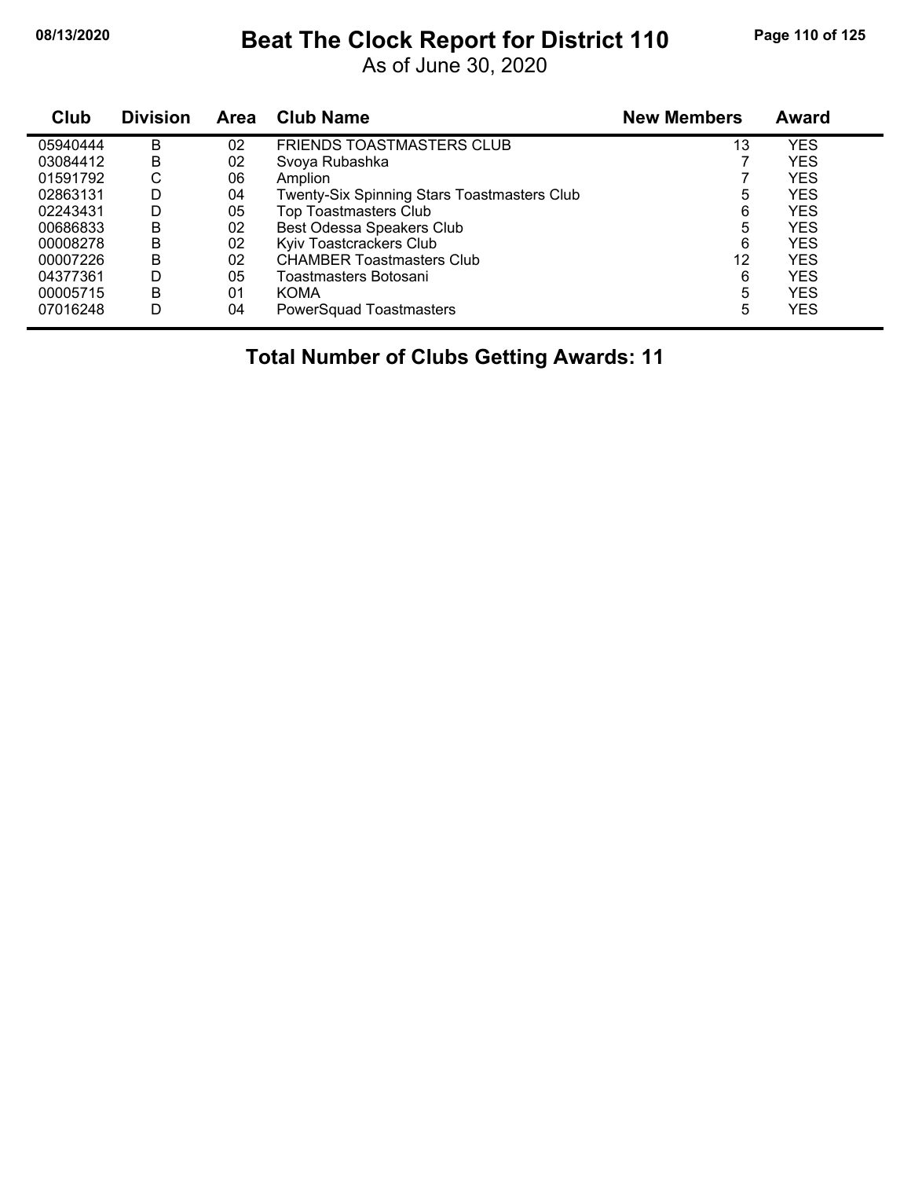# Beat The Clock Report for District 110

As of June 30, 2020

| Club | Division | Area | Club Name | New Members | Award |
|---|---|---|---|---|---|
| 05940444 | B | 02 | FRIENDS TOASTMASTERS CLUB | 13 | YES |
| 03084412 | B | 02 | Svoya Rubashka | 7 | YES |
| 01591792 | C | 06 | Amplion | 7 | YES |
| 02863131 | D | 04 | Twenty-Six Spinning Stars Toastmasters Club | 5 | YES |
| 02243431 | D | 05 | Top Toastmasters Club | 6 | YES |
| 00686833 | B | 02 | Best Odessa Speakers Club | 5 | YES |
| 00008278 | B | 02 | Kyiv Toastcrackers Club | 6 | YES |
| 00007226 | B | 02 | CHAMBER Toastmasters Club | 12 | YES |
| 04377361 | D | 05 | Toastmasters Botosani | 6 | YES |
| 00005715 | B | 01 | KOMA | 5 | YES |
| 07016248 | D | 04 | PowerSquad Toastmasters | 5 | YES |

**Total Number of Clubs Getting Awards: 11**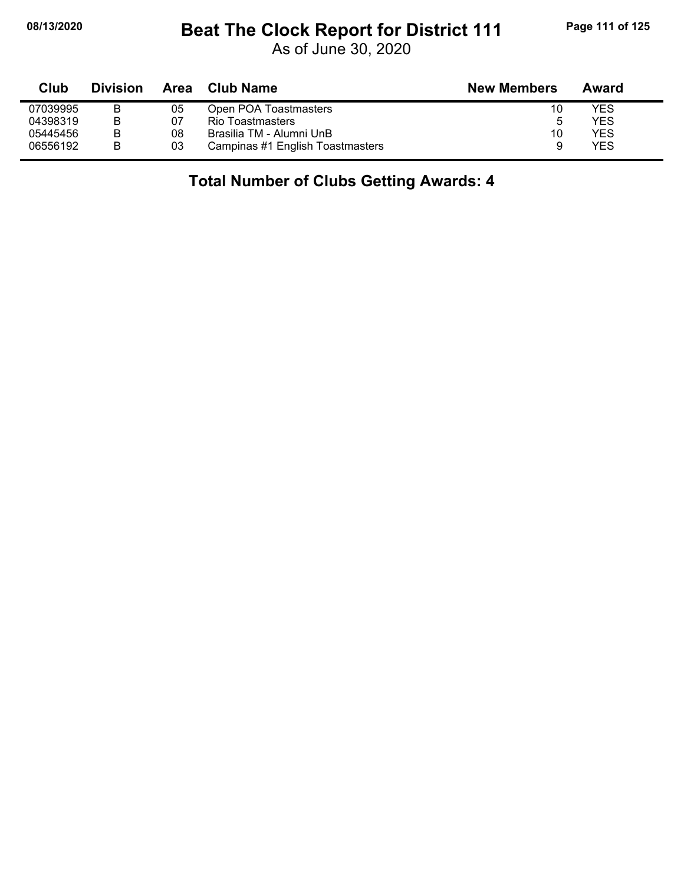# Beat The Clock Report for District 111

As of June 30, 2020

| Club | Division | Area | Club Name | New Members | Award |
|---|---|---|---|---|---|
| 07039995 | B | 05 | Open POA Toastmasters | 10 | YES |
| 04398319 | B | 07 | Rio Toastmasters | 5 | YES |
| 05445456 | B | 08 | Brasilia TM - Alumni UnB | 10 | YES |
| 06556192 | B | 03 | Campinas #1 English Toastmasters | 9 | YES |

**Total Number of Clubs Getting Awards: 4**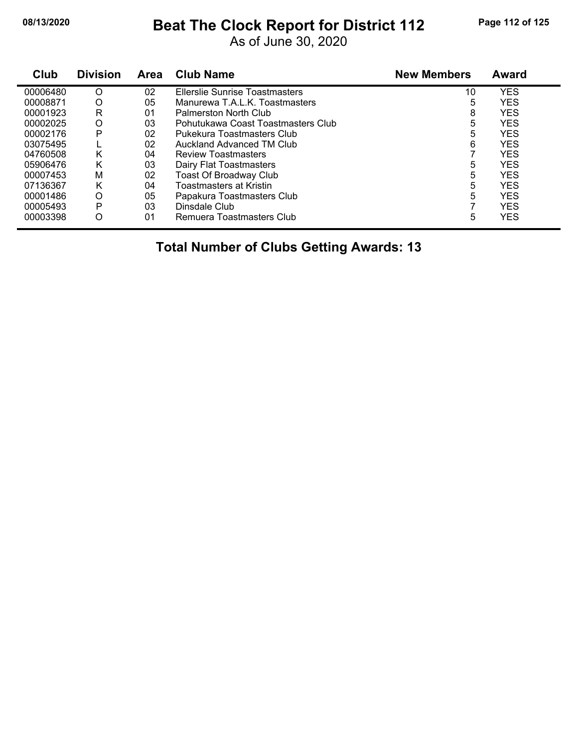# Beat The Clock Report for District 112

As of June 30, 2020

| Club | Division | Area | Club Name | New Members | Award |
|---|---|---|---|---|---|
| 00006480 | O | 02 | Ellerslie Sunrise Toastmasters | 10 | YES |
| 00008871 | O | 05 | Manurewa T.A.L.K. Toastmasters | 5 | YES |
| 00001923 | R | 01 | Palmerston North Club | 8 | YES |
| 00002025 | O | 03 | Pohutukawa Coast Toastmasters Club | 5 | YES |
| 00002176 | P | 02 | Pukekura Toastmasters Club | 5 | YES |
| 03075495 | L | 02 | Auckland Advanced TM Club | 6 | YES |
| 04760508 | K | 04 | Review Toastmasters | 7 | YES |
| 05906476 | K | 03 | Dairy Flat Toastmasters | 5 | YES |
| 00007453 | M | 02 | Toast Of Broadway Club | 5 | YES |
| 07136367 | K | 04 | Toastmasters at Kristin | 5 | YES |
| 00001486 | O | 05 | Papakura Toastmasters Club | 5 | YES |
| 00005493 | P | 03 | Dinsdale Club | 7 | YES |
| 00003398 | O | 01 | Remuera Toastmasters Club | 5 | YES |

**Total Number of Clubs Getting Awards: 13**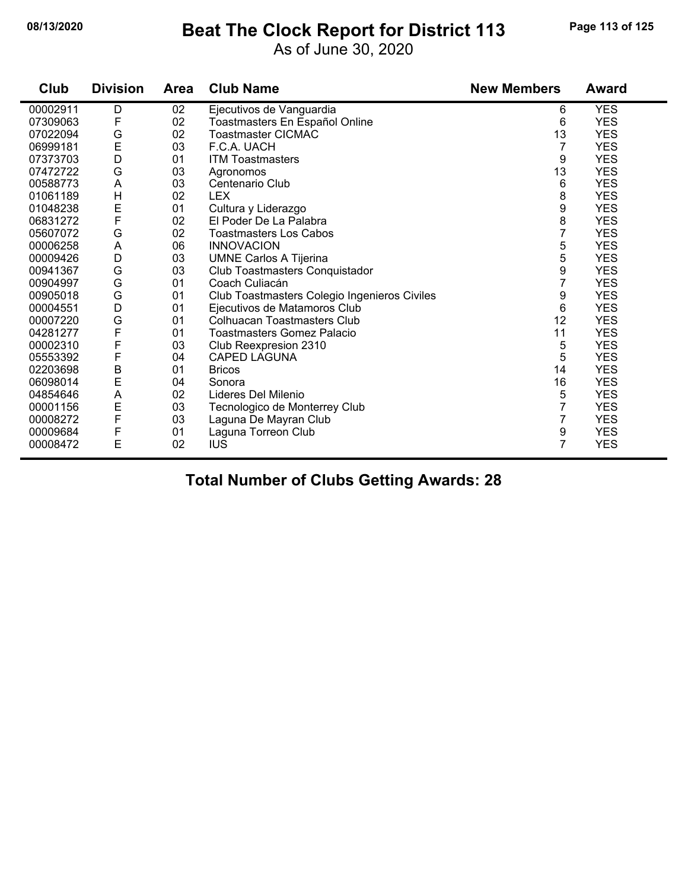# Beat The Clock Report for District 113

As of June 30, 2020

| Club | Division | Area | Club Name | New Members | Award |
|---|---|---|---|---|---|
| 00002911 | D | 02 | Ejecutivos de Vanguardia | 6 | YES |
| 07309063 | F | 02 | Toastmasters En Español Online | 6 | YES |
| 07022094 | G | 02 | Toastmaster CICMAC | 13 | YES |
| 06999181 | E | 03 | F.C.A. UACH | 7 | YES |
| 07373703 | D | 01 | ITM Toastmasters | 9 | YES |
| 07472722 | G | 03 | Agronomos | 13 | YES |
| 00588773 | A | 03 | Centenario Club | 6 | YES |
| 01061189 | H | 02 | LEX | 8 | YES |
| 01048238 | E | 01 | Cultura y Liderazgo | 9 | YES |
| 06831272 | F | 02 | El Poder De La Palabra | 8 | YES |
| 05607072 | G | 02 | Toastmasters Los Cabos | 7 | YES |
| 00006258 | A | 06 | INNOVACION | 5 | YES |
| 00009426 | D | 03 | UMNE Carlos A Tijerina | 5 | YES |
| 00941367 | G | 03 | Club Toastmasters Conquistador | 9 | YES |
| 00904997 | G | 01 | Coach Culiacán | 7 | YES |
| 00905018 | G | 01 | Club Toastmasters Colegio Ingenieros Civiles | 9 | YES |
| 00004551 | D | 01 | Ejecutivos de Matamoros Club | 6 | YES |
| 00007220 | G | 01 | Colhuacan Toastmasters Club | 12 | YES |
| 04281277 | F | 01 | Toastmasters Gomez Palacio | 11 | YES |
| 00002310 | F | 03 | Club Reexpresion 2310 | 5 | YES |
| 05553392 | F | 04 | CAPED LAGUNA | 5 | YES |
| 02203698 | B | 01 | Bricos | 14 | YES |
| 06098014 | E | 04 | Sonora | 16 | YES |
| 04854646 | A | 02 | Lideres Del Milenio | 5 | YES |
| 00001156 | E | 03 | Tecnologico de Monterrey Club | 7 | YES |
| 00008272 | F | 03 | Laguna De Mayran Club | 7 | YES |
| 00009684 | F | 01 | Laguna Torreon Club | 9 | YES |
| 00008472 | E | 02 | IUS | 7 | YES |

**Total Number of Clubs Getting Awards: 28**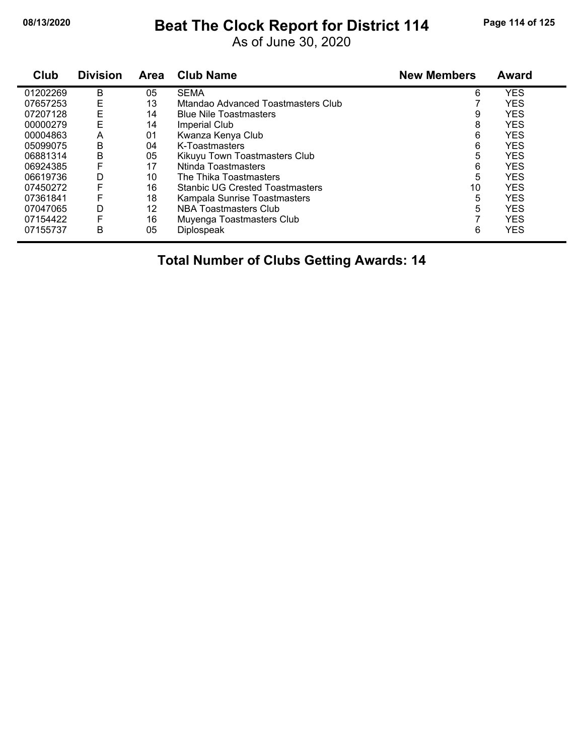# Beat The Clock Report for District 114

As of June 30, 2020

| Club | Division | Area | Club Name | New Members | Award |
|---|---|---|---|---|---|
| 01202269 | B | 05 | SEMA | 6 | YES |
| 07657253 | E | 13 | Mtandao Advanced Toastmasters Club | 7 | YES |
| 07207128 | E | 14 | Blue Nile Toastmasters | 9 | YES |
| 00000279 | E | 14 | Imperial Club | 8 | YES |
| 00004863 | A | 01 | Kwanza Kenya Club | 6 | YES |
| 05099075 | B | 04 | K-Toastmasters | 6 | YES |
| 06881314 | B | 05 | Kikuyu Town Toastmasters Club | 5 | YES |
| 06924385 | F | 17 | Ntinda Toastmasters | 6 | YES |
| 06619736 | D | 10 | The Thika Toastmasters | 5 | YES |
| 07450272 | F | 16 | Stanbic UG Crested Toastmasters | 10 | YES |
| 07361841 | F | 18 | Kampala Sunrise Toastmasters | 5 | YES |
| 07047065 | D | 12 | NBA Toastmasters Club | 5 | YES |
| 07154422 | F | 16 | Muyenga Toastmasters Club | 7 | YES |
| 07155737 | B | 05 | Diplospeak | 6 | YES |

**Total Number of Clubs Getting Awards: 14**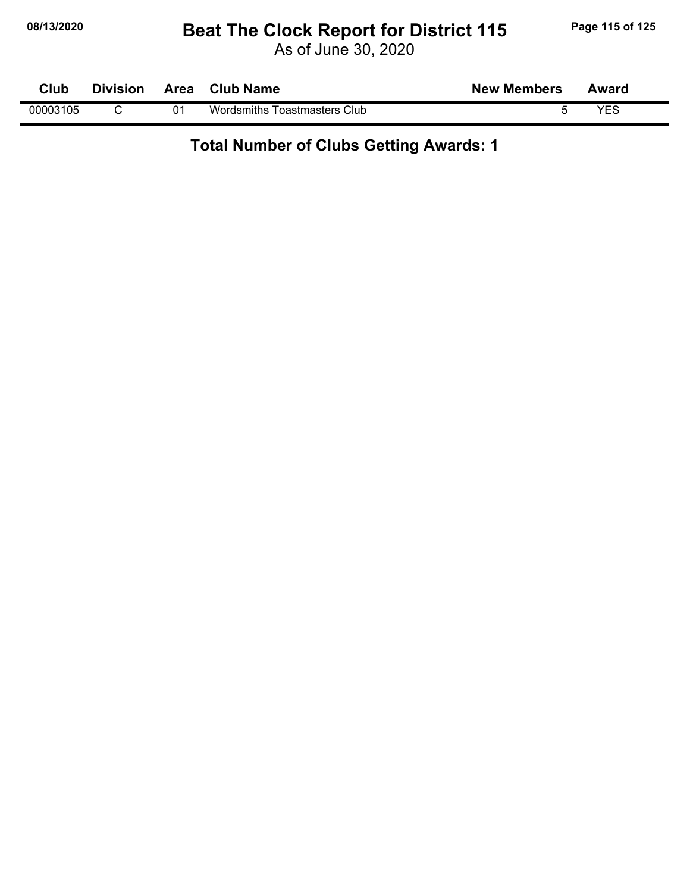# Beat The Clock Report for District 115

As of June 30, 2020

| Club | Division | Area | Club Name | New Members | Award |
|---|---|---|---|---|---|
| 00003105 | C | 01 | Wordsmiths Toastmasters Club | 5 | YES |

**Total Number of Clubs Getting Awards: 1**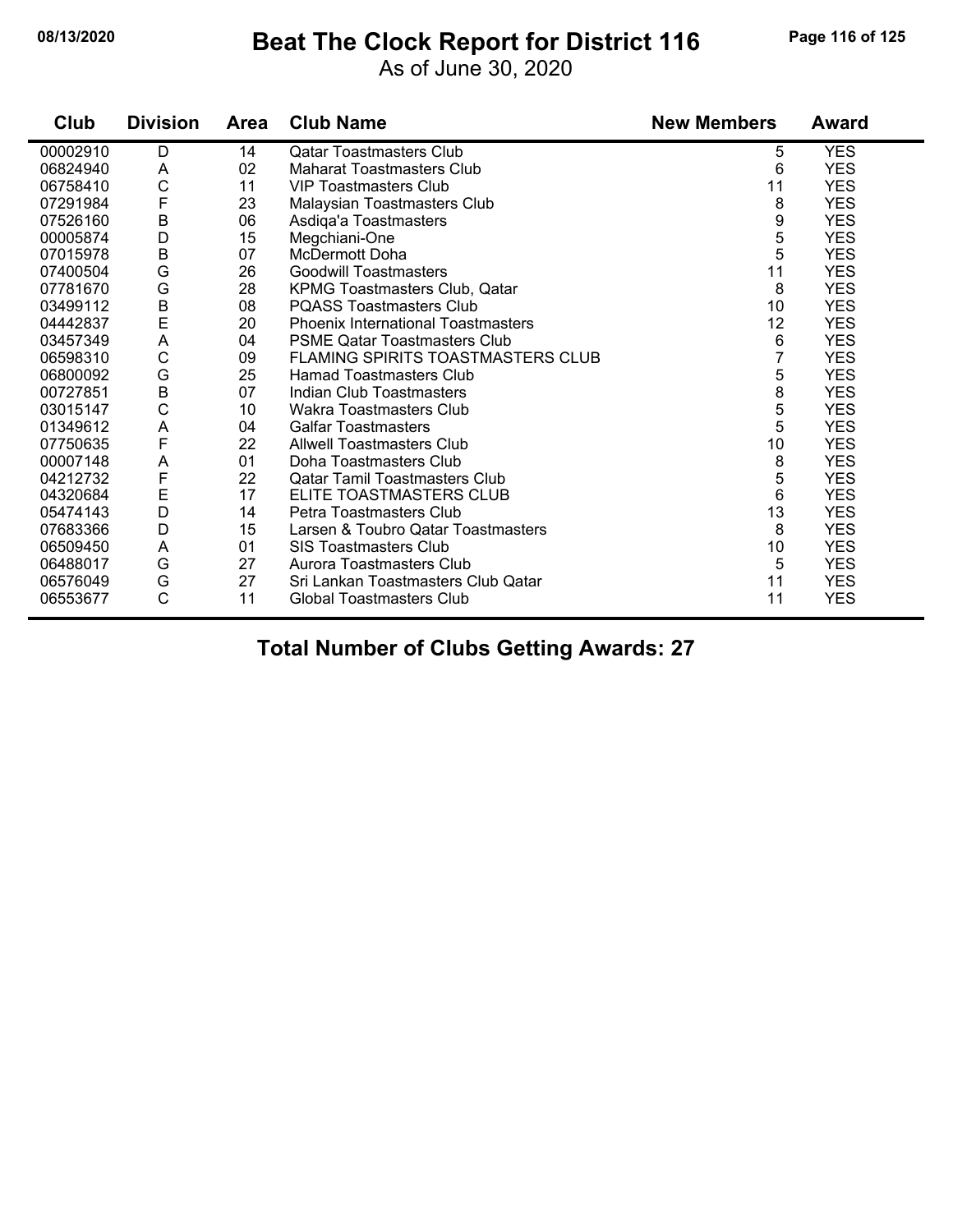# Beat The Clock Report for District 116

As of June 30, 2020

| Club | Division | Area | Club Name | New Members | Award |
|---|---|---|---|---|---|
| 00002910 | D | 14 | Qatar Toastmasters Club | 5 | YES |
| 06824940 | A | 02 | Maharat Toastmasters Club | 6 | YES |
| 06758410 | C | 11 | VIP Toastmasters Club | 11 | YES |
| 07291984 | F | 23 | Malaysian Toastmasters Club | 8 | YES |
| 07526160 | B | 06 | Asdiqa'a Toastmasters | 9 | YES |
| 00005874 | D | 15 | Megchiani-One | 5 | YES |
| 07015978 | B | 07 | McDermott Doha | 5 | YES |
| 07400504 | G | 26 | Goodwill Toastmasters | 11 | YES |
| 07781670 | G | 28 | KPMG Toastmasters Club, Qatar | 8 | YES |
| 03499112 | B | 08 | PQASS Toastmasters Club | 10 | YES |
| 04442837 | E | 20 | Phoenix International Toastmasters | 12 | YES |
| 03457349 | A | 04 | PSME Qatar Toastmasters Club | 6 | YES |
| 06598310 | C | 09 | FLAMING SPIRITS TOASTMASTERS CLUB | 7 | YES |
| 06800092 | G | 25 | Hamad Toastmasters Club | 5 | YES |
| 00727851 | B | 07 | Indian Club Toastmasters | 8 | YES |
| 03015147 | C | 10 | Wakra Toastmasters Club | 5 | YES |
| 01349612 | A | 04 | Galfar Toastmasters | 5 | YES |
| 07750635 | F | 22 | Allwell Toastmasters Club | 10 | YES |
| 00007148 | A | 01 | Doha Toastmasters Club | 8 | YES |
| 04212732 | F | 22 | Qatar Tamil Toastmasters Club | 5 | YES |
| 04320684 | E | 17 | ELITE TOASTMASTERS CLUB | 6 | YES |
| 05474143 | D | 14 | Petra Toastmasters Club | 13 | YES |
| 07683366 | D | 15 | Larsen & Toubro Qatar Toastmasters | 8 | YES |
| 06509450 | A | 01 | SIS Toastmasters Club | 10 | YES |
| 06488017 | G | 27 | Aurora Toastmasters Club | 5 | YES |
| 06576049 | G | 27 | Sri Lankan Toastmasters Club Qatar | 11 | YES |
| 06553677 | C | 11 | Global Toastmasters Club | 11 | YES |

**Total Number of Clubs Getting Awards: 27**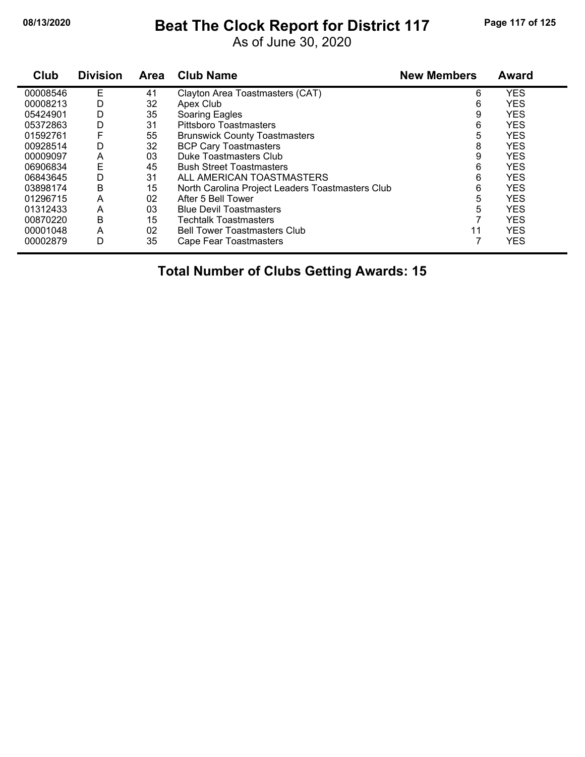# Beat The Clock Report for District 117

As of June 30, 2020

| Club | Division | Area | Club Name | New Members | Award |
|---|---|---|---|---|---|
| 00008546 | E | 41 | Clayton Area Toastmasters (CAT) | 6 | YES |
| 00008213 | D | 32 | Apex Club | 6 | YES |
| 05424901 | D | 35 | Soaring Eagles | 9 | YES |
| 05372863 | D | 31 | Pittsboro Toastmasters | 6 | YES |
| 01592761 | F | 55 | Brunswick County Toastmasters | 5 | YES |
| 00928514 | D | 32 | BCP Cary Toastmasters | 8 | YES |
| 00009097 | A | 03 | Duke Toastmasters Club | 9 | YES |
| 06906834 | E | 45 | Bush Street Toastmasters | 6 | YES |
| 06843645 | D | 31 | ALL AMERICAN TOASTMASTERS | 6 | YES |
| 03898174 | B | 15 | North Carolina Project Leaders Toastmasters Club | 6 | YES |
| 01296715 | A | 02 | After 5 Bell Tower | 5 | YES |
| 01312433 | A | 03 | Blue Devil Toastmasters | 5 | YES |
| 00870220 | B | 15 | Techtalk Toastmasters | 7 | YES |
| 00001048 | A | 02 | Bell Tower Toastmasters Club | 11 | YES |
| 00002879 | D | 35 | Cape Fear Toastmasters | 7 | YES |

**Total Number of Clubs Getting Awards: 15**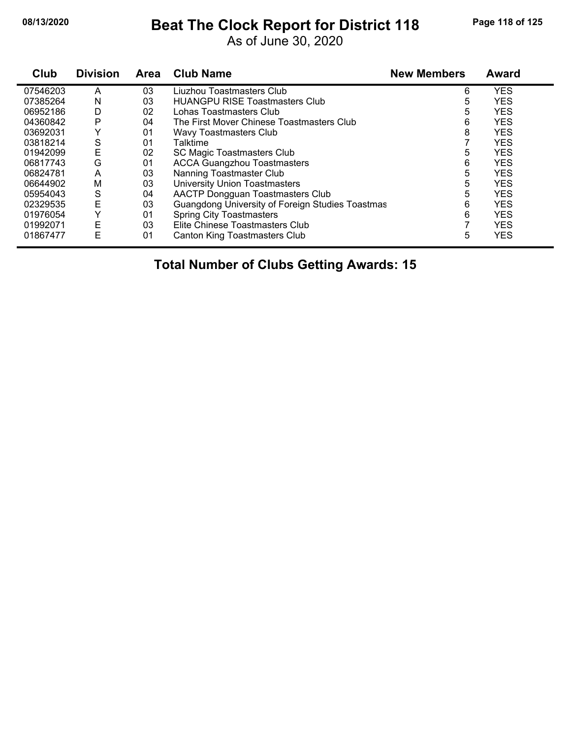# Beat The Clock Report for District 118

As of June 30, 2020

| Club | Division | Area | Club Name | New Members | Award |
|---|---|---|---|---|---|
| 07546203 | A | 03 | Liuzhou Toastmasters Club | 6 | YES |
| 07385264 | N | 03 | HUANGPU RISE Toastmasters Club | 5 | YES |
| 06952186 | D | 02 | Lohas Toastmasters Club | 5 | YES |
| 04360842 | P | 04 | The First Mover Chinese Toastmasters Club | 6 | YES |
| 03692031 | Y | 01 | Wavy Toastmasters Club | 8 | YES |
| 03818214 | S | 01 | Talktime | 7 | YES |
| 01942099 | E | 02 | SC Magic Toastmasters Club | 5 | YES |
| 06817743 | G | 01 | ACCA Guangzhou Toastmasters | 6 | YES |
| 06824781 | A | 03 | Nanning Toastmaster Club | 5 | YES |
| 06644902 | M | 03 | University Union Toastmasters | 5 | YES |
| 05954043 | S | 04 | AACTP Dongguan Toastmasters Club | 5 | YES |
| 02329535 | E | 03 | Guangdong University of Foreign Studies Toastmas | 6 | YES |
| 01976054 | Y | 01 | Spring City Toastmasters | 6 | YES |
| 01992071 | E | 03 | Elite Chinese Toastmasters Club | 7 | YES |
| 01867477 | E | 01 | Canton King Toastmasters Club | 5 | YES |

**Total Number of Clubs Getting Awards: 15**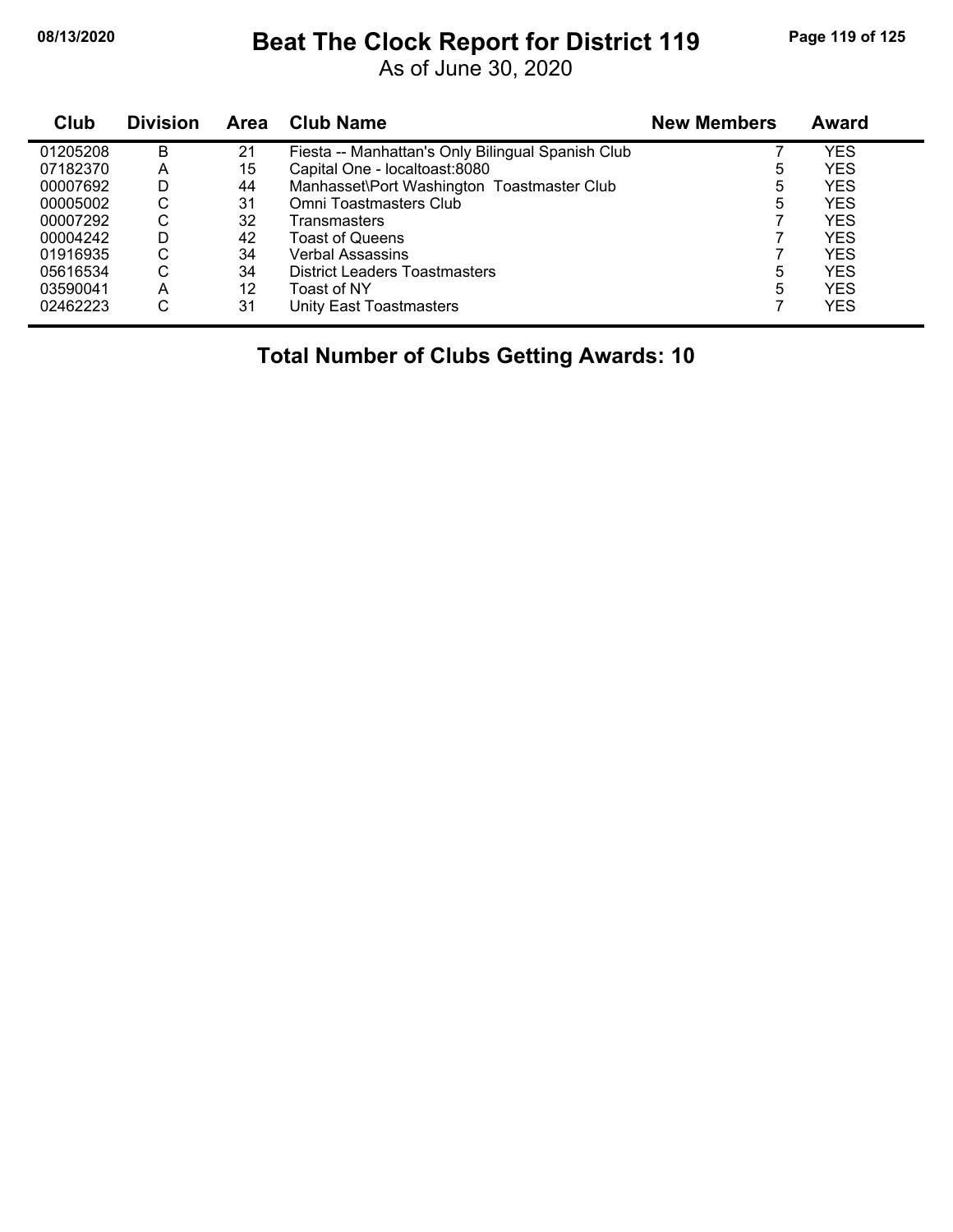# Beat The Clock Report for District 119

As of June 30, 2020

| Club | Division | Area | Club Name | New Members | Award |
|---|---|---|---|---|---|
| 01205208 | B | 21 | Fiesta -- Manhattan's Only Bilingual Spanish Club | 7 | YES |
| 07182370 | A | 15 | Capital One - localtoast:8080 | 5 | YES |
| 00007692 | D | 44 | Manhasset\Port Washington Toastmaster Club | 5 | YES |
| 00005002 | C | 31 | Omni Toastmasters Club | 5 | YES |
| 00007292 | C | 32 | Transmasters | 7 | YES |
| 00004242 | D | 42 | Toast of Queens | 7 | YES |
| 01916935 | C | 34 | Verbal Assassins | 7 | YES |
| 05616534 | C | 34 | District Leaders Toastmasters | 5 | YES |
| 03590041 | A | 12 | Toast of NY | 5 | YES |
| 02462223 | C | 31 | Unity East Toastmasters | 7 | YES |

## Total Number of Clubs Getting Awards: 10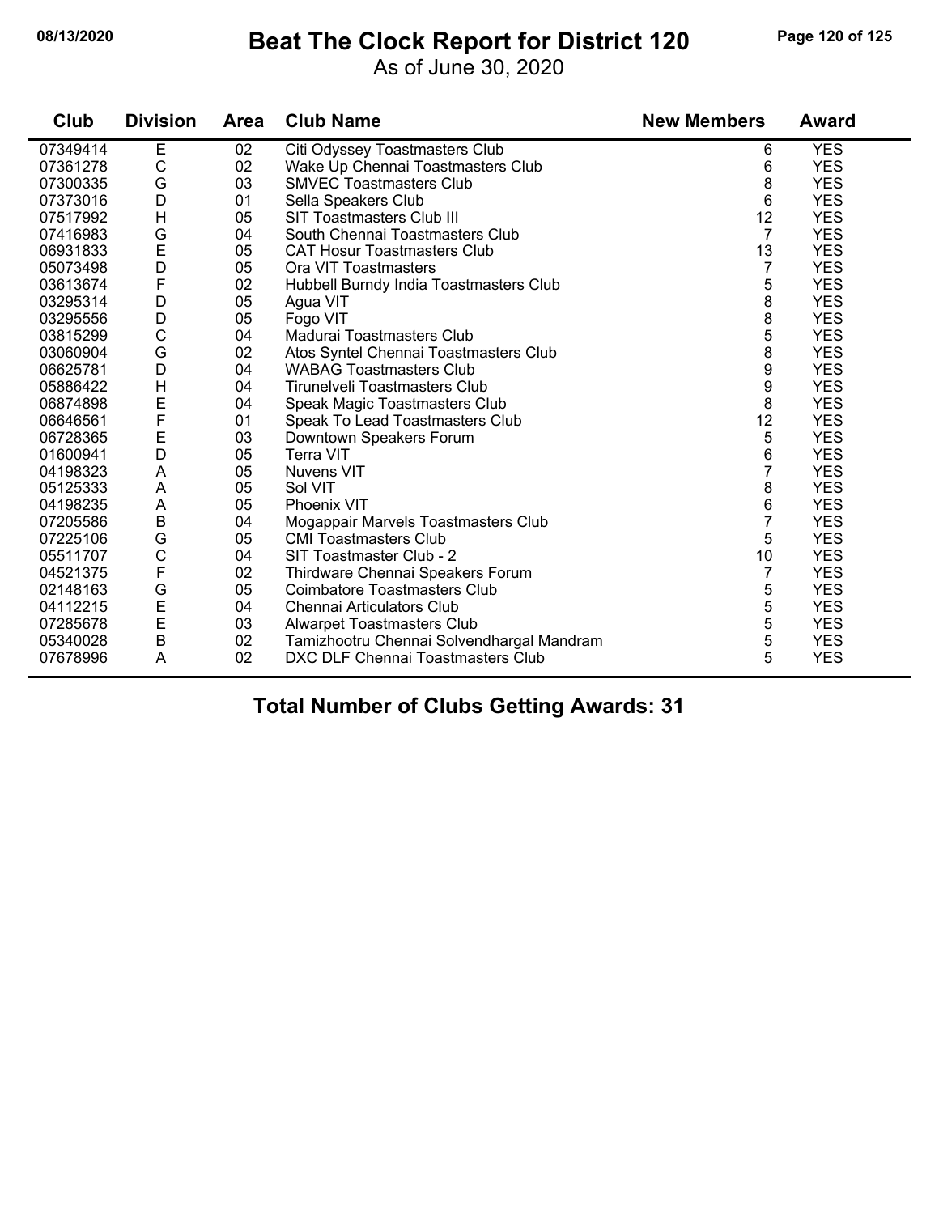# Beat The Clock Report for District 120

As of June 30, 2020

| Club | Division | Area | Club Name | New Members | Award |
|---|---|---|---|---|---|
| 07349414 | E | 02 | Citi Odyssey Toastmasters Club | 6 | YES |
| 07361278 | C | 02 | Wake Up Chennai Toastmasters Club | 6 | YES |
| 07300335 | G | 03 | SMVEC Toastmasters Club | 8 | YES |
| 07373016 | D | 01 | Sella Speakers Club | 6 | YES |
| 07517992 | H | 05 | SIT Toastmasters Club III | 12 | YES |
| 07416983 | G | 04 | South Chennai Toastmasters Club | 7 | YES |
| 06931833 | E | 05 | CAT Hosur Toastmasters Club | 13 | YES |
| 05073498 | D | 05 | Ora VIT Toastmasters | 7 | YES |
| 03613674 | F | 02 | Hubbell Burndy India Toastmasters Club | 5 | YES |
| 03295314 | D | 05 | Agua VIT | 8 | YES |
| 03295556 | D | 05 | Fogo VIT | 8 | YES |
| 03815299 | C | 04 | Madurai Toastmasters Club | 5 | YES |
| 03060904 | G | 02 | Atos Syntel Chennai Toastmasters Club | 8 | YES |
| 06625781 | D | 04 | WABAG Toastmasters Club | 9 | YES |
| 05886422 | H | 04 | Tirunelveli Toastmasters Club | 9 | YES |
| 06874898 | E | 04 | Speak Magic Toastmasters Club | 8 | YES |
| 06646561 | F | 01 | Speak To Lead Toastmasters Club | 12 | YES |
| 06728365 | E | 03 | Downtown Speakers Forum | 5 | YES |
| 01600941 | D | 05 | Terra VIT | 6 | YES |
| 04198323 | A | 05 | Nuvens VIT | 7 | YES |
| 05125333 | A | 05 | Sol VIT | 8 | YES |
| 04198235 | A | 05 | Phoenix VIT | 6 | YES |
| 07205586 | B | 04 | Mogappair Marvels Toastmasters Club | 7 | YES |
| 07225106 | G | 05 | CMI Toastmasters Club | 5 | YES |
| 05511707 | C | 04 | SIT Toastmaster Club - 2 | 10 | YES |
| 04521375 | F | 02 | Thirdware Chennai Speakers Forum | 7 | YES |
| 02148163 | G | 05 | Coimbatore Toastmasters Club | 5 | YES |
| 04112215 | E | 04 | Chennai Articulators Club | 5 | YES |
| 07285678 | E | 03 | Alwarpet Toastmasters Club | 5 | YES |
| 05340028 | B | 02 | Tamizhootru Chennai Solvendhargal Mandram | 5 | YES |
| 07678996 | A | 02 | DXC DLF Chennai Toastmasters Club | 5 | YES |

## Total Number of Clubs Getting Awards: 31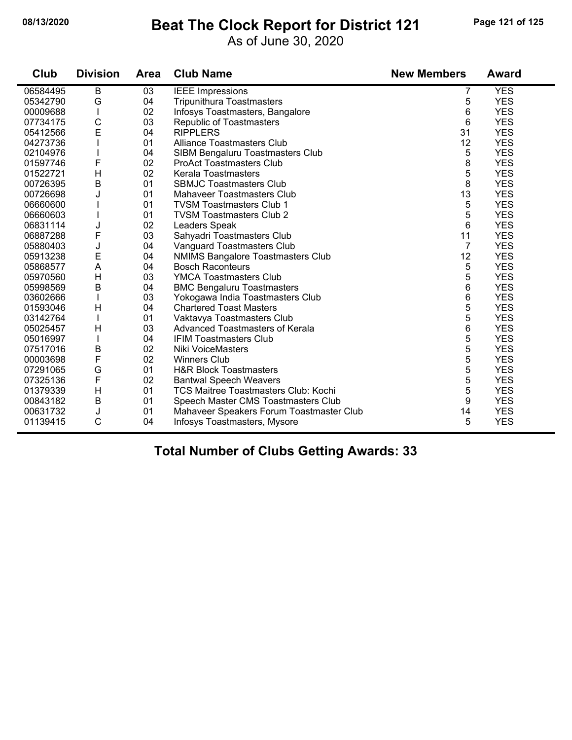# Beat The Clock Report for District 121

As of June 30, 2020

| Club | Division | Area | Club Name | New Members | Award |
|---|---|---|---|---|---|
| 06584495 | B | 03 | IEEE Impressions | 7 | YES |
| 05342790 | G | 04 | Tripunithura Toastmasters | 5 | YES |
| 00009688 | I | 02 | Infosys Toastmasters, Bangalore | 6 | YES |
| 07734175 | C | 03 | Republic of Toastmasters | 6 | YES |
| 05412566 | E | 04 | RIPPLERS | 31 | YES |
| 04273736 | I | 01 | Alliance Toastmasters Club | 12 | YES |
| 02104976 | I | 04 | SIBM Bengaluru Toastmasters Club | 5 | YES |
| 01597746 | F | 02 | ProAct Toastmasters Club | 8 | YES |
| 01522721 | H | 02 | Kerala Toastmasters | 5 | YES |
| 00726395 | B | 01 | SBMJC Toastmasters Club | 8 | YES |
| 00726698 | J | 01 | Mahaveer Toastmasters Club | 13 | YES |
| 06660600 | I | 01 | TVSM Toastmasters Club 1 | 5 | YES |
| 06660603 | I | 01 | TVSM Toastmasters Club 2 | 5 | YES |
| 06831114 | J | 02 | Leaders Speak | 6 | YES |
| 06887288 | F | 03 | Sahyadri Toastmasters Club | 11 | YES |
| 05880403 | J | 04 | Vanguard Toastmasters Club | 7 | YES |
| 05913238 | E | 04 | NMIMS Bangalore Toastmasters Club | 12 | YES |
| 05868577 | A | 04 | Bosch Raconteurs | 5 | YES |
| 05970560 | H | 03 | YMCA Toastmasters Club | 5 | YES |
| 05998569 | B | 04 | BMC Bengaluru Toastmasters | 6 | YES |
| 03602666 | I | 03 | Yokogawa India Toastmasters Club | 6 | YES |
| 01593046 | H | 04 | Chartered Toast Masters | 5 | YES |
| 03142764 | I | 01 | Vaktavya Toastmasters Club | 5 | YES |
| 05025457 | H | 03 | Advanced Toastmasters of Kerala | 6 | YES |
| 05016997 | I | 04 | IFIM Toastmasters Club | 5 | YES |
| 07517016 | B | 02 | Niki VoiceMasters | 5 | YES |
| 00003698 | F | 02 | Winners Club | 5 | YES |
| 07291065 | G | 01 | H&R Block Toastmasters | 5 | YES |
| 07325136 | F | 02 | Bantwal Speech Weavers | 5 | YES |
| 01379339 | H | 01 | TCS Maitree Toastmasters Club: Kochi | 5 | YES |
| 00843182 | B | 01 | Speech Master CMS Toastmasters Club | 9 | YES |
| 00631732 | J | 01 | Mahaveer Speakers Forum Toastmaster Club | 14 | YES |
| 01139415 | C | 04 | Infosys Toastmasters, Mysore | 5 | YES |

**Total Number of Clubs Getting Awards: 33**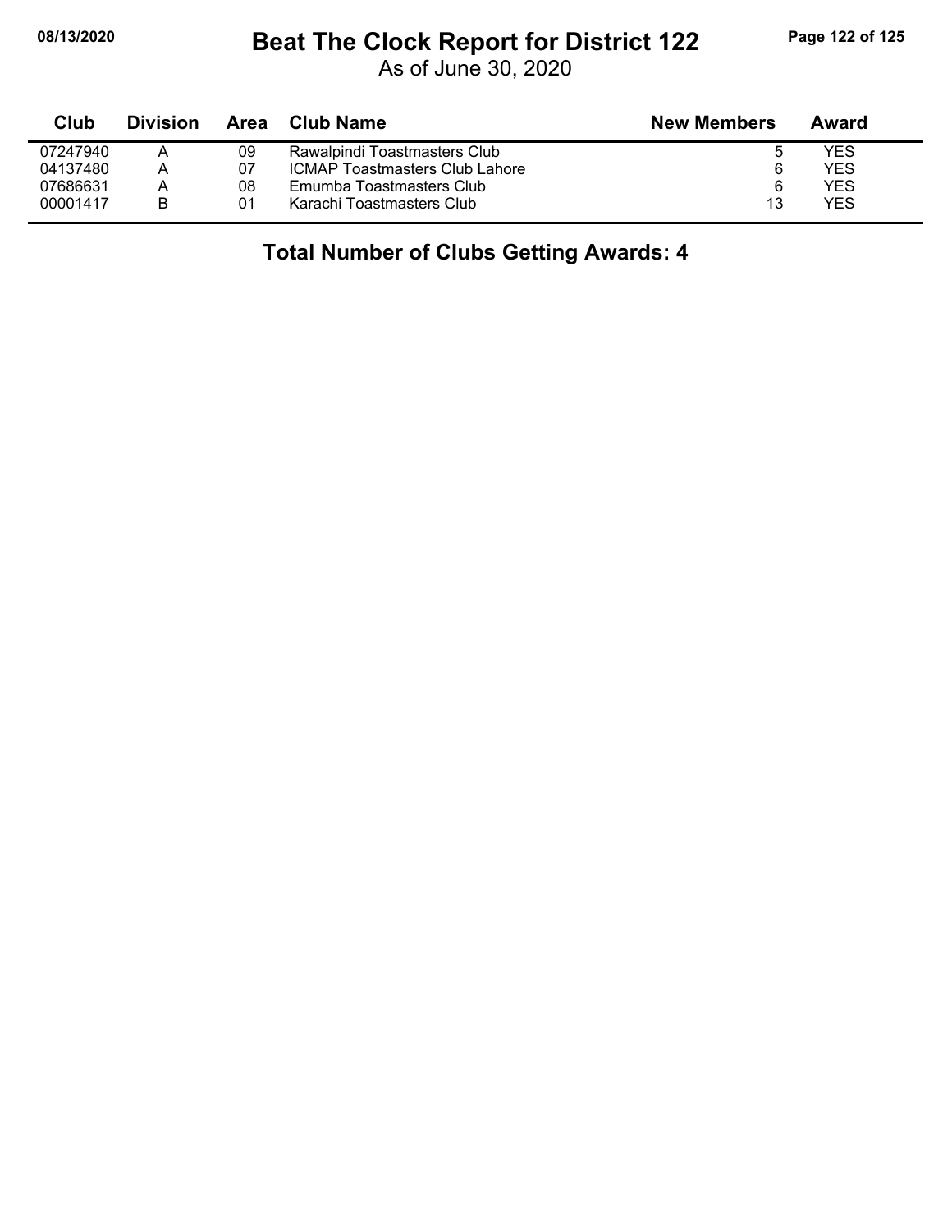# Beat The Clock Report for District 122

As of June 30, 2020

| Club | Division | Area | Club Name | New Members | Award |
|---|---|---|---|---|---|
| 07247940 | A | 09 | Rawalpindi Toastmasters Club | 5 | YES |
| 04137480 | A | 07 | ICMAP Toastmasters Club Lahore | 6 | YES |
| 07686631 | A | 08 | Emumba Toastmasters Club | 6 | YES |
| 00001417 | B | 01 | Karachi Toastmasters Club | 13 | YES |

**Total Number of Clubs Getting Awards: 4**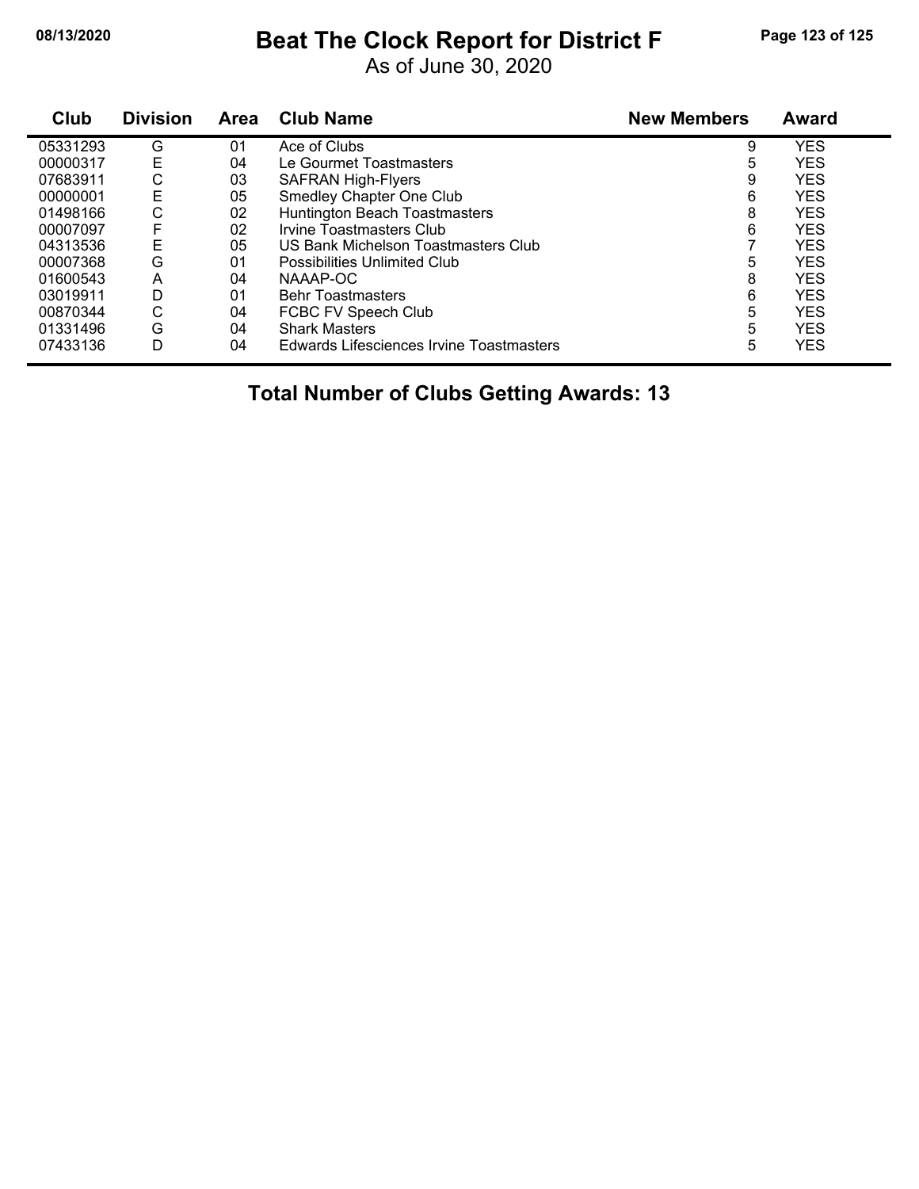# Beat The Clock Report for District F

As of June 30, 2020

| Club | Division | Area | Club Name | New Members | Award |
|---|---|---|---|---|---|
| 05331293 | G | 01 | Ace of Clubs | 9 | YES |
| 00000317 | E | 04 | Le Gourmet Toastmasters | 5 | YES |
| 07683911 | C | 03 | SAFRAN High-Flyers | 9 | YES |
| 00000001 | E | 05 | Smedley Chapter One Club | 6 | YES |
| 01498166 | C | 02 | Huntington Beach Toastmasters | 8 | YES |
| 00007097 | F | 02 | Irvine Toastmasters Club | 6 | YES |
| 04313536 | E | 05 | US Bank Michelson Toastmasters Club | 7 | YES |
| 00007368 | G | 01 | Possibilities Unlimited Club | 5 | YES |
| 01600543 | A | 04 | NAAAP-OC | 8 | YES |
| 03019911 | D | 01 | Behr Toastmasters | 6 | YES |
| 00870344 | C | 04 | FCBC FV Speech Club | 5 | YES |
| 01331496 | G | 04 | Shark Masters | 5 | YES |
| 07433136 | D | 04 | Edwards Lifesciences Irvine Toastmasters | 5 | YES |

**Total Number of Clubs Getting Awards: 13**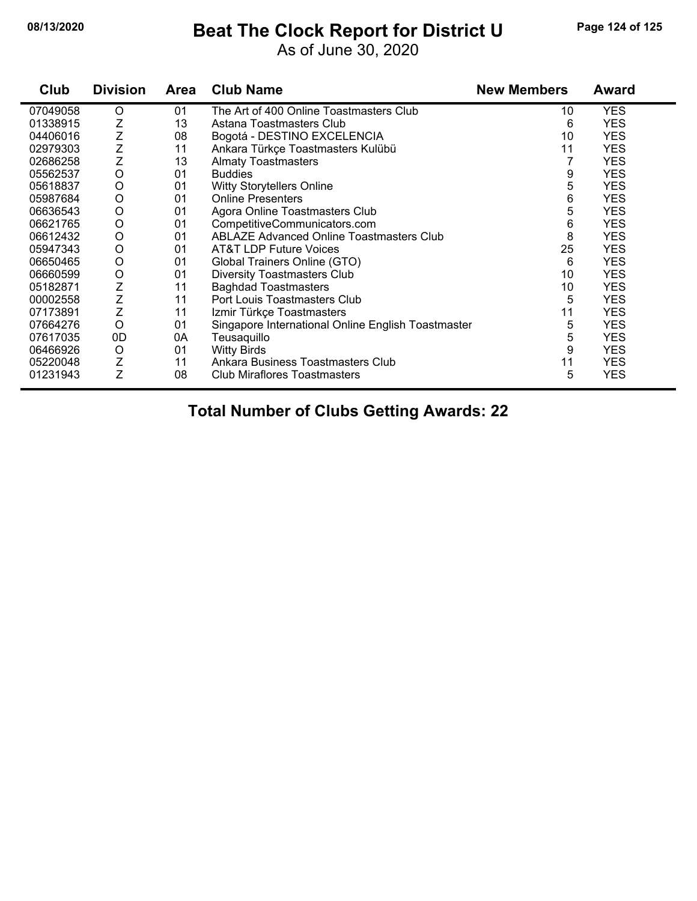# Beat The Clock Report for District U

As of June 30, 2020

| Club | Division | Area | Club Name | New Members | Award |
|---|---|---|---|---|---|
| 07049058 | O | 01 | The Art of 400 Online Toastmasters Club | 10 | YES |
| 01338915 | Z | 13 | Astana Toastmasters Club | 6 | YES |
| 04406016 | Z | 08 | Bogotá - DESTINO EXCELENCIA | 10 | YES |
| 02979303 | Z | 11 | Ankara Türkçe Toastmasters Kulübü | 11 | YES |
| 02686258 | Z | 13 | Almaty Toastmasters | 7 | YES |
| 05562537 | O | 01 | Buddies | 9 | YES |
| 05618837 | O | 01 | Witty Storytellers Online | 5 | YES |
| 05987684 | O | 01 | Online Presenters | 6 | YES |
| 06636543 | O | 01 | Agora Online Toastmasters Club | 5 | YES |
| 06621765 | O | 01 | CompetitiveCommunicators.com | 6 | YES |
| 06612432 | O | 01 | ABLAZE Advanced Online Toastmasters Club | 8 | YES |
| 05947343 | O | 01 | AT&T LDP Future Voices | 25 | YES |
| 06650465 | O | 01 | Global Trainers Online (GTO) | 6 | YES |
| 06660599 | O | 01 | Diversity Toastmasters Club | 10 | YES |
| 05182871 | Z | 11 | Baghdad Toastmasters | 10 | YES |
| 00002558 | Z | 11 | Port Louis Toastmasters Club | 5 | YES |
| 07173891 | Z | 11 | Izmir Türkçe Toastmasters | 11 | YES |
| 07664276 | O | 01 | Singapore International Online English Toastmaster | 5 | YES |
| 07617035 | 0D | 0A | Teusaquillo | 5 | YES |
| 06466926 | O | 01 | Witty Birds | 9 | YES |
| 05220048 | Z | 11 | Ankara Business Toastmasters Club | 11 | YES |
| 01231943 | Z | 08 | Club Miraflores Toastmasters | 5 | YES |

## Total Number of Clubs Getting Awards: 22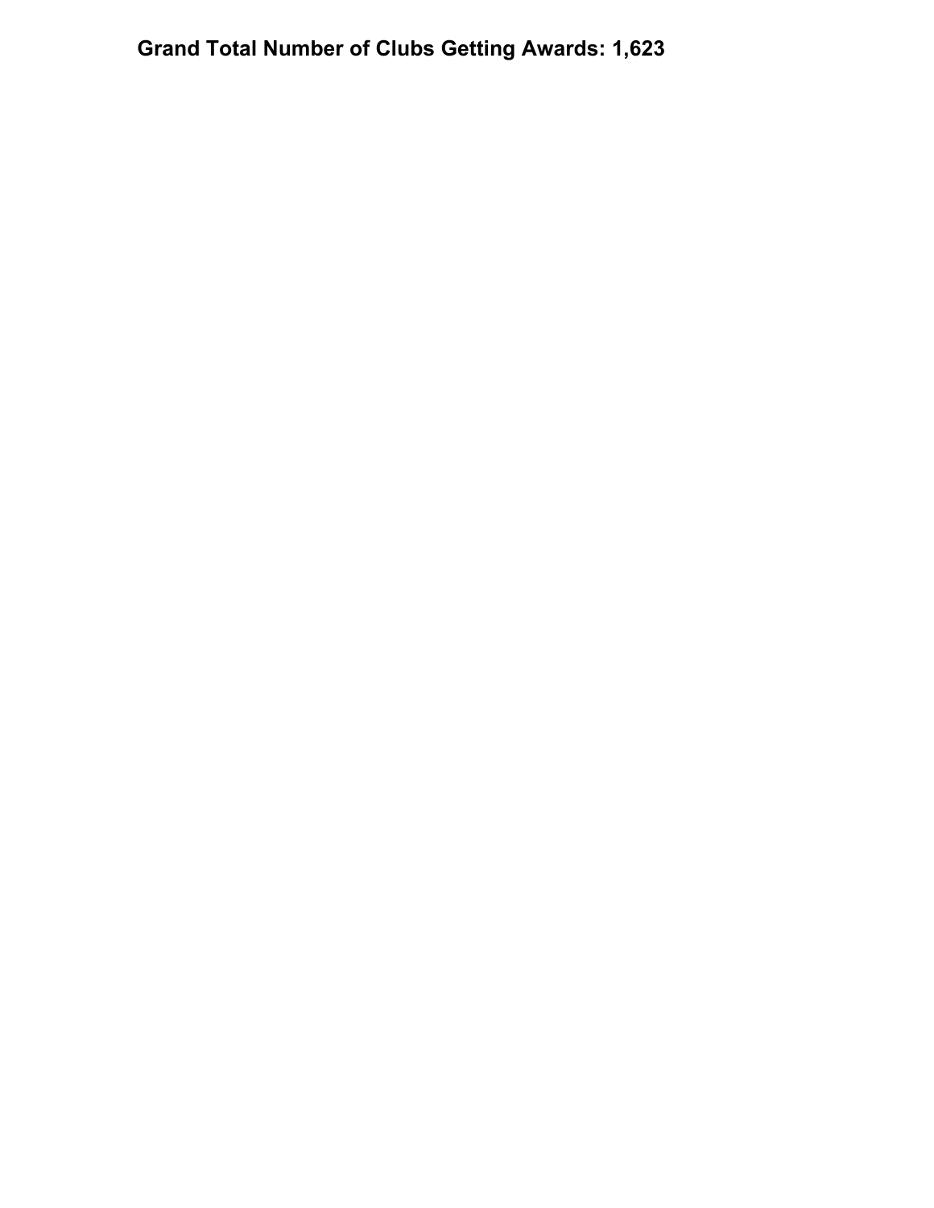**Grand Total Number of Clubs Getting Awards: 1,623**